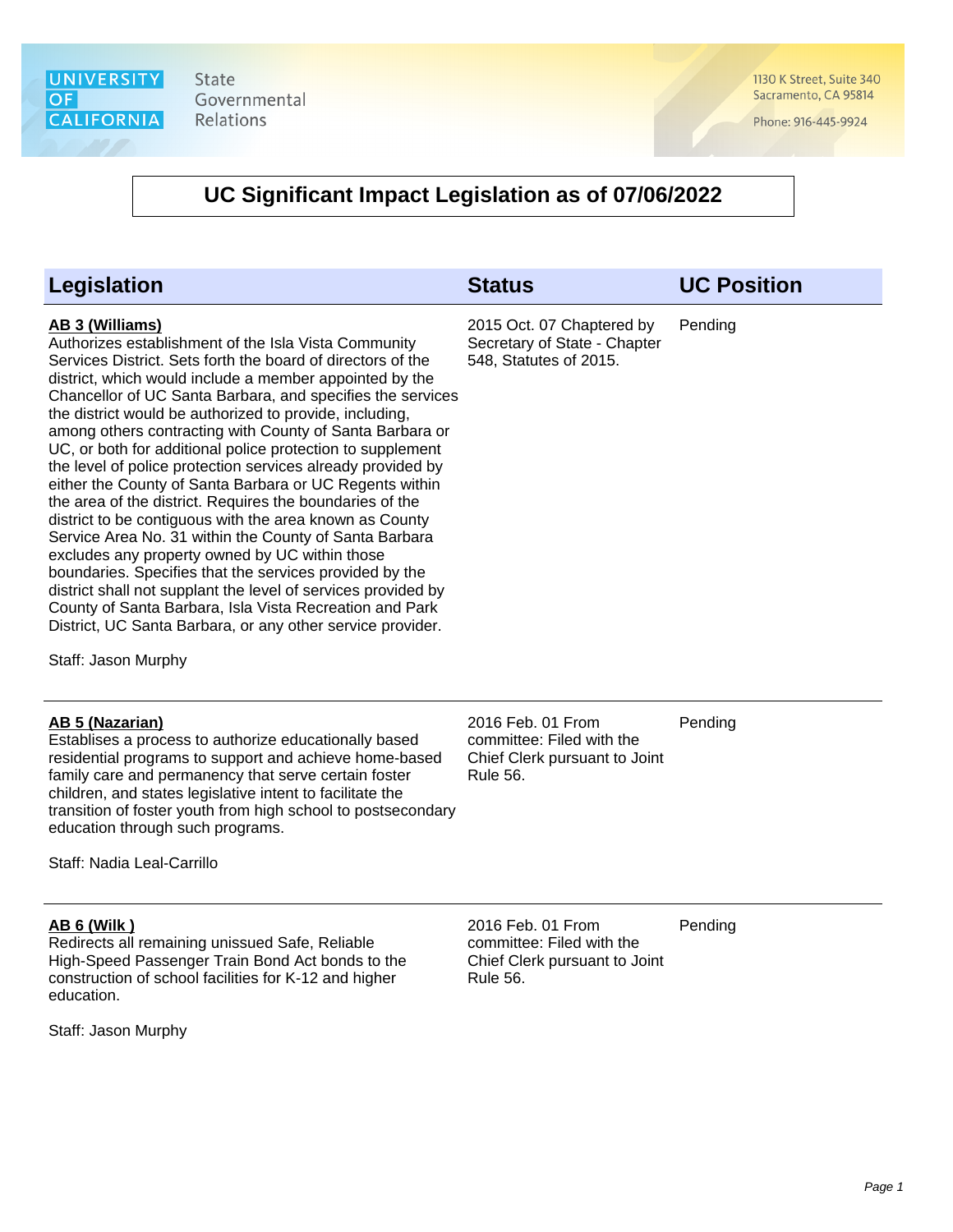UNIVERSITY OF CALIFORNIA State Governmental Relations

1130 K Street, Suite 340
Sacramento, CA 95814

Phone: 916-445-9924

# UC Significant Impact Legislation as of 07/06/2022

| Legislation | Status | UC Position |
|---|---|---|
| **AB 3 (Williams)**<br>Authorizes establishment of the Isla Vista Community Services District. Sets forth the board of directors of the district, which would include a member appointed by the Chancellor of UC Santa Barbara, and specifies the services the district would be authorized to provide, including, among others contracting with County of Santa Barbara or UC, or both for additional police protection to supplement the level of police protection services already provided by either the County of Santa Barbara or UC Regents within the area of the district. Requires the boundaries of the district to be contiguous with the area known as County Service Area No. 31 within the County of Santa Barbara excludes any property owned by UC within those boundaries. Specifies that the services provided by the district shall not supplant the level of services provided by County of Santa Barbara, Isla Vista Recreation and Park District, UC Santa Barbara, or any other service provider.<br><br>Staff: Jason Murphy | 2015 Oct. 07 Chaptered by Secretary of State - Chapter 548, Statutes of 2015. | Pending |
| **AB 5 (Nazarian)**<br>Establises a process to authorize educationally based residential programs to support and achieve home-based family care and permanency that serve certain foster children, and states legislative intent to facilitate the transition of foster youth from high school to postsecondary education through such programs.<br><br>Staff: Nadia Leal-Carrillo | 2016 Feb. 01 From committee: Filed with the Chief Clerk pursuant to Joint Rule 56. | Pending |
| **AB 6 (Wilk )**<br>Redirects all remaining unissued Safe, Reliable High-Speed Passenger Train Bond Act bonds to the construction of school facilities for K-12 and higher education.<br><br>Staff: Jason Murphy | 2016 Feb. 01 From committee: Filed with the Chief Clerk pursuant to Joint Rule 56. | Pending |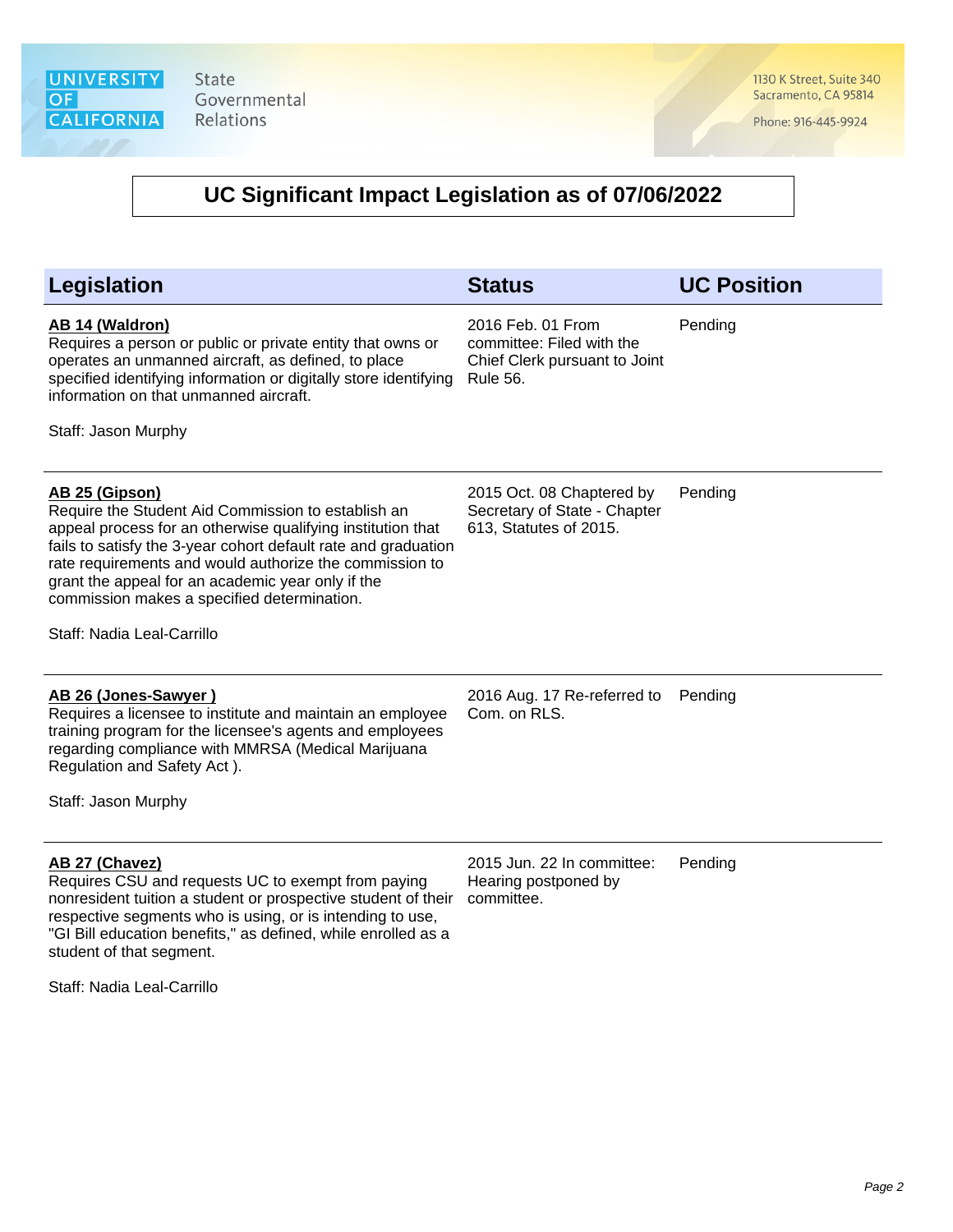University of California State Governmental Relations

1130 K Street, Suite 340
Sacramento, CA 95814

Phone: 916-445-9924

# UC Significant Impact Legislation as of 07/06/2022

| Legislation | Status | UC Position |
|---|---|---|
| **AB 14 (Waldron)**<br>Requires a person or public or private entity that owns or operates an unmanned aircraft, as defined, to place specified identifying information or digitally store identifying information on that unmanned aircraft.<br><br>Staff: Jason Murphy | 2016 Feb. 01 From committee: Filed with the Chief Clerk pursuant to Joint Rule 56. | Pending |
| **AB 25 (Gipson)**<br>Require the Student Aid Commission to establish an appeal process for an otherwise qualifying institution that fails to satisfy the 3-year cohort default rate and graduation rate requirements and would authorize the commission to grant the appeal for an academic year only if the commission makes a specified determination.<br><br>Staff: Nadia Leal-Carrillo | 2015 Oct. 08 Chaptered by Secretary of State - Chapter 613, Statutes of 2015. | Pending |
| **AB 26 (Jones-Sawyer )**<br>Requires a licensee to institute and maintain an employee training program for the licensee's agents and employees regarding compliance with MMRSA (Medical Marijuana Regulation and Safety Act ).<br><br>Staff: Jason Murphy | 2016 Aug. 17 Re-referred to Com. on RLS. | Pending |
| **AB 27 (Chavez)**<br>Requires CSU and requests UC to exempt from paying nonresident tuition a student or prospective student of their respective segments who is using, or is intending to use, "GI Bill education benefits," as defined, while enrolled as a student of that segment.<br><br>Staff: Nadia Leal-Carrillo | 2015 Jun. 22 In committee: Hearing postponed by committee. | Pending |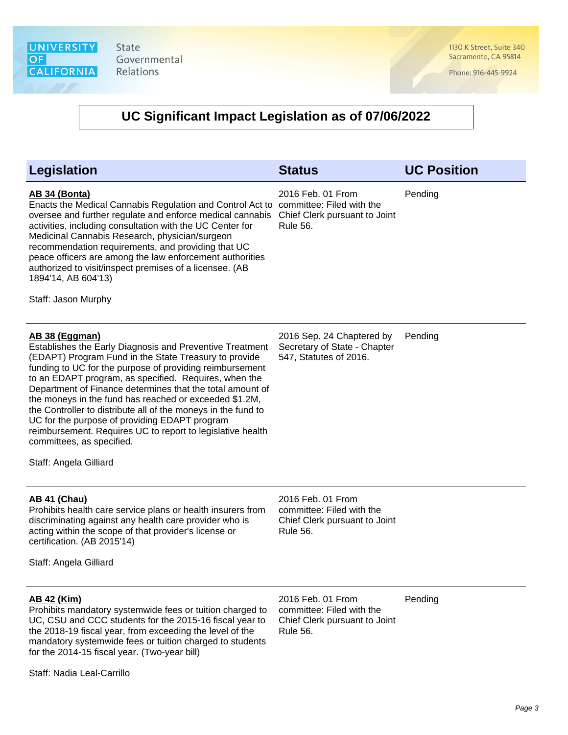## UC Significant Impact Legislation as of 07/06/2022

| Legislation | Status | UC Position |
|---|---|---|
| **AB 34 (Bonta)**<br>Enacts the Medical Cannabis Regulation and Control Act to oversee and further regulate and enforce medical cannabis activities, including consultation with the UC Center for Medicinal Cannabis Research, physician/surgeon recommendation requirements, and providing that UC peace officers are among the law enforcement authorities authorized to visit/inspect premises of a licensee. (AB 1894'14, AB 604'13)<br><br>Staff: Jason Murphy | 2016 Feb. 01 From committee: Filed with the Chief Clerk pursuant to Joint Rule 56. | Pending |
| **AB 38 (Eggman)**<br>Establishes the Early Diagnosis and Preventive Treatment (EDAPT) Program Fund in the State Treasury to provide funding to UC for the purpose of providing reimbursement to an EDAPT program, as specified. Requires, when the Department of Finance determines that the total amount of the moneys in the fund has reached or exceeded $1.2M, the Controller to distribute all of the moneys in the fund to UC for the purpose of providing EDAPT program reimbursement. Requires UC to report to legislative health committees, as specified.<br><br>Staff: Angela Gilliard | 2016 Sep. 24 Chaptered by Secretary of State - Chapter 547, Statutes of 2016. | Pending |
| **AB 41 (Chau)**<br>Prohibits health care service plans or health insurers from discriminating against any health care provider who is acting within the scope of that provider's license or certification. (AB 2015'14)<br><br>Staff: Angela Gilliard | 2016 Feb. 01 From committee: Filed with the Chief Clerk pursuant to Joint Rule 56. | |
| **AB 42 (Kim)**<br>Prohibits mandatory systemwide fees or tuition charged to UC, CSU and CCC students for the 2015-16 fiscal year to the 2018-19 fiscal year, from exceeding the level of the mandatory systemwide fees or tuition charged to students for the 2014-15 fiscal year. (Two-year bill)<br><br>Staff: Nadia Leal-Carrillo | 2016 Feb. 01 From committee: Filed with the Chief Clerk pursuant to Joint Rule 56. | Pending |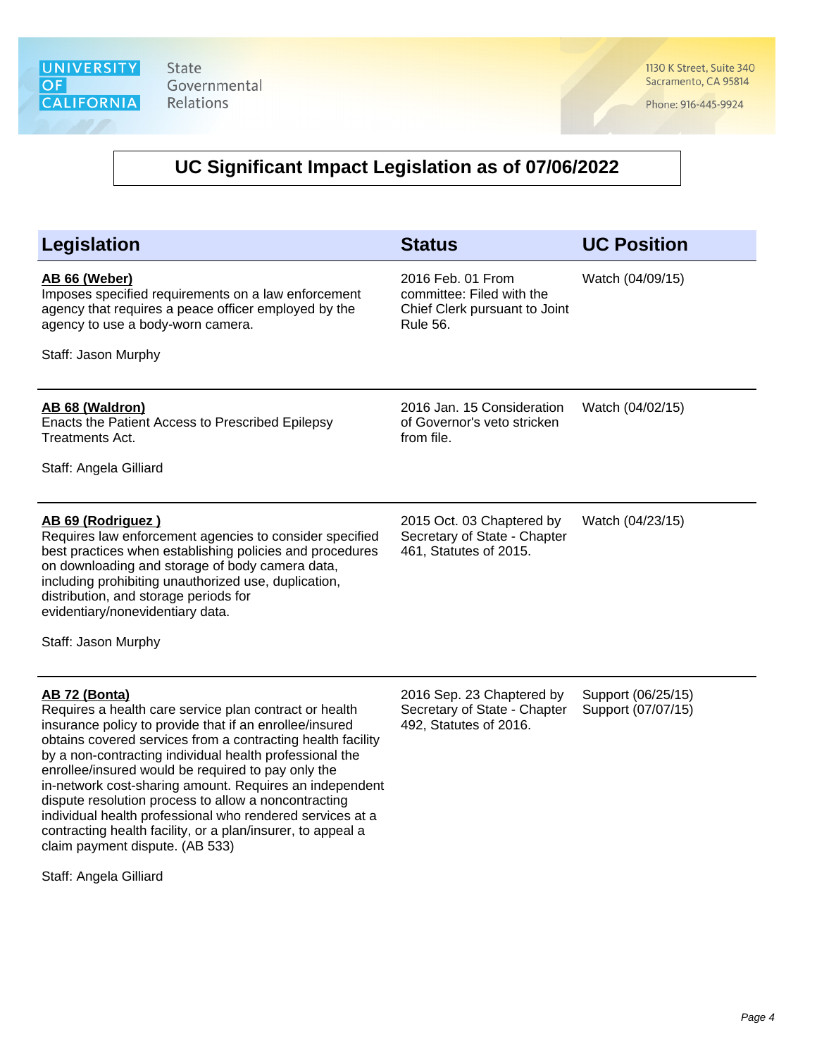## UC Significant Impact Legislation as of 07/06/2022

| Legislation | Status | UC Position |
|---|---|---|
| **AB 66 (Weber)**<br>Imposes specified requirements on a law enforcement agency that requires a peace officer employed by the agency to use a body-worn camera.<br><br>Staff: Jason Murphy | 2016 Feb. 01 From committee: Filed with the Chief Clerk pursuant to Joint Rule 56. | Watch (04/09/15) |
| **AB 68 (Waldron)**<br>Enacts the Patient Access to Prescribed Epilepsy Treatments Act.<br><br>Staff: Angela Gilliard | 2016 Jan. 15 Consideration of Governor's veto stricken from file. | Watch (04/02/15) |
| **AB 69 (Rodriguez )**<br>Requires law enforcement agencies to consider specified best practices when establishing policies and procedures on downloading and storage of body camera data, including prohibiting unauthorized use, duplication, distribution, and storage periods for evidentiary/nonevidentiary data.<br><br>Staff: Jason Murphy | 2015 Oct. 03 Chaptered by Secretary of State - Chapter 461, Statutes of 2015. | Watch (04/23/15) |
| **AB 72 (Bonta)**<br>Requires a health care service plan contract or health insurance policy to provide that if an enrollee/insured obtains covered services from a contracting health facility by a non-contracting individual health professional the enrollee/insured would be required to pay only the in-network cost-sharing amount. Requires an independent dispute resolution process to allow a noncontracting individual health professional who rendered services at a contracting health facility, or a plan/insurer, to appeal a claim payment dispute. (AB 533)<br><br>Staff: Angela Gilliard | 2016 Sep. 23 Chaptered by Secretary of State - Chapter 492, Statutes of 2016. | Support (06/25/15)<br>Support (07/07/15) |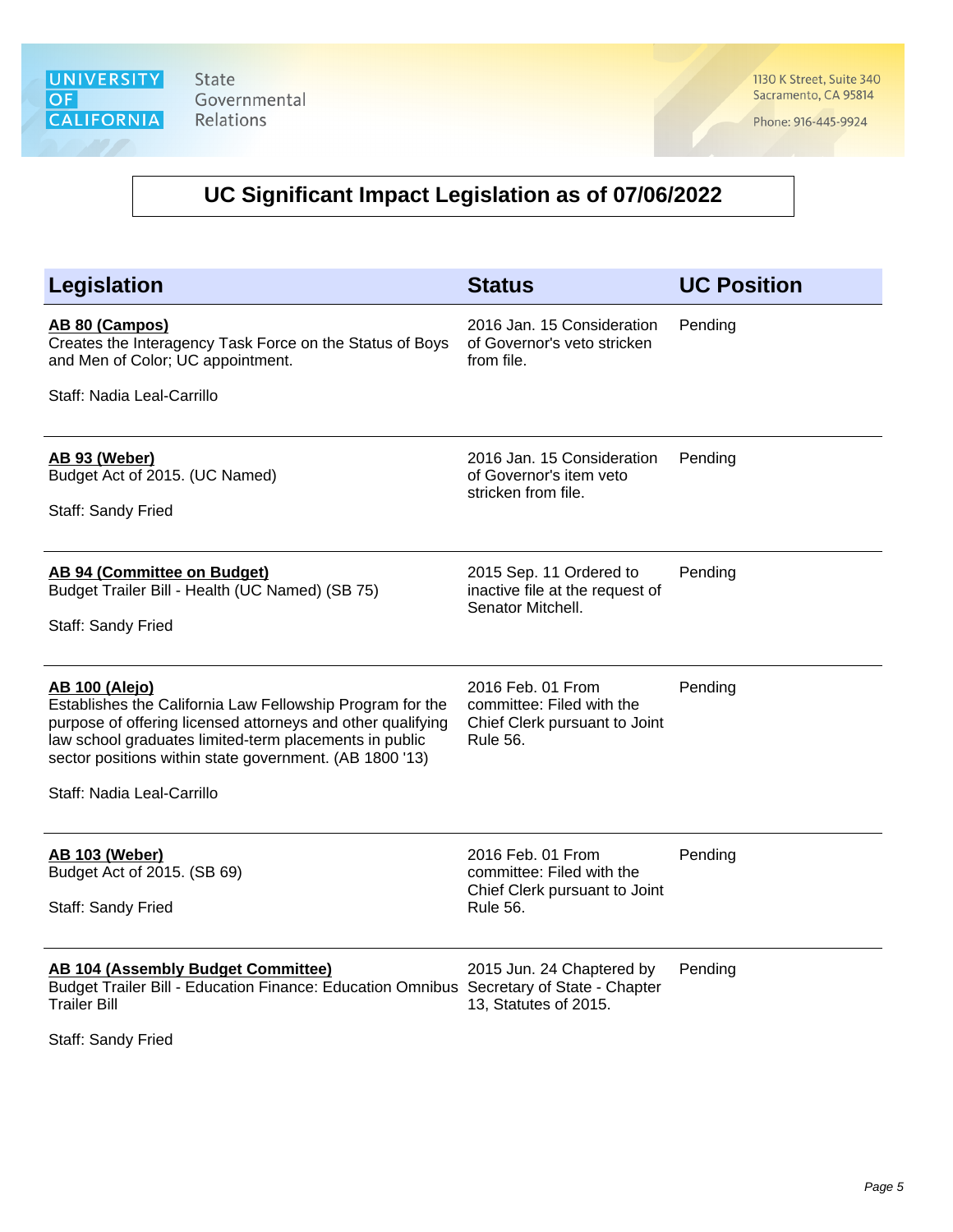# UC Significant Impact Legislation as of 07/06/2022

| Legislation | Status | UC Position |
|---|---|---|
| **AB 80 (Campos)**<br>Creates the Interagency Task Force on the Status of Boys and Men of Color; UC appointment.<br><br>Staff: Nadia Leal-Carrillo | 2016 Jan. 15 Consideration of Governor's veto stricken from file. | Pending |
| **AB 93 (Weber)**<br>Budget Act of 2015. (UC Named)<br><br>Staff: Sandy Fried | 2016 Jan. 15 Consideration of Governor's item veto stricken from file. | Pending |
| **AB 94 (Committee on Budget)**<br>Budget Trailer Bill - Health (UC Named) (SB 75)<br><br>Staff: Sandy Fried | 2015 Sep. 11 Ordered to inactive file at the request of Senator Mitchell. | Pending |
| **AB 100 (Alejo)**<br>Establishes the California Law Fellowship Program for the purpose of offering licensed attorneys and other qualifying law school graduates limited-term placements in public sector positions within state government. (AB 1800 '13)<br><br>Staff: Nadia Leal-Carrillo | 2016 Feb. 01 From committee: Filed with the Chief Clerk pursuant to Joint Rule 56. | Pending |
| **AB 103 (Weber)**<br>Budget Act of 2015. (SB 69)<br><br>Staff: Sandy Fried | 2016 Feb. 01 From committee: Filed with the Chief Clerk pursuant to Joint Rule 56. | Pending |
| **AB 104 (Assembly Budget Committee)**<br>Budget Trailer Bill - Education Finance: Education Omnibus Trailer Bill<br><br>Staff: Sandy Fried | 2015 Jun. 24 Chaptered by Secretary of State - Chapter 13, Statutes of 2015. | Pending |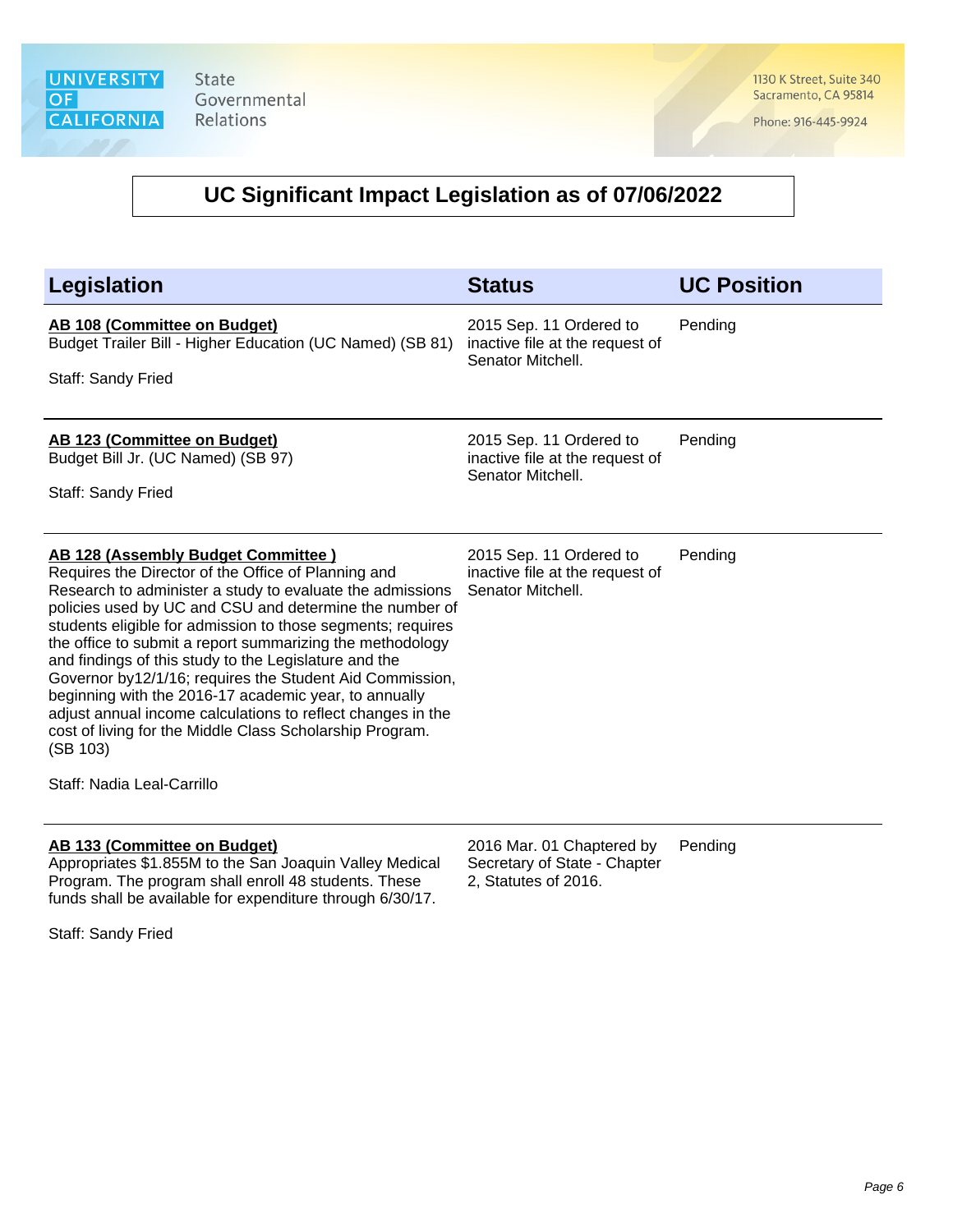# UC Significant Impact Legislation as of 07/06/2022

| Legislation | Status | UC Position |
|---|---|---|
| **AB 108 (Committee on Budget)**<br>Budget Trailer Bill - Higher Education (UC Named) (SB 81)<br><br>Staff: Sandy Fried | 2015 Sep. 11 Ordered to inactive file at the request of Senator Mitchell. | Pending |
| **AB 123 (Committee on Budget)**<br>Budget Bill Jr. (UC Named) (SB 97)<br><br>Staff: Sandy Fried | 2015 Sep. 11 Ordered to inactive file at the request of Senator Mitchell. | Pending |
| **AB 128 (Assembly Budget Committee )**<br>Requires the Director of the Office of Planning and Research to administer a study to evaluate the admissions policies used by UC and CSU and determine the number of students eligible for admission to those segments; requires the office to submit a report summarizing the methodology and findings of this study to the Legislature and the Governor by12/1/16; requires the Student Aid Commission, beginning with the 2016-17 academic year, to annually adjust annual income calculations to reflect changes in the cost of living for the Middle Class Scholarship Program. (SB 103)<br><br>Staff: Nadia Leal-Carrillo | 2015 Sep. 11 Ordered to inactive file at the request of Senator Mitchell. | Pending |
| **AB 133 (Committee on Budget)**<br>Appropriates $1.855M to the San Joaquin Valley Medical Program. The program shall enroll 48 students. These funds shall be available for expenditure through 6/30/17.<br><br>Staff: Sandy Fried | 2016 Mar. 01 Chaptered by Secretary of State - Chapter 2, Statutes of 2016. | Pending |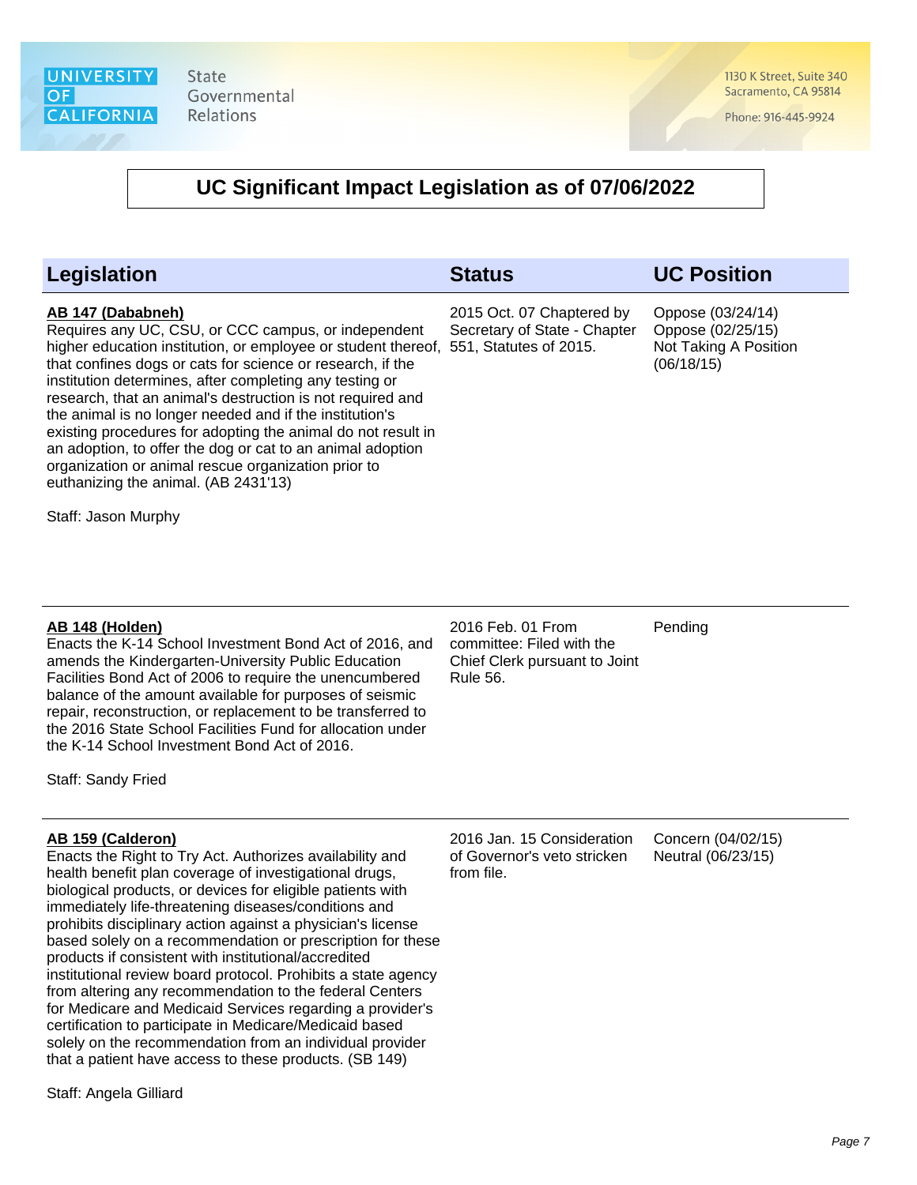## UC Significant Impact Legislation as of 07/06/2022

| Legislation | Status | UC Position |
|---|---|---|
| **AB 147 (Dababneh)**<br>Requires any UC, CSU, or CCC campus, or independent higher education institution, or employee or student thereof, that confines dogs or cats for science or research, if the institution determines, after completing any testing or research, that an animal's destruction is not required and the animal is no longer needed and if the institution's existing procedures for adopting the animal do not result in an adoption, to offer the dog or cat to an animal adoption organization or animal rescue organization prior to euthanizing the animal. (AB 2431'13)<br><br>Staff: Jason Murphy | 2015 Oct. 07 Chaptered by Secretary of State - Chapter 551, Statutes of 2015. | Oppose (03/24/14)<br>Oppose (02/25/15)<br>Not Taking A Position (06/18/15) |
| **AB 148 (Holden)**<br>Enacts the K-14 School Investment Bond Act of 2016, and amends the Kindergarten-University Public Education Facilities Bond Act of 2006 to require the unencumbered balance of the amount available for purposes of seismic repair, reconstruction, or replacement to be transferred to the 2016 State School Facilities Fund for allocation under the K-14 School Investment Bond Act of 2016.<br><br>Staff: Sandy Fried | 2016 Feb. 01 From committee: Filed with the Chief Clerk pursuant to Joint Rule 56. | Pending |
| **AB 159 (Calderon)**<br>Enacts the Right to Try Act. Authorizes availability and health benefit plan coverage of investigational drugs, biological products, or devices for eligible patients with immediately life-threatening diseases/conditions and prohibits disciplinary action against a physician's license based solely on a recommendation or prescription for these products if consistent with institutional/accredited institutional review board protocol. Prohibits a state agency from altering any recommendation to the federal Centers for Medicare and Medicaid Services regarding a provider's certification to participate in Medicare/Medicaid based solely on the recommendation from an individual provider that a patient have access to these products. (SB 149)<br><br>Staff: Angela Gilliard | 2016 Jan. 15 Consideration of Governor's veto stricken from file. | Concern (04/02/15)<br>Neutral (06/23/15) |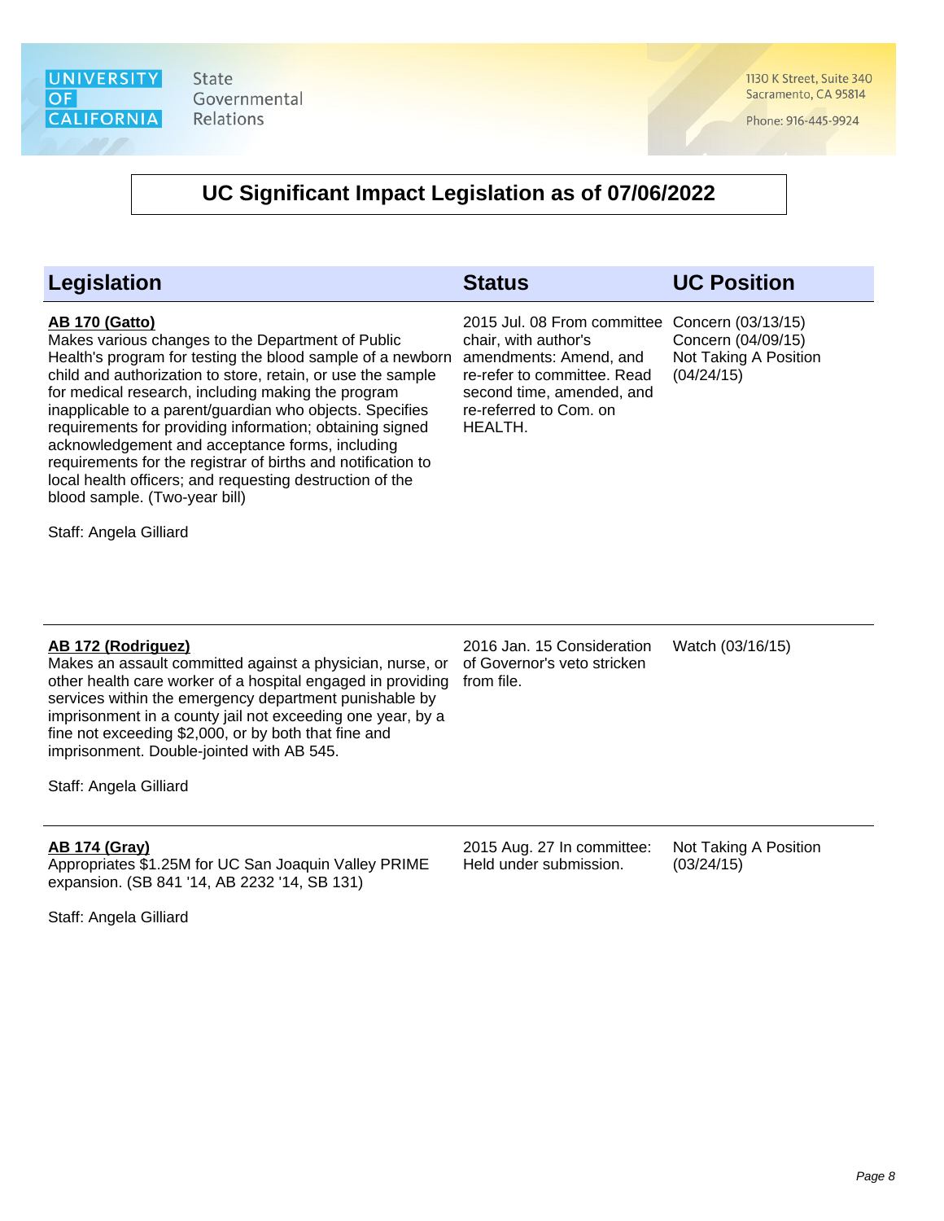# UC Significant Impact Legislation as of 07/06/2022

| Legislation | Status | UC Position |
|---|---|---|
| **AB 170 (Gatto)**<br>Makes various changes to the Department of Public Health's program for testing the blood sample of a newborn child and authorization to store, retain, or use the sample for medical research, including making the program inapplicable to a parent/guardian who objects. Specifies requirements for providing information; obtaining signed acknowledgement and acceptance forms, including requirements for the registrar of births and notification to local health officers; and requesting destruction of the blood sample. (Two-year bill)<br><br>Staff: Angela Gilliard | 2015 Jul. 08 From committee chair, with author's amendments: Amend, and re-refer to committee. Read second time, amended, and re-referred to Com. on HEALTH. | Concern (03/13/15)<br>Concern (04/09/15)<br>Not Taking A Position (04/24/15) |
| **AB 172 (Rodriguez)**<br>Makes an assault committed against a physician, nurse, or other health care worker of a hospital engaged in providing services within the emergency department punishable by imprisonment in a county jail not exceeding one year, by a fine not exceeding $2,000, or by both that fine and imprisonment. Double-jointed with AB 545.<br><br>Staff: Angela Gilliard | 2016 Jan. 15 Consideration of Governor's veto stricken from file. | Watch (03/16/15) |
| **AB 174 (Gray)**<br>Appropriates $1.25M for UC San Joaquin Valley PRIME expansion. (SB 841 '14, AB 2232 '14, SB 131)<br><br>Staff: Angela Gilliard | 2015 Aug. 27 In committee: Held under submission. | Not Taking A Position (03/24/15) |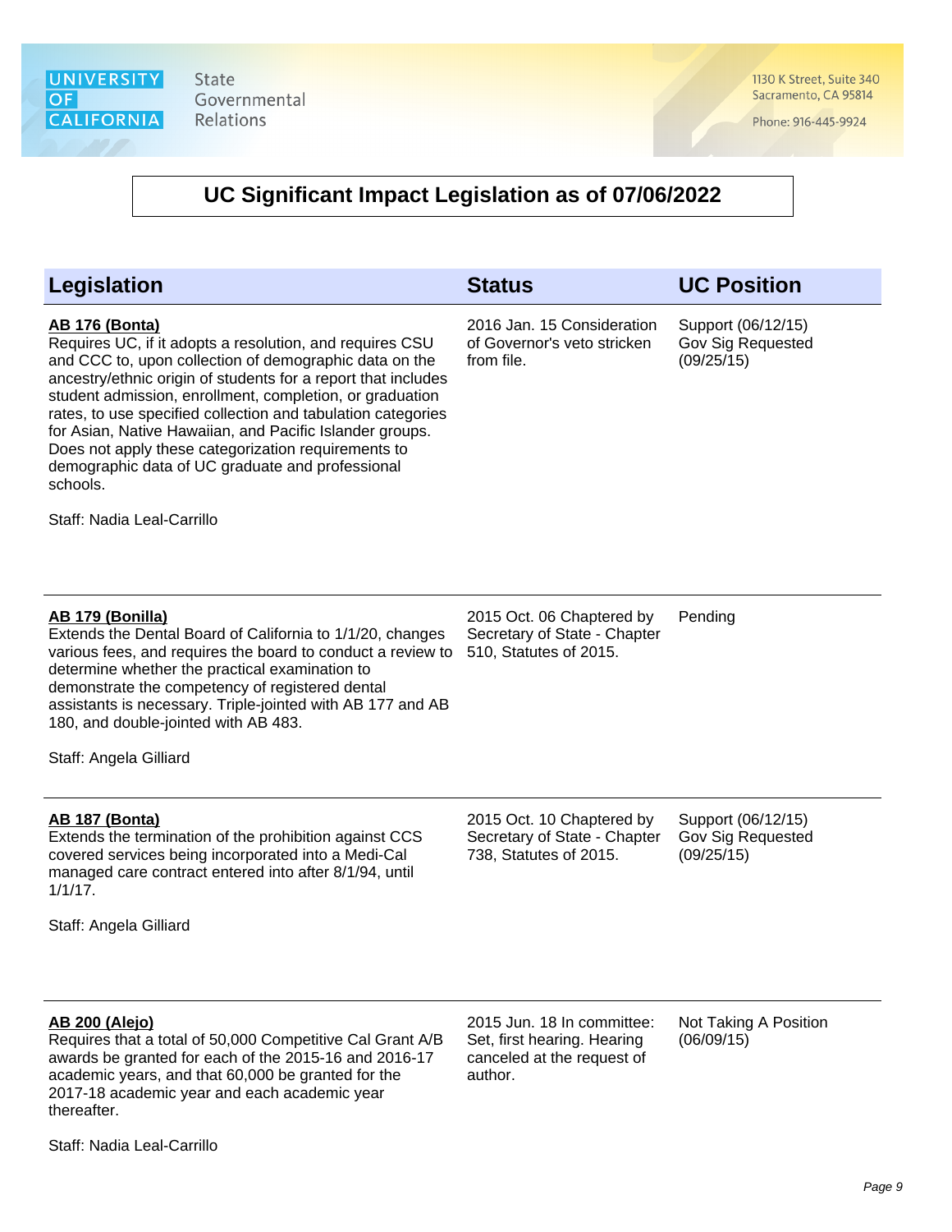## UC Significant Impact Legislation as of 07/06/2022

| Legislation | Status | UC Position |
|---|---|---|
| **AB 176 (Bonta)**<br>Requires UC, if it adopts a resolution, and requires CSU and CCC to, upon collection of demographic data on the ancestry/ethnic origin of students for a report that includes student admission, enrollment, completion, or graduation rates, to use specified collection and tabulation categories for Asian, Native Hawaiian, and Pacific Islander groups. Does not apply these categorization requirements to demographic data of UC graduate and professional schools.<br><br>Staff: Nadia Leal-Carrillo | 2016 Jan. 15 Consideration of Governor's veto stricken from file. | Support (06/12/15)<br>Gov Sig Requested (09/25/15) |
| **AB 179 (Bonilla)**<br>Extends the Dental Board of California to 1/1/20, changes various fees, and requires the board to conduct a review to determine whether the practical examination to demonstrate the competency of registered dental assistants is necessary. Triple-jointed with AB 177 and AB 180, and double-jointed with AB 483.<br><br>Staff: Angela Gilliard | 2015 Oct. 06 Chaptered by Secretary of State - Chapter 510, Statutes of 2015. | Pending |
| **AB 187 (Bonta)**<br>Extends the termination of the prohibition against CCS covered services being incorporated into a Medi-Cal managed care contract entered into after 8/1/94, until 1/1/17.<br><br>Staff: Angela Gilliard | 2015 Oct. 10 Chaptered by Secretary of State - Chapter 738, Statutes of 2015. | Support (06/12/15)<br>Gov Sig Requested (09/25/15) |
| **AB 200 (Alejo)**<br>Requires that a total of 50,000 Competitive Cal Grant A/B awards be granted for each of the 2015-16 and 2016-17 academic years, and that 60,000 be granted for the 2017-18 academic year and each academic year thereafter.<br><br>Staff: Nadia Leal-Carrillo | 2015 Jun. 18 In committee: Set, first hearing. Hearing canceled at the request of author. | Not Taking A Position (06/09/15) |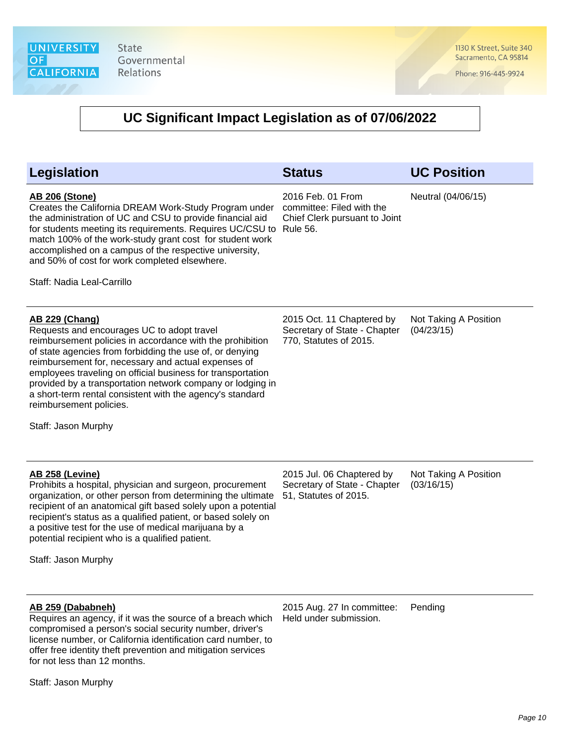# UC Significant Impact Legislation as of 07/06/2022

| Legislation | Status | UC Position |
|---|---|---|
| **AB 206 (Stone)**<br>Creates the California DREAM Work-Study Program under the administration of UC and CSU to provide financial aid for students meeting its requirements. Requires UC/CSU to match 100% of the work-study grant cost for student work accomplished on a campus of the respective university, and 50% of cost for work completed elsewhere.<br><br>Staff: Nadia Leal-Carrillo | 2016 Feb. 01 From committee: Filed with the Chief Clerk pursuant to Joint Rule 56. | Neutral (04/06/15) |
| **AB 229 (Chang)**<br>Requests and encourages UC to adopt travel reimbursement policies in accordance with the prohibition of state agencies from forbidding the use of, or denying reimbursement for, necessary and actual expenses of employees traveling on official business for transportation provided by a transportation network company or lodging in a short-term rental consistent with the agency's standard reimbursement policies.<br><br>Staff: Jason Murphy | 2015 Oct. 11 Chaptered by Secretary of State - Chapter 770, Statutes of 2015. | Not Taking A Position (04/23/15) |
| **AB 258 (Levine)**<br>Prohibits a hospital, physician and surgeon, procurement organization, or other person from determining the ultimate recipient of an anatomical gift based solely upon a potential recipient's status as a qualified patient, or based solely on a positive test for the use of medical marijuana by a potential recipient who is a qualified patient.<br><br>Staff: Jason Murphy | 2015 Jul. 06 Chaptered by Secretary of State - Chapter 51, Statutes of 2015. | Not Taking A Position (03/16/15) |
| **AB 259 (Dababneh)**<br>Requires an agency, if it was the source of a breach which compromised a person's social security number, driver's license number, or California identification card number, to offer free identity theft prevention and mitigation services for not less than 12 months.<br><br>Staff: Jason Murphy | 2015 Aug. 27 In committee: Held under submission. | Pending |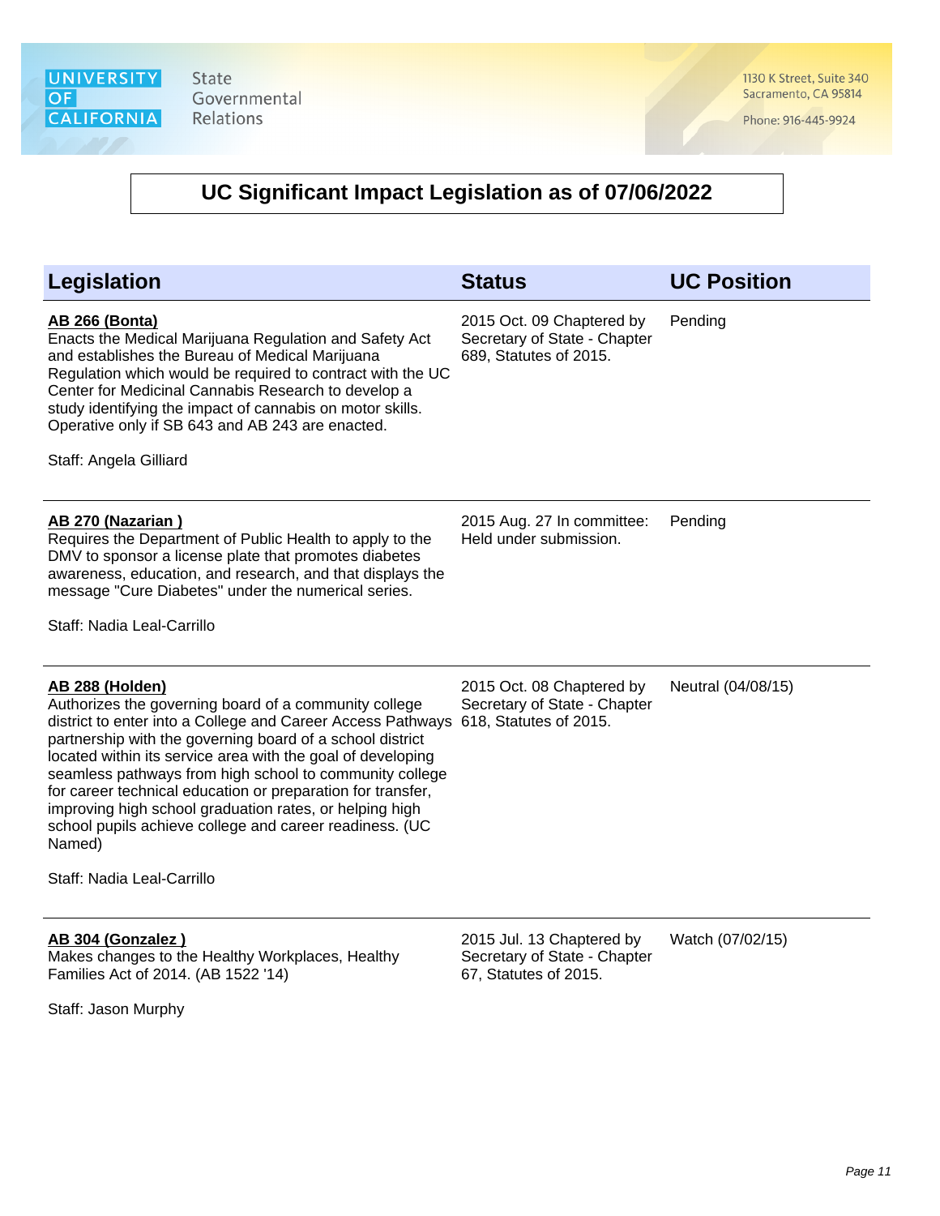# UC Significant Impact Legislation as of 07/06/2022

| Legislation | Status | UC Position |
|---|---|---|
| **AB 266 (Bonta)**<br>Enacts the Medical Marijuana Regulation and Safety Act and establishes the Bureau of Medical Marijuana Regulation which would be required to contract with the UC Center for Medicinal Cannabis Research to develop a study identifying the impact of cannabis on motor skills. Operative only if SB 643 and AB 243 are enacted.<br><br>Staff: Angela Gilliard | 2015 Oct. 09 Chaptered by Secretary of State - Chapter 689, Statutes of 2015. | Pending |
| **AB 270 (Nazarian )**<br>Requires the Department of Public Health to apply to the DMV to sponsor a license plate that promotes diabetes awareness, education, and research, and that displays the message "Cure Diabetes" under the numerical series.<br><br>Staff: Nadia Leal-Carrillo | 2015 Aug. 27 In committee: Held under submission. | Pending |
| **AB 288 (Holden)**<br>Authorizes the governing board of a community college district to enter into a College and Career Access Pathways partnership with the governing board of a school district located within its service area with the goal of developing seamless pathways from high school to community college for career technical education or preparation for transfer, improving high school graduation rates, or helping high school pupils achieve college and career readiness. (UC Named)<br><br>Staff: Nadia Leal-Carrillo | 2015 Oct. 08 Chaptered by Secretary of State - Chapter 618, Statutes of 2015. | Neutral (04/08/15) |
| **AB 304 (Gonzalez )**<br>Makes changes to the Healthy Workplaces, Healthy Families Act of 2014. (AB 1522 '14)<br><br>Staff: Jason Murphy | 2015 Jul. 13 Chaptered by Secretary of State - Chapter 67, Statutes of 2015. | Watch (07/02/15) |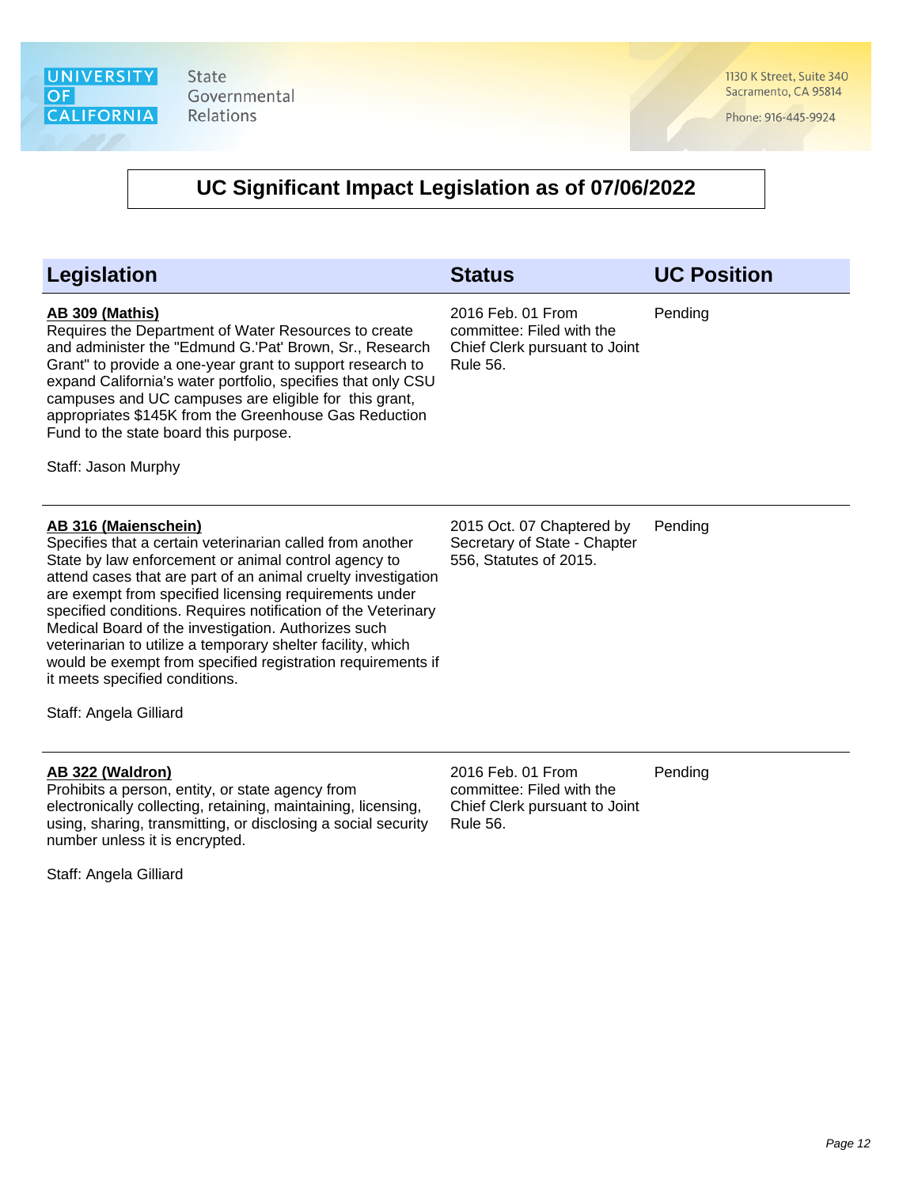# UC Significant Impact Legislation as of 07/06/2022

| Legislation | Status | UC Position |
| --- | --- | --- |
| **AB 309 (Mathis)**<br>Requires the Department of Water Resources to create and administer the "Edmund G.'Pat' Brown, Sr., Research Grant" to provide a one-year grant to support research to expand California's water portfolio, specifies that only CSU campuses and UC campuses are eligible for this grant, appropriates $145K from the Greenhouse Gas Reduction Fund to the state board this purpose.<br><br>Staff: Jason Murphy | 2016 Feb. 01 From committee: Filed with the Chief Clerk pursuant to Joint Rule 56. | Pending |
| **AB 316 (Maienschein)**<br>Specifies that a certain veterinarian called from another State by law enforcement or animal control agency to attend cases that are part of an animal cruelty investigation are exempt from specified licensing requirements under specified conditions. Requires notification of the Veterinary Medical Board of the investigation. Authorizes such veterinarian to utilize a temporary shelter facility, which would be exempt from specified registration requirements if it meets specified conditions.<br><br>Staff: Angela Gilliard | 2015 Oct. 07 Chaptered by Secretary of State - Chapter 556, Statutes of 2015. | Pending |
| **AB 322 (Waldron)**<br>Prohibits a person, entity, or state agency from electronically collecting, retaining, maintaining, licensing, using, sharing, transmitting, or disclosing a social security number unless it is encrypted.<br><br>Staff: Angela Gilliard | 2016 Feb. 01 From committee: Filed with the Chief Clerk pursuant to Joint Rule 56. | Pending |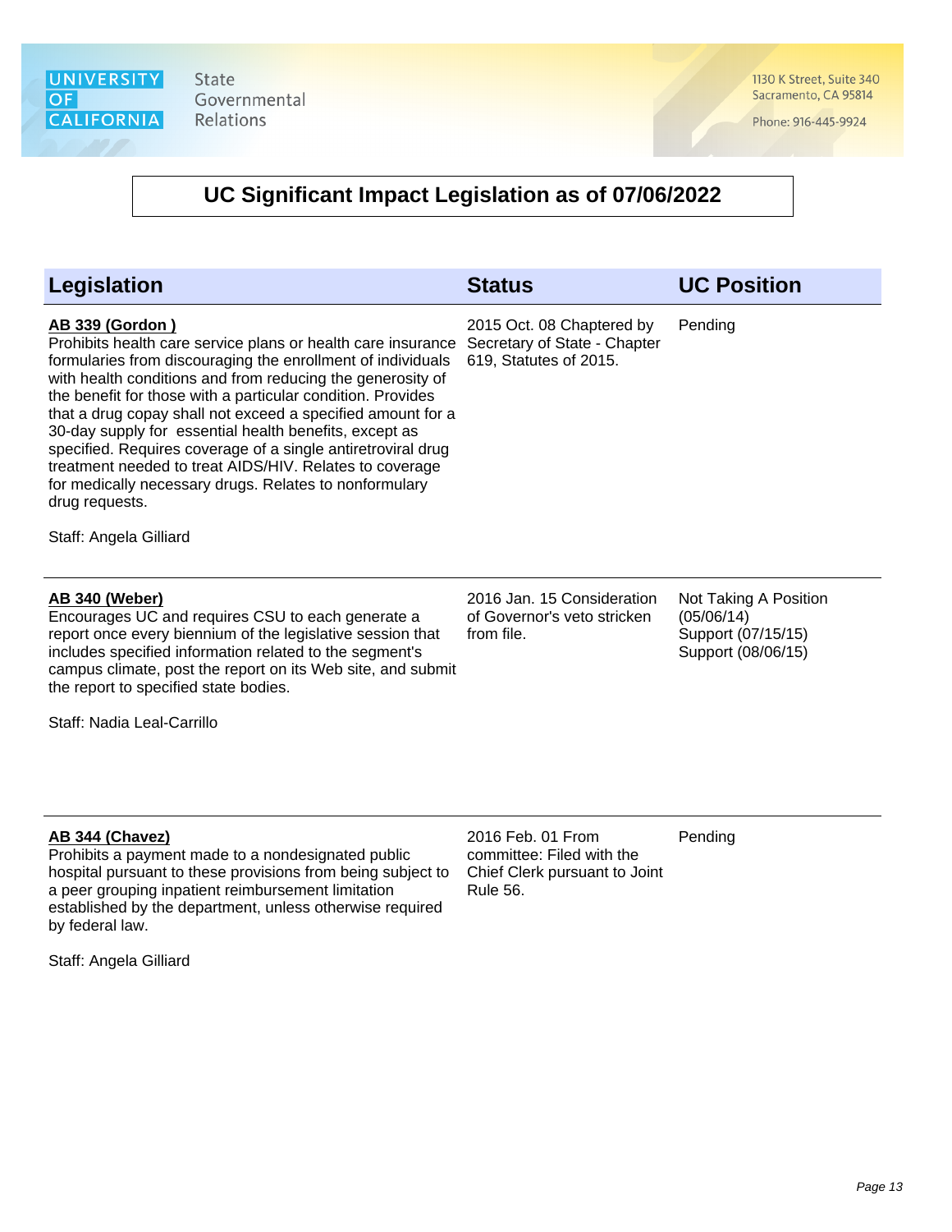# UC Significant Impact Legislation as of 07/06/2022

| Legislation | Status | UC Position |
|---|---|---|
| **AB 339 (Gordon )**<br>Prohibits health care service plans or health care insurance formularies from discouraging the enrollment of individuals with health conditions and from reducing the generosity of the benefit for those with a particular condition. Provides that a drug copay shall not exceed a specified amount for a 30-day supply for essential health benefits, except as specified. Requires coverage of a single antiretroviral drug treatment needed to treat AIDS/HIV. Relates to coverage for medically necessary drugs. Relates to nonformulary drug requests.<br><br>Staff: Angela Gilliard | 2015 Oct. 08 Chaptered by Secretary of State - Chapter 619, Statutes of 2015. | Pending |
| **AB 340 (Weber)**<br>Encourages UC and requires CSU to each generate a report once every biennium of the legislative session that includes specified information related to the segment's campus climate, post the report on its Web site, and submit the report to specified state bodies.<br><br>Staff: Nadia Leal-Carrillo | 2016 Jan. 15 Consideration of Governor's veto stricken from file. | Not Taking A Position (05/06/14)<br>Support (07/15/15)<br>Support (08/06/15) |
| **AB 344 (Chavez)**<br>Prohibits a payment made to a nondesignated public hospital pursuant to these provisions from being subject to a peer grouping inpatient reimbursement limitation established by the department, unless otherwise required by federal law.<br><br>Staff: Angela Gilliard | 2016 Feb. 01 From committee: Filed with the Chief Clerk pursuant to Joint Rule 56. | Pending |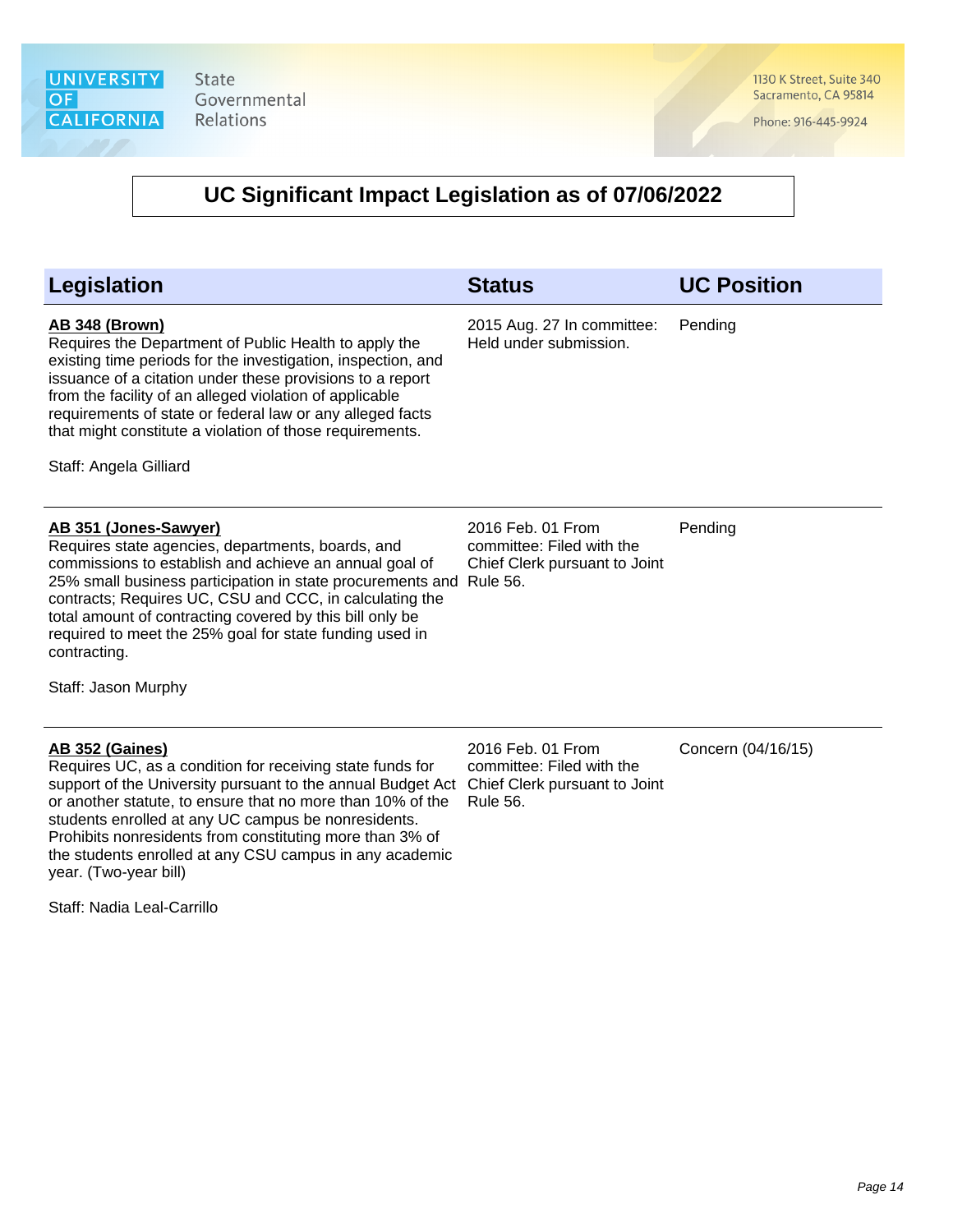## UC Significant Impact Legislation as of 07/06/2022

| Legislation | Status | UC Position |
|---|---|---|
| **AB 348 (Brown)**<br>Requires the Department of Public Health to apply the existing time periods for the investigation, inspection, and issuance of a citation under these provisions to a report from the facility of an alleged violation of applicable requirements of state or federal law or any alleged facts that might constitute a violation of those requirements.<br><br>Staff: Angela Gilliard | 2015 Aug. 27 In committee: Held under submission. | Pending |
| **AB 351 (Jones-Sawyer)**<br>Requires state agencies, departments, boards, and commissions to establish and achieve an annual goal of 25% small business participation in state procurements and contracts; Requires UC, CSU and CCC, in calculating the total amount of contracting covered by this bill only be required to meet the 25% goal for state funding used in contracting.<br><br>Staff: Jason Murphy | 2016 Feb. 01 From committee: Filed with the Chief Clerk pursuant to Joint Rule 56. | Pending |
| **AB 352 (Gaines)**<br>Requires UC, as a condition for receiving state funds for support of the University pursuant to the annual Budget Act or another statute, to ensure that no more than 10% of the students enrolled at any UC campus be nonresidents. Prohibits nonresidents from constituting more than 3% of the students enrolled at any CSU campus in any academic year. (Two-year bill)<br><br>Staff: Nadia Leal-Carrillo | 2016 Feb. 01 From committee: Filed with the Chief Clerk pursuant to Joint Rule 56. | Concern (04/16/15) |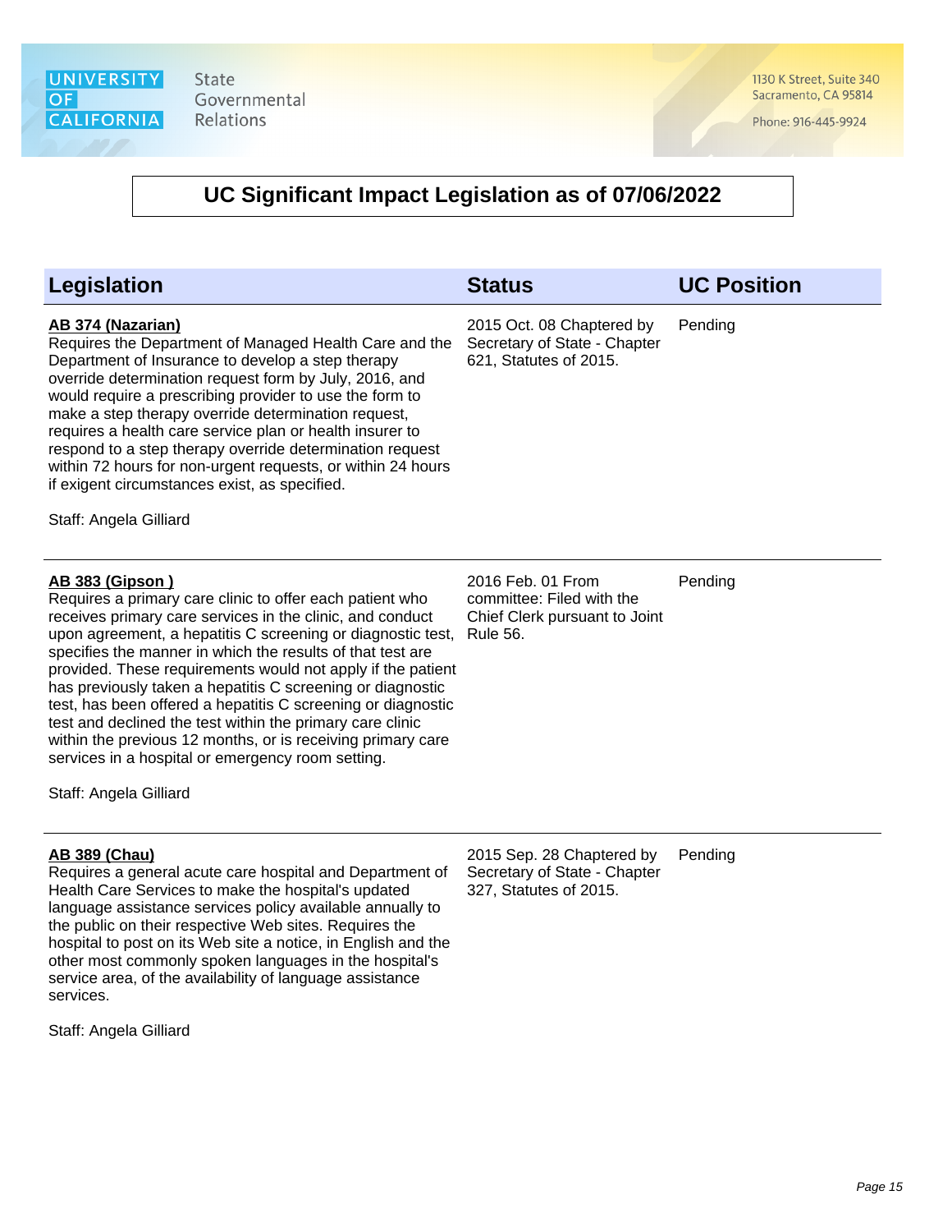## UC Significant Impact Legislation as of 07/06/2022

| Legislation | Status | UC Position |
| --- | --- | --- |
| **AB 374 (Nazarian)**<br>Requires the Department of Managed Health Care and the Department of Insurance to develop a step therapy override determination request form by July, 2016, and would require a prescribing provider to use the form to make a step therapy override determination request, requires a health care service plan or health insurer to respond to a step therapy override determination request within 72 hours for non-urgent requests, or within 24 hours if exigent circumstances exist, as specified.<br><br>Staff: Angela Gilliard | 2015 Oct. 08 Chaptered by Secretary of State - Chapter 621, Statutes of 2015. | Pending |
| **AB 383 (Gipson )**<br>Requires a primary care clinic to offer each patient who receives primary care services in the clinic, and conduct upon agreement, a hepatitis C screening or diagnostic test, specifies the manner in which the results of that test are provided. These requirements would not apply if the patient has previously taken a hepatitis C screening or diagnostic test, has been offered a hepatitis C screening or diagnostic test and declined the test within the primary care clinic within the previous 12 months, or is receiving primary care services in a hospital or emergency room setting.<br><br>Staff: Angela Gilliard | 2016 Feb. 01 From committee: Filed with the Chief Clerk pursuant to Joint Rule 56. | Pending |
| **AB 389 (Chau)**<br>Requires a general acute care hospital and Department of Health Care Services to make the hospital's updated language assistance services policy available annually to the public on their respective Web sites. Requires the hospital to post on its Web site a notice, in English and the other most commonly spoken languages in the hospital's service area, of the availability of language assistance services.<br><br>Staff: Angela Gilliard | 2015 Sep. 28 Chaptered by Secretary of State - Chapter 327, Statutes of 2015. | Pending |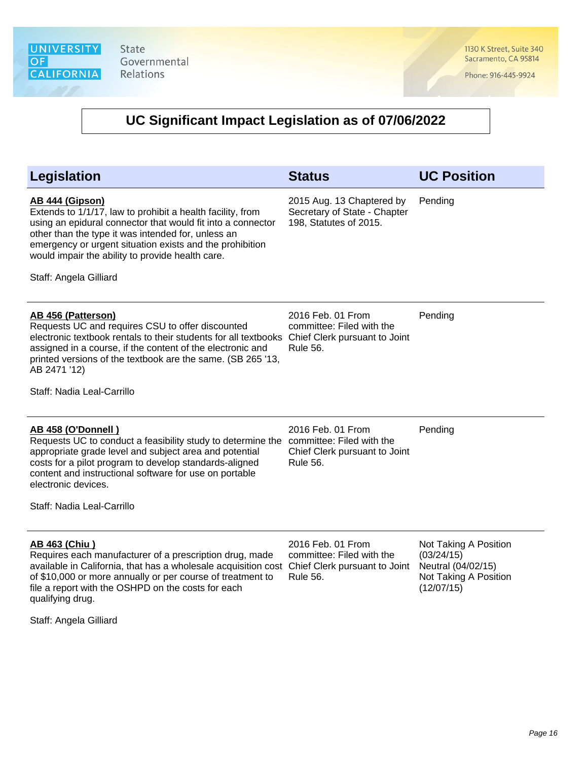# UC Significant Impact Legislation as of 07/06/2022

| Legislation | Status | UC Position |
| --- | --- | --- |
| **AB 444 (Gipson)**<br>Extends to 1/1/17, law to prohibit a health facility, from using an epidural connector that would fit into a connector other than the type it was intended for, unless an emergency or urgent situation exists and the prohibition would impair the ability to provide health care.<br><br>Staff: Angela Gilliard | 2015 Aug. 13 Chaptered by Secretary of State - Chapter 198, Statutes of 2015. | Pending |
| **AB 456 (Patterson)**<br>Requests UC and requires CSU to offer discounted electronic textbook rentals to their students for all textbooks assigned in a course, if the content of the electronic and printed versions of the textbook are the same. (SB 265 '13, AB 2471 '12)<br><br>Staff: Nadia Leal-Carrillo | 2016 Feb. 01 From committee: Filed with the Chief Clerk pursuant to Joint Rule 56. | Pending |
| **AB 458 (O'Donnell )**<br>Requests UC to conduct a feasibility study to determine the appropriate grade level and subject area and potential costs for a pilot program to develop standards-aligned content and instructional software for use on portable electronic devices.<br><br>Staff: Nadia Leal-Carrillo | 2016 Feb. 01 From committee: Filed with the Chief Clerk pursuant to Joint Rule 56. | Pending |
| **AB 463 (Chiu )**<br>Requires each manufacturer of a prescription drug, made available in California, that has a wholesale acquisition cost of $10,000 or more annually or per course of treatment to file a report with the OSHPD on the costs for each qualifying drug.<br><br>Staff: Angela Gilliard | 2016 Feb. 01 From committee: Filed with the Chief Clerk pursuant to Joint Rule 56. | Not Taking A Position (03/24/15)<br>Neutral (04/02/15)<br>Not Taking A Position (12/07/15) |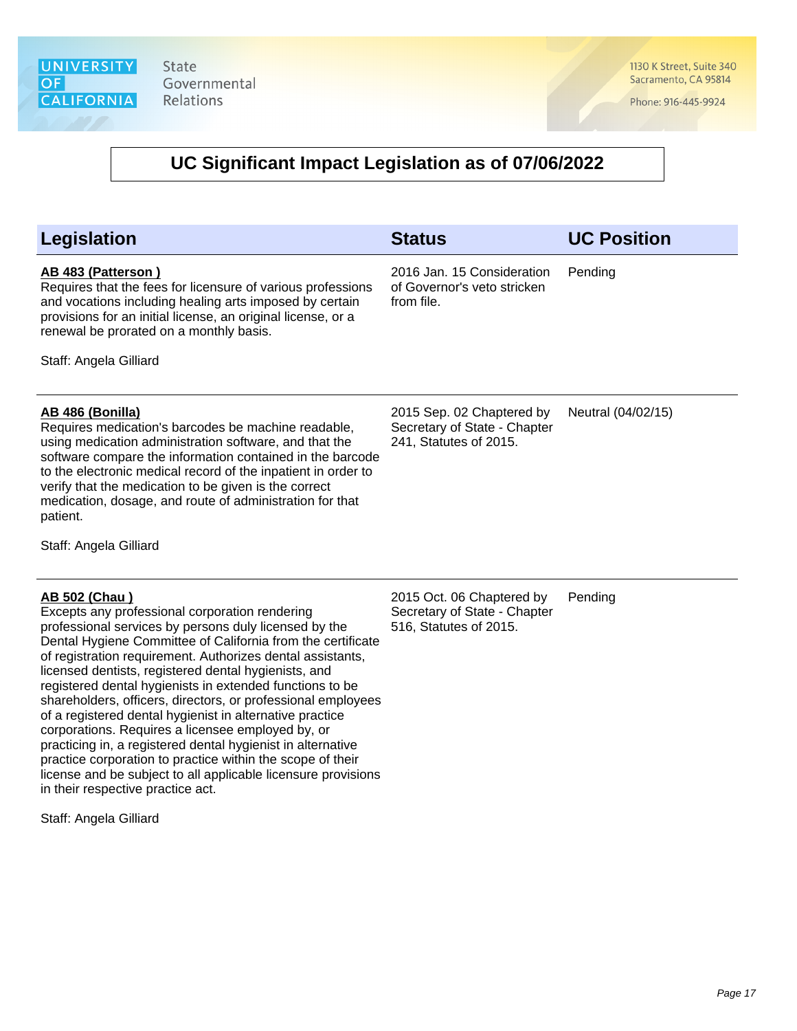# UC Significant Impact Legislation as of 07/06/2022

| Legislation | Status | UC Position |
|---|---|---|
| **AB 483 (Patterson )**<br>Requires that the fees for licensure of various professions and vocations including healing arts imposed by certain provisions for an initial license, an original license, or a renewal be prorated on a monthly basis.<br><br>Staff: Angela Gilliard | 2016 Jan. 15 Consideration of Governor's veto stricken from file. | Pending |
| **AB 486 (Bonilla)**<br>Requires medication's barcodes be machine readable, using medication administration software, and that the software compare the information contained in the barcode to the electronic medical record of the inpatient in order to verify that the medication to be given is the correct medication, dosage, and route of administration for that patient.<br><br>Staff: Angela Gilliard | 2015 Sep. 02 Chaptered by Secretary of State - Chapter 241, Statutes of 2015. | Neutral (04/02/15) |
| **AB 502 (Chau )**<br>Excepts any professional corporation rendering professional services by persons duly licensed by the Dental Hygiene Committee of California from the certificate of registration requirement. Authorizes dental assistants, licensed dentists, registered dental hygienists, and registered dental hygienists in extended functions to be shareholders, officers, directors, or professional employees of a registered dental hygienist in alternative practice corporations. Requires a licensee employed by, or practicing in, a registered dental hygienist in alternative practice corporation to practice within the scope of their license and be subject to all applicable licensure provisions in their respective practice act.<br><br>Staff: Angela Gilliard | 2015 Oct. 06 Chaptered by Secretary of State - Chapter 516, Statutes of 2015. | Pending |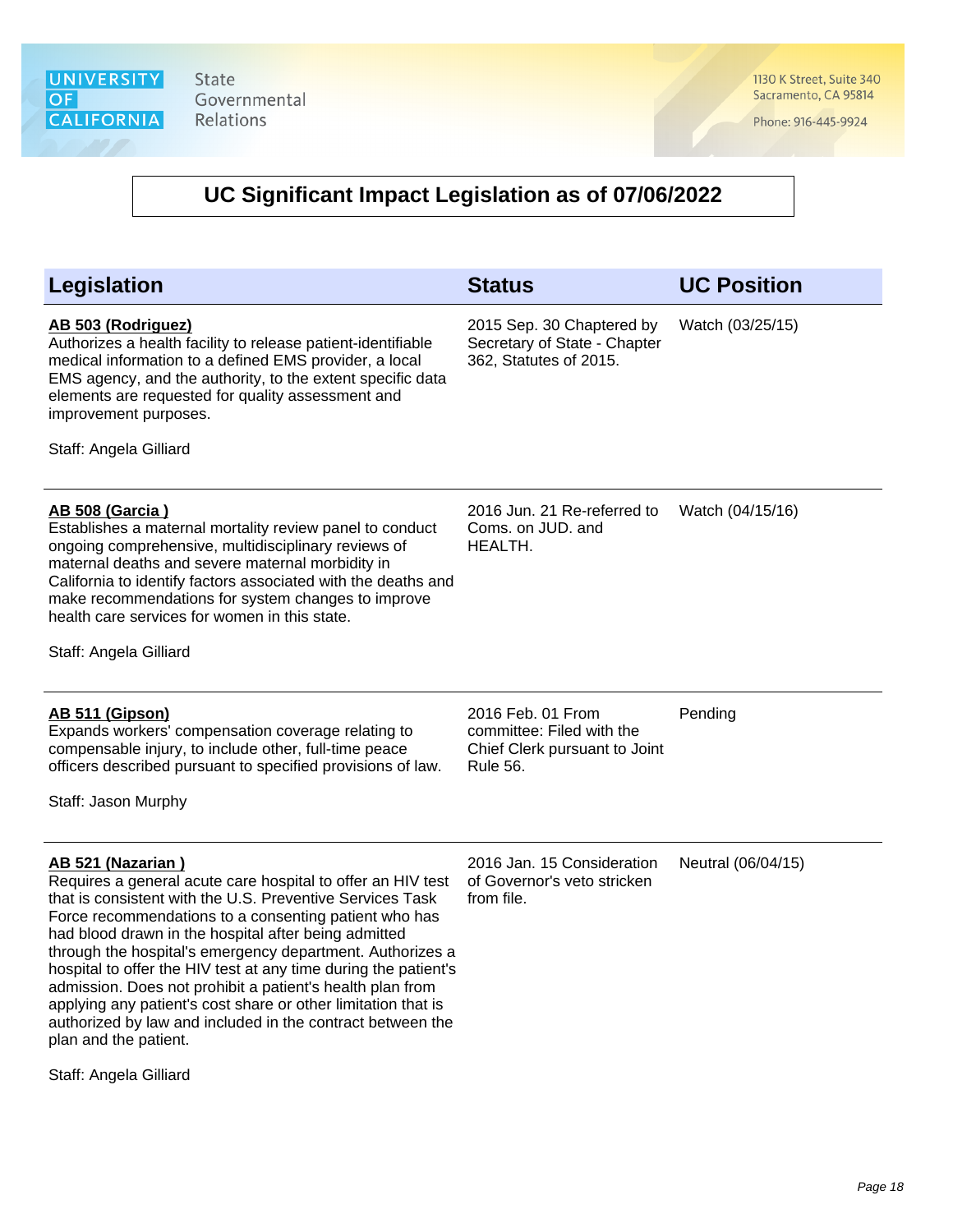University of California State Governmental Relations

1130 K Street, Suite 340
Sacramento, CA 95814

Phone: 916-445-9924

# UC Significant Impact Legislation as of 07/06/2022

| Legislation | Status | UC Position |
|---|---|---|
| **AB 503 (Rodriguez)**<br>Authorizes a health facility to release patient-identifiable medical information to a defined EMS provider, a local EMS agency, and the authority, to the extent specific data elements are requested for quality assessment and improvement purposes.<br><br>Staff: Angela Gilliard | 2015 Sep. 30 Chaptered by Secretary of State - Chapter 362, Statutes of 2015. | Watch (03/25/15) |
| **AB 508 (Garcia )**<br>Establishes a maternal mortality review panel to conduct ongoing comprehensive, multidisciplinary reviews of maternal deaths and severe maternal morbidity in California to identify factors associated with the deaths and make recommendations for system changes to improve health care services for women in this state.<br><br>Staff: Angela Gilliard | 2016 Jun. 21 Re-referred to Coms. on JUD. and HEALTH. | Watch (04/15/16) |
| **AB 511 (Gipson)**<br>Expands workers' compensation coverage relating to compensable injury, to include other, full-time peace officers described pursuant to specified provisions of law.<br><br>Staff: Jason Murphy | 2016 Feb. 01 From committee: Filed with the Chief Clerk pursuant to Joint Rule 56. | Pending |
| **AB 521 (Nazarian )**<br>Requires a general acute care hospital to offer an HIV test that is consistent with the U.S. Preventive Services Task Force recommendations to a consenting patient who has had blood drawn in the hospital after being admitted through the hospital's emergency department. Authorizes a hospital to offer the HIV test at any time during the patient's admission. Does not prohibit a patient's health plan from applying any patient's cost share or other limitation that is authorized by law and included in the contract between the plan and the patient.<br><br>Staff: Angela Gilliard | 2016 Jan. 15 Consideration of Governor's veto stricken from file. | Neutral (06/04/15) |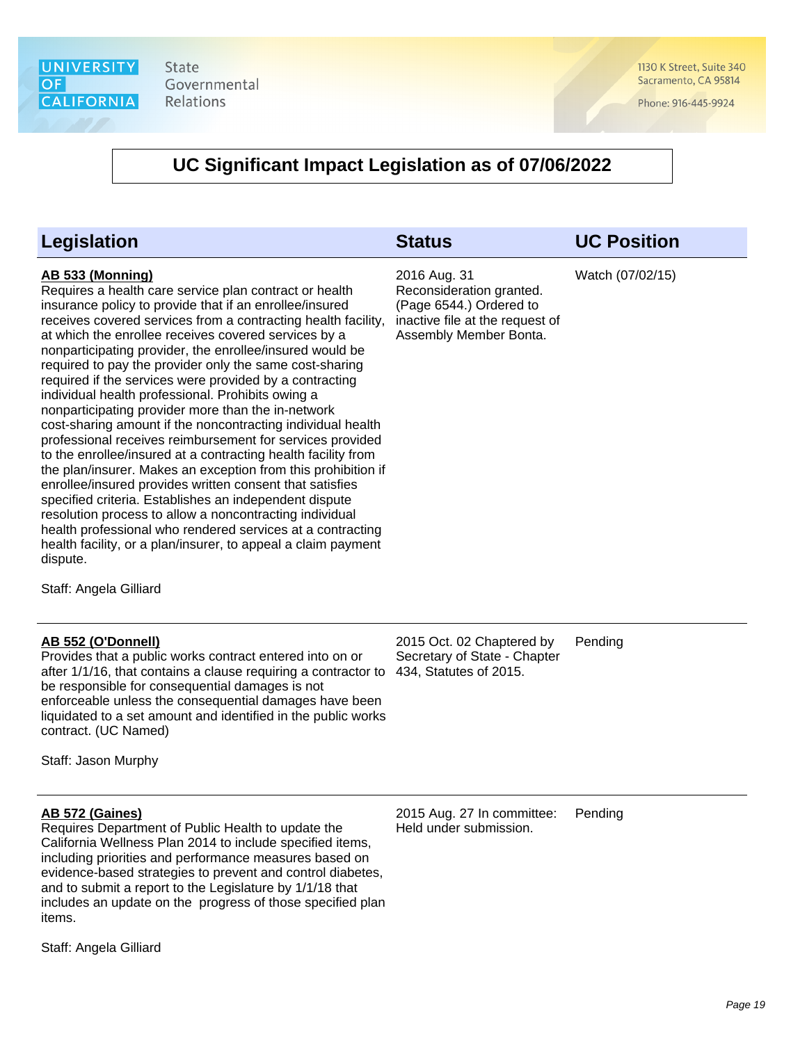# UC Significant Impact Legislation as of 07/06/2022

| Legislation | Status | UC Position |
| --- | --- | --- |
| **AB 533 (Monning)**<br>Requires a health care service plan contract or health insurance policy to provide that if an enrollee/insured receives covered services from a contracting health facility, at which the enrollee receives covered services by a nonparticipating provider, the enrollee/insured would be required to pay the provider only the same cost-sharing required if the services were provided by a contracting individual health professional. Prohibits owing a nonparticipating provider more than the in-network cost-sharing amount if the noncontracting individual health professional receives reimbursement for services provided to the enrollee/insured at a contracting health facility from the plan/insurer. Makes an exception from this prohibition if enrollee/insured provides written consent that satisfies specified criteria. Establishes an independent dispute resolution process to allow a noncontracting individual health professional who rendered services at a contracting health facility, or a plan/insurer, to appeal a claim payment dispute.<br><br>Staff: Angela Gilliard | 2016 Aug. 31 Reconsideration granted. (Page 6544.) Ordered to inactive file at the request of Assembly Member Bonta. | Watch (07/02/15) |
| **AB 552 (O'Donnell)**<br>Provides that a public works contract entered into on or after 1/1/16, that contains a clause requiring a contractor to be responsible for consequential damages is not enforceable unless the consequential damages have been liquidated to a set amount and identified in the public works contract. (UC Named)<br><br>Staff: Jason Murphy | 2015 Oct. 02 Chaptered by Secretary of State - Chapter 434, Statutes of 2015. | Pending |
| **AB 572 (Gaines)**<br>Requires Department of Public Health to update the California Wellness Plan 2014 to include specified items, including priorities and performance measures based on evidence-based strategies to prevent and control diabetes, and to submit a report to the Legislature by 1/1/18 that includes an update on the progress of those specified plan items.<br><br>Staff: Angela Gilliard | 2015 Aug. 27 In committee: Held under submission. | Pending |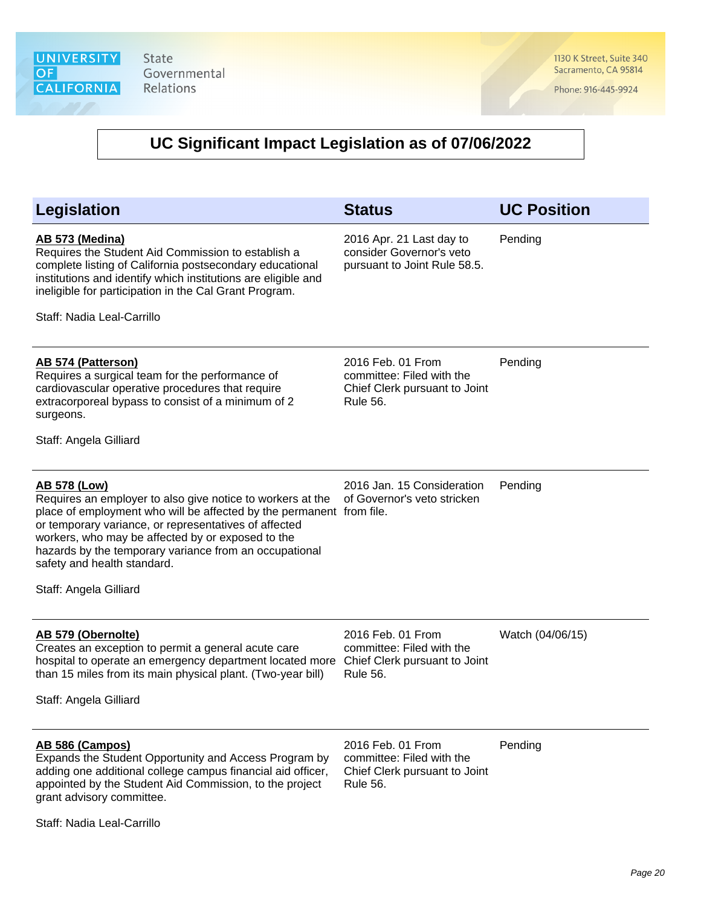# UC Significant Impact Legislation as of 07/06/2022

| Legislation | Status | UC Position |
|---|---|---|
| **AB 573 (Medina)**<br>Requires the Student Aid Commission to establish a complete listing of California postsecondary educational institutions and identify which institutions are eligible and ineligible for participation in the Cal Grant Program.<br><br>Staff: Nadia Leal-Carrillo | 2016 Apr. 21 Last day to consider Governor's veto pursuant to Joint Rule 58.5. | Pending |
| **AB 574 (Patterson)**<br>Requires a surgical team for the performance of cardiovascular operative procedures that require extracorporeal bypass to consist of a minimum of 2 surgeons.<br><br>Staff: Angela Gilliard | 2016 Feb. 01 From committee: Filed with the Chief Clerk pursuant to Joint Rule 56. | Pending |
| **AB 578 (Low)**<br>Requires an employer to also give notice to workers at the place of employment who will be affected by the permanent or temporary variance, or representatives of affected workers, who may be affected by or exposed to the hazards by the temporary variance from an occupational safety and health standard.<br><br>Staff: Angela Gilliard | 2016 Jan. 15 Consideration of Governor's veto stricken from file. | Pending |
| **AB 579 (Obernolte)**<br>Creates an exception to permit a general acute care hospital to operate an emergency department located more than 15 miles from its main physical plant. (Two-year bill)<br><br>Staff: Angela Gilliard | 2016 Feb. 01 From committee: Filed with the Chief Clerk pursuant to Joint Rule 56. | Watch (04/06/15) |
| **AB 586 (Campos)**<br>Expands the Student Opportunity and Access Program by adding one additional college campus financial aid officer, appointed by the Student Aid Commission, to the project grant advisory committee.<br><br>Staff: Nadia Leal-Carrillo | 2016 Feb. 01 From committee: Filed with the Chief Clerk pursuant to Joint Rule 56. | Pending |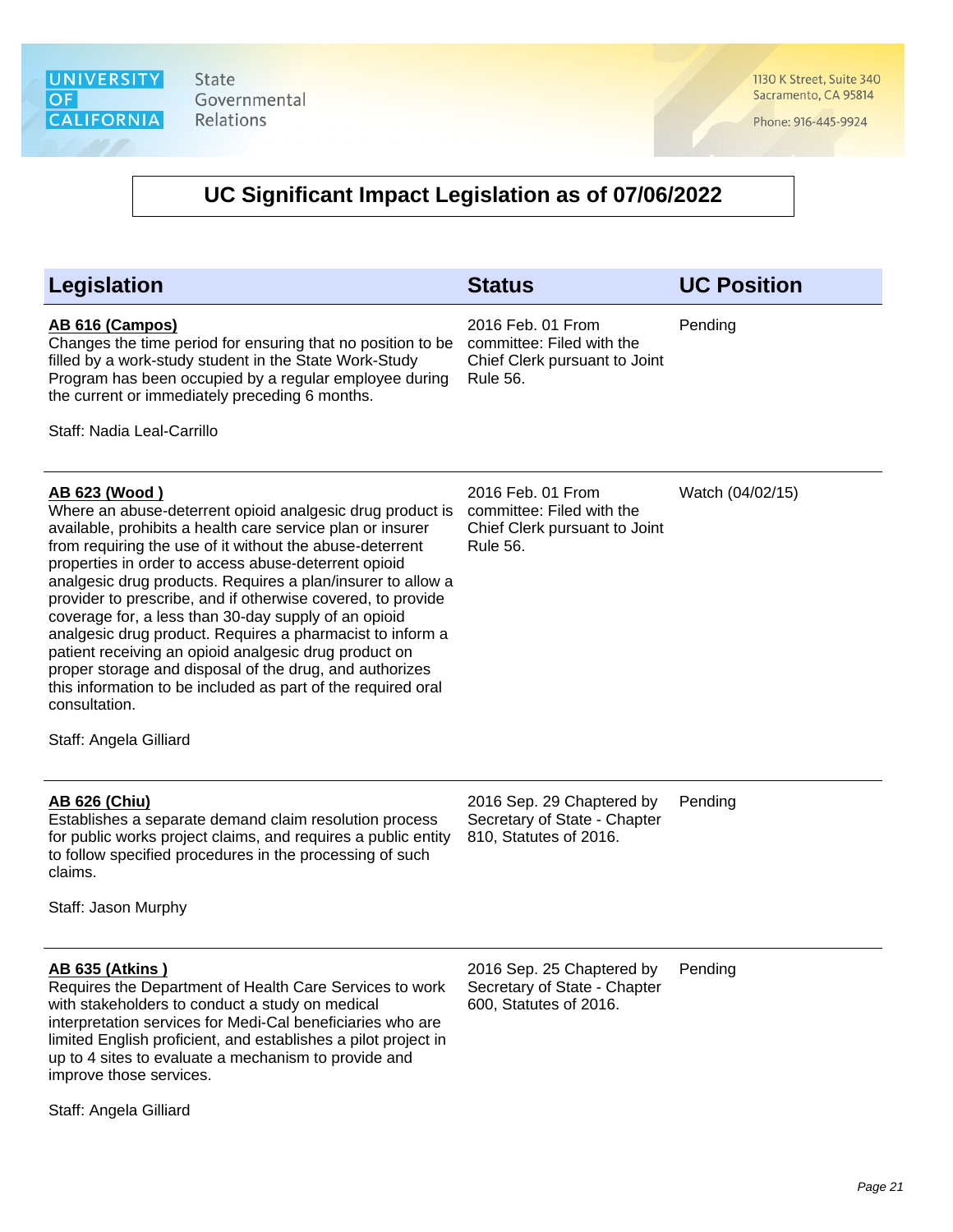# UC Significant Impact Legislation as of 07/06/2022

| Legislation | Status | UC Position |
| --- | --- | --- |
| **AB 616 (Campos)**<br>Changes the time period for ensuring that no position to be filled by a work-study student in the State Work-Study Program has been occupied by a regular employee during the current or immediately preceding 6 months.<br><br>Staff: Nadia Leal-Carrillo | 2016 Feb. 01 From committee: Filed with the Chief Clerk pursuant to Joint Rule 56. | Pending |
| **AB 623 (Wood )**<br>Where an abuse-deterrent opioid analgesic drug product is available, prohibits a health care service plan or insurer from requiring the use of it without the abuse-deterrent properties in order to access abuse-deterrent opioid analgesic drug products. Requires a plan/insurer to allow a provider to prescribe, and if otherwise covered, to provide coverage for, a less than 30-day supply of an opioid analgesic drug product. Requires a pharmacist to inform a patient receiving an opioid analgesic drug product on proper storage and disposal of the drug, and authorizes this information to be included as part of the required oral consultation.<br><br>Staff: Angela Gilliard | 2016 Feb. 01 From committee: Filed with the Chief Clerk pursuant to Joint Rule 56. | Watch (04/02/15) |
| **AB 626 (Chiu)**<br>Establishes a separate demand claim resolution process for public works project claims, and requires a public entity to follow specified procedures in the processing of such claims.<br><br>Staff: Jason Murphy | 2016 Sep. 29 Chaptered by Secretary of State - Chapter 810, Statutes of 2016. | Pending |
| **AB 635 (Atkins )**<br>Requires the Department of Health Care Services to work with stakeholders to conduct a study on medical interpretation services for Medi-Cal beneficiaries who are limited English proficient, and establishes a pilot project in up to 4 sites to evaluate a mechanism to provide and improve those services.<br><br>Staff: Angela Gilliard | 2016 Sep. 25 Chaptered by Secretary of State - Chapter 600, Statutes of 2016. | Pending |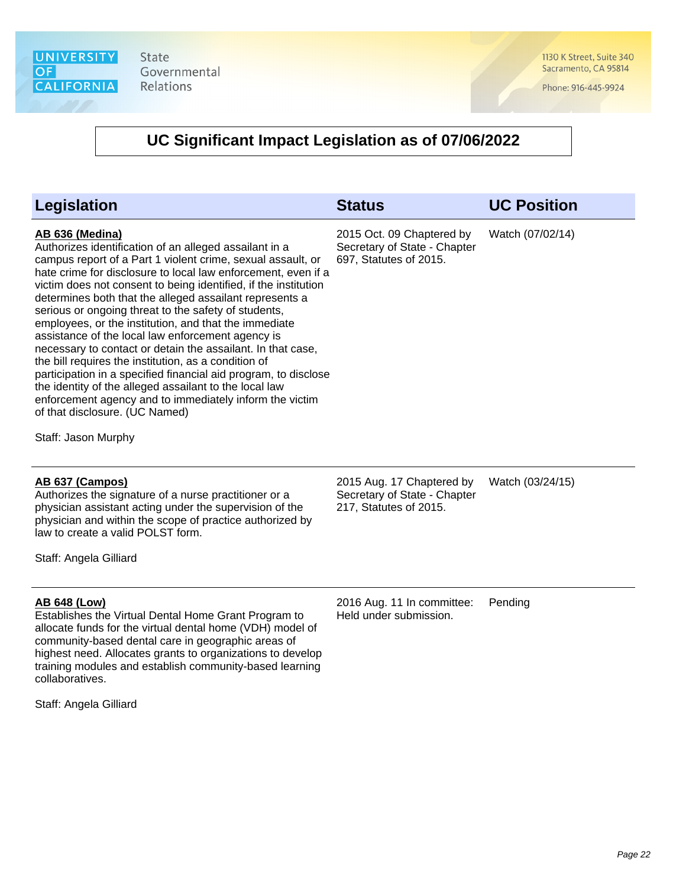# UC Significant Impact Legislation as of 07/06/2022

| Legislation | Status | UC Position |
| --- | --- | --- |
| **AB 636 (Medina)**<br>Authorizes identification of an alleged assailant in a campus report of a Part 1 violent crime, sexual assault, or hate crime for disclosure to local law enforcement, even if a victim does not consent to being identified, if the institution determines both that the alleged assailant represents a serious or ongoing threat to the safety of students, employees, or the institution, and that the immediate assistance of the local law enforcement agency is necessary to contact or detain the assailant. In that case, the bill requires the institution, as a condition of participation in a specified financial aid program, to disclose the identity of the alleged assailant to the local law enforcement agency and to immediately inform the victim of that disclosure. (UC Named)<br><br>Staff: Jason Murphy | 2015 Oct. 09 Chaptered by Secretary of State - Chapter 697, Statutes of 2015. | Watch (07/02/14) |
| **AB 637 (Campos)**<br>Authorizes the signature of a nurse practitioner or a physician assistant acting under the supervision of the physician and within the scope of practice authorized by law to create a valid POLST form.<br><br>Staff: Angela Gilliard | 2015 Aug. 17 Chaptered by Secretary of State - Chapter 217, Statutes of 2015. | Watch (03/24/15) |
| **AB 648 (Low)**<br>Establishes the Virtual Dental Home Grant Program to allocate funds for the virtual dental home (VDH) model of community-based dental care in geographic areas of highest need. Allocates grants to organizations to develop training modules and establish community-based learning collaboratives.<br><br>Staff: Angela Gilliard | 2016 Aug. 11 In committee: Held under submission. | Pending |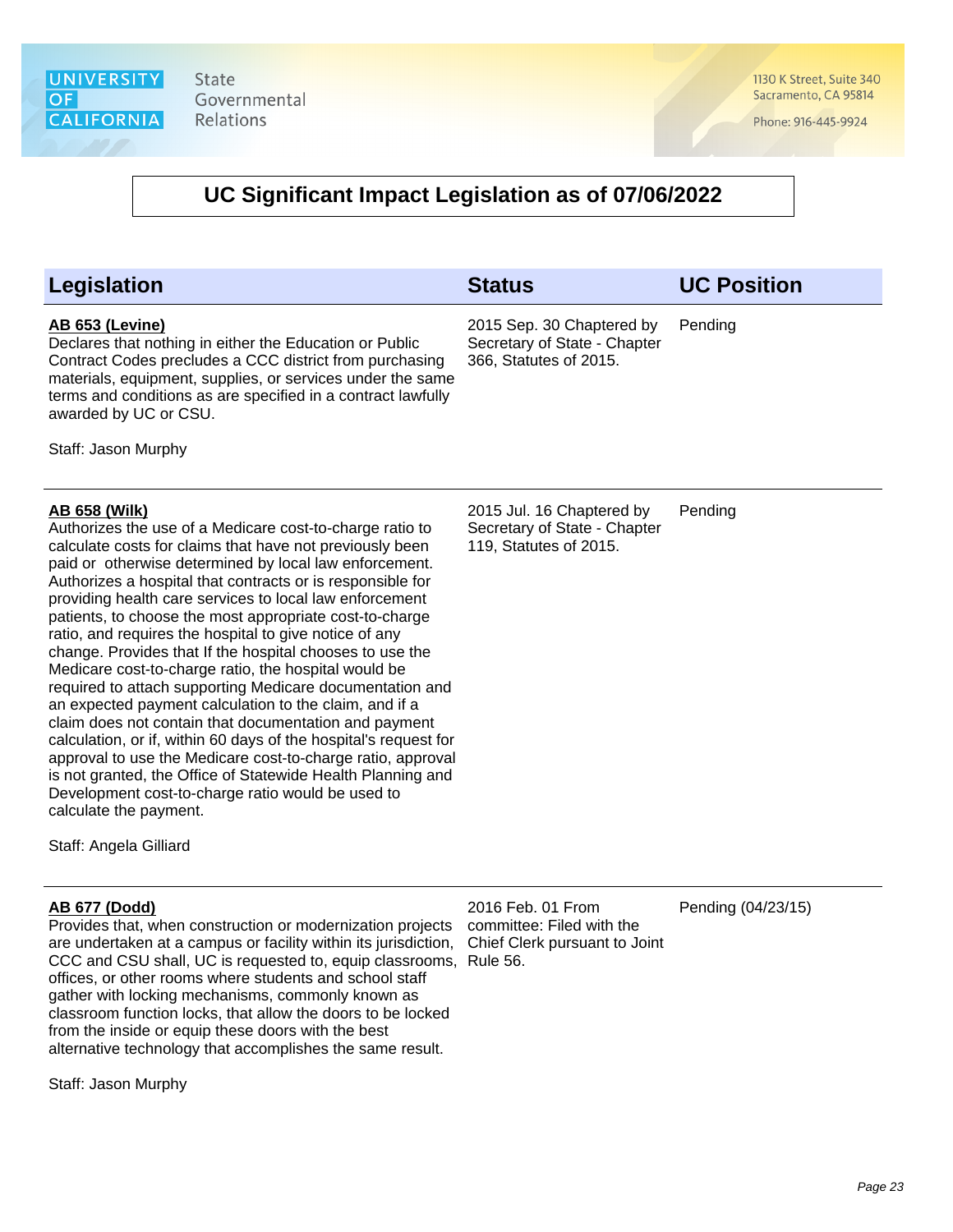# UC Significant Impact Legislation as of 07/06/2022

| Legislation | Status | UC Position |
| --- | --- | --- |
| **AB 653 (Levine)**<br>Declares that nothing in either the Education or Public Contract Codes precludes a CCC district from purchasing materials, equipment, supplies, or services under the same terms and conditions as are specified in a contract lawfully awarded by UC or CSU.<br><br>Staff: Jason Murphy | 2015 Sep. 30 Chaptered by Secretary of State - Chapter 366, Statutes of 2015. | Pending |
| **AB 658 (Wilk)**<br>Authorizes the use of a Medicare cost-to-charge ratio to calculate costs for claims that have not previously been paid or otherwise determined by local law enforcement. Authorizes a hospital that contracts or is responsible for providing health care services to local law enforcement patients, to choose the most appropriate cost-to-charge ratio, and requires the hospital to give notice of any change. Provides that If the hospital chooses to use the Medicare cost-to-charge ratio, the hospital would be required to attach supporting Medicare documentation and an expected payment calculation to the claim, and if a claim does not contain that documentation and payment calculation, or if, within 60 days of the hospital's request for approval to use the Medicare cost-to-charge ratio, approval is not granted, the Office of Statewide Health Planning and Development cost-to-charge ratio would be used to calculate the payment.<br><br>Staff: Angela Gilliard | 2015 Jul. 16 Chaptered by Secretary of State - Chapter 119, Statutes of 2015. | Pending |
| **AB 677 (Dodd)**<br>Provides that, when construction or modernization projects are undertaken at a campus or facility within its jurisdiction, CCC and CSU shall, UC is requested to, equip classrooms, offices, or other rooms where students and school staff gather with locking mechanisms, commonly known as classroom function locks, that allow the doors to be locked from the inside or equip these doors with the best alternative technology that accomplishes the same result.<br><br>Staff: Jason Murphy | 2016 Feb. 01 From committee: Filed with the Chief Clerk pursuant to Joint Rule 56. | Pending (04/23/15) |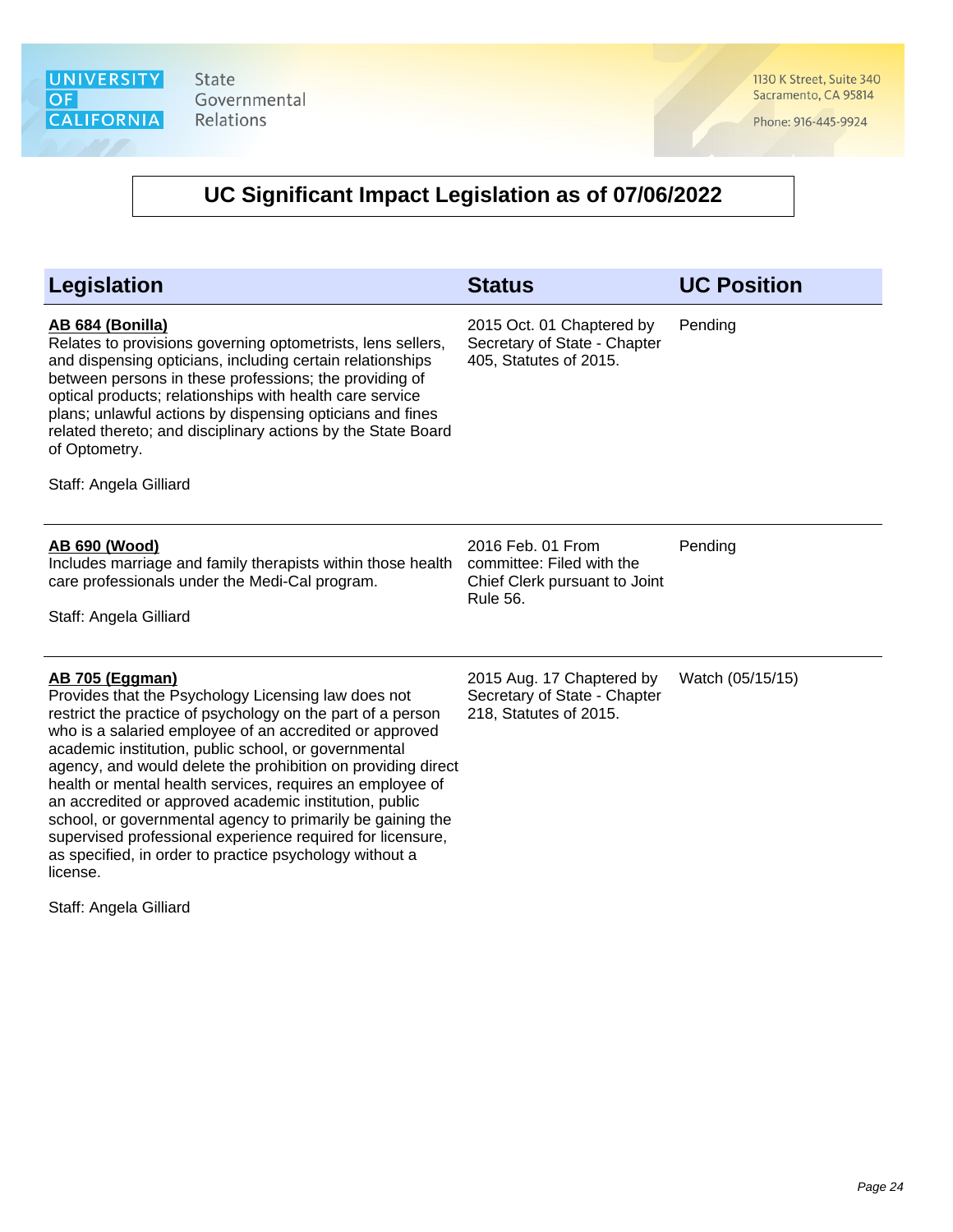# UC Significant Impact Legislation as of 07/06/2022

| Legislation | Status | UC Position |
|---|---|---|
| **AB 684 (Bonilla)**<br>Relates to provisions governing optometrists, lens sellers, and dispensing opticians, including certain relationships between persons in these professions; the providing of optical products; relationships with health care service plans; unlawful actions by dispensing opticians and fines related thereto; and disciplinary actions by the State Board of Optometry.<br><br>Staff: Angela Gilliard | 2015 Oct. 01 Chaptered by Secretary of State - Chapter 405, Statutes of 2015. | Pending |
| **AB 690 (Wood)**<br>Includes marriage and family therapists within those health care professionals under the Medi-Cal program.<br><br>Staff: Angela Gilliard | 2016 Feb. 01 From committee: Filed with the Chief Clerk pursuant to Joint Rule 56. | Pending |
| **AB 705 (Eggman)**<br>Provides that the Psychology Licensing law does not restrict the practice of psychology on the part of a person who is a salaried employee of an accredited or approved academic institution, public school, or governmental agency, and would delete the prohibition on providing direct health or mental health services, requires an employee of an accredited or approved academic institution, public school, or governmental agency to primarily be gaining the supervised professional experience required for licensure, as specified, in order to practice psychology without a license.<br><br>Staff: Angela Gilliard | 2015 Aug. 17 Chaptered by Secretary of State - Chapter 218, Statutes of 2015. | Watch (05/15/15) |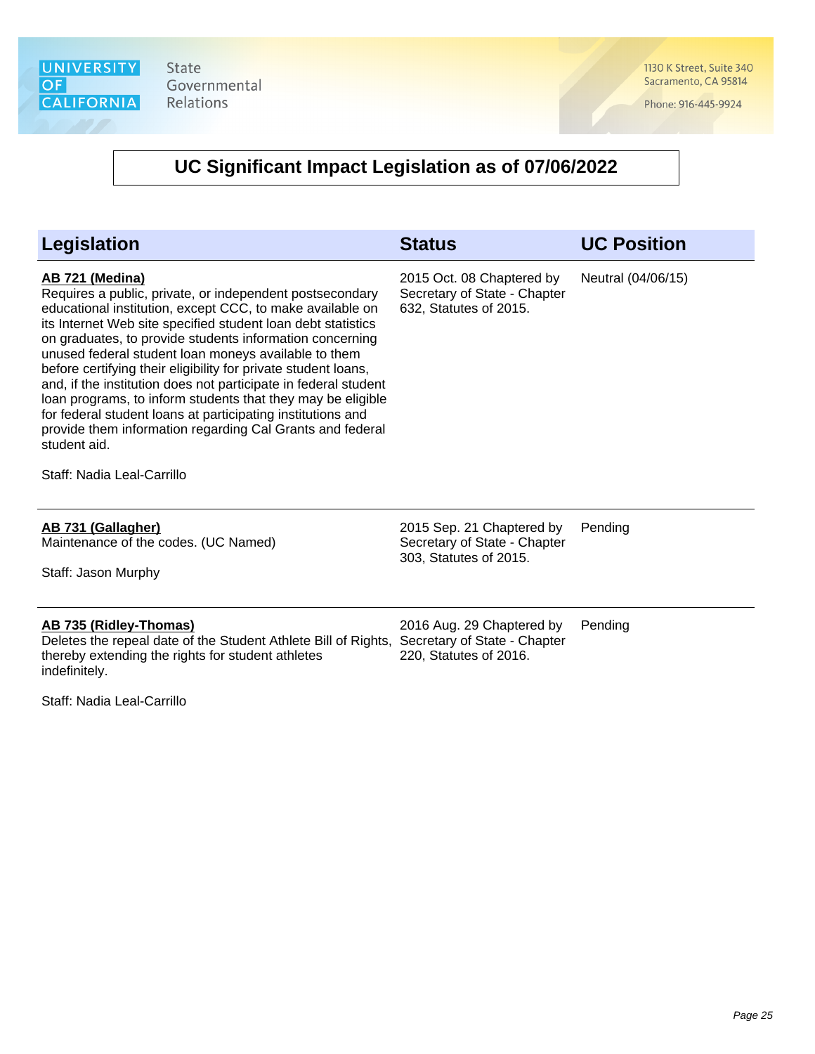# UC Significant Impact Legislation as of 07/06/2022

| Legislation | Status | UC Position |
| --- | --- | --- |
| **AB 721 (Medina)**<br>Requires a public, private, or independent postsecondary educational institution, except CCC, to make available on its Internet Web site specified student loan debt statistics on graduates, to provide students information concerning unused federal student loan moneys available to them before certifying their eligibility for private student loans, and, if the institution does not participate in federal student loan programs, to inform students that they may be eligible for federal student loans at participating institutions and provide them information regarding Cal Grants and federal student aid.<br><br>Staff: Nadia Leal-Carrillo | 2015 Oct. 08 Chaptered by Secretary of State - Chapter 632, Statutes of 2015. | Neutral (04/06/15) |
| **AB 731 (Gallagher)**<br>Maintenance of the codes. (UC Named)<br><br>Staff: Jason Murphy | 2015 Sep. 21 Chaptered by Secretary of State - Chapter 303, Statutes of 2015. | Pending |
| **AB 735 (Ridley-Thomas)**<br>Deletes the repeal date of the Student Athlete Bill of Rights, thereby extending the rights for student athletes indefinitely.<br><br>Staff: Nadia Leal-Carrillo | 2016 Aug. 29 Chaptered by Secretary of State - Chapter 220, Statutes of 2016. | Pending |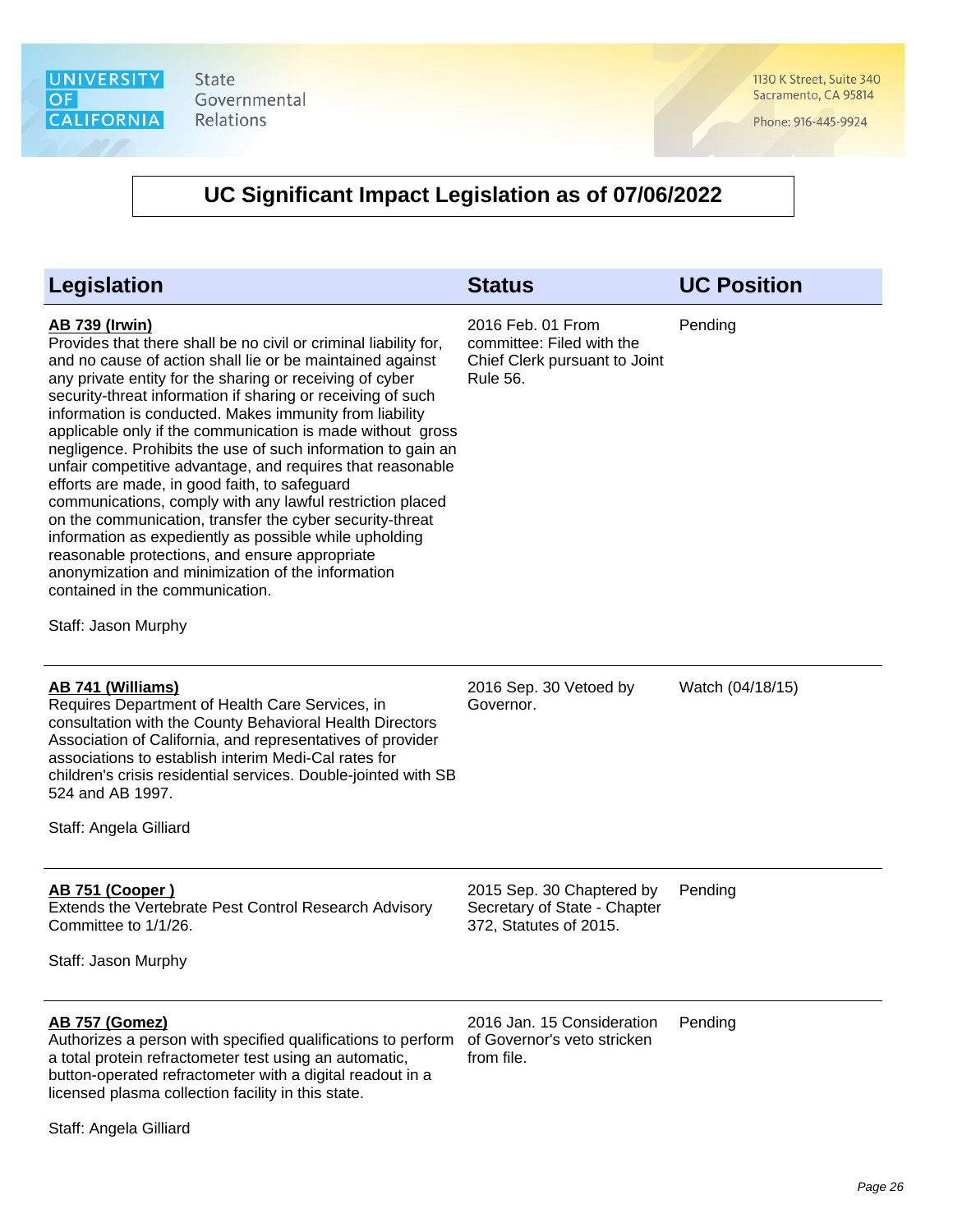# UC Significant Impact Legislation as of 07/06/2022

| Legislation | Status | UC Position |
| --- | --- | --- |
| **AB 739 (Irwin)**<br>Provides that there shall be no civil or criminal liability for, and no cause of action shall lie or be maintained against any private entity for the sharing or receiving of cyber security-threat information if sharing or receiving of such information is conducted. Makes immunity from liability applicable only if the communication is made without gross negligence. Prohibits the use of such information to gain an unfair competitive advantage, and requires that reasonable efforts are made, in good faith, to safeguard communications, comply with any lawful restriction placed on the communication, transfer the cyber security-threat information as expediently as possible while upholding reasonable protections, and ensure appropriate anonymization and minimization of the information contained in the communication.<br><br>Staff: Jason Murphy | 2016 Feb. 01 From committee: Filed with the Chief Clerk pursuant to Joint Rule 56. | Pending |
| **AB 741 (Williams)**<br>Requires Department of Health Care Services, in consultation with the County Behavioral Health Directors Association of California, and representatives of provider associations to establish interim Medi-Cal rates for children's crisis residential services. Double-jointed with SB 524 and AB 1997.<br><br>Staff: Angela Gilliard | 2016 Sep. 30 Vetoed by Governor. | Watch (04/18/15) |
| **AB 751 (Cooper )**<br>Extends the Vertebrate Pest Control Research Advisory Committee to 1/1/26.<br><br>Staff: Jason Murphy | 2015 Sep. 30 Chaptered by Secretary of State - Chapter 372, Statutes of 2015. | Pending |
| **AB 757 (Gomez)**<br>Authorizes a person with specified qualifications to perform a total protein refractometer test using an automatic, button-operated refractometer with a digital readout in a licensed plasma collection facility in this state.<br><br>Staff: Angela Gilliard | 2016 Jan. 15 Consideration of Governor's veto stricken from file. | Pending |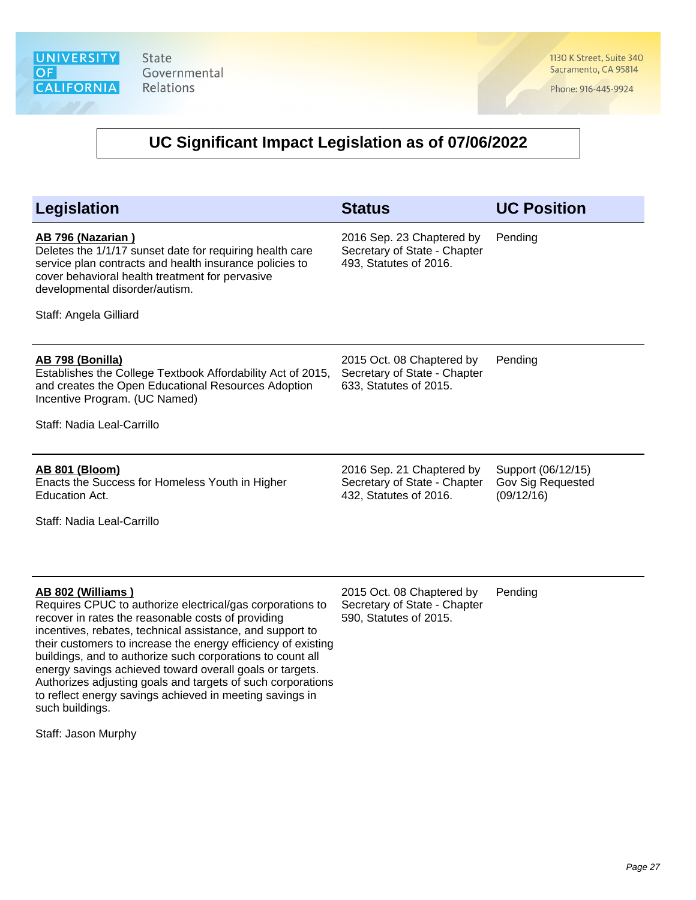# UC Significant Impact Legislation as of 07/06/2022

| Legislation | Status | UC Position |
|---|---|---|
| **AB 796 (Nazarian )**<br>Deletes the 1/1/17 sunset date for requiring health care service plan contracts and health insurance policies to cover behavioral health treatment for pervasive developmental disorder/autism.<br><br>Staff: Angela Gilliard | 2016 Sep. 23 Chaptered by Secretary of State - Chapter 493, Statutes of 2016. | Pending |
| **AB 798 (Bonilla)**<br>Establishes the College Textbook Affordability Act of 2015, and creates the Open Educational Resources Adoption Incentive Program. (UC Named)<br><br>Staff: Nadia Leal-Carrillo | 2015 Oct. 08 Chaptered by Secretary of State - Chapter 633, Statutes of 2015. | Pending |
| **AB 801 (Bloom)**<br>Enacts the Success for Homeless Youth in Higher Education Act.<br><br>Staff: Nadia Leal-Carrillo | 2016 Sep. 21 Chaptered by Secretary of State - Chapter 432, Statutes of 2016. | Support (06/12/15)<br>Gov Sig Requested (09/12/16) |
| **AB 802 (Williams )**<br>Requires CPUC to authorize electrical/gas corporations to recover in rates the reasonable costs of providing incentives, rebates, technical assistance, and support to their customers to increase the energy efficiency of existing buildings, and to authorize such corporations to count all energy savings achieved toward overall goals or targets. Authorizes adjusting goals and targets of such corporations to reflect energy savings achieved in meeting savings in such buildings.<br><br>Staff: Jason Murphy | 2015 Oct. 08 Chaptered by Secretary of State - Chapter 590, Statutes of 2015. | Pending |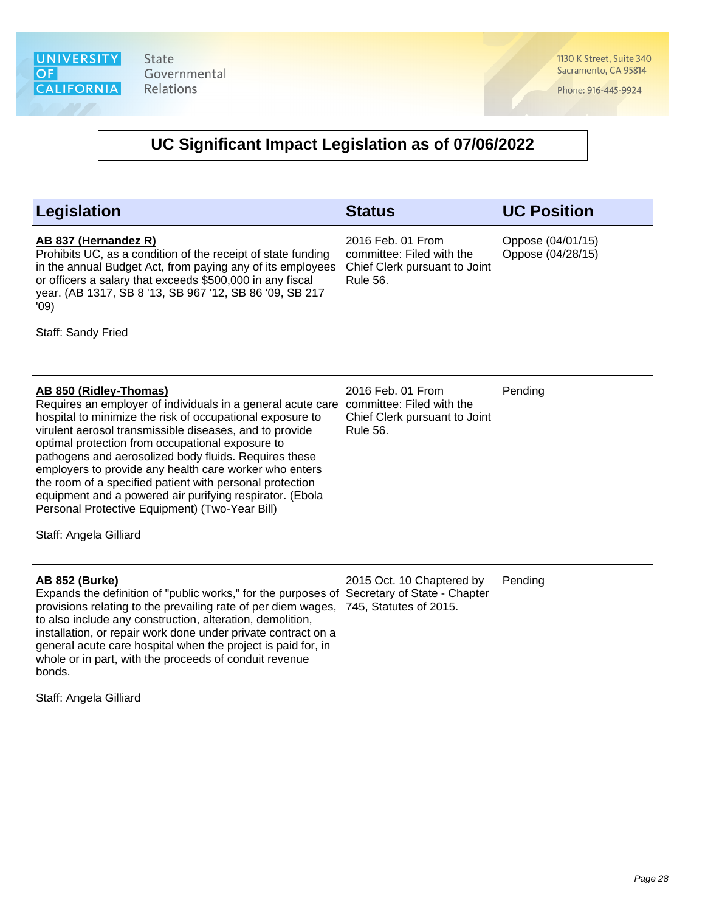# UC Significant Impact Legislation as of 07/06/2022

| Legislation | Status | UC Position |
|---|---|---|
| **AB 837 (Hernandez R)**<br>Prohibits UC, as a condition of the receipt of state funding in the annual Budget Act, from paying any of its employees or officers a salary that exceeds $500,000 in any fiscal year. (AB 1317, SB 8 '13, SB 967 '12, SB 86 '09, SB 217 '09)<br><br>Staff: Sandy Fried | 2016 Feb. 01 From committee: Filed with the Chief Clerk pursuant to Joint Rule 56. | Oppose (04/01/15)<br>Oppose (04/28/15) |
| **AB 850 (Ridley-Thomas)**<br>Requires an employer of individuals in a general acute care hospital to minimize the risk of occupational exposure to virulent aerosol transmissible diseases, and to provide optimal protection from occupational exposure to pathogens and aerosolized body fluids. Requires these employers to provide any health care worker who enters the room of a specified patient with personal protection equipment and a powered air purifying respirator. (Ebola Personal Protective Equipment) (Two-Year Bill)<br><br>Staff: Angela Gilliard | 2016 Feb. 01 From committee: Filed with the Chief Clerk pursuant to Joint Rule 56. | Pending |
| **AB 852 (Burke)**<br>Expands the definition of "public works," for the purposes of provisions relating to the prevailing rate of per diem wages, to also include any construction, alteration, demolition, installation, or repair work done under private contract on a general acute care hospital when the project is paid for, in whole or in part, with the proceeds of conduit revenue bonds.<br><br>Staff: Angela Gilliard | 2015 Oct. 10 Chaptered by Secretary of State - Chapter 745, Statutes of 2015. | Pending |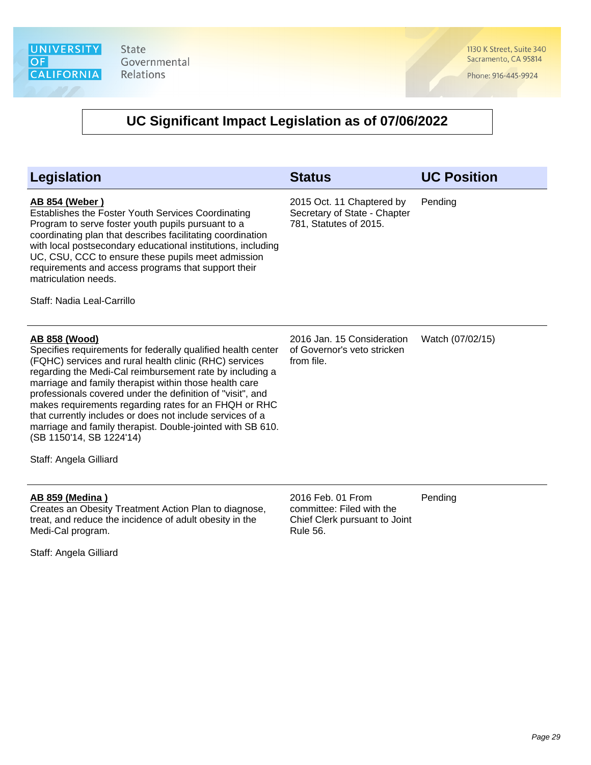# UC Significant Impact Legislation as of 07/06/2022

| Legislation | Status | UC Position |
|---|---|---|
| **AB 854 (Weber )**<br>Establishes the Foster Youth Services Coordinating Program to serve foster youth pupils pursuant to a coordinating plan that describes facilitating coordination with local postsecondary educational institutions, including UC, CSU, CCC to ensure these pupils meet admission requirements and access programs that support their matriculation needs.<br><br>Staff: Nadia Leal-Carrillo | 2015 Oct. 11 Chaptered by Secretary of State - Chapter 781, Statutes of 2015. | Pending |
| **AB 858 (Wood)**<br>Specifies requirements for federally qualified health center (FQHC) services and rural health clinic (RHC) services regarding the Medi-Cal reimbursement rate by including a marriage and family therapist within those health care professionals covered under the definition of "visit", and makes requirements regarding rates for an FHQH or RHC that currently includes or does not include services of a marriage and family therapist. Double-jointed with SB 610. (SB 1150'14, SB 1224'14)<br><br>Staff: Angela Gilliard | 2016 Jan. 15 Consideration of Governor's veto stricken from file. | Watch (07/02/15) |
| **AB 859 (Medina )**<br>Creates an Obesity Treatment Action Plan to diagnose, treat, and reduce the incidence of adult obesity in the Medi-Cal program.<br><br>Staff: Angela Gilliard | 2016 Feb. 01 From committee: Filed with the Chief Clerk pursuant to Joint Rule 56. | Pending |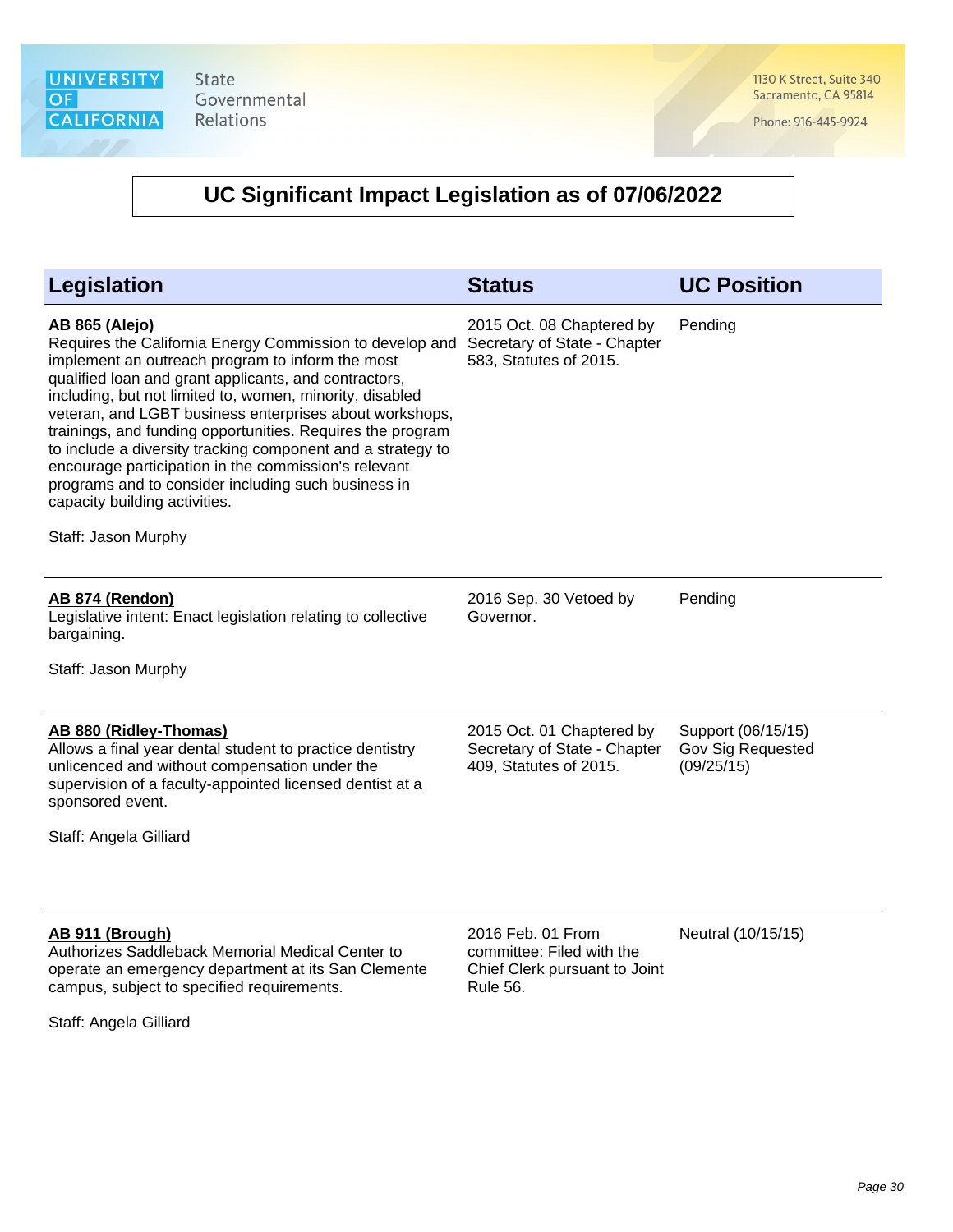# UC Significant Impact Legislation as of 07/06/2022

| Legislation | Status | UC Position |
|---|---|---|
| **AB 865 (Alejo)**<br>Requires the California Energy Commission to develop and implement an outreach program to inform the most qualified loan and grant applicants, and contractors, including, but not limited to, women, minority, disabled veteran, and LGBT business enterprises about workshops, trainings, and funding opportunities. Requires the program to include a diversity tracking component and a strategy to encourage participation in the commission's relevant programs and to consider including such business in capacity building activities.<br><br>Staff: Jason Murphy | 2015 Oct. 08 Chaptered by Secretary of State - Chapter 583, Statutes of 2015. | Pending |
| **AB 874 (Rendon)**<br>Legislative intent: Enact legislation relating to collective bargaining.<br><br>Staff: Jason Murphy | 2016 Sep. 30 Vetoed by Governor. | Pending |
| **AB 880 (Ridley-Thomas)**<br>Allows a final year dental student to practice dentistry unlicenced and without compensation under the supervision of a faculty-appointed licensed dentist at a sponsored event.<br><br>Staff: Angela Gilliard | 2015 Oct. 01 Chaptered by Secretary of State - Chapter 409, Statutes of 2015. | Support (06/15/15)<br>Gov Sig Requested (09/25/15) |
| **AB 911 (Brough)**<br>Authorizes Saddleback Memorial Medical Center to operate an emergency department at its San Clemente campus, subject to specified requirements.<br><br>Staff: Angela Gilliard | 2016 Feb. 01 From committee: Filed with the Chief Clerk pursuant to Joint Rule 56. | Neutral (10/15/15) |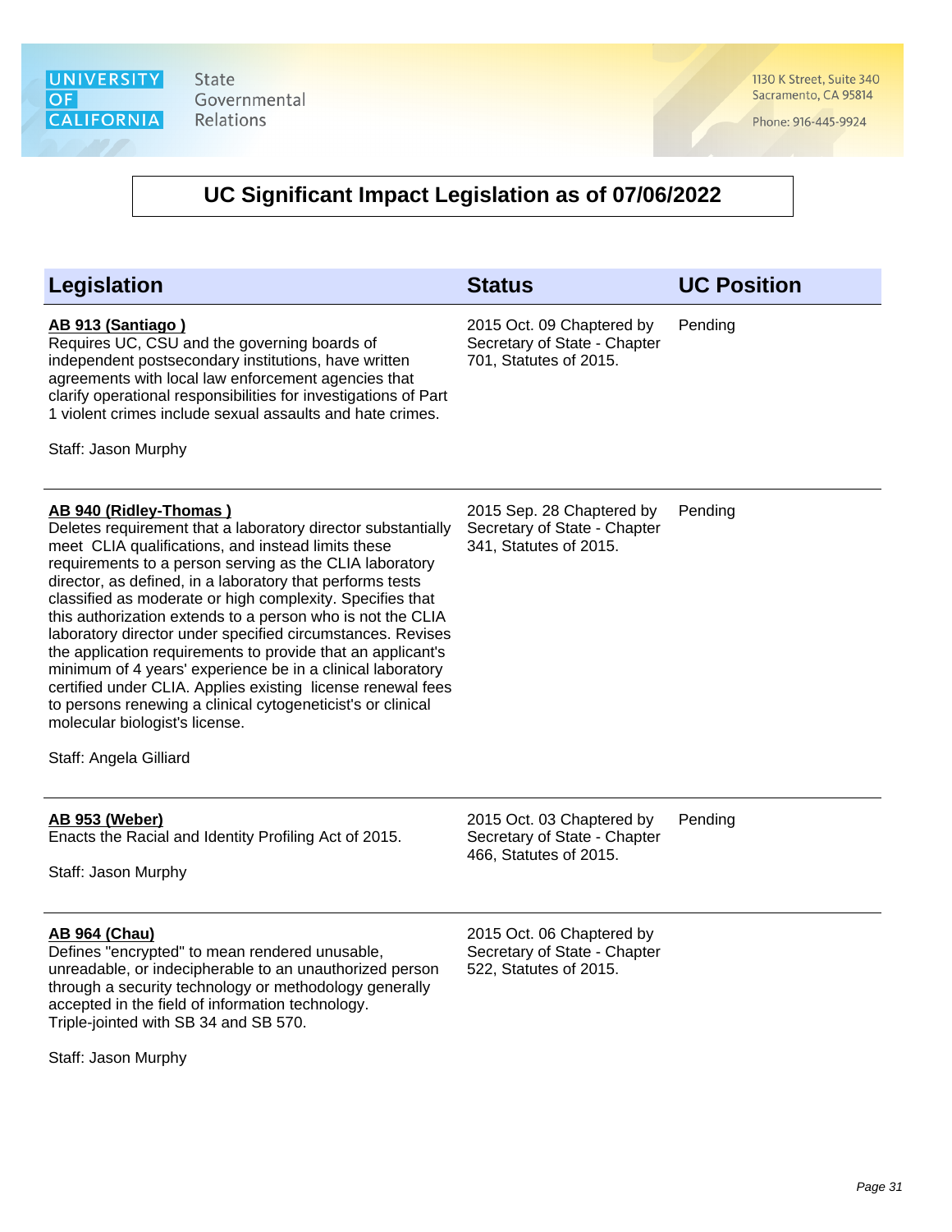# UC Significant Impact Legislation as of 07/06/2022

| Legislation | Status | UC Position |
|---|---|---|
| **AB 913 (Santiago )**<br>Requires UC, CSU and the governing boards of independent postsecondary institutions, have written agreements with local law enforcement agencies that clarify operational responsibilities for investigations of Part 1 violent crimes include sexual assaults and hate crimes.<br><br>Staff: Jason Murphy | 2015 Oct. 09 Chaptered by Secretary of State - Chapter 701, Statutes of 2015. | Pending |
| **AB 940 (Ridley-Thomas )**<br>Deletes requirement that a laboratory director substantially meet CLIA qualifications, and instead limits these requirements to a person serving as the CLIA laboratory director, as defined, in a laboratory that performs tests classified as moderate or high complexity. Specifies that this authorization extends to a person who is not the CLIA laboratory director under specified circumstances. Revises the application requirements to provide that an applicant's minimum of 4 years' experience be in a clinical laboratory certified under CLIA. Applies existing license renewal fees to persons renewing a clinical cytogeneticist's or clinical molecular biologist's license.<br><br>Staff: Angela Gilliard | 2015 Sep. 28 Chaptered by Secretary of State - Chapter 341, Statutes of 2015. | Pending |
| **AB 953 (Weber)**<br>Enacts the Racial and Identity Profiling Act of 2015.<br><br>Staff: Jason Murphy | 2015 Oct. 03 Chaptered by Secretary of State - Chapter 466, Statutes of 2015. | Pending |
| **AB 964 (Chau)**<br>Defines "encrypted" to mean rendered unusable, unreadable, or indecipherable to an unauthorized person through a security technology or methodology generally accepted in the field of information technology. Triple-jointed with SB 34 and SB 570.<br><br>Staff: Jason Murphy | 2015 Oct. 06 Chaptered by Secretary of State - Chapter 522, Statutes of 2015. | |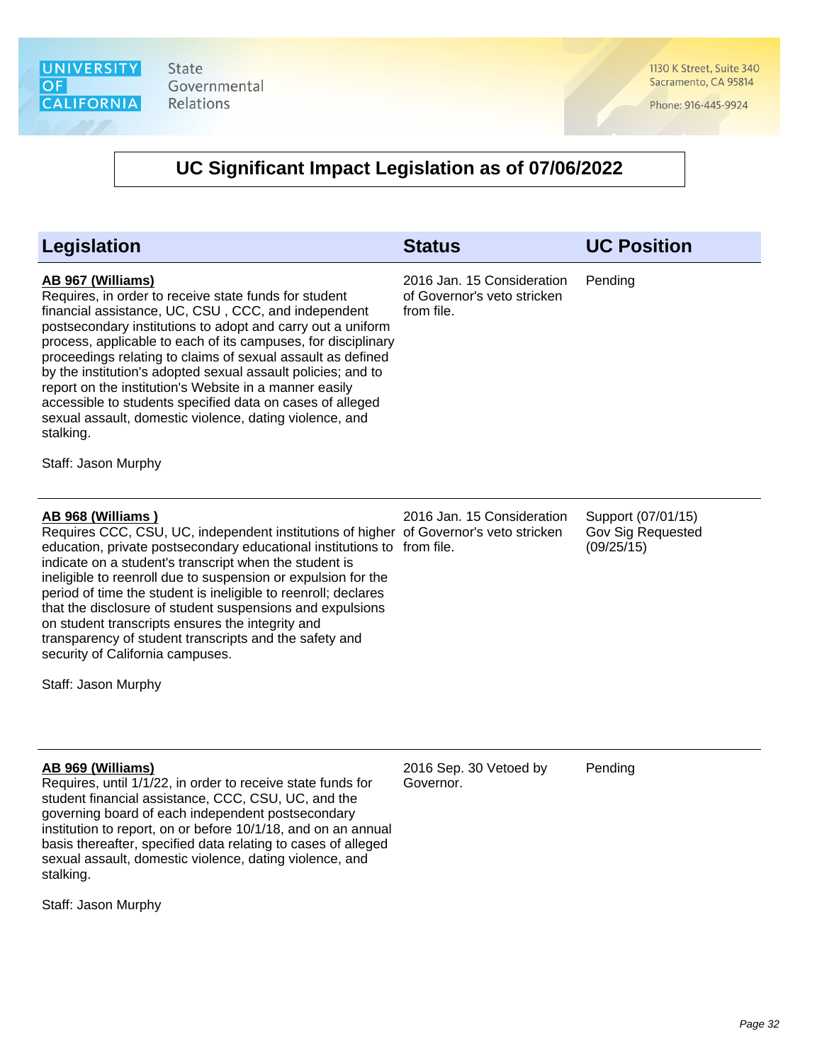## UC Significant Impact Legislation as of 07/06/2022

| Legislation | Status | UC Position |
|---|---|---|
| **AB 967 (Williams)**<br>Requires, in order to receive state funds for student financial assistance, UC, CSU , CCC, and independent postsecondary institutions to adopt and carry out a uniform process, applicable to each of its campuses, for disciplinary proceedings relating to claims of sexual assault as defined by the institution's adopted sexual assault policies; and to report on the institution's Website in a manner easily accessible to students specified data on cases of alleged sexual assault, domestic violence, dating violence, and stalking.<br><br>Staff: Jason Murphy | 2016 Jan. 15 Consideration of Governor's veto stricken from file. | Pending |
| **AB 968 (Williams )**<br>Requires CCC, CSU, UC, independent institutions of higher education, private postsecondary educational institutions to indicate on a student's transcript when the student is ineligible to reenroll due to suspension or expulsion for the period of time the student is ineligible to reenroll; declares that the disclosure of student suspensions and expulsions on student transcripts ensures the integrity and transparency of student transcripts and the safety and security of California campuses.<br><br>Staff: Jason Murphy | 2016 Jan. 15 Consideration of Governor's veto stricken from file. | Support (07/01/15)<br>Gov Sig Requested (09/25/15) |
| **AB 969 (Williams)**<br>Requires, until 1/1/22, in order to receive state funds for student financial assistance, CCC, CSU, UC, and the governing board of each independent postsecondary institution to report, on or before 10/1/18, and on an annual basis thereafter, specified data relating to cases of alleged sexual assault, domestic violence, dating violence, and stalking.<br><br>Staff: Jason Murphy | 2016 Sep. 30 Vetoed by Governor. | Pending |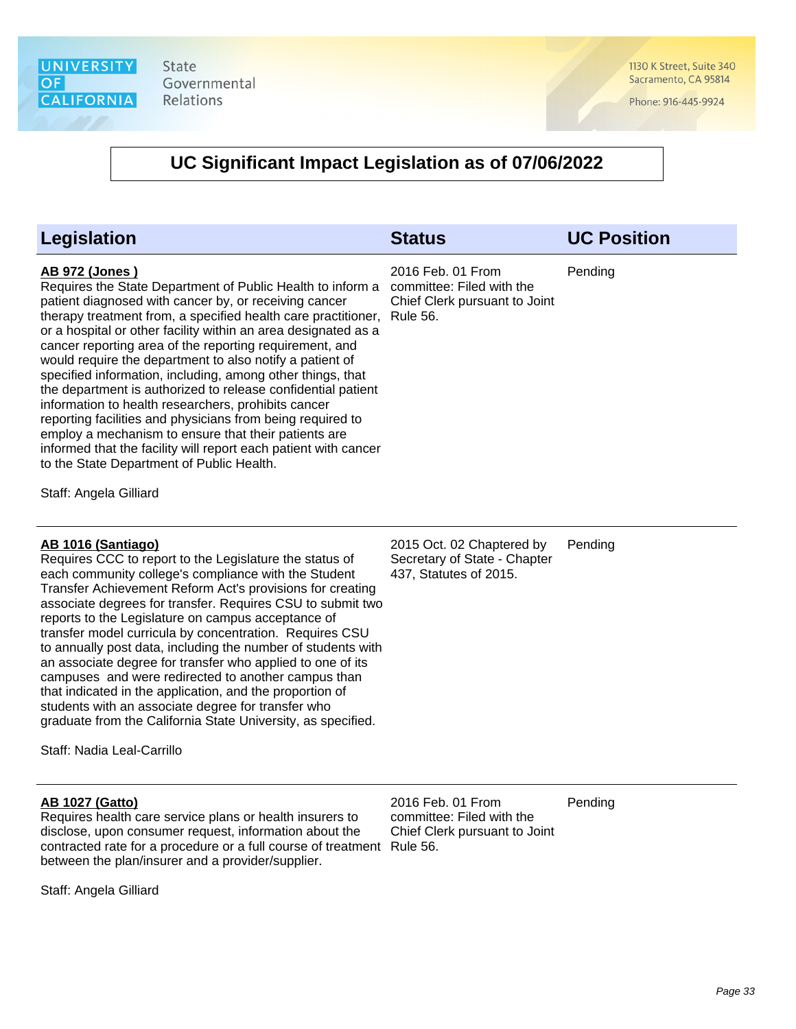# UC Significant Impact Legislation as of 07/06/2022

| Legislation | Status | UC Position |
| --- | --- | --- |
| **AB 972 (Jones )**<br>Requires the State Department of Public Health to inform a patient diagnosed with cancer by, or receiving cancer therapy treatment from, a specified health care practitioner, or a hospital or other facility within an area designated as a cancer reporting area of the reporting requirement, and would require the department to also notify a patient of specified information, including, among other things, that the department is authorized to release confidential patient information to health researchers, prohibits cancer reporting facilities and physicians from being required to employ a mechanism to ensure that their patients are informed that the facility will report each patient with cancer to the State Department of Public Health.<br><br>Staff: Angela Gilliard | 2016 Feb. 01 From committee: Filed with the Chief Clerk pursuant to Joint Rule 56. | Pending |
| **AB 1016 (Santiago)**<br>Requires CCC to report to the Legislature the status of each community college's compliance with the Student Transfer Achievement Reform Act's provisions for creating associate degrees for transfer. Requires CSU to submit two reports to the Legislature on campus acceptance of transfer model curricula by concentration. Requires CSU to annually post data, including the number of students with an associate degree for transfer who applied to one of its campuses and were redirected to another campus than that indicated in the application, and the proportion of students with an associate degree for transfer who graduate from the California State University, as specified.<br><br>Staff: Nadia Leal-Carrillo | 2015 Oct. 02 Chaptered by Secretary of State - Chapter 437, Statutes of 2015. | Pending |
| **AB 1027 (Gatto)**<br>Requires health care service plans or health insurers to disclose, upon consumer request, information about the contracted rate for a procedure or a full course of treatment between the plan/insurer and a provider/supplier.<br><br>Staff: Angela Gilliard | 2016 Feb. 01 From committee: Filed with the Chief Clerk pursuant to Joint Rule 56. | Pending |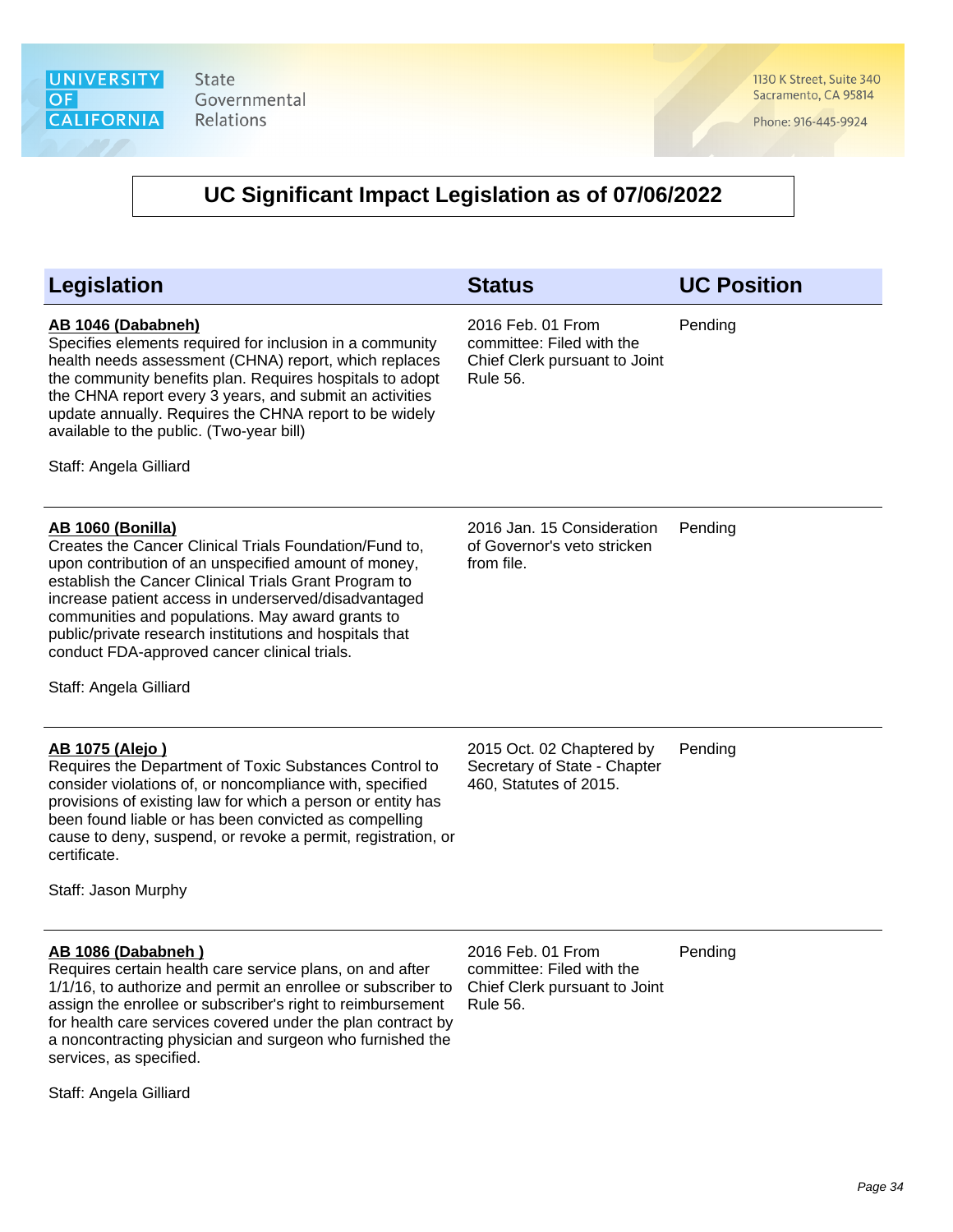# UC Significant Impact Legislation as of 07/06/2022

| Legislation | Status | UC Position |
|---|---|---|
| **AB 1046 (Dababneh)**<br>Specifies elements required for inclusion in a community health needs assessment (CHNA) report, which replaces the community benefits plan. Requires hospitals to adopt the CHNA report every 3 years, and submit an activities update annually. Requires the CHNA report to be widely available to the public. (Two-year bill)<br><br>Staff: Angela Gilliard | 2016 Feb. 01 From committee: Filed with the Chief Clerk pursuant to Joint Rule 56. | Pending |
| **AB 1060 (Bonilla)**<br>Creates the Cancer Clinical Trials Foundation/Fund to, upon contribution of an unspecified amount of money, establish the Cancer Clinical Trials Grant Program to increase patient access in underserved/disadvantaged communities and populations. May award grants to public/private research institutions and hospitals that conduct FDA-approved cancer clinical trials.<br><br>Staff: Angela Gilliard | 2016 Jan. 15 Consideration of Governor's veto stricken from file. | Pending |
| **AB 1075 (Alejo )**<br>Requires the Department of Toxic Substances Control to consider violations of, or noncompliance with, specified provisions of existing law for which a person or entity has been found liable or has been convicted as compelling cause to deny, suspend, or revoke a permit, registration, or certificate.<br><br>Staff: Jason Murphy | 2015 Oct. 02 Chaptered by Secretary of State - Chapter 460, Statutes of 2015. | Pending |
| **AB 1086 (Dababneh )**<br>Requires certain health care service plans, on and after 1/1/16, to authorize and permit an enrollee or subscriber to assign the enrollee or subscriber's right to reimbursement for health care services covered under the plan contract by a noncontracting physician and surgeon who furnished the services, as specified.<br><br>Staff: Angela Gilliard | 2016 Feb. 01 From committee: Filed with the Chief Clerk pursuant to Joint Rule 56. | Pending |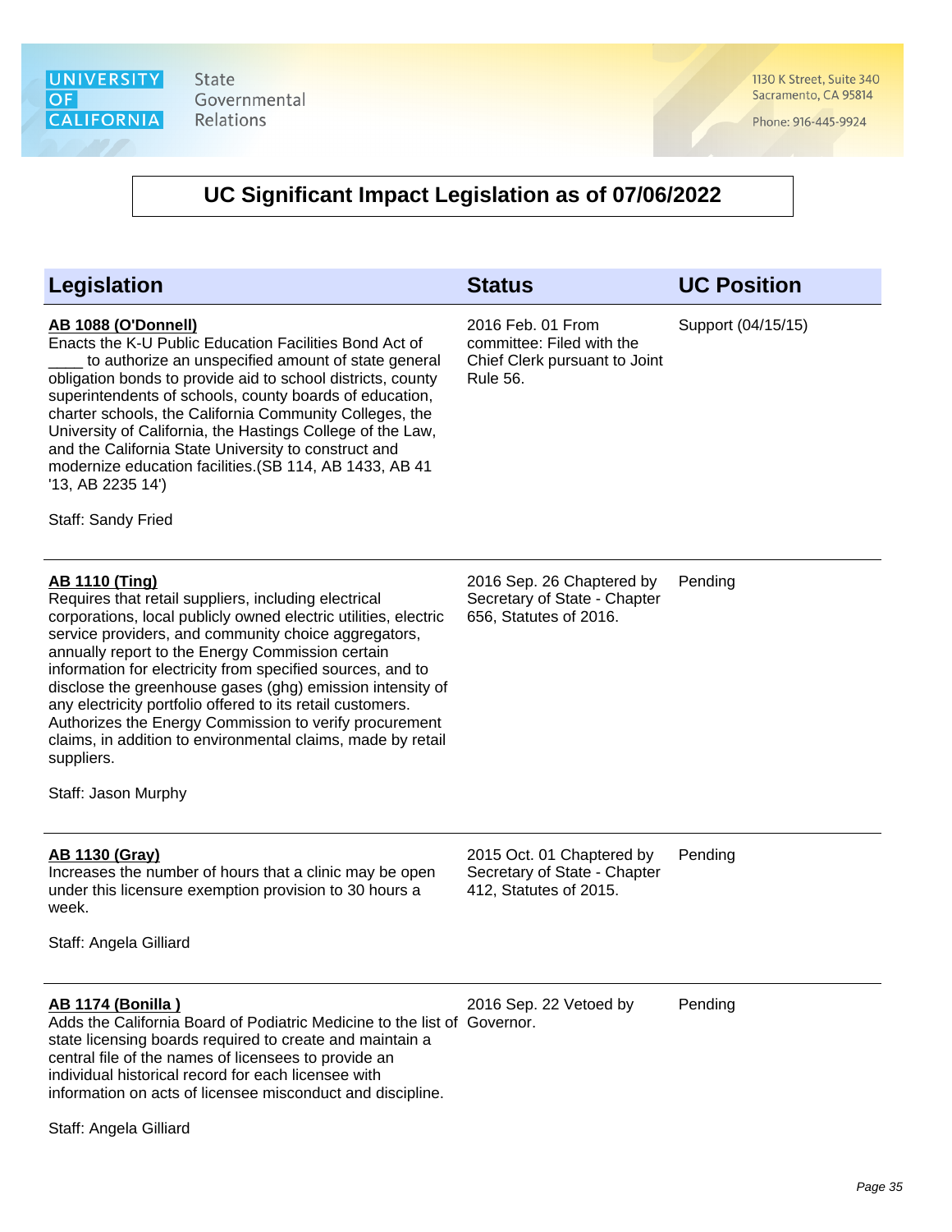# UC Significant Impact Legislation as of 07/06/2022

| Legislation | Status | UC Position |
|---|---|---|
| **AB 1088 (O'Donnell)**<br>Enacts the K-U Public Education Facilities Bond Act of ____ to authorize an unspecified amount of state general obligation bonds to provide aid to school districts, county superintendents of schools, county boards of education, charter schools, the California Community Colleges, the University of California, the Hastings College of the Law, and the California State University to construct and modernize education facilities.(SB 114, AB 1433, AB 41 '13, AB 2235 14')<br><br>Staff: Sandy Fried | 2016 Feb. 01 From committee: Filed with the Chief Clerk pursuant to Joint Rule 56. | Support (04/15/15) |
| **AB 1110 (Ting)**<br>Requires that retail suppliers, including electrical corporations, local publicly owned electric utilities, electric service providers, and community choice aggregators, annually report to the Energy Commission certain information for electricity from specified sources, and to disclose the greenhouse gases (ghg) emission intensity of any electricity portfolio offered to its retail customers. Authorizes the Energy Commission to verify procurement claims, in addition to environmental claims, made by retail suppliers.<br><br>Staff: Jason Murphy | 2016 Sep. 26 Chaptered by Secretary of State - Chapter 656, Statutes of 2016. | Pending |
| **AB 1130 (Gray)**<br>Increases the number of hours that a clinic may be open under this licensure exemption provision to 30 hours a week.<br><br>Staff: Angela Gilliard | 2015 Oct. 01 Chaptered by Secretary of State - Chapter 412, Statutes of 2015. | Pending |
| **AB 1174 (Bonilla )**<br>Adds the California Board of Podiatric Medicine to the list of state licensing boards required to create and maintain a central file of the names of licensees to provide an individual historical record for each licensee with information on acts of licensee misconduct and discipline.<br><br>Staff: Angela Gilliard | 2016 Sep. 22 Vetoed by Governor. | Pending |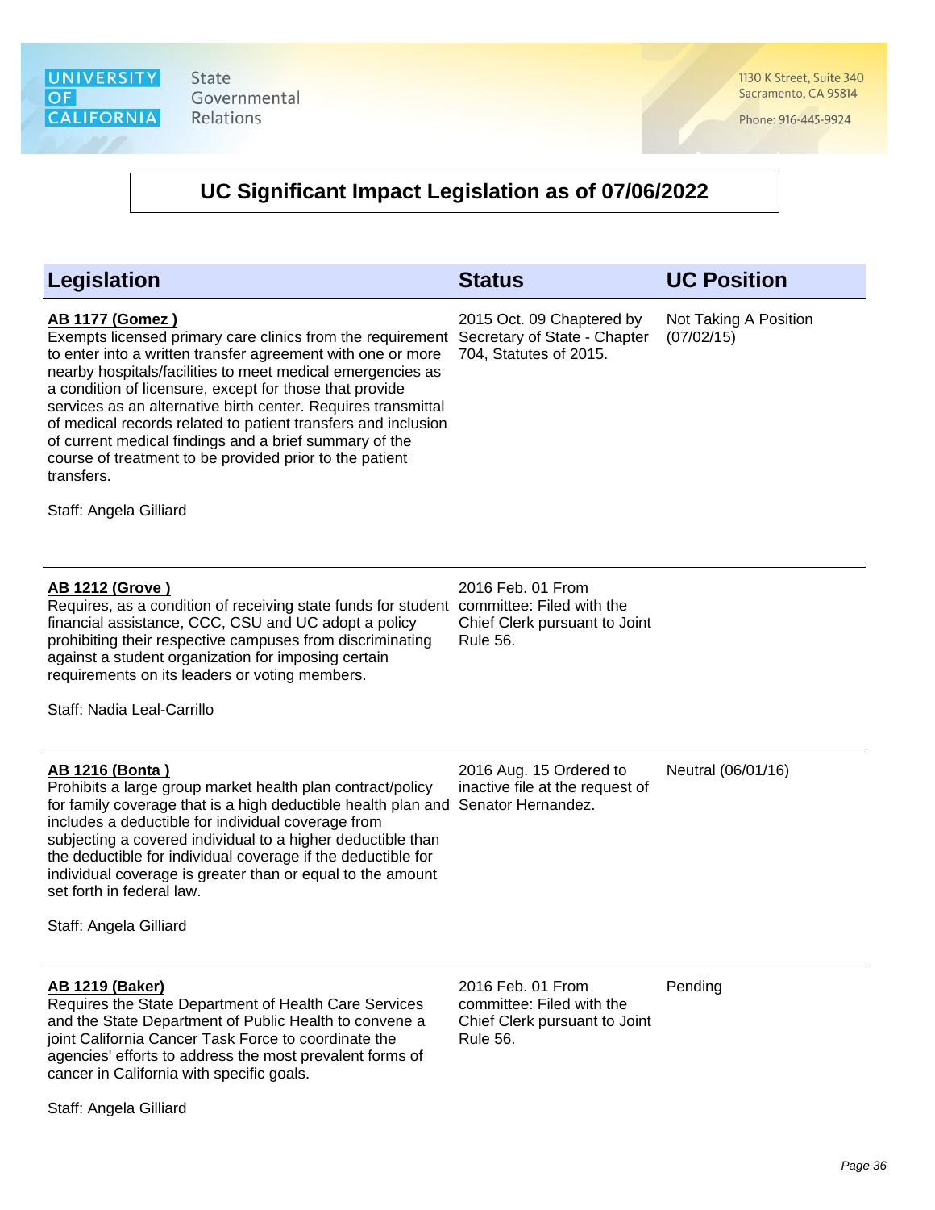# UC Significant Impact Legislation as of 07/06/2022

| Legislation | Status | UC Position |
| --- | --- | --- |
| **AB 1177 (Gomez )**<br>Exempts licensed primary care clinics from the requirement to enter into a written transfer agreement with one or more nearby hospitals/facilities to meet medical emergencies as a condition of licensure, except for those that provide services as an alternative birth center. Requires transmittal of medical records related to patient transfers and inclusion of current medical findings and a brief summary of the course of treatment to be provided prior to the patient transfers.<br><br>Staff: Angela Gilliard | 2015 Oct. 09 Chaptered by Secretary of State - Chapter 704, Statutes of 2015. | Not Taking A Position (07/02/15) |
| **AB 1212 (Grove )**<br>Requires, as a condition of receiving state funds for student financial assistance, CCC, CSU and UC adopt a policy prohibiting their respective campuses from discriminating against a student organization for imposing certain requirements on its leaders or voting members.<br><br>Staff: Nadia Leal-Carrillo | 2016 Feb. 01 From committee: Filed with the Chief Clerk pursuant to Joint Rule 56. | |
| **AB 1216 (Bonta )**<br>Prohibits a large group market health plan contract/policy for family coverage that is a high deductible health plan and includes a deductible for individual coverage from subjecting a covered individual to a higher deductible than the deductible for individual coverage if the deductible for individual coverage is greater than or equal to the amount set forth in federal law.<br><br>Staff: Angela Gilliard | 2016 Aug. 15 Ordered to inactive file at the request of Senator Hernandez. | Neutral (06/01/16) |
| **AB 1219 (Baker)**<br>Requires the State Department of Health Care Services and the State Department of Public Health to convene a joint California Cancer Task Force to coordinate the agencies' efforts to address the most prevalent forms of cancer in California with specific goals.<br><br>Staff: Angela Gilliard | 2016 Feb. 01 From committee: Filed with the Chief Clerk pursuant to Joint Rule 56. | Pending |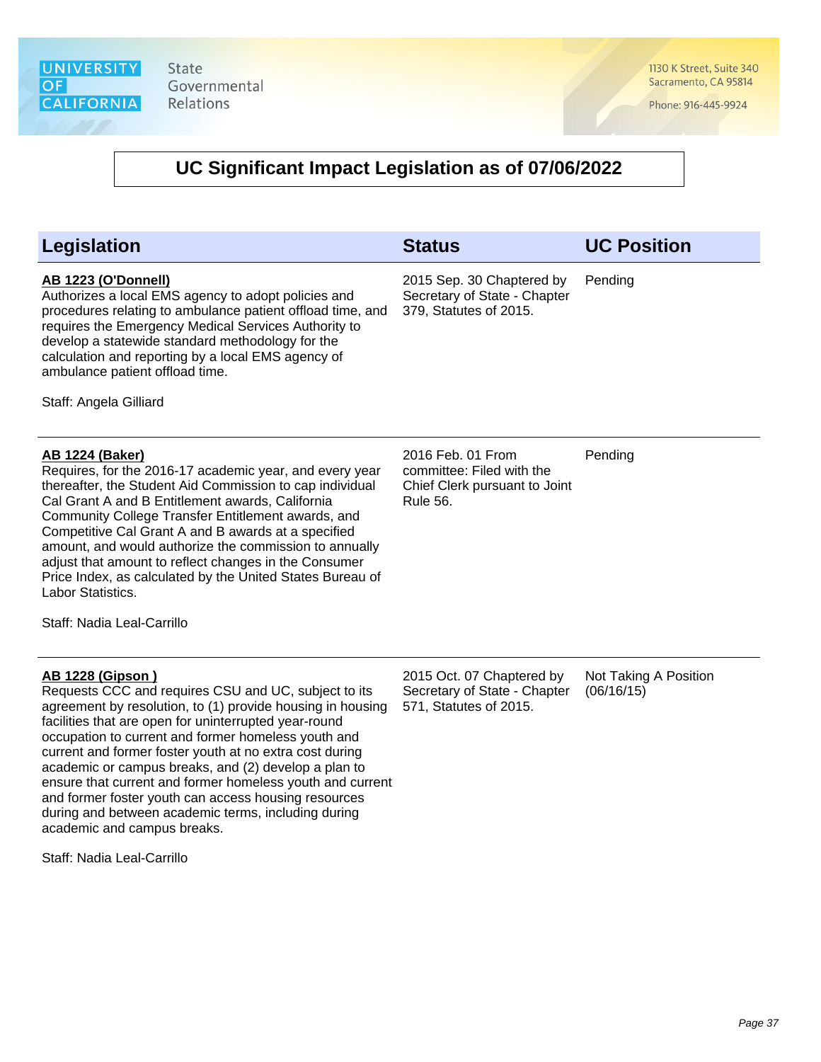# UC Significant Impact Legislation as of 07/06/2022

| Legislation | Status | UC Position |
|---|---|---|
| **AB 1223 (O'Donnell)**<br>Authorizes a local EMS agency to adopt policies and procedures relating to ambulance patient offload time, and requires the Emergency Medical Services Authority to develop a statewide standard methodology for the calculation and reporting by a local EMS agency of ambulance patient offload time.<br><br>Staff: Angela Gilliard | 2015 Sep. 30 Chaptered by Secretary of State - Chapter 379, Statutes of 2015. | Pending |
| **AB 1224 (Baker)**<br>Requires, for the 2016-17 academic year, and every year thereafter, the Student Aid Commission to cap individual Cal Grant A and B Entitlement awards, California Community College Transfer Entitlement awards, and Competitive Cal Grant A and B awards at a specified amount, and would authorize the commission to annually adjust that amount to reflect changes in the Consumer Price Index, as calculated by the United States Bureau of Labor Statistics.<br><br>Staff: Nadia Leal-Carrillo | 2016 Feb. 01 From committee: Filed with the Chief Clerk pursuant to Joint Rule 56. | Pending |
| **AB 1228 (Gipson )**<br>Requests CCC and requires CSU and UC, subject to its agreement by resolution, to (1) provide housing in housing facilities that are open for uninterrupted year-round occupation to current and former homeless youth and current and former foster youth at no extra cost during academic or campus breaks, and (2) develop a plan to ensure that current and former homeless youth and current and former foster youth can access housing resources during and between academic terms, including during academic and campus breaks.<br><br>Staff: Nadia Leal-Carrillo | 2015 Oct. 07 Chaptered by Secretary of State - Chapter 571, Statutes of 2015. | Not Taking A Position (06/16/15) |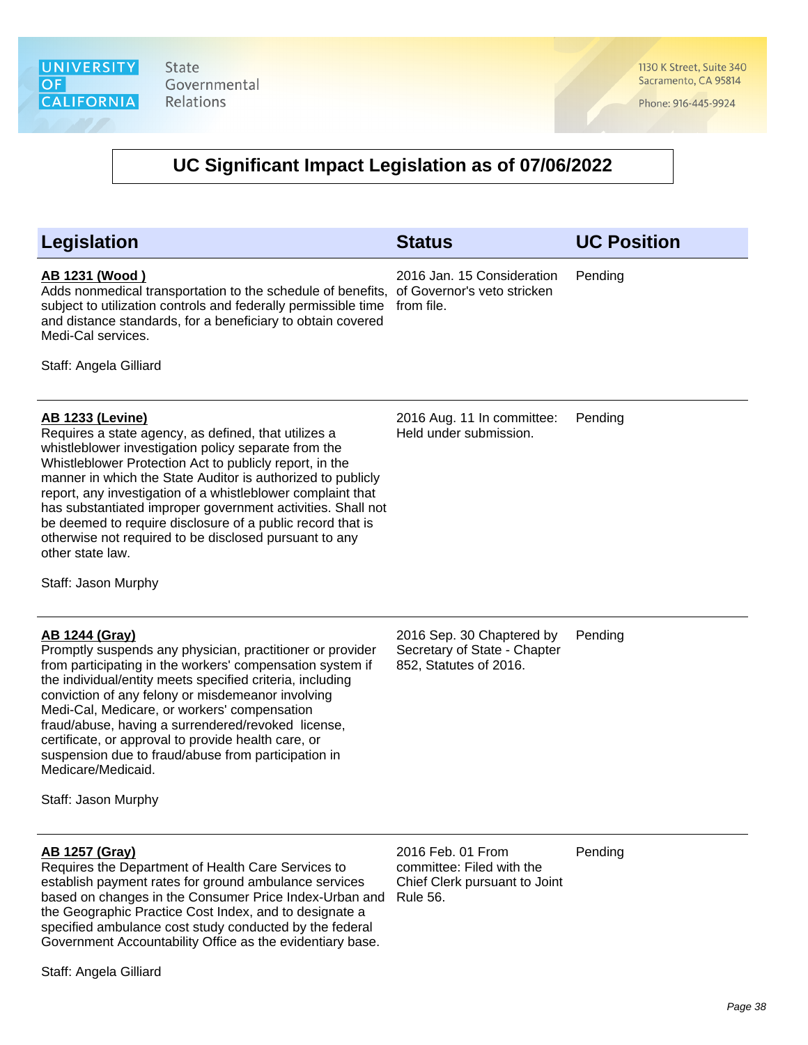University of California State Governmental Relations

1130 K Street, Suite 340
Sacramento, CA 95814

Phone: 916-445-9924

# UC Significant Impact Legislation as of 07/06/2022

| Legislation | Status | UC Position |
|---|---|---|
| **AB 1231 (Wood )**<br>Adds nonmedical transportation to the schedule of benefits, subject to utilization controls and federally permissible time and distance standards, for a beneficiary to obtain covered Medi-Cal services.<br><br>Staff: Angela Gilliard | 2016 Jan. 15 Consideration of Governor's veto stricken from file. | Pending |
| **AB 1233 (Levine)**<br>Requires a state agency, as defined, that utilizes a whistleblower investigation policy separate from the Whistleblower Protection Act to publicly report, in the manner in which the State Auditor is authorized to publicly report, any investigation of a whistleblower complaint that has substantiated improper government activities. Shall not be deemed to require disclosure of a public record that is otherwise not required to be disclosed pursuant to any other state law.<br><br>Staff: Jason Murphy | 2016 Aug. 11 In committee: Held under submission. | Pending |
| **AB 1244 (Gray)**<br>Promptly suspends any physician, practitioner or provider from participating in the workers' compensation system if the individual/entity meets specified criteria, including conviction of any felony or misdemeanor involving Medi-Cal, Medicare, or workers' compensation fraud/abuse, having a surrendered/revoked license, certificate, or approval to provide health care, or suspension due to fraud/abuse from participation in Medicare/Medicaid.<br><br>Staff: Jason Murphy | 2016 Sep. 30 Chaptered by Secretary of State - Chapter 852, Statutes of 2016. | Pending |
| **AB 1257 (Gray)**<br>Requires the Department of Health Care Services to establish payment rates for ground ambulance services based on changes in the Consumer Price Index-Urban and the Geographic Practice Cost Index, and to designate a specified ambulance cost study conducted by the federal Government Accountability Office as the evidentiary base.<br><br>Staff: Angela Gilliard | 2016 Feb. 01 From committee: Filed with the Chief Clerk pursuant to Joint Rule 56. | Pending |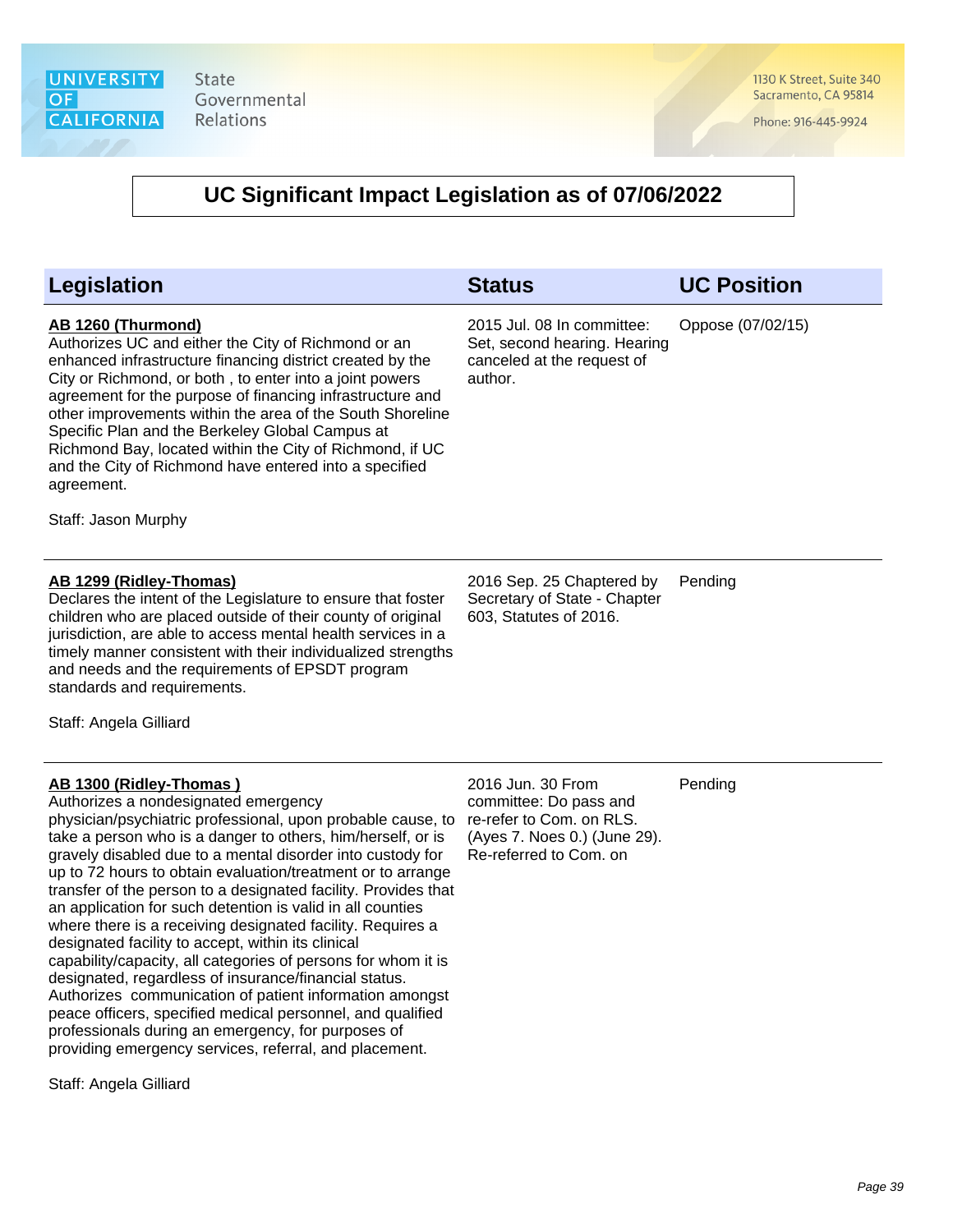# UC Significant Impact Legislation as of 07/06/2022

| Legislation | Status | UC Position |
|---|---|---|
| **AB 1260 (Thurmond)**<br>Authorizes UC and either the City of Richmond or an enhanced infrastructure financing district created by the City or Richmond, or both , to enter into a joint powers agreement for the purpose of financing infrastructure and other improvements within the area of the South Shoreline Specific Plan and the Berkeley Global Campus at Richmond Bay, located within the City of Richmond, if UC and the City of Richmond have entered into a specified agreement.<br><br>Staff: Jason Murphy | 2015 Jul. 08 In committee: Set, second hearing. Hearing canceled at the request of author. | Oppose (07/02/15) |
| **AB 1299 (Ridley-Thomas)**<br>Declares the intent of the Legislature to ensure that foster children who are placed outside of their county of original jurisdiction, are able to access mental health services in a timely manner consistent with their individualized strengths and needs and the requirements of EPSDT program standards and requirements.<br><br>Staff: Angela Gilliard | 2016 Sep. 25 Chaptered by Secretary of State - Chapter 603, Statutes of 2016. | Pending |
| **AB 1300 (Ridley-Thomas )**<br>Authorizes a nondesignated emergency physician/psychiatric professional, upon probable cause, to take a person who is a danger to others, him/herself, or is gravely disabled due to a mental disorder into custody for up to 72 hours to obtain evaluation/treatment or to arrange transfer of the person to a designated facility. Provides that an application for such detention is valid in all counties where there is a receiving designated facility. Requires a designated facility to accept, within its clinical capability/capacity, all categories of persons for whom it is designated, regardless of insurance/financial status. Authorizes communication of patient information amongst peace officers, specified medical personnel, and qualified professionals during an emergency, for purposes of providing emergency services, referral, and placement.<br><br>Staff: Angela Gilliard | 2016 Jun. 30 From committee: Do pass and re-refer to Com. on RLS. (Ayes 7. Noes 0.) (June 29). Re-referred to Com. on | Pending |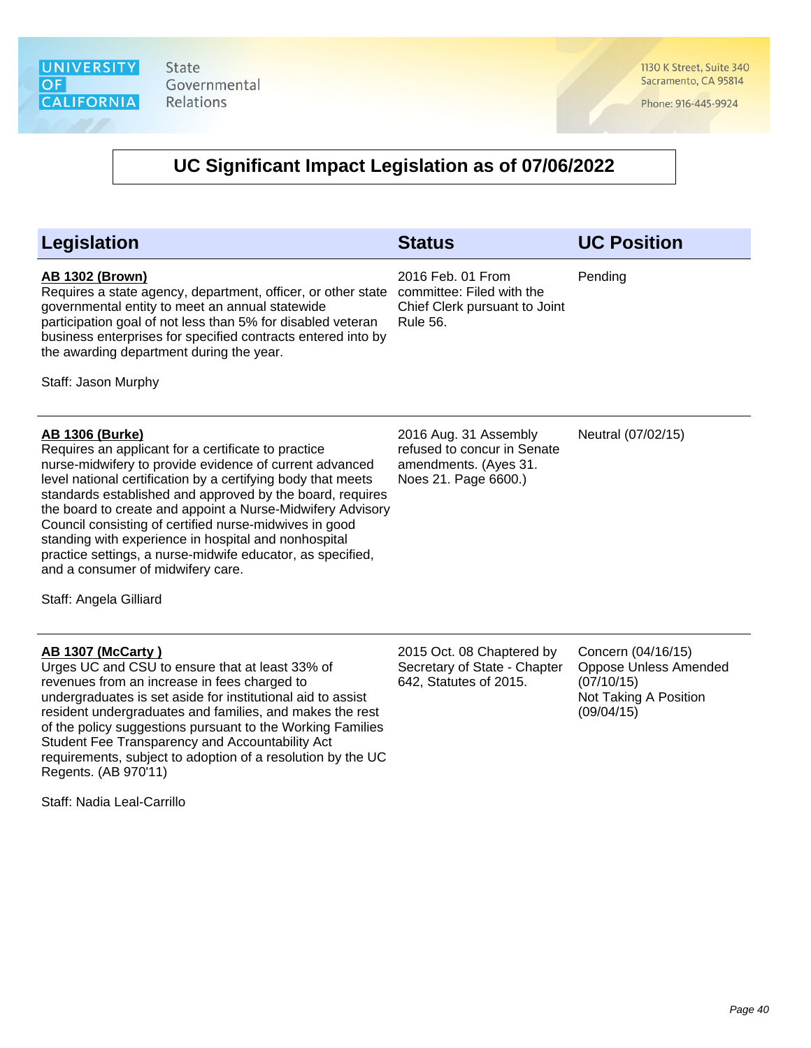UNIVERSITY OF CALIFORNIA State Governmental Relations

1130 K Street, Suite 340
Sacramento, CA 95814

Phone: 916-445-9924

## UC Significant Impact Legislation as of 07/06/2022

| Legislation | Status | UC Position |
|---|---|---|
| **AB 1302 (Brown)**<br>Requires a state agency, department, officer, or other state governmental entity to meet an annual statewide participation goal of not less than 5% for disabled veteran business enterprises for specified contracts entered into by the awarding department during the year.<br><br>Staff: Jason Murphy | 2016 Feb. 01 From committee: Filed with the Chief Clerk pursuant to Joint Rule 56. | Pending |
| **AB 1306 (Burke)**<br>Requires an applicant for a certificate to practice nurse-midwifery to provide evidence of current advanced level national certification by a certifying body that meets standards established and approved by the board, requires the board to create and appoint a Nurse-Midwifery Advisory Council consisting of certified nurse-midwives in good standing with experience in hospital and nonhospital practice settings, a nurse-midwife educator, as specified, and a consumer of midwifery care.<br><br>Staff: Angela Gilliard | 2016 Aug. 31 Assembly refused to concur in Senate amendments. (Ayes 31. Noes 21. Page 6600.) | Neutral (07/02/15) |
| **AB 1307 (McCarty )**<br>Urges UC and CSU to ensure that at least 33% of revenues from an increase in fees charged to undergraduates is set aside for institutional aid to assist resident undergraduates and families, and makes the rest of the policy suggestions pursuant to the Working Families Student Fee Transparency and Accountability Act requirements, subject to adoption of a resolution by the UC Regents. (AB 970'11)<br><br>Staff: Nadia Leal-Carrillo | 2015 Oct. 08 Chaptered by Secretary of State - Chapter 642, Statutes of 2015. | Concern (04/16/15)<br>Oppose Unless Amended (07/10/15)<br>Not Taking A Position (09/04/15) |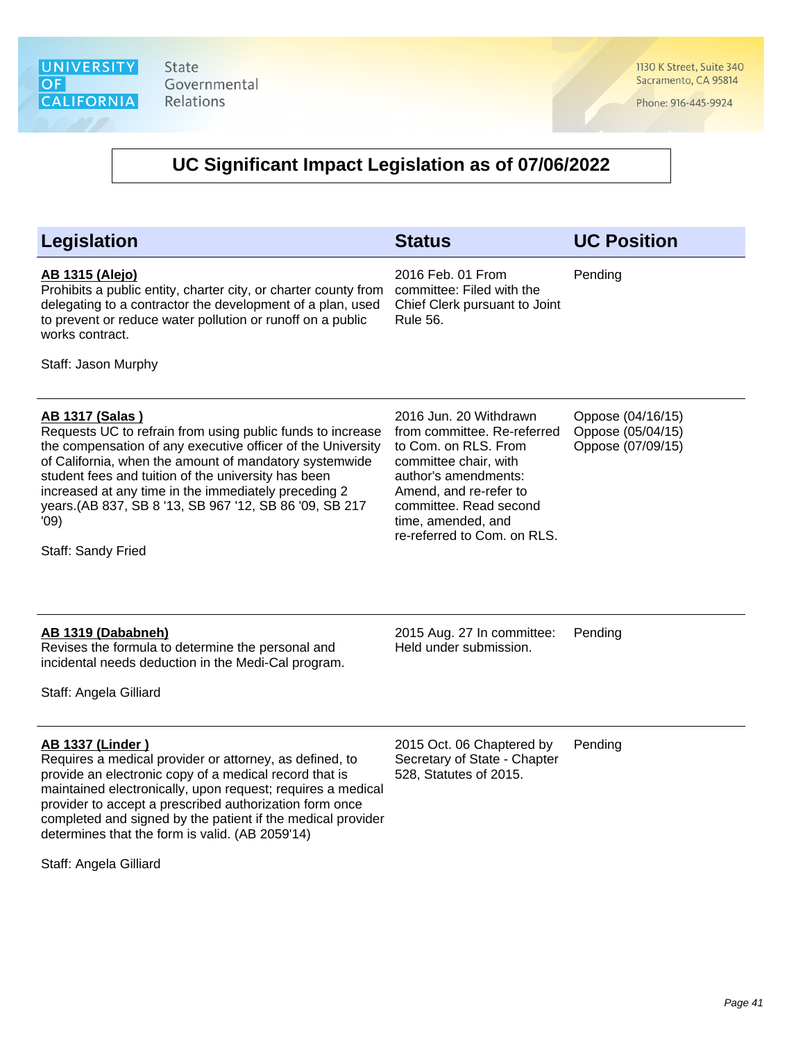# UC Significant Impact Legislation as of 07/06/2022

| Legislation | Status | UC Position |
| --- | --- | --- |
| **AB 1315 (Alejo)**<br>Prohibits a public entity, charter city, or charter county from delegating to a contractor the development of a plan, used to prevent or reduce water pollution or runoff on a public works contract.<br><br>Staff: Jason Murphy | 2016 Feb. 01 From committee: Filed with the Chief Clerk pursuant to Joint Rule 56. | Pending |
| **AB 1317 (Salas )**<br>Requests UC to refrain from using public funds to increase the compensation of any executive officer of the University of California, when the amount of mandatory systemwide student fees and tuition of the university has been increased at any time in the immediately preceding 2 years.(AB 837, SB 8 '13, SB 967 '12, SB 86 '09, SB 217 '09)<br><br>Staff: Sandy Fried | 2016 Jun. 20 Withdrawn from committee. Re-referred to Com. on RLS. From committee chair, with author's amendments: Amend, and re-refer to committee. Read second time, amended, and re-referred to Com. on RLS. | Oppose (04/16/15)<br>Oppose (05/04/15)<br>Oppose (07/09/15) |
| **AB 1319 (Dababneh)**<br>Revises the formula to determine the personal and incidental needs deduction in the Medi-Cal program.<br><br>Staff: Angela Gilliard | 2015 Aug. 27 In committee: Held under submission. | Pending |
| **AB 1337 (Linder )**<br>Requires a medical provider or attorney, as defined, to provide an electronic copy of a medical record that is maintained electronically, upon request; requires a medical provider to accept a prescribed authorization form once completed and signed by the patient if the medical provider determines that the form is valid. (AB 2059'14)<br><br>Staff: Angela Gilliard | 2015 Oct. 06 Chaptered by Secretary of State - Chapter 528, Statutes of 2015. | Pending |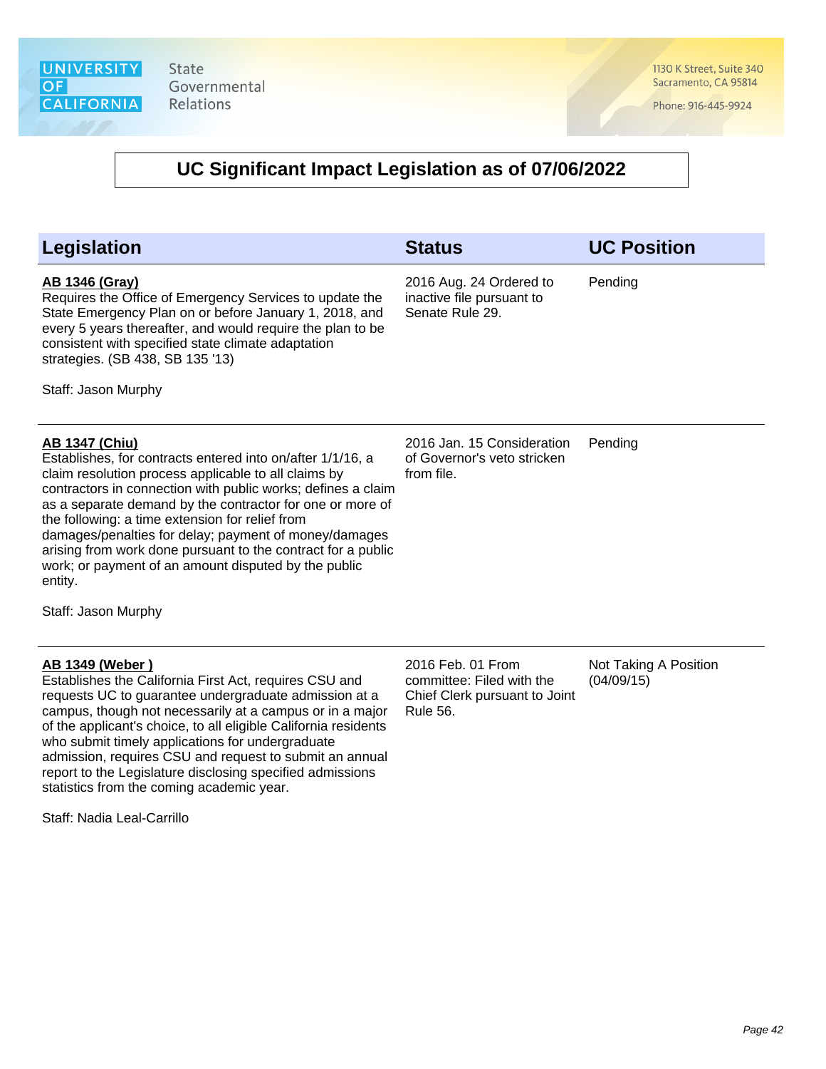# UC Significant Impact Legislation as of 07/06/2022

| Legislation | Status | UC Position |
|---|---|---|
| **AB 1346 (Gray)**<br>Requires the Office of Emergency Services to update the State Emergency Plan on or before January 1, 2018, and every 5 years thereafter, and would require the plan to be consistent with specified state climate adaptation strategies. (SB 438, SB 135 '13)<br><br>Staff: Jason Murphy | 2016 Aug. 24 Ordered to inactive file pursuant to Senate Rule 29. | Pending |
| **AB 1347 (Chiu)**<br>Establishes, for contracts entered into on/after 1/1/16, a claim resolution process applicable to all claims by contractors in connection with public works; defines a claim as a separate demand by the contractor for one or more of the following: a time extension for relief from damages/penalties for delay; payment of money/damages arising from work done pursuant to the contract for a public work; or payment of an amount disputed by the public entity.<br><br>Staff: Jason Murphy | 2016 Jan. 15 Consideration of Governor's veto stricken from file. | Pending |
| **AB 1349 (Weber )**<br>Establishes the California First Act, requires CSU and requests UC to guarantee undergraduate admission at a campus, though not necessarily at a campus or in a major of the applicant's choice, to all eligible California residents who submit timely applications for undergraduate admission, requires CSU and request to submit an annual report to the Legislature disclosing specified admissions statistics from the coming academic year.<br><br>Staff: Nadia Leal-Carrillo | 2016 Feb. 01 From committee: Filed with the Chief Clerk pursuant to Joint Rule 56. | Not Taking A Position (04/09/15) |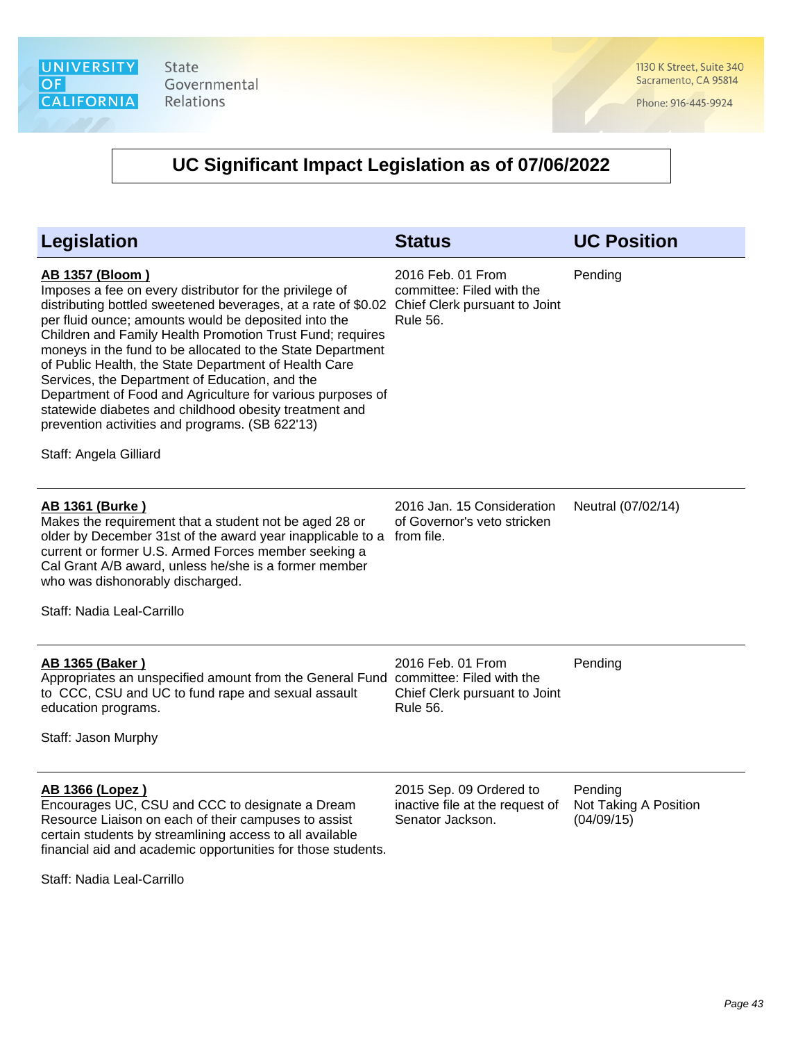# UC Significant Impact Legislation as of 07/06/2022

| Legislation | Status | UC Position |
|---|---|---|
| **AB 1357 (Bloom )**<br>Imposes a fee on every distributor for the privilege of distributing bottled sweetened beverages, at a rate of $0.02 per fluid ounce; amounts would be deposited into the Children and Family Health Promotion Trust Fund; requires moneys in the fund to be allocated to the State Department of Public Health, the State Department of Health Care Services, the Department of Education, and the Department of Food and Agriculture for various purposes of statewide diabetes and childhood obesity treatment and prevention activities and programs. (SB 622'13)<br><br>Staff: Angela Gilliard | 2016 Feb. 01 From committee: Filed with the Chief Clerk pursuant to Joint Rule 56. | Pending |
| **AB 1361 (Burke )**<br>Makes the requirement that a student not be aged 28 or older by December 31st of the award year inapplicable to a current or former U.S. Armed Forces member seeking a Cal Grant A/B award, unless he/she is a former member who was dishonorably discharged.<br><br>Staff: Nadia Leal-Carrillo | 2016 Jan. 15 Consideration of Governor's veto stricken from file. | Neutral (07/02/14) |
| **AB 1365 (Baker )**<br>Appropriates an unspecified amount from the General Fund to CCC, CSU and UC to fund rape and sexual assault education programs.<br><br>Staff: Jason Murphy | 2016 Feb. 01 From committee: Filed with the Chief Clerk pursuant to Joint Rule 56. | Pending |
| **AB 1366 (Lopez )**<br>Encourages UC, CSU and CCC to designate a Dream Resource Liaison on each of their campuses to assist certain students by streamlining access to all available financial aid and academic opportunities for those students.<br><br>Staff: Nadia Leal-Carrillo | 2015 Sep. 09 Ordered to inactive file at the request of Senator Jackson. | Pending<br>Not Taking A Position (04/09/15) |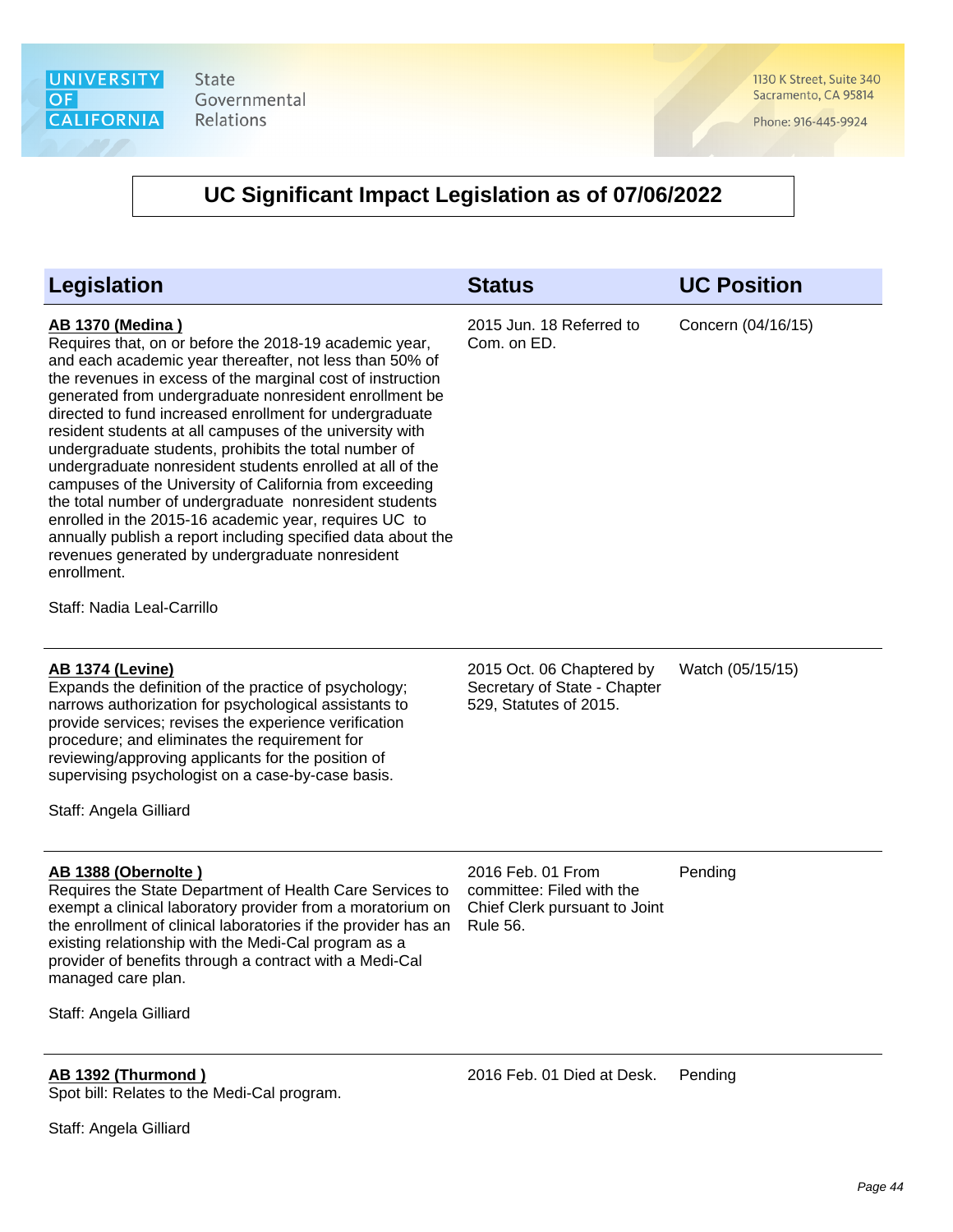# UC Significant Impact Legislation as of 07/06/2022

| Legislation | Status | UC Position |
|---|---|---|
| **AB 1370 (Medina )**<br>Requires that, on or before the 2018-19 academic year, and each academic year thereafter, not less than 50% of the revenues in excess of the marginal cost of instruction generated from undergraduate nonresident enrollment be directed to fund increased enrollment for undergraduate resident students at all campuses of the university with undergraduate students, prohibits the total number of undergraduate nonresident students enrolled at all of the campuses of the University of California from exceeding the total number of undergraduate nonresident students enrolled in the 2015-16 academic year, requires UC to annually publish a report including specified data about the revenues generated by undergraduate nonresident enrollment.<br><br>Staff: Nadia Leal-Carrillo | 2015 Jun. 18 Referred to Com. on ED. | Concern (04/16/15) |
| **AB 1374 (Levine)**<br>Expands the definition of the practice of psychology; narrows authorization for psychological assistants to provide services; revises the experience verification procedure; and eliminates the requirement for reviewing/approving applicants for the position of supervising psychologist on a case-by-case basis.<br><br>Staff: Angela Gilliard | 2015 Oct. 06 Chaptered by Secretary of State - Chapter 529, Statutes of 2015. | Watch (05/15/15) |
| **AB 1388 (Obernolte )**<br>Requires the State Department of Health Care Services to exempt a clinical laboratory provider from a moratorium on the enrollment of clinical laboratories if the provider has an existing relationship with the Medi-Cal program as a provider of benefits through a contract with a Medi-Cal managed care plan.<br><br>Staff: Angela Gilliard | 2016 Feb. 01 From committee: Filed with the Chief Clerk pursuant to Joint Rule 56. | Pending |
| **AB 1392 (Thurmond )**<br>Spot bill: Relates to the Medi-Cal program.<br><br>Staff: Angela Gilliard | 2016 Feb. 01 Died at Desk. | Pending |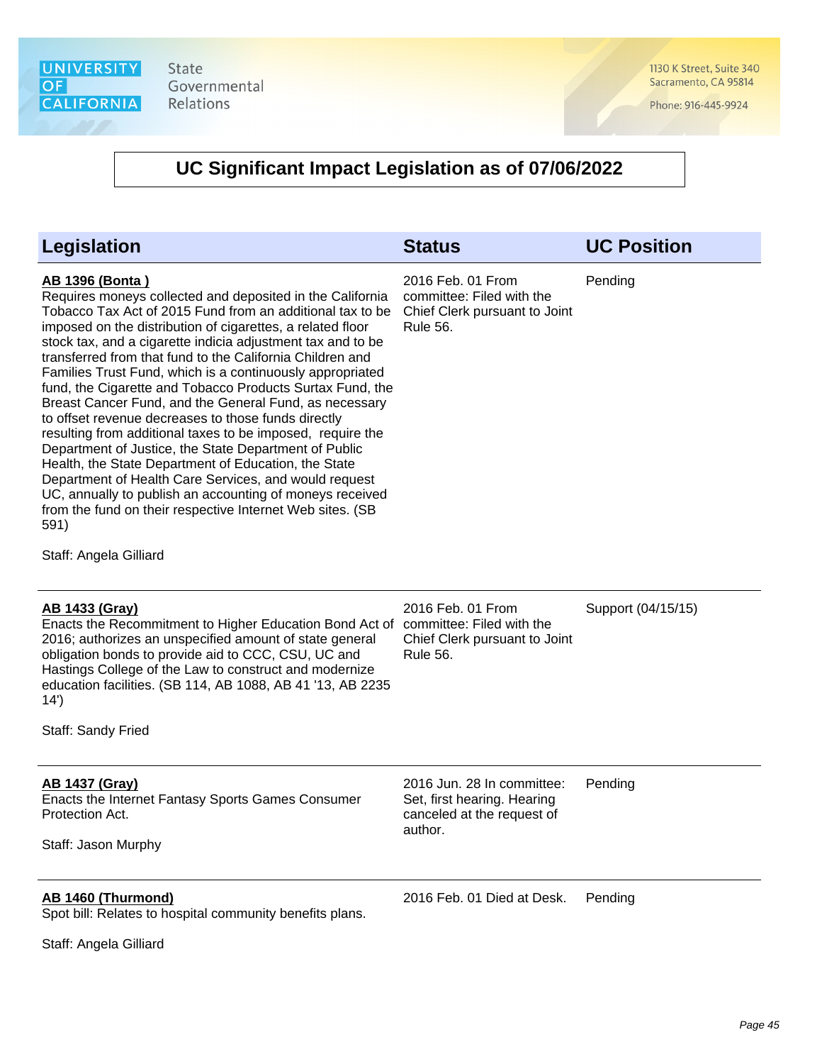## UC Significant Impact Legislation as of 07/06/2022

| Legislation | Status | UC Position |
|---|---|---|
| **AB 1396 (Bonta )**<br>Requires moneys collected and deposited in the California Tobacco Tax Act of 2015 Fund from an additional tax to be imposed on the distribution of cigarettes, a related floor stock tax, and a cigarette indicia adjustment tax and to be transferred from that fund to the California Children and Families Trust Fund, which is a continuously appropriated fund, the Cigarette and Tobacco Products Surtax Fund, the Breast Cancer Fund, and the General Fund, as necessary to offset revenue decreases to those funds directly resulting from additional taxes to be imposed, require the Department of Justice, the State Department of Public Health, the State Department of Education, the State Department of Health Care Services, and would request UC, annually to publish an accounting of moneys received from the fund on their respective Internet Web sites. (SB 591)<br><br>Staff: Angela Gilliard | 2016 Feb. 01 From committee: Filed with the Chief Clerk pursuant to Joint Rule 56. | Pending |
| **AB 1433 (Gray)**<br>Enacts the Recommitment to Higher Education Bond Act of 2016; authorizes an unspecified amount of state general obligation bonds to provide aid to CCC, CSU, UC and Hastings College of the Law to construct and modernize education facilities. (SB 114, AB 1088, AB 41 '13, AB 2235 14')<br><br>Staff: Sandy Fried | 2016 Feb. 01 From committee: Filed with the Chief Clerk pursuant to Joint Rule 56. | Support (04/15/15) |
| **AB 1437 (Gray)**<br>Enacts the Internet Fantasy Sports Games Consumer Protection Act.<br><br>Staff: Jason Murphy | 2016 Jun. 28 In committee: Set, first hearing. Hearing canceled at the request of author. | Pending |
| **AB 1460 (Thurmond)**<br>Spot bill: Relates to hospital community benefits plans.<br><br>Staff: Angela Gilliard | 2016 Feb. 01 Died at Desk. | Pending |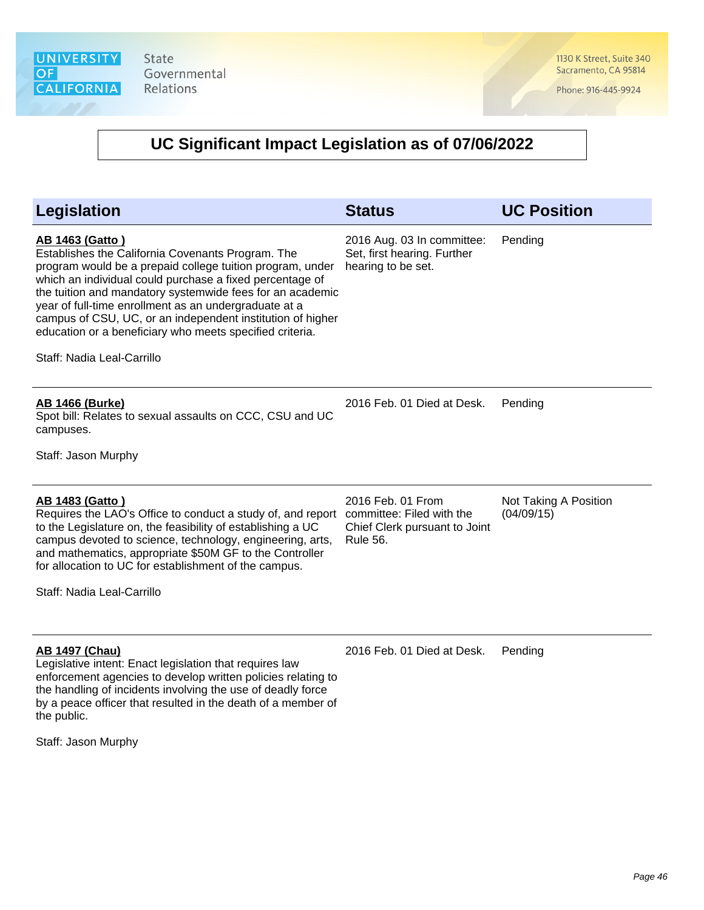# UC Significant Impact Legislation as of 07/06/2022

| Legislation | Status | UC Position |
| --- | --- | --- |
| **AB 1463 (Gatto )**<br>Establishes the California Covenants Program. The program would be a prepaid college tuition program, under which an individual could purchase a fixed percentage of the tuition and mandatory systemwide fees for an academic year of full-time enrollment as an undergraduate at a campus of CSU, UC, or an independent institution of higher education or a beneficiary who meets specified criteria.<br><br>Staff: Nadia Leal-Carrillo | 2016 Aug. 03 In committee: Set, first hearing. Further hearing to be set. | Pending |
| **AB 1466 (Burke)**<br>Spot bill: Relates to sexual assaults on CCC, CSU and UC campuses.<br><br>Staff: Jason Murphy | 2016 Feb. 01 Died at Desk. | Pending |
| **AB 1483 (Gatto )**<br>Requires the LAO's Office to conduct a study of, and report to the Legislature on, the feasibility of establishing a UC campus devoted to science, technology, engineering, arts, and mathematics, appropriate $50M GF to the Controller for allocation to UC for establishment of the campus.<br><br>Staff: Nadia Leal-Carrillo | 2016 Feb. 01 From committee: Filed with the Chief Clerk pursuant to Joint Rule 56. | Not Taking A Position (04/09/15) |
| **AB 1497 (Chau)**<br>Legislative intent: Enact legislation that requires law enforcement agencies to develop written policies relating to the handling of incidents involving the use of deadly force by a peace officer that resulted in the death of a member of the public.<br><br>Staff: Jason Murphy | 2016 Feb. 01 Died at Desk. | Pending |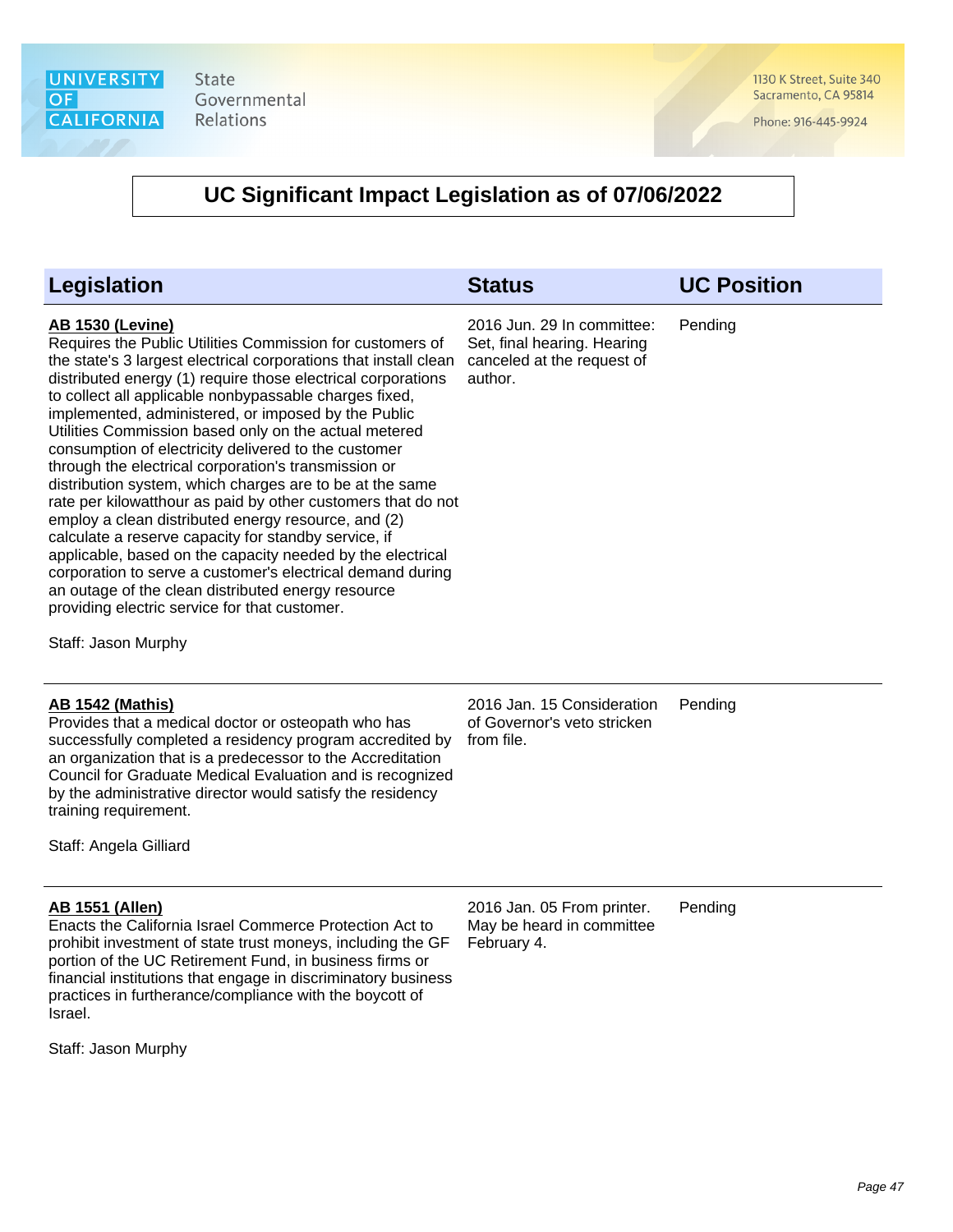# UC Significant Impact Legislation as of 07/06/2022

| Legislation | Status | UC Position |
| --- | --- | --- |
| **AB 1530 (Levine)**<br>Requires the Public Utilities Commission for customers of the state's 3 largest electrical corporations that install clean distributed energy (1) require those electrical corporations to collect all applicable nonbypassable charges fixed, implemented, administered, or imposed by the Public Utilities Commission based only on the actual metered consumption of electricity delivered to the customer through the electrical corporation's transmission or distribution system, which charges are to be at the same rate per kilowatthour as paid by other customers that do not employ a clean distributed energy resource, and (2) calculate a reserve capacity for standby service, if applicable, based on the capacity needed by the electrical corporation to serve a customer's electrical demand during an outage of the clean distributed energy resource providing electric service for that customer.<br><br>Staff: Jason Murphy | 2016 Jun. 29 In committee: Set, final hearing. Hearing canceled at the request of author. | Pending |
| **AB 1542 (Mathis)**<br>Provides that a medical doctor or osteopath who has successfully completed a residency program accredited by an organization that is a predecessor to the Accreditation Council for Graduate Medical Evaluation and is recognized by the administrative director would satisfy the residency training requirement.<br><br>Staff: Angela Gilliard | 2016 Jan. 15 Consideration of Governor's veto stricken from file. | Pending |
| **AB 1551 (Allen)**<br>Enacts the California Israel Commerce Protection Act to prohibit investment of state trust moneys, including the GF portion of the UC Retirement Fund, in business firms or financial institutions that engage in discriminatory business practices in furtherance/compliance with the boycott of Israel.<br><br>Staff: Jason Murphy | 2016 Jan. 05 From printer. May be heard in committee February 4. | Pending |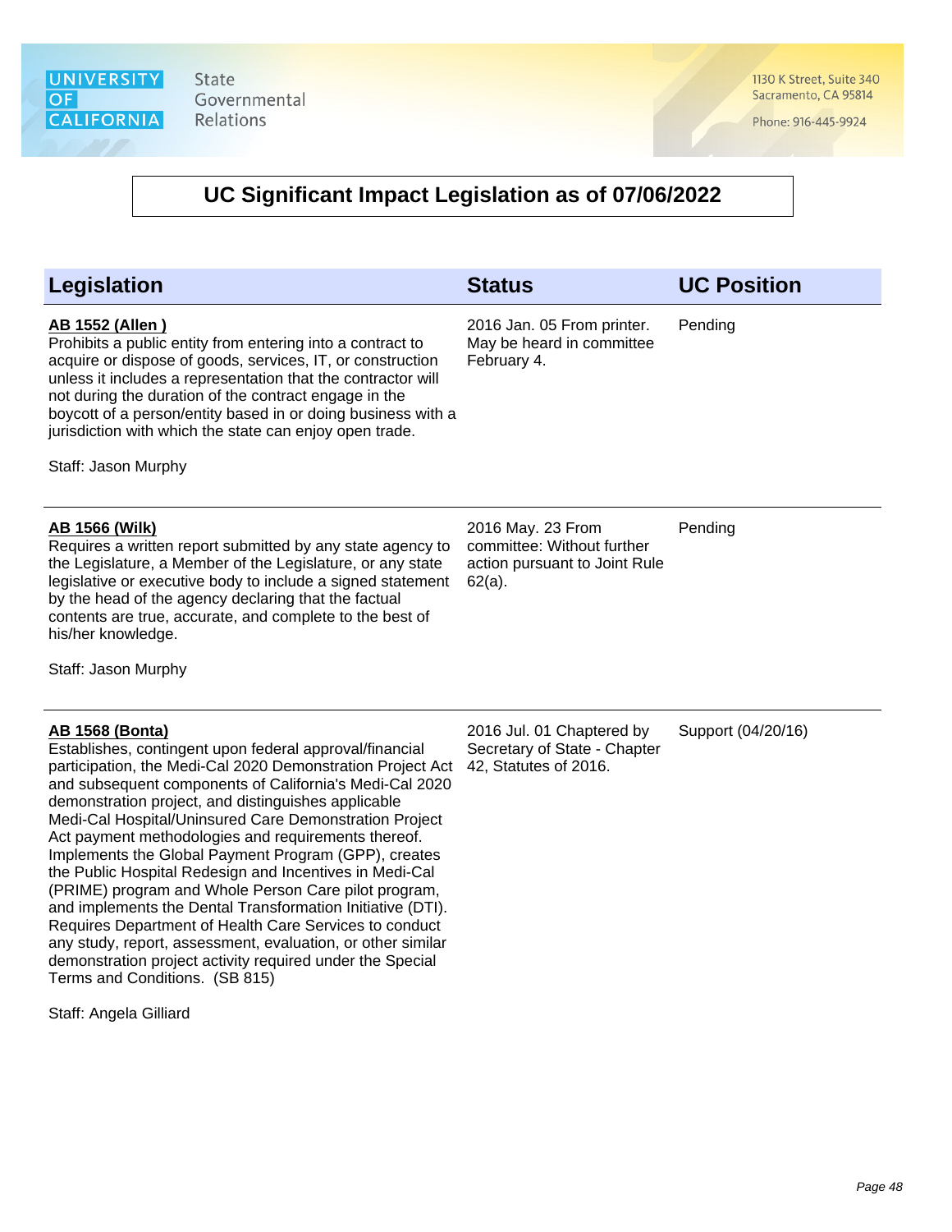# UC Significant Impact Legislation as of 07/06/2022

| Legislation | Status | UC Position |
|---|---|---|
| **AB 1552 (Allen )**<br>Prohibits a public entity from entering into a contract to acquire or dispose of goods, services, IT, or construction unless it includes a representation that the contractor will not during the duration of the contract engage in the boycott of a person/entity based in or doing business with a jurisdiction with which the state can enjoy open trade.<br><br>Staff: Jason Murphy | 2016 Jan. 05 From printer. May be heard in committee February 4. | Pending |
| **AB 1566 (Wilk)**<br>Requires a written report submitted by any state agency to the Legislature, a Member of the Legislature, or any state legislative or executive body to include a signed statement by the head of the agency declaring that the factual contents are true, accurate, and complete to the best of his/her knowledge.<br><br>Staff: Jason Murphy | 2016 May. 23 From committee: Without further action pursuant to Joint Rule 62(a). | Pending |
| **AB 1568 (Bonta)**<br>Establishes, contingent upon federal approval/financial participation, the Medi-Cal 2020 Demonstration Project Act and subsequent components of California's Medi-Cal 2020 demonstration project, and distinguishes applicable Medi-Cal Hospital/Uninsured Care Demonstration Project Act payment methodologies and requirements thereof. Implements the Global Payment Program (GPP), creates the Public Hospital Redesign and Incentives in Medi-Cal (PRIME) program and Whole Person Care pilot program, and implements the Dental Transformation Initiative (DTI). Requires Department of Health Care Services to conduct any study, report, assessment, evaluation, or other similar demonstration project activity required under the Special Terms and Conditions. (SB 815)<br><br>Staff: Angela Gilliard | 2016 Jul. 01 Chaptered by Secretary of State - Chapter 42, Statutes of 2016. | Support (04/20/16) |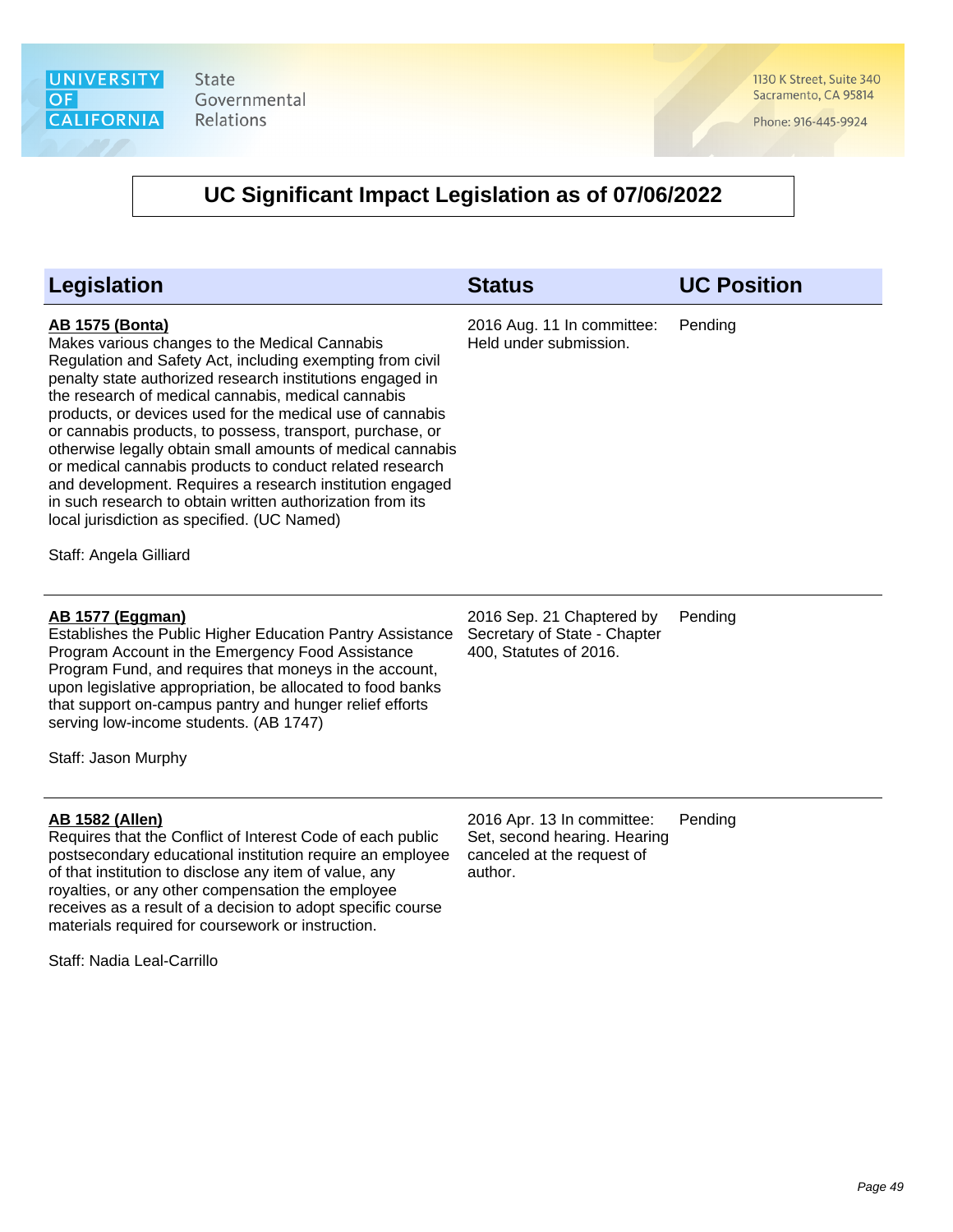## UC Significant Impact Legislation as of 07/06/2022

| Legislation | Status | UC Position |
| --- | --- | --- |
| **AB 1575 (Bonta)**<br>Makes various changes to the Medical Cannabis Regulation and Safety Act, including exempting from civil penalty state authorized research institutions engaged in the research of medical cannabis, medical cannabis products, or devices used for the medical use of cannabis or cannabis products, to possess, transport, purchase, or otherwise legally obtain small amounts of medical cannabis or medical cannabis products to conduct related research and development. Requires a research institution engaged in such research to obtain written authorization from its local jurisdiction as specified. (UC Named)<br><br>Staff: Angela Gilliard | 2016 Aug. 11 In committee: Held under submission. | Pending |
| **AB 1577 (Eggman)**<br>Establishes the Public Higher Education Pantry Assistance Program Account in the Emergency Food Assistance Program Fund, and requires that moneys in the account, upon legislative appropriation, be allocated to food banks that support on-campus pantry and hunger relief efforts serving low-income students. (AB 1747)<br><br>Staff: Jason Murphy | 2016 Sep. 21 Chaptered by Secretary of State - Chapter 400, Statutes of 2016. | Pending |
| **AB 1582 (Allen)**<br>Requires that the Conflict of Interest Code of each public postsecondary educational institution require an employee of that institution to disclose any item of value, any royalties, or any other compensation the employee receives as a result of a decision to adopt specific course materials required for coursework or instruction.<br><br>Staff: Nadia Leal-Carrillo | 2016 Apr. 13 In committee: Set, second hearing. Hearing canceled at the request of author. | Pending |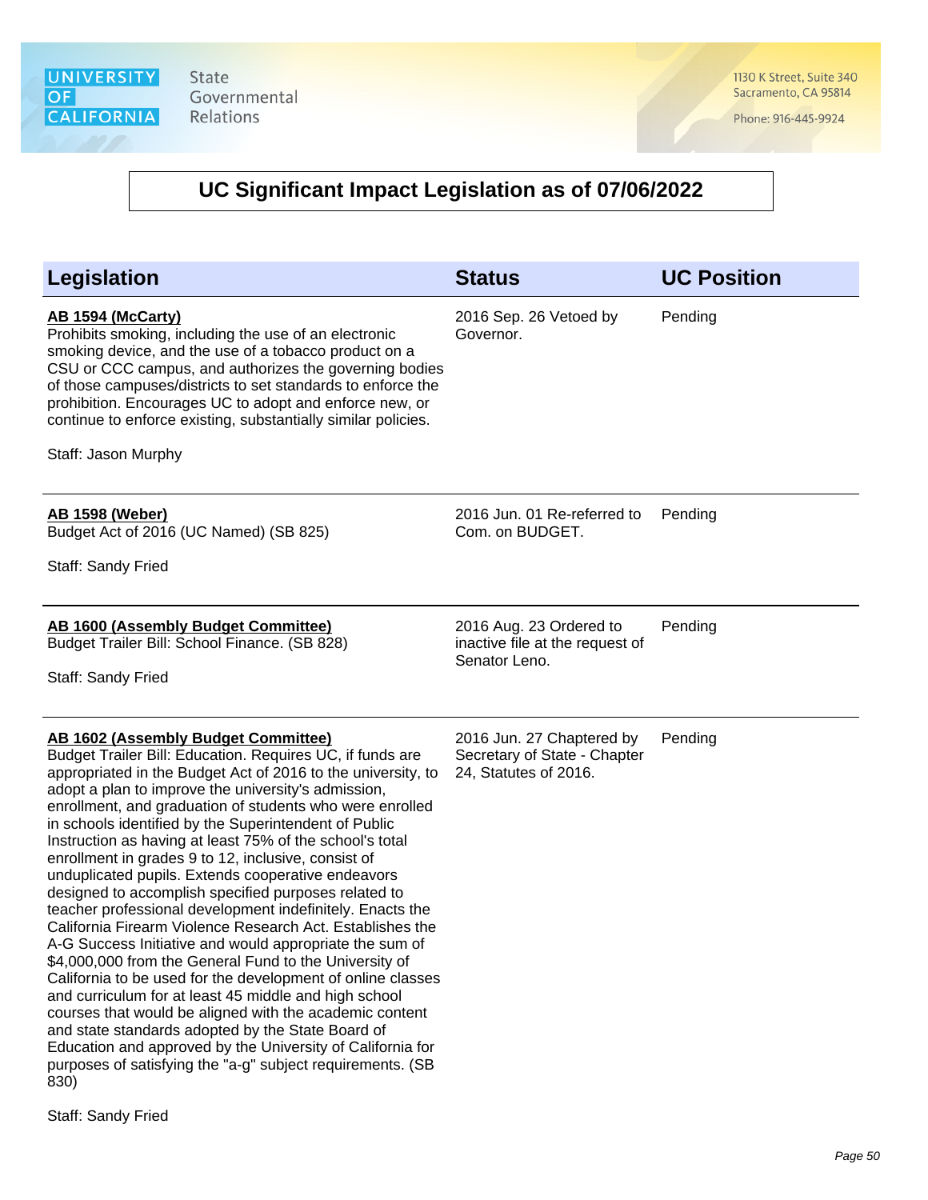# UC Significant Impact Legislation as of 07/06/2022

| Legislation | Status | UC Position |
| --- | --- | --- |
| **AB 1594 (McCarty)**<br>Prohibits smoking, including the use of an electronic smoking device, and the use of a tobacco product on a CSU or CCC campus, and authorizes the governing bodies of those campuses/districts to set standards to enforce the prohibition. Encourages UC to adopt and enforce new, or continue to enforce existing, substantially similar policies.<br><br>Staff: Jason Murphy | 2016 Sep. 26 Vetoed by Governor. | Pending |
| **AB 1598 (Weber)**<br>Budget Act of 2016 (UC Named) (SB 825)<br><br>Staff: Sandy Fried | 2016 Jun. 01 Re-referred to Com. on BUDGET. | Pending |
| **AB 1600 (Assembly Budget Committee)**<br>Budget Trailer Bill: School Finance. (SB 828)<br><br>Staff: Sandy Fried | 2016 Aug. 23 Ordered to inactive file at the request of Senator Leno. | Pending |
| **AB 1602 (Assembly Budget Committee)**<br>Budget Trailer Bill: Education. Requires UC, if funds are appropriated in the Budget Act of 2016 to the university, to adopt a plan to improve the university's admission, enrollment, and graduation of students who were enrolled in schools identified by the Superintendent of Public Instruction as having at least 75% of the school's total enrollment in grades 9 to 12, inclusive, consist of unduplicated pupils. Extends cooperative endeavors designed to accomplish specified purposes related to teacher professional development indefinitely. Enacts the California Firearm Violence Research Act. Establishes the A-G Success Initiative and would appropriate the sum of $4,000,000 from the General Fund to the University of California to be used for the development of online classes and curriculum for at least 45 middle and high school courses that would be aligned with the academic content and state standards adopted by the State Board of Education and approved by the University of California for purposes of satisfying the "a-g" subject requirements. (SB 830)<br><br>Staff: Sandy Fried | 2016 Jun. 27 Chaptered by Secretary of State - Chapter 24, Statutes of 2016. | Pending |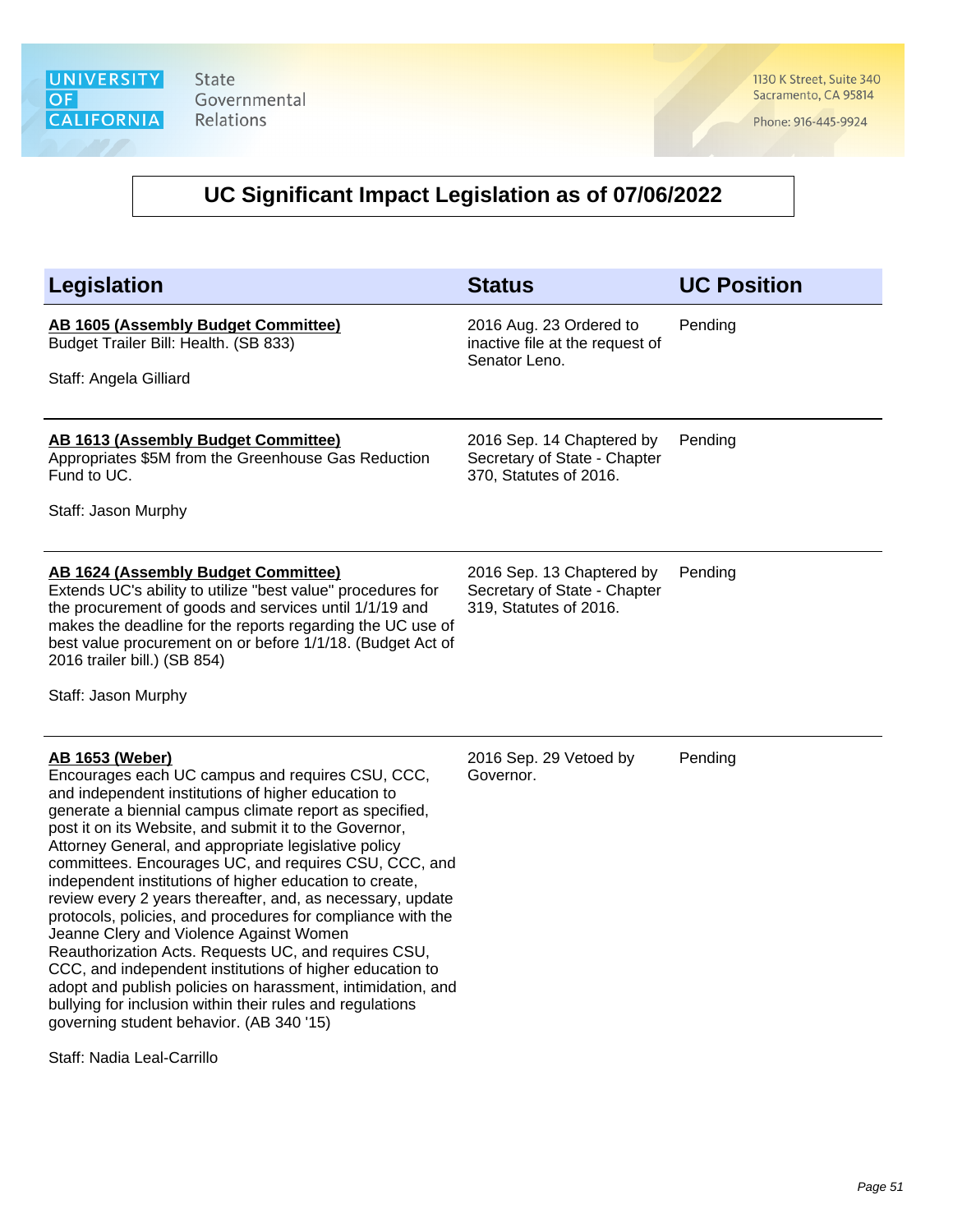## UC Significant Impact Legislation as of 07/06/2022

| Legislation | Status | UC Position |
|---|---|---|
| **AB 1605 (Assembly Budget Committee)**<br>Budget Trailer Bill: Health. (SB 833)<br><br>Staff: Angela Gilliard | 2016 Aug. 23 Ordered to inactive file at the request of Senator Leno. | Pending |
| **AB 1613 (Assembly Budget Committee)**<br>Appropriates $5M from the Greenhouse Gas Reduction Fund to UC.<br><br>Staff: Jason Murphy | 2016 Sep. 14 Chaptered by Secretary of State - Chapter 370, Statutes of 2016. | Pending |
| **AB 1624 (Assembly Budget Committee)**<br>Extends UC's ability to utilize "best value" procedures for the procurement of goods and services until 1/1/19 and makes the deadline for the reports regarding the UC use of best value procurement on or before 1/1/18. (Budget Act of 2016 trailer bill.) (SB 854)<br><br>Staff: Jason Murphy | 2016 Sep. 13 Chaptered by Secretary of State - Chapter 319, Statutes of 2016. | Pending |
| **AB 1653 (Weber)**<br>Encourages each UC campus and requires CSU, CCC, and independent institutions of higher education to generate a biennial campus climate report as specified, post it on its Website, and submit it to the Governor, Attorney General, and appropriate legislative policy committees. Encourages UC, and requires CSU, CCC, and independent institutions of higher education to create, review every 2 years thereafter, and, as necessary, update protocols, policies, and procedures for compliance with the Jeanne Clery and Violence Against Women Reauthorization Acts. Requests UC, and requires CSU, CCC, and independent institutions of higher education to adopt and publish policies on harassment, intimidation, and bullying for inclusion within their rules and regulations governing student behavior. (AB 340 '15)<br><br>Staff: Nadia Leal-Carrillo | 2016 Sep. 29 Vetoed by Governor. | Pending |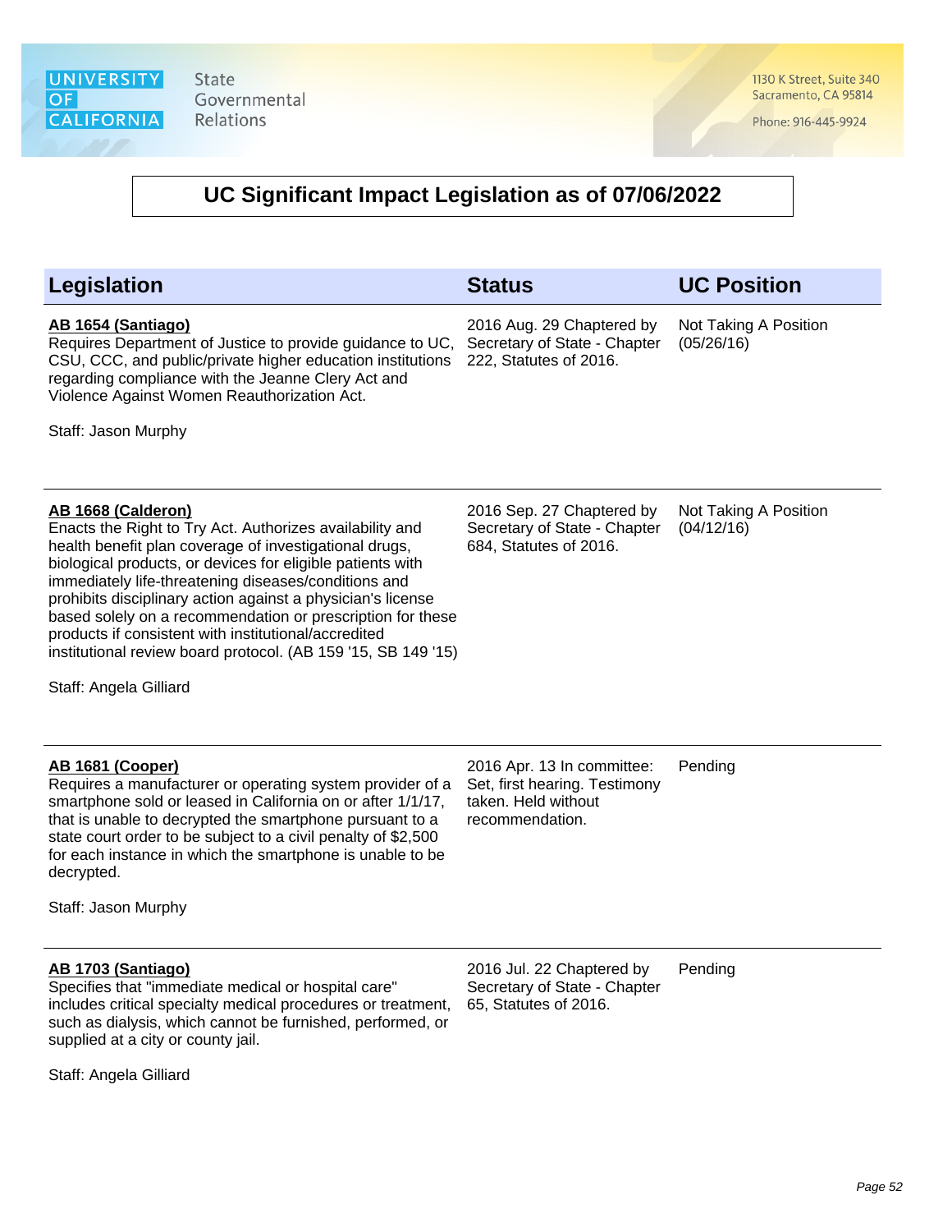# UC Significant Impact Legislation as of 07/06/2022

| Legislation | Status | UC Position |
|---|---|---|
| **AB 1654 (Santiago)**<br>Requires Department of Justice to provide guidance to UC, CSU, CCC, and public/private higher education institutions regarding compliance with the Jeanne Clery Act and Violence Against Women Reauthorization Act.<br><br>Staff: Jason Murphy | 2016 Aug. 29 Chaptered by Secretary of State - Chapter 222, Statutes of 2016. | Not Taking A Position (05/26/16) |
| **AB 1668 (Calderon)**<br>Enacts the Right to Try Act. Authorizes availability and health benefit plan coverage of investigational drugs, biological products, or devices for eligible patients with immediately life-threatening diseases/conditions and prohibits disciplinary action against a physician's license based solely on a recommendation or prescription for these products if consistent with institutional/accredited institutional review board protocol. (AB 159 '15, SB 149 '15)<br><br>Staff: Angela Gilliard | 2016 Sep. 27 Chaptered by Secretary of State - Chapter 684, Statutes of 2016. | Not Taking A Position (04/12/16) |
| **AB 1681 (Cooper)**<br>Requires a manufacturer or operating system provider of a smartphone sold or leased in California on or after 1/1/17, that is unable to decrypted the smartphone pursuant to a state court order to be subject to a civil penalty of $2,500 for each instance in which the smartphone is unable to be decrypted.<br><br>Staff: Jason Murphy | 2016 Apr. 13 In committee: Set, first hearing. Testimony taken. Held without recommendation. | Pending |
| **AB 1703 (Santiago)**<br>Specifies that "immediate medical or hospital care" includes critical specialty medical procedures or treatment, such as dialysis, which cannot be furnished, performed, or supplied at a city or county jail.<br><br>Staff: Angela Gilliard | 2016 Jul. 22 Chaptered by Secretary of State - Chapter 65, Statutes of 2016. | Pending |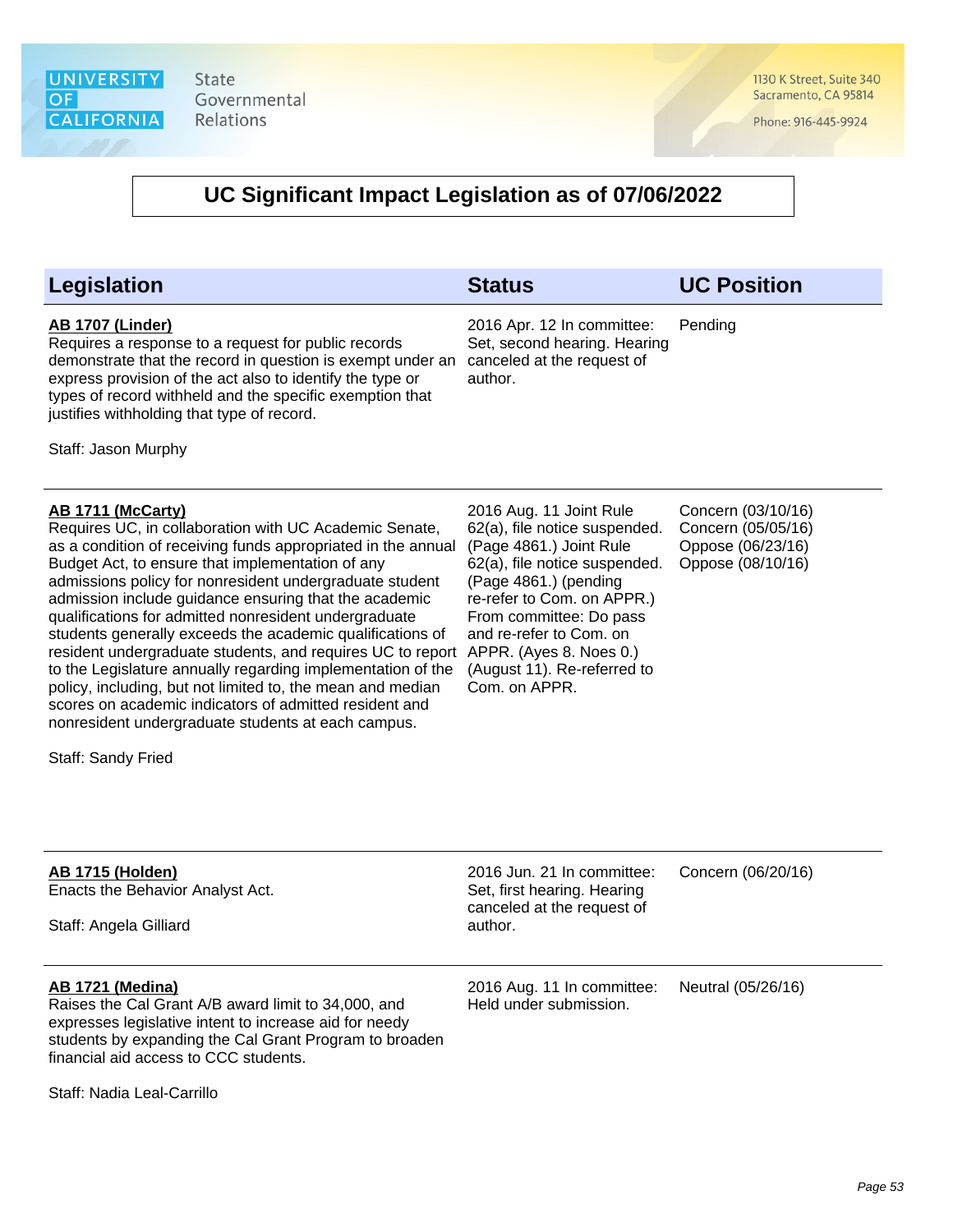# UC Significant Impact Legislation as of 07/06/2022

| Legislation | Status | UC Position |
|---|---|---|
| **AB 1707 (Linder)**<br>Requires a response to a request for public records demonstrate that the record in question is exempt under an express provision of the act also to identify the type or types of record withheld and the specific exemption that justifies withholding that type of record.<br><br>Staff: Jason Murphy | 2016 Apr. 12 In committee: Set, second hearing. Hearing canceled at the request of author. | Pending |
| **AB 1711 (McCarty)**<br>Requires UC, in collaboration with UC Academic Senate, as a condition of receiving funds appropriated in the annual Budget Act, to ensure that implementation of any admissions policy for nonresident undergraduate student admission include guidance ensuring that the academic qualifications for admitted nonresident undergraduate students generally exceeds the academic qualifications of resident undergraduate students, and requires UC to report to the Legislature annually regarding implementation of the policy, including, but not limited to, the mean and median scores on academic indicators of admitted resident and nonresident undergraduate students at each campus.<br><br>Staff: Sandy Fried | 2016 Aug. 11 Joint Rule 62(a), file notice suspended. (Page 4861.) Joint Rule 62(a), file notice suspended. (Page 4861.) (pending re-refer to Com. on APPR.) From committee: Do pass and re-refer to Com. on APPR. (Ayes 8. Noes 0.) (August 11). Re-referred to Com. on APPR. | Concern (03/10/16)<br>Concern (05/05/16)<br>Oppose (06/23/16)<br>Oppose (08/10/16) |
| **AB 1715 (Holden)**<br>Enacts the Behavior Analyst Act.<br><br>Staff: Angela Gilliard | 2016 Jun. 21 In committee: Set, first hearing. Hearing canceled at the request of author. | Concern (06/20/16) |
| **AB 1721 (Medina)**<br>Raises the Cal Grant A/B award limit to 34,000, and expresses legislative intent to increase aid for needy students by expanding the Cal Grant Program to broaden financial aid access to CCC students.<br><br>Staff: Nadia Leal-Carrillo | 2016 Aug. 11 In committee: Held under submission. | Neutral (05/26/16) |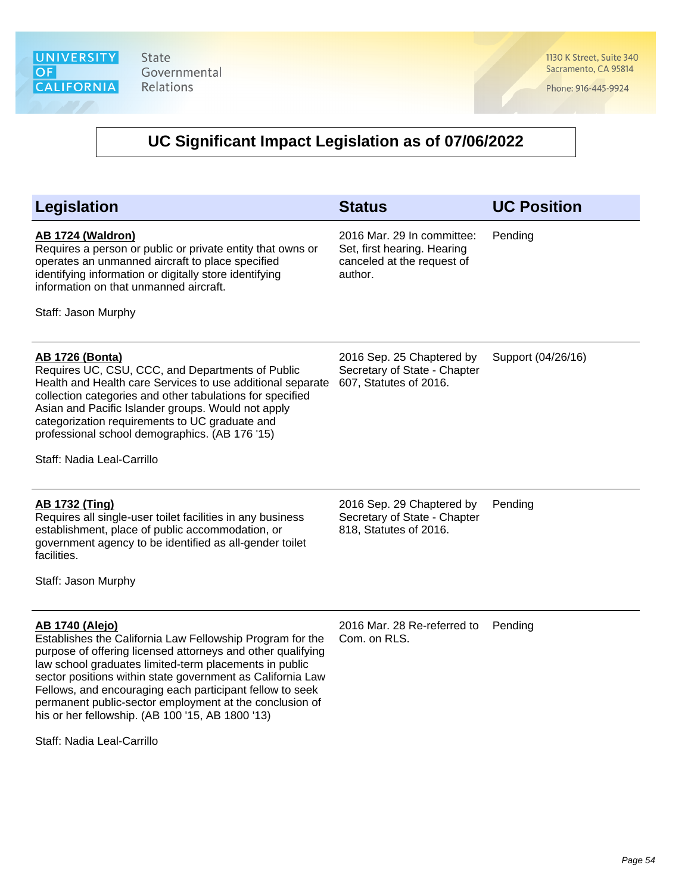# UC Significant Impact Legislation as of 07/06/2022

| Legislation | Status | UC Position |
|---|---|---|
| **AB 1724 (Waldron)**<br>Requires a person or public or private entity that owns or operates an unmanned aircraft to place specified identifying information or digitally store identifying information on that unmanned aircraft.<br><br>Staff: Jason Murphy | 2016 Mar. 29 In committee: Set, first hearing. Hearing canceled at the request of author. | Pending |
| **AB 1726 (Bonta)**<br>Requires UC, CSU, CCC, and Departments of Public Health and Health care Services to use additional separate collection categories and other tabulations for specified Asian and Pacific Islander groups. Would not apply categorization requirements to UC graduate and professional school demographics. (AB 176 '15)<br><br>Staff: Nadia Leal-Carrillo | 2016 Sep. 25 Chaptered by Secretary of State - Chapter 607, Statutes of 2016. | Support (04/26/16) |
| **AB 1732 (Ting)**<br>Requires all single-user toilet facilities in any business establishment, place of public accommodation, or government agency to be identified as all-gender toilet facilities.<br><br>Staff: Jason Murphy | 2016 Sep. 29 Chaptered by Secretary of State - Chapter 818, Statutes of 2016. | Pending |
| **AB 1740 (Alejo)**<br>Establishes the California Law Fellowship Program for the purpose of offering licensed attorneys and other qualifying law school graduates limited-term placements in public sector positions within state government as California Law Fellows, and encouraging each participant fellow to seek permanent public-sector employment at the conclusion of his or her fellowship. (AB 100 '15, AB 1800 '13)<br><br>Staff: Nadia Leal-Carrillo | 2016 Mar. 28 Re-referred to Com. on RLS. | Pending |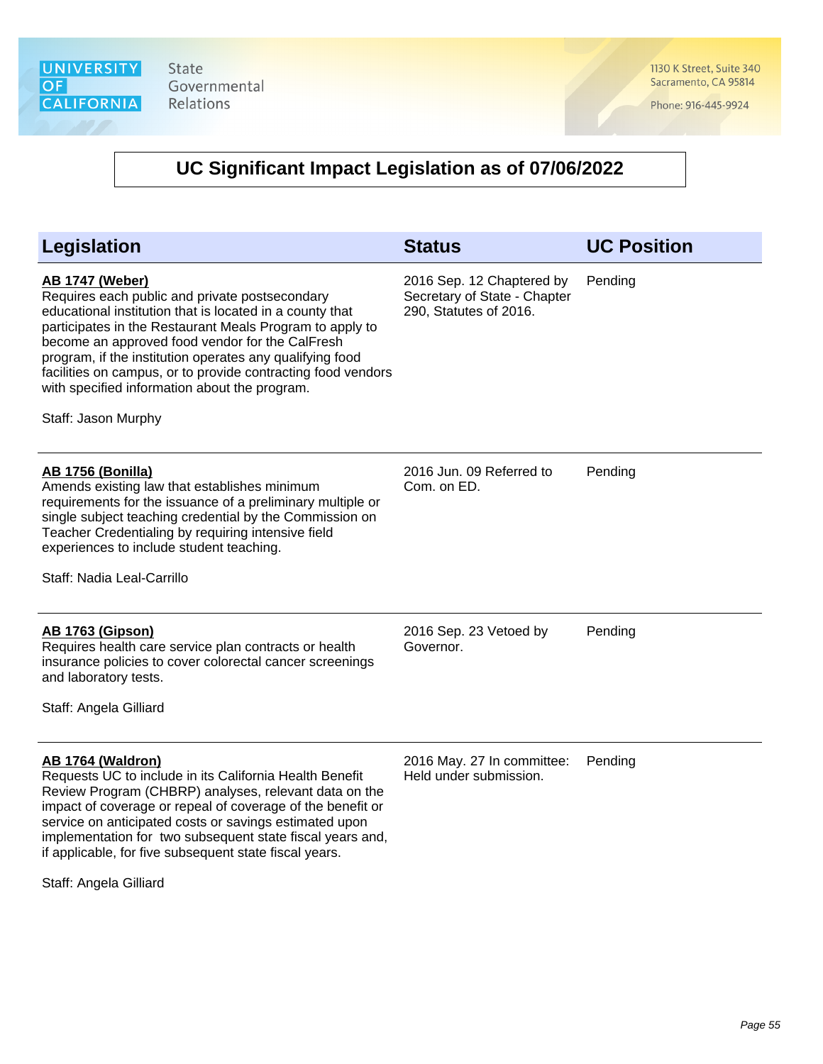# UC Significant Impact Legislation as of 07/06/2022

| Legislation | Status | UC Position |
|---|---|---|
| **AB 1747 (Weber)**<br>Requires each public and private postsecondary educational institution that is located in a county that participates in the Restaurant Meals Program to apply to become an approved food vendor for the CalFresh program, if the institution operates any qualifying food facilities on campus, or to provide contracting food vendors with specified information about the program.<br><br>Staff: Jason Murphy | 2016 Sep. 12 Chaptered by Secretary of State - Chapter 290, Statutes of 2016. | Pending |
| **AB 1756 (Bonilla)**<br>Amends existing law that establishes minimum requirements for the issuance of a preliminary multiple or single subject teaching credential by the Commission on Teacher Credentialing by requiring intensive field experiences to include student teaching.<br><br>Staff: Nadia Leal-Carrillo | 2016 Jun. 09 Referred to Com. on ED. | Pending |
| **AB 1763 (Gipson)**<br>Requires health care service plan contracts or health insurance policies to cover colorectal cancer screenings and laboratory tests.<br><br>Staff: Angela Gilliard | 2016 Sep. 23 Vetoed by Governor. | Pending |
| **AB 1764 (Waldron)**<br>Requests UC to include in its California Health Benefit Review Program (CHBRP) analyses, relevant data on the impact of coverage or repeal of coverage of the benefit or service on anticipated costs or savings estimated upon implementation for two subsequent state fiscal years and, if applicable, for five subsequent state fiscal years.<br><br>Staff: Angela Gilliard | 2016 May. 27 In committee: Held under submission. | Pending |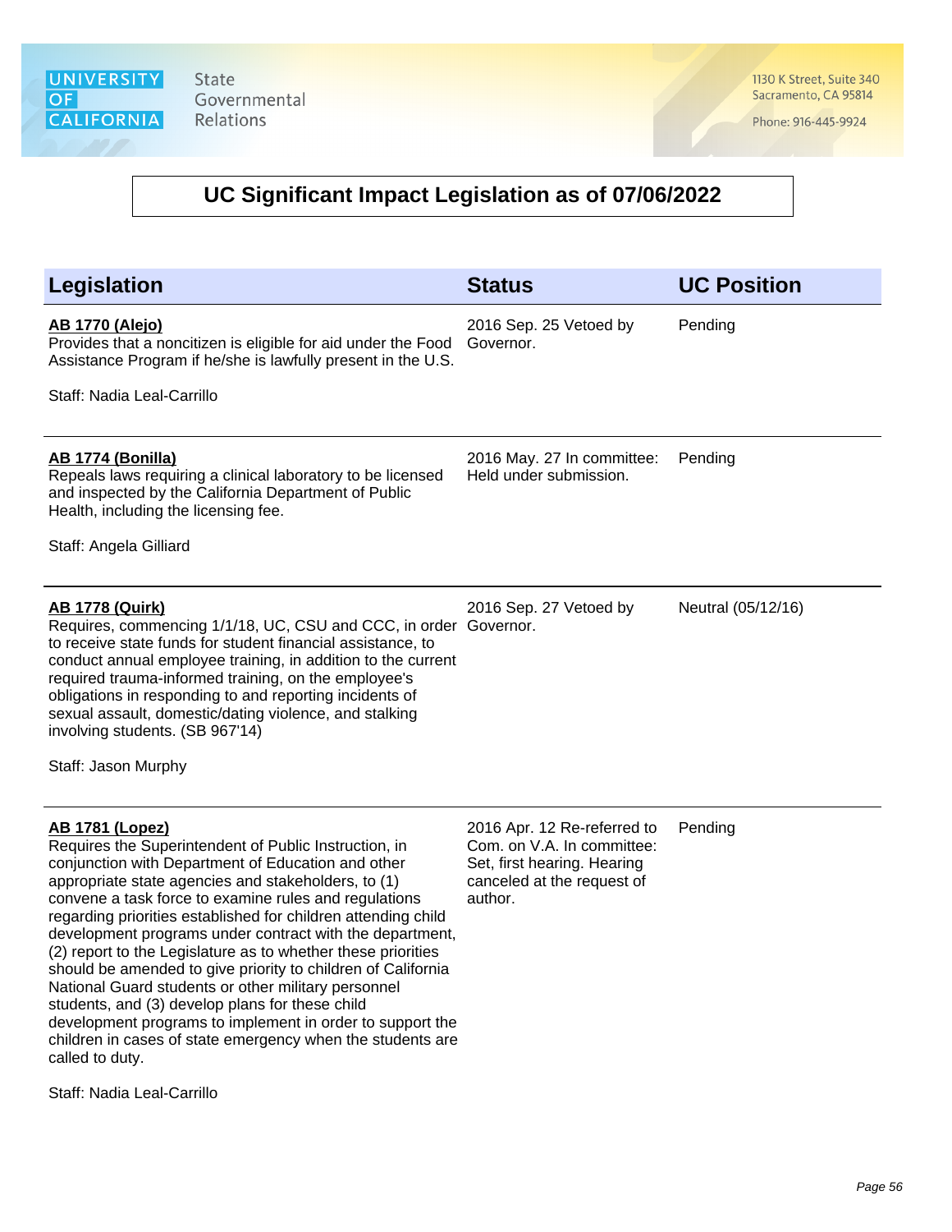## UC Significant Impact Legislation as of 07/06/2022

| Legislation | Status | UC Position |
|---|---|---|
| **AB 1770 (Alejo)**<br>Provides that a noncitizen is eligible for aid under the Food Assistance Program if he/she is lawfully present in the U.S.<br><br>Staff: Nadia Leal-Carrillo | 2016 Sep. 25 Vetoed by Governor. | Pending |
| **AB 1774 (Bonilla)**<br>Repeals laws requiring a clinical laboratory to be licensed and inspected by the California Department of Public Health, including the licensing fee.<br><br>Staff: Angela Gilliard | 2016 May. 27 In committee: Held under submission. | Pending |
| **AB 1778 (Quirk)**<br>Requires, commencing 1/1/18, UC, CSU and CCC, in order to receive state funds for student financial assistance, to conduct annual employee training, in addition to the current required trauma-informed training, on the employee's obligations in responding to and reporting incidents of sexual assault, domestic/dating violence, and stalking involving students. (SB 967'14)<br><br>Staff: Jason Murphy | 2016 Sep. 27 Vetoed by Governor. | Neutral (05/12/16) |
| **AB 1781 (Lopez)**<br>Requires the Superintendent of Public Instruction, in conjunction with Department of Education and other appropriate state agencies and stakeholders, to (1) convene a task force to examine rules and regulations regarding priorities established for children attending child development programs under contract with the department, (2) report to the Legislature as to whether these priorities should be amended to give priority to children of California National Guard students or other military personnel students, and (3) develop plans for these child development programs to implement in order to support the children in cases of state emergency when the students are called to duty.<br><br>Staff: Nadia Leal-Carrillo | 2016 Apr. 12 Re-referred to Com. on V.A. In committee: Set, first hearing. Hearing canceled at the request of author. | Pending |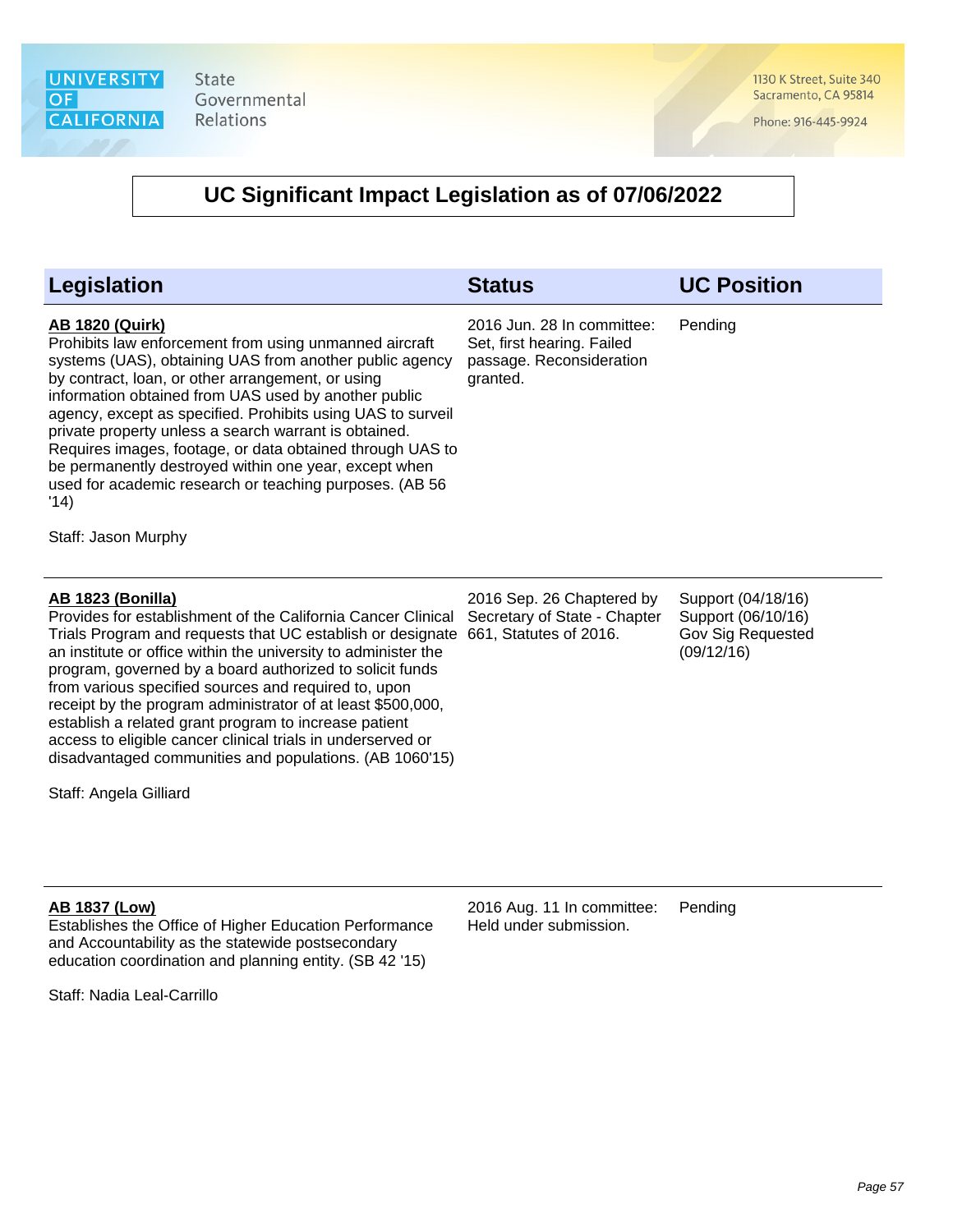# UC Significant Impact Legislation as of 07/06/2022

| Legislation | Status | UC Position |
|---|---|---|
| **AB 1820 (Quirk)**<br>Prohibits law enforcement from using unmanned aircraft systems (UAS), obtaining UAS from another public agency by contract, loan, or other arrangement, or using information obtained from UAS used by another public agency, except as specified. Prohibits using UAS to surveil private property unless a search warrant is obtained. Requires images, footage, or data obtained through UAS to be permanently destroyed within one year, except when used for academic research or teaching purposes. (AB 56 '14)<br><br>Staff: Jason Murphy | 2016 Jun. 28 In committee: Set, first hearing. Failed passage. Reconsideration granted. | Pending |
| **AB 1823 (Bonilla)**<br>Provides for establishment of the California Cancer Clinical Trials Program and requests that UC establish or designate an institute or office within the university to administer the program, governed by a board authorized to solicit funds from various specified sources and required to, upon receipt by the program administrator of at least $500,000, establish a related grant program to increase patient access to eligible cancer clinical trials in underserved or disadvantaged communities and populations. (AB 1060'15)<br><br>Staff: Angela Gilliard | 2016 Sep. 26 Chaptered by Secretary of State - Chapter 661, Statutes of 2016. | Support (04/18/16)<br>Support (06/10/16)<br>Gov Sig Requested (09/12/16) |
| **AB 1837 (Low)**<br>Establishes the Office of Higher Education Performance and Accountability as the statewide postsecondary education coordination and planning entity. (SB 42 '15)<br><br>Staff: Nadia Leal-Carrillo | 2016 Aug. 11 In committee: Held under submission. | Pending |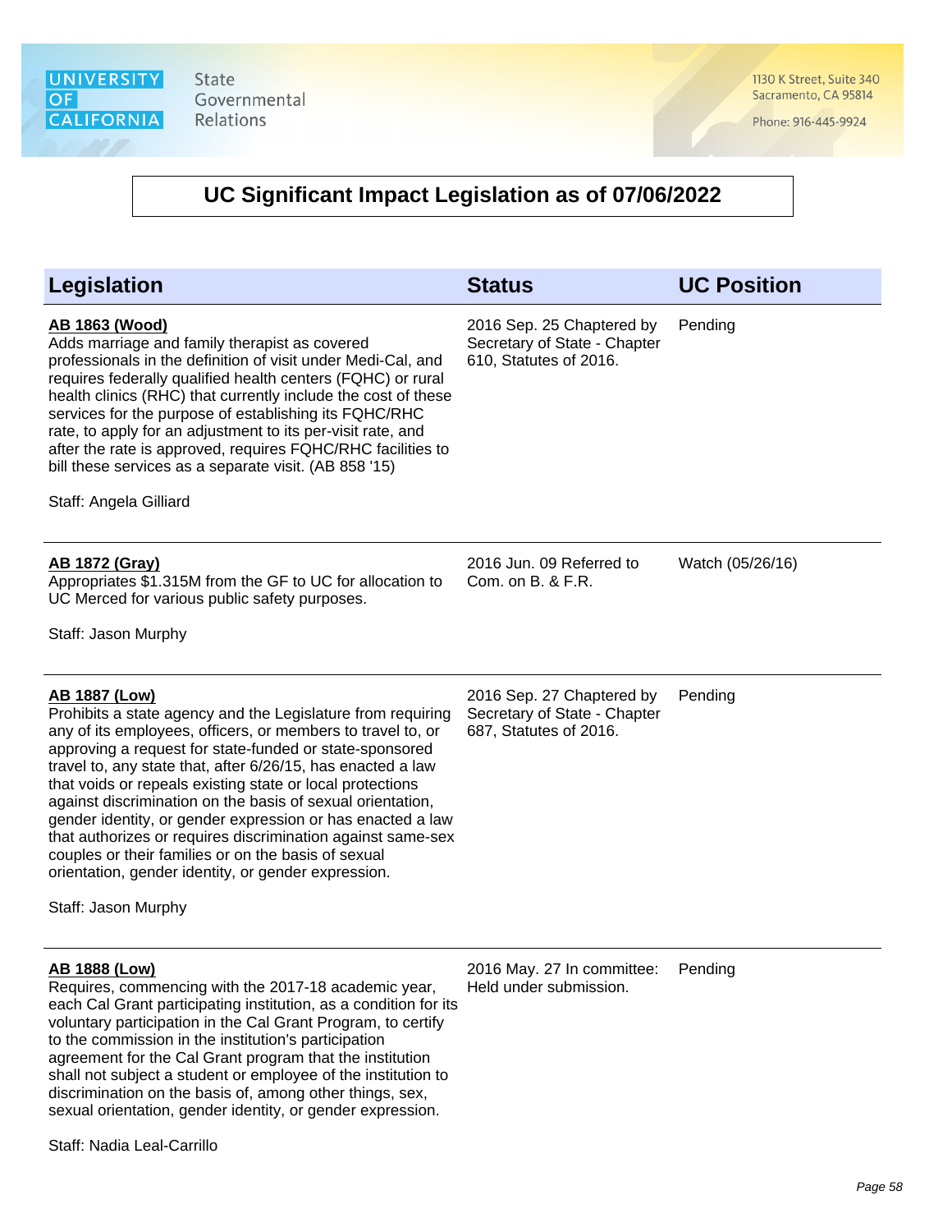# UC Significant Impact Legislation as of 07/06/2022

| Legislation | Status | UC Position |
|---|---|---|
| **AB 1863 (Wood)**<br>Adds marriage and family therapist as covered professionals in the definition of visit under Medi-Cal, and requires federally qualified health centers (FQHC) or rural health clinics (RHC) that currently include the cost of these services for the purpose of establishing its FQHC/RHC rate, to apply for an adjustment to its per-visit rate, and after the rate is approved, requires FQHC/RHC facilities to bill these services as a separate visit. (AB 858 '15)<br><br>Staff: Angela Gilliard | 2016 Sep. 25 Chaptered by Secretary of State - Chapter 610, Statutes of 2016. | Pending |
| **AB 1872 (Gray)**<br>Appropriates $1.315M from the GF to UC for allocation to UC Merced for various public safety purposes.<br><br>Staff: Jason Murphy | 2016 Jun. 09 Referred to Com. on B. & F.R. | Watch (05/26/16) |
| **AB 1887 (Low)**<br>Prohibits a state agency and the Legislature from requiring any of its employees, officers, or members to travel to, or approving a request for state-funded or state-sponsored travel to, any state that, after 6/26/15, has enacted a law that voids or repeals existing state or local protections against discrimination on the basis of sexual orientation, gender identity, or gender expression or has enacted a law that authorizes or requires discrimination against same-sex couples or their families or on the basis of sexual orientation, gender identity, or gender expression.<br><br>Staff: Jason Murphy | 2016 Sep. 27 Chaptered by Secretary of State - Chapter 687, Statutes of 2016. | Pending |
| **AB 1888 (Low)**<br>Requires, commencing with the 2017-18 academic year, each Cal Grant participating institution, as a condition for its voluntary participation in the Cal Grant Program, to certify to the commission in the institution's participation agreement for the Cal Grant program that the institution shall not subject a student or employee of the institution to discrimination on the basis of, among other things, sex, sexual orientation, gender identity, or gender expression.<br><br>Staff: Nadia Leal-Carrillo | 2016 May. 27 In committee: Held under submission. | Pending |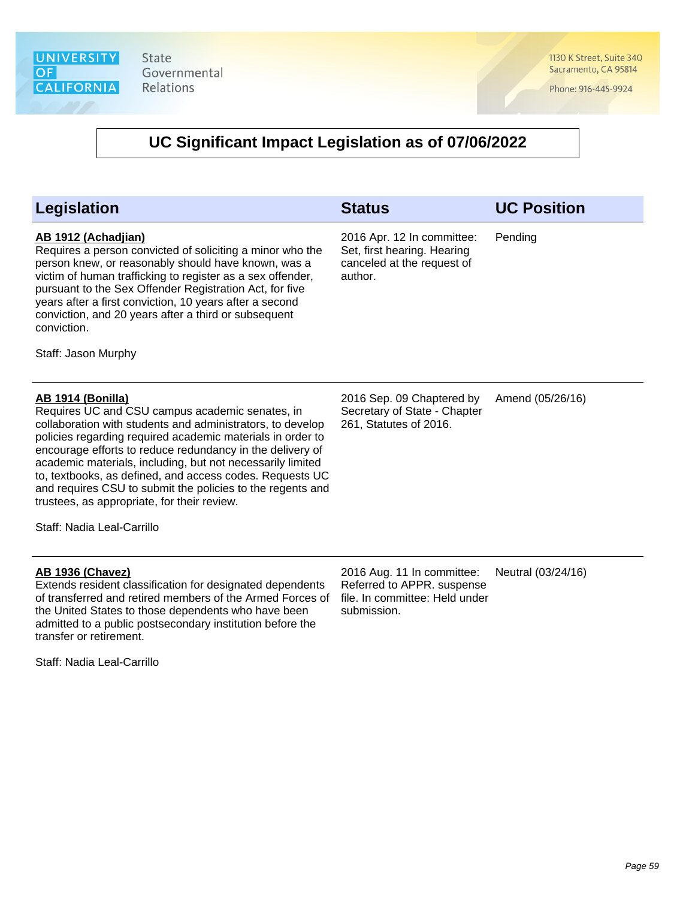# UC Significant Impact Legislation as of 07/06/2022

| Legislation | Status | UC Position |
|---|---|---|
| **AB 1912 (Achadjian)**<br>Requires a person convicted of soliciting a minor who the person knew, or reasonably should have known, was a victim of human trafficking to register as a sex offender, pursuant to the Sex Offender Registration Act, for five years after a first conviction, 10 years after a second conviction, and 20 years after a third or subsequent conviction.<br><br>Staff: Jason Murphy | 2016 Apr. 12 In committee: Set, first hearing. Hearing canceled at the request of author. | Pending |
| **AB 1914 (Bonilla)**<br>Requires UC and CSU campus academic senates, in collaboration with students and administrators, to develop policies regarding required academic materials in order to encourage efforts to reduce redundancy in the delivery of academic materials, including, but not necessarily limited to, textbooks, as defined, and access codes. Requests UC and requires CSU to submit the policies to the regents and trustees, as appropriate, for their review.<br><br>Staff: Nadia Leal-Carrillo | 2016 Sep. 09 Chaptered by Secretary of State - Chapter 261, Statutes of 2016. | Amend (05/26/16) |
| **AB 1936 (Chavez)**<br>Extends resident classification for designated dependents of transferred and retired members of the Armed Forces of the United States to those dependents who have been admitted to a public postsecondary institution before the transfer or retirement.<br><br>Staff: Nadia Leal-Carrillo | 2016 Aug. 11 In committee: Referred to APPR. suspense file. In committee: Held under submission. | Neutral (03/24/16) |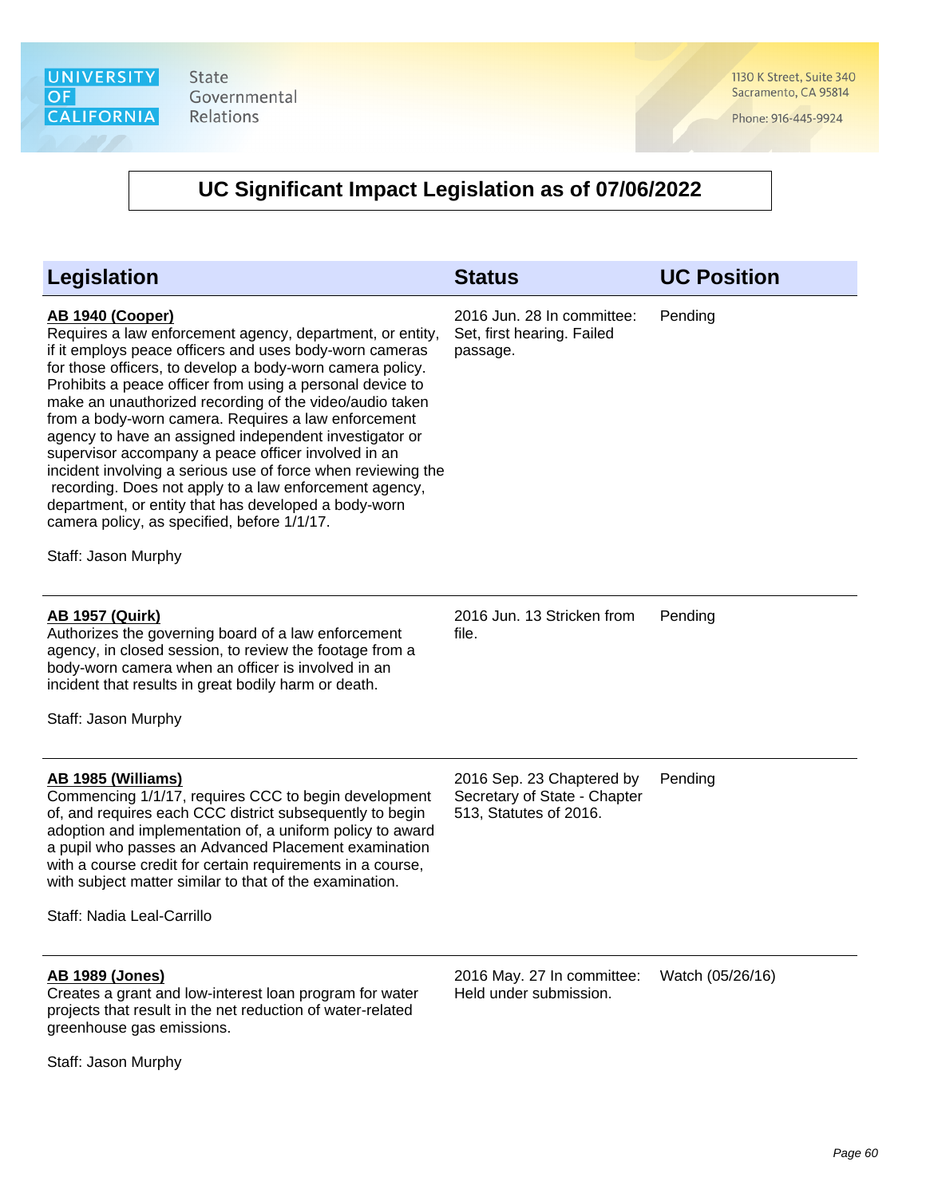University of California State Governmental Relations

1130 K Street, Suite 340
Sacramento, CA 95814

Phone: 916-445-9924

# UC Significant Impact Legislation as of 07/06/2022

| Legislation | Status | UC Position |
|---|---|---|
| **AB 1940 (Cooper)**<br>Requires a law enforcement agency, department, or entity, if it employs peace officers and uses body-worn cameras for those officers, to develop a body-worn camera policy. Prohibits a peace officer from using a personal device to make an unauthorized recording of the video/audio taken from a body-worn camera. Requires a law enforcement agency to have an assigned independent investigator or supervisor accompany a peace officer involved in an incident involving a serious use of force when reviewing the recording. Does not apply to a law enforcement agency, department, or entity that has developed a body-worn camera policy, as specified, before 1/1/17.<br><br>Staff: Jason Murphy | 2016 Jun. 28 In committee: Set, first hearing. Failed passage. | Pending |
| **AB 1957 (Quirk)**<br>Authorizes the governing board of a law enforcement agency, in closed session, to review the footage from a body-worn camera when an officer is involved in an incident that results in great bodily harm or death.<br><br>Staff: Jason Murphy | 2016 Jun. 13 Stricken from file. | Pending |
| **AB 1985 (Williams)**<br>Commencing 1/1/17, requires CCC to begin development of, and requires each CCC district subsequently to begin adoption and implementation of, a uniform policy to award a pupil who passes an Advanced Placement examination with a course credit for certain requirements in a course, with subject matter similar to that of the examination.<br><br>Staff: Nadia Leal-Carrillo | 2016 Sep. 23 Chaptered by Secretary of State - Chapter 513, Statutes of 2016. | Pending |
| **AB 1989 (Jones)**<br>Creates a grant and low-interest loan program for water projects that result in the net reduction of water-related greenhouse gas emissions.<br><br>Staff: Jason Murphy | 2016 May. 27 In committee: Held under submission. | Watch (05/26/16) |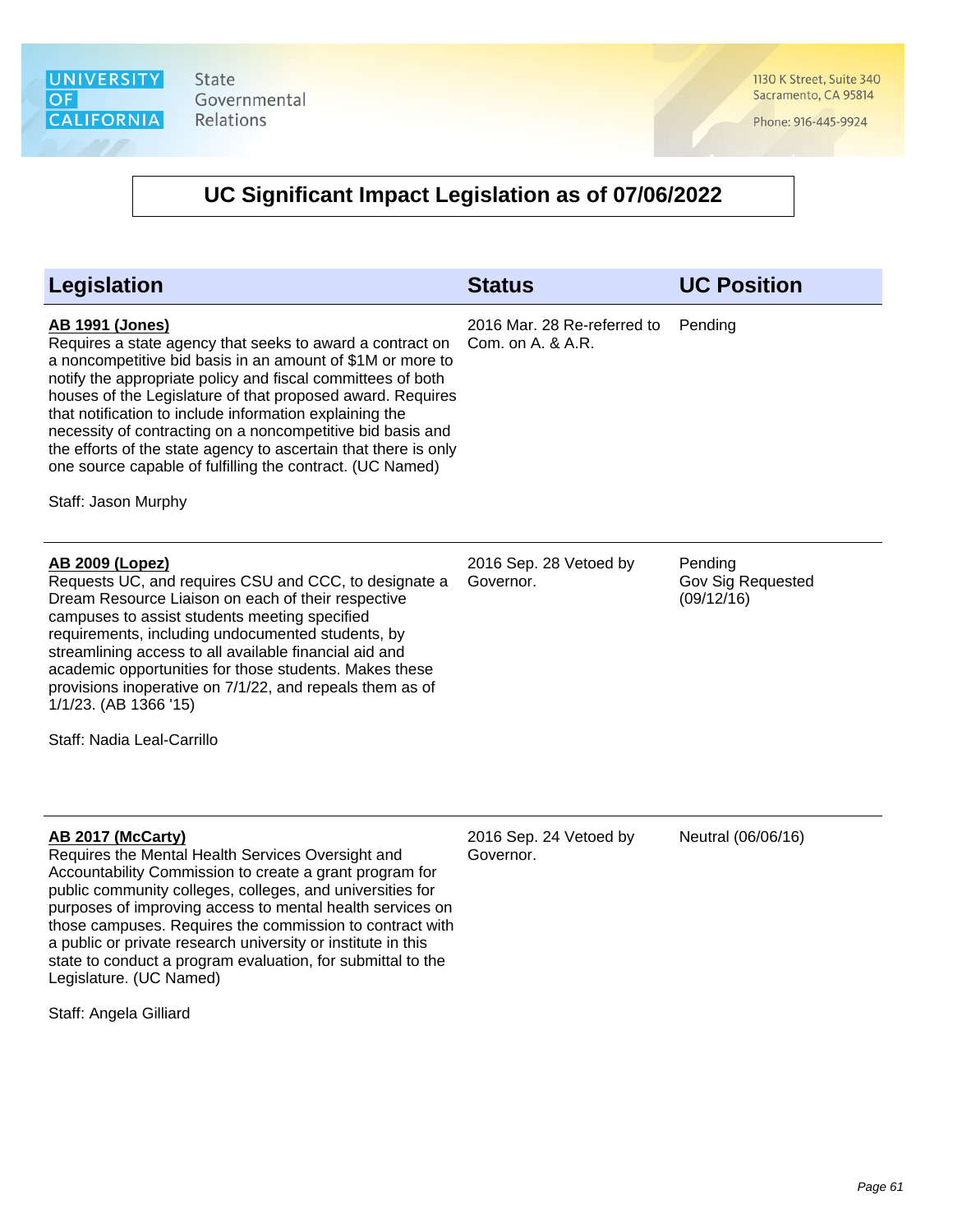# UC Significant Impact Legislation as of 07/06/2022

| Legislation | Status | UC Position |
| --- | --- | --- |
| **AB 1991 (Jones)**<br>Requires a state agency that seeks to award a contract on a noncompetitive bid basis in an amount of $1M or more to notify the appropriate policy and fiscal committees of both houses of the Legislature of that proposed award. Requires that notification to include information explaining the necessity of contracting on a noncompetitive bid basis and the efforts of the state agency to ascertain that there is only one source capable of fulfilling the contract. (UC Named)<br><br>Staff: Jason Murphy | 2016 Mar. 28 Re-referred to Com. on A. & A.R. | Pending |
| **AB 2009 (Lopez)**<br>Requests UC, and requires CSU and CCC, to designate a Dream Resource Liaison on each of their respective campuses to assist students meeting specified requirements, including undocumented students, by streamlining access to all available financial aid and academic opportunities for those students. Makes these provisions inoperative on 7/1/22, and repeals them as of 1/1/23. (AB 1366 '15)<br><br>Staff: Nadia Leal-Carrillo | 2016 Sep. 28 Vetoed by Governor. | Pending<br>Gov Sig Requested (09/12/16) |
| **AB 2017 (McCarty)**<br>Requires the Mental Health Services Oversight and Accountability Commission to create a grant program for public community colleges, colleges, and universities for purposes of improving access to mental health services on those campuses. Requires the commission to contract with a public or private research university or institute in this state to conduct a program evaluation, for submittal to the Legislature. (UC Named)<br><br>Staff: Angela Gilliard | 2016 Sep. 24 Vetoed by Governor. | Neutral (06/06/16) |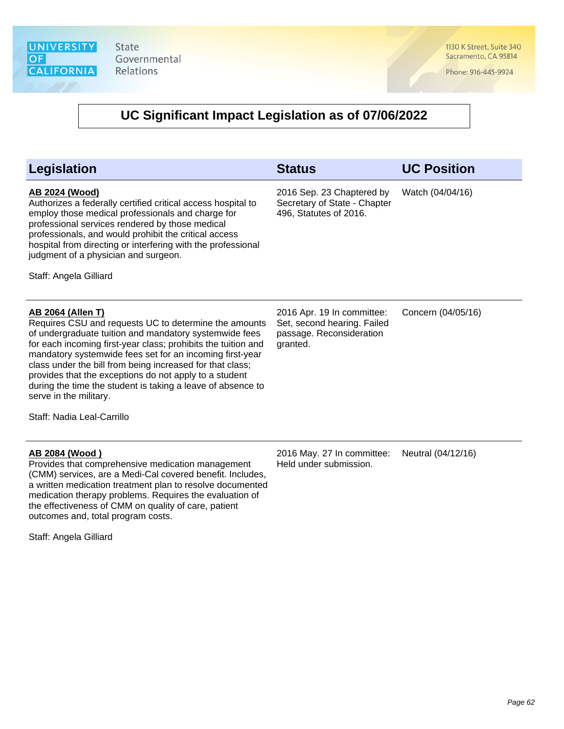# UC Significant Impact Legislation as of 07/06/2022

| Legislation | Status | UC Position |
| --- | --- | --- |
| **AB 2024 (Wood)**<br>Authorizes a federally certified critical access hospital to employ those medical professionals and charge for professional services rendered by those medical professionals, and would prohibit the critical access hospital from directing or interfering with the professional judgment of a physician and surgeon.<br><br>Staff: Angela Gilliard | 2016 Sep. 23 Chaptered by Secretary of State - Chapter 496, Statutes of 2016. | Watch (04/04/16) |
| **AB 2064 (Allen T)**<br>Requires CSU and requests UC to determine the amounts of undergraduate tuition and mandatory systemwide fees for each incoming first-year class; prohibits the tuition and mandatory systemwide fees set for an incoming first-year class under the bill from being increased for that class; provides that the exceptions do not apply to a student during the time the student is taking a leave of absence to serve in the military.<br><br>Staff: Nadia Leal-Carrillo | 2016 Apr. 19 In committee: Set, second hearing. Failed passage. Reconsideration granted. | Concern (04/05/16) |
| **AB 2084 (Wood )**<br>Provides that comprehensive medication management (CMM) services, are a Medi-Cal covered benefit. Includes, a written medication treatment plan to resolve documented medication therapy problems. Requires the evaluation of the effectiveness of CMM on quality of care, patient outcomes and, total program costs.<br><br>Staff: Angela Gilliard | 2016 May. 27 In committee: Held under submission. | Neutral (04/12/16) |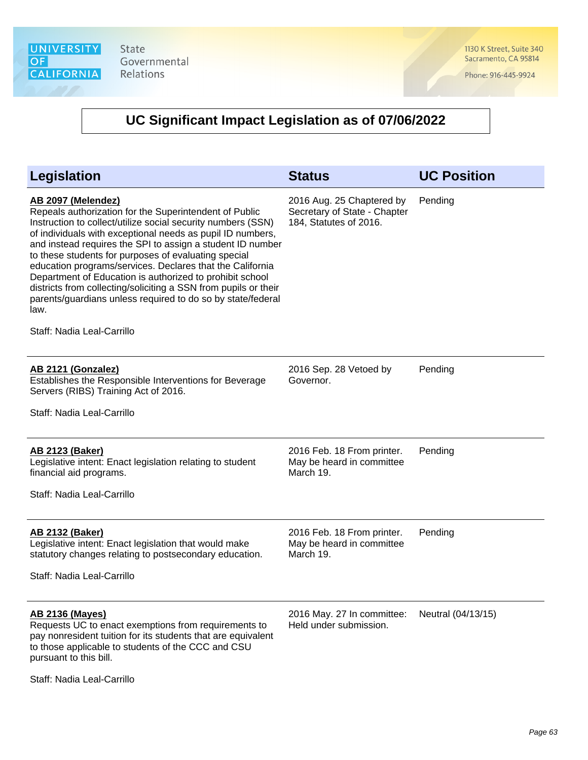# UC Significant Impact Legislation as of 07/06/2022

| Legislation | Status | UC Position |
|---|---|---|
| **AB 2097 (Melendez)**<br>Repeals authorization for the Superintendent of Public Instruction to collect/utilize social security numbers (SSN) of individuals with exceptional needs as pupil ID numbers, and instead requires the SPI to assign a student ID number to these students for purposes of evaluating special education programs/services. Declares that the California Department of Education is authorized to prohibit school districts from collecting/soliciting a SSN from pupils or their parents/guardians unless required to do so by state/federal law.<br><br>Staff: Nadia Leal-Carrillo | 2016 Aug. 25 Chaptered by Secretary of State - Chapter 184, Statutes of 2016. | Pending |
| **AB 2121 (Gonzalez)**<br>Establishes the Responsible Interventions for Beverage Servers (RIBS) Training Act of 2016.<br><br>Staff: Nadia Leal-Carrillo | 2016 Sep. 28 Vetoed by Governor. | Pending |
| **AB 2123 (Baker)**<br>Legislative intent: Enact legislation relating to student financial aid programs.<br><br>Staff: Nadia Leal-Carrillo | 2016 Feb. 18 From printer. May be heard in committee March 19. | Pending |
| **AB 2132 (Baker)**<br>Legislative intent: Enact legislation that would make statutory changes relating to postsecondary education.<br><br>Staff: Nadia Leal-Carrillo | 2016 Feb. 18 From printer. May be heard in committee March 19. | Pending |
| **AB 2136 (Mayes)**<br>Requests UC to enact exemptions from requirements to pay nonresident tuition for its students that are equivalent to those applicable to students of the CCC and CSU pursuant to this bill.<br><br>Staff: Nadia Leal-Carrillo | 2016 May. 27 In committee: Held under submission. | Neutral (04/13/15) |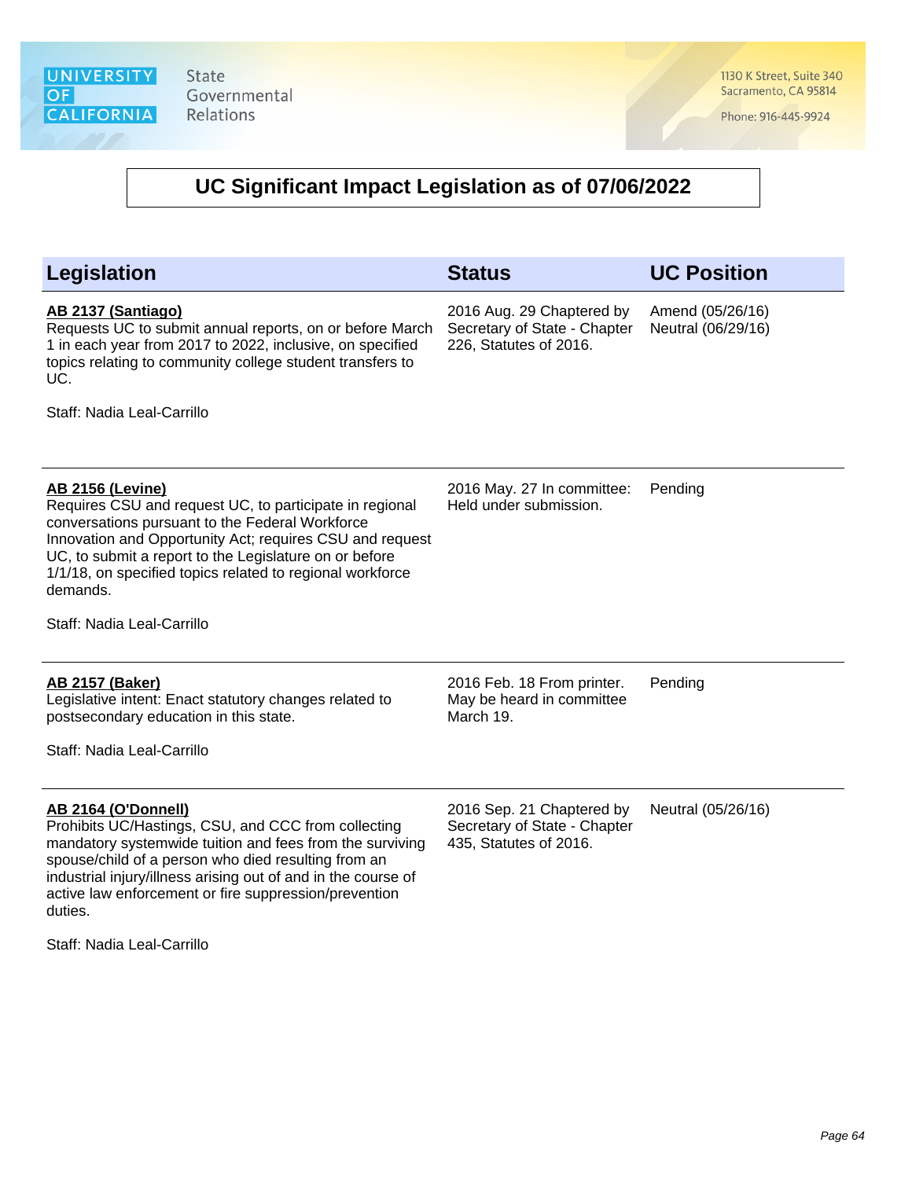# UC Significant Impact Legislation as of 07/06/2022

| Legislation | Status | UC Position |
| --- | --- | --- |
| **AB 2137 (Santiago)**<br>Requests UC to submit annual reports, on or before March 1 in each year from 2017 to 2022, inclusive, on specified topics relating to community college student transfers to UC.<br><br>Staff: Nadia Leal-Carrillo | 2016 Aug. 29 Chaptered by Secretary of State - Chapter 226, Statutes of 2016. | Amend (05/26/16)<br>Neutral (06/29/16) |
| **AB 2156 (Levine)**<br>Requires CSU and request UC, to participate in regional conversations pursuant to the Federal Workforce Innovation and Opportunity Act; requires CSU and request UC, to submit a report to the Legislature on or before 1/1/18, on specified topics related to regional workforce demands.<br><br>Staff: Nadia Leal-Carrillo | 2016 May. 27 In committee: Held under submission. | Pending |
| **AB 2157 (Baker)**<br>Legislative intent: Enact statutory changes related to postsecondary education in this state.<br><br>Staff: Nadia Leal-Carrillo | 2016 Feb. 18 From printer. May be heard in committee March 19. | Pending |
| **AB 2164 (O'Donnell)**<br>Prohibits UC/Hastings, CSU, and CCC from collecting mandatory systemwide tuition and fees from the surviving spouse/child of a person who died resulting from an industrial injury/illness arising out of and in the course of active law enforcement or fire suppression/prevention duties.<br><br>Staff: Nadia Leal-Carrillo | 2016 Sep. 21 Chaptered by Secretary of State - Chapter 435, Statutes of 2016. | Neutral (05/26/16) |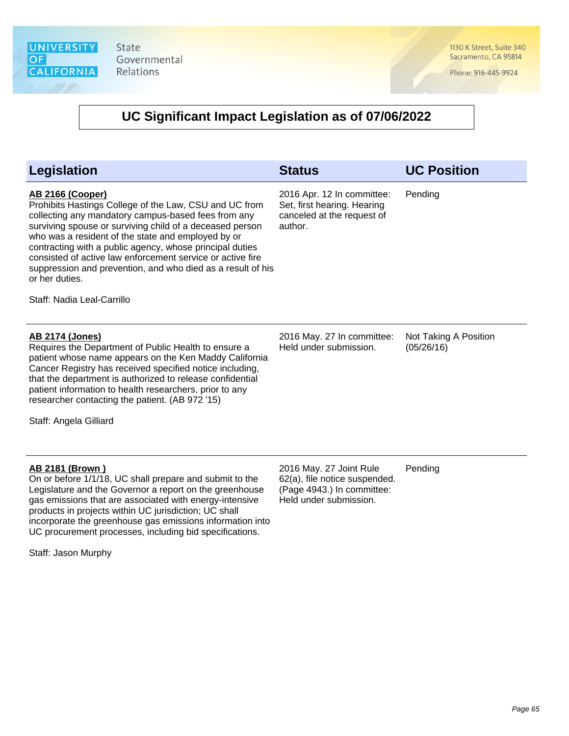## UC Significant Impact Legislation as of 07/06/2022

| Legislation | Status | UC Position |
| --- | --- | --- |
| **AB 2166 (Cooper)**<br>Prohibits Hastings College of the Law, CSU and UC from collecting any mandatory campus-based fees from any surviving spouse or surviving child of a deceased person who was a resident of the state and employed by or contracting with a public agency, whose principal duties consisted of active law enforcement service or active fire suppression and prevention, and who died as a result of his or her duties.<br><br>Staff: Nadia Leal-Carrillo | 2016 Apr. 12 In committee: Set, first hearing. Hearing canceled at the request of author. | Pending |
| **AB 2174 (Jones)**<br>Requires the Department of Public Health to ensure a patient whose name appears on the Ken Maddy California Cancer Registry has received specified notice including, that the department is authorized to release confidential patient information to health researchers, prior to any researcher contacting the patient. (AB 972 '15)<br><br>Staff: Angela Gilliard | 2016 May. 27 In committee: Held under submission. | Not Taking A Position (05/26/16) |
| **AB 2181 (Brown )**<br>On or before 1/1/18, UC shall prepare and submit to the Legislature and the Governor a report on the greenhouse gas emissions that are associated with energy-intensive products in projects within UC jurisdiction; UC shall incorporate the greenhouse gas emissions information into UC procurement processes, including bid specifications.<br><br>Staff: Jason Murphy | 2016 May. 27 Joint Rule 62(a), file notice suspended. (Page 4943.) In committee: Held under submission. | Pending |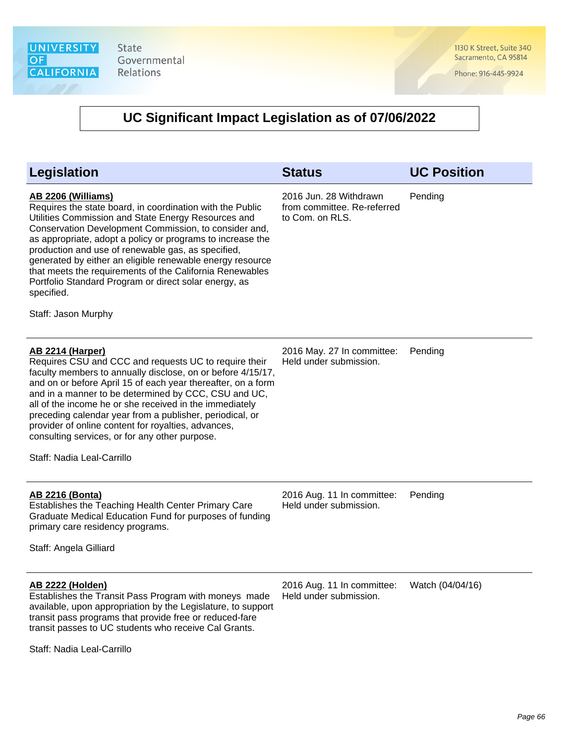# UC Significant Impact Legislation as of 07/06/2022

| Legislation | Status | UC Position |
| --- | --- | --- |
| **AB 2206 (Williams)**<br>Requires the state board, in coordination with the Public Utilities Commission and State Energy Resources and Conservation Development Commission, to consider and, as appropriate, adopt a policy or programs to increase the production and use of renewable gas, as specified, generated by either an eligible renewable energy resource that meets the requirements of the California Renewables Portfolio Standard Program or direct solar energy, as specified.<br><br>Staff: Jason Murphy | 2016 Jun. 28 Withdrawn from committee. Re-referred to Com. on RLS. | Pending |
| **AB 2214 (Harper)**<br>Requires CSU and CCC and requests UC to require their faculty members to annually disclose, on or before 4/15/17, and on or before April 15 of each year thereafter, on a form and in a manner to be determined by CCC, CSU and UC, all of the income he or she received in the immediately preceding calendar year from a publisher, periodical, or provider of online content for royalties, advances, consulting services, or for any other purpose.<br><br>Staff: Nadia Leal-Carrillo | 2016 May. 27 In committee: Held under submission. | Pending |
| **AB 2216 (Bonta)**<br>Establishes the Teaching Health Center Primary Care Graduate Medical Education Fund for purposes of funding primary care residency programs.<br><br>Staff: Angela Gilliard | 2016 Aug. 11 In committee: Held under submission. | Pending |
| **AB 2222 (Holden)**<br>Establishes the Transit Pass Program with moneys made available, upon appropriation by the Legislature, to support transit pass programs that provide free or reduced-fare transit passes to UC students who receive Cal Grants.<br><br>Staff: Nadia Leal-Carrillo | 2016 Aug. 11 In committee: Held under submission. | Watch (04/04/16) |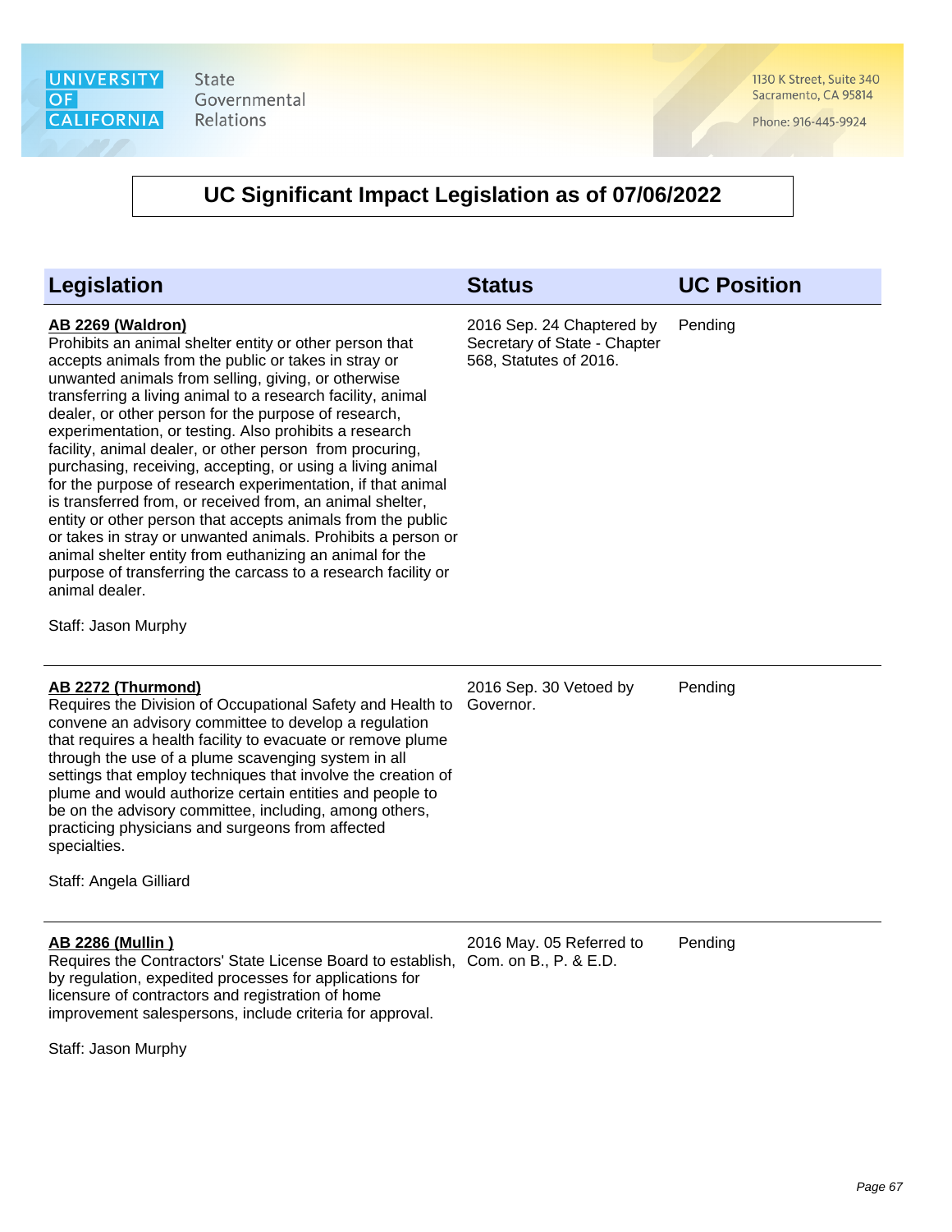| Legislation | Status | UC Position |
|---|---|---|
| **AB 2269 (Waldron)**<br>Prohibits an animal shelter entity or other person that accepts animals from the public or takes in stray or unwanted animals from selling, giving, or otherwise transferring a living animal to a research facility, animal dealer, or other person for the purpose of research, experimentation, or testing. Also prohibits a research facility, animal dealer, or other person from procuring, purchasing, receiving, accepting, or using a living animal for the purpose of research experimentation, if that animal is transferred from, or received from, an animal shelter, entity or other person that accepts animals from the public or takes in stray or unwanted animals. Prohibits a person or animal shelter entity from euthanizing an animal for the purpose of transferring the carcass to a research facility or animal dealer.<br><br>Staff: Jason Murphy | 2016 Sep. 24 Chaptered by Secretary of State - Chapter 568, Statutes of 2016. | Pending |
| **AB 2272 (Thurmond)**<br>Requires the Division of Occupational Safety and Health to convene an advisory committee to develop a regulation that requires a health facility to evacuate or remove plume through the use of a plume scavenging system in all settings that employ techniques that involve the creation of plume and would authorize certain entities and people to be on the advisory committee, including, among others, practicing physicians and surgeons from affected specialties.<br><br>Staff: Angela Gilliard | 2016 Sep. 30 Vetoed by Governor. | Pending |
| **AB 2286 (Mullin )**<br>Requires the Contractors' State License Board to establish, by regulation, expedited processes for applications for licensure of contractors and registration of home improvement salespersons, include criteria for approval.<br><br>Staff: Jason Murphy | 2016 May. 05 Referred to Com. on B., P. & E.D. | Pending |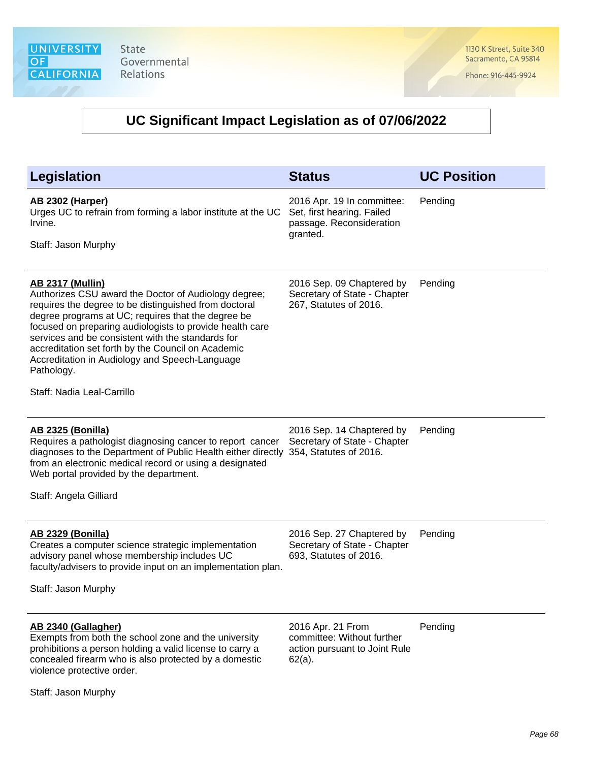# UC Significant Impact Legislation as of 07/06/2022

| Legislation | Status | UC Position |
|---|---|---|
| **AB 2302 (Harper)**<br>Urges UC to refrain from forming a labor institute at the UC Irvine.<br><br>Staff: Jason Murphy | 2016 Apr. 19 In committee: Set, first hearing. Failed passage. Reconsideration granted. | Pending |
| **AB 2317 (Mullin)**<br>Authorizes CSU award the Doctor of Audiology degree; requires the degree to be distinguished from doctoral degree programs at UC; requires that the degree be focused on preparing audiologists to provide health care services and be consistent with the standards for accreditation set forth by the Council on Academic Accreditation in Audiology and Speech-Language Pathology.<br><br>Staff: Nadia Leal-Carrillo | 2016 Sep. 09 Chaptered by Secretary of State - Chapter 267, Statutes of 2016. | Pending |
| **AB 2325 (Bonilla)**<br>Requires a pathologist diagnosing cancer to report cancer diagnoses to the Department of Public Health either directly from an electronic medical record or using a designated Web portal provided by the department.<br><br>Staff: Angela Gilliard | 2016 Sep. 14 Chaptered by Secretary of State - Chapter 354, Statutes of 2016. | Pending |
| **AB 2329 (Bonilla)**<br>Creates a computer science strategic implementation advisory panel whose membership includes UC faculty/advisers to provide input on an implementation plan.<br><br>Staff: Jason Murphy | 2016 Sep. 27 Chaptered by Secretary of State - Chapter 693, Statutes of 2016. | Pending |
| **AB 2340 (Gallagher)**<br>Exempts from both the school zone and the university prohibitions a person holding a valid license to carry a concealed firearm who is also protected by a domestic violence protective order.<br><br>Staff: Jason Murphy | 2016 Apr. 21 From committee: Without further action pursuant to Joint Rule 62(a). | Pending |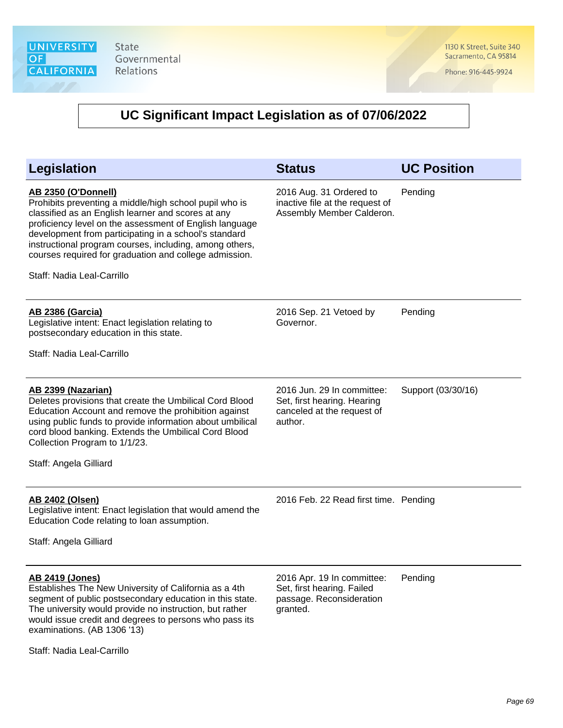# UC Significant Impact Legislation as of 07/06/2022

| Legislation | Status | UC Position |
|---|---|---|
| **AB 2350 (O'Donnell)**<br>Prohibits preventing a middle/high school pupil who is classified as an English learner and scores at any proficiency level on the assessment of English language development from participating in a school's standard instructional program courses, including, among others, courses required for graduation and college admission.<br><br>Staff: Nadia Leal-Carrillo | 2016 Aug. 31 Ordered to inactive file at the request of Assembly Member Calderon. | Pending |
| **AB 2386 (Garcia)**<br>Legislative intent: Enact legislation relating to postsecondary education in this state.<br><br>Staff: Nadia Leal-Carrillo | 2016 Sep. 21 Vetoed by Governor. | Pending |
| **AB 2399 (Nazarian)**<br>Deletes provisions that create the Umbilical Cord Blood Education Account and remove the prohibition against using public funds to provide information about umbilical cord blood banking. Extends the Umbilical Cord Blood Collection Program to 1/1/23.<br><br>Staff: Angela Gilliard | 2016 Jun. 29 In committee: Set, first hearing. Hearing canceled at the request of author. | Support (03/30/16) |
| **AB 2402 (Olsen)**<br>Legislative intent: Enact legislation that would amend the Education Code relating to loan assumption.<br><br>Staff: Angela Gilliard | 2016 Feb. 22 Read first time. | Pending |
| **AB 2419 (Jones)**<br>Establishes The New University of California as a 4th segment of public postsecondary education in this state. The university would provide no instruction, but rather would issue credit and degrees to persons who pass its examinations. (AB 1306 '13)<br><br>Staff: Nadia Leal-Carrillo | 2016 Apr. 19 In committee: Set, first hearing. Failed passage. Reconsideration granted. | Pending |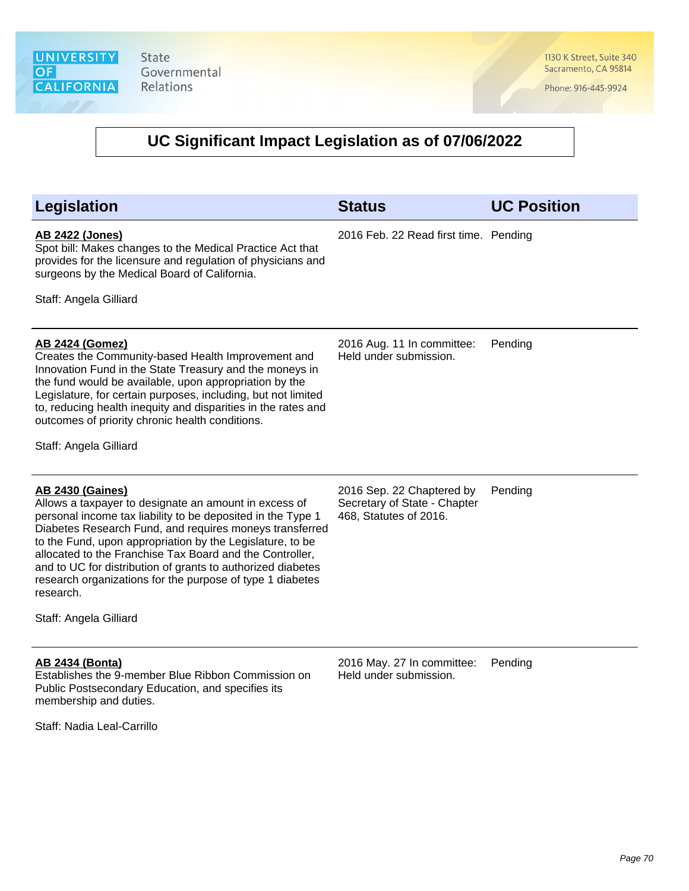## UC Significant Impact Legislation as of 07/06/2022

| Legislation | Status | UC Position |
| --- | --- | --- |
| **AB 2422 (Jones)**<br>Spot bill: Makes changes to the Medical Practice Act that provides for the licensure and regulation of physicians and surgeons by the Medical Board of California.<br><br>Staff: Angela Gilliard | 2016 Feb. 22 Read first time. | Pending |
| **AB 2424 (Gomez)**<br>Creates the Community-based Health Improvement and Innovation Fund in the State Treasury and the moneys in the fund would be available, upon appropriation by the Legislature, for certain purposes, including, but not limited to, reducing health inequity and disparities in the rates and outcomes of priority chronic health conditions.<br><br>Staff: Angela Gilliard | 2016 Aug. 11 In committee: Held under submission. | Pending |
| **AB 2430 (Gaines)**<br>Allows a taxpayer to designate an amount in excess of personal income tax liability to be deposited in the Type 1 Diabetes Research Fund, and requires moneys transferred to the Fund, upon appropriation by the Legislature, to be allocated to the Franchise Tax Board and the Controller, and to UC for distribution of grants to authorized diabetes research organizations for the purpose of type 1 diabetes research.<br><br>Staff: Angela Gilliard | 2016 Sep. 22 Chaptered by Secretary of State - Chapter 468, Statutes of 2016. | Pending |
| **AB 2434 (Bonta)**<br>Establishes the 9-member Blue Ribbon Commission on Public Postsecondary Education, and specifies its membership and duties.<br><br>Staff: Nadia Leal-Carrillo | 2016 May. 27 In committee: Held under submission. | Pending |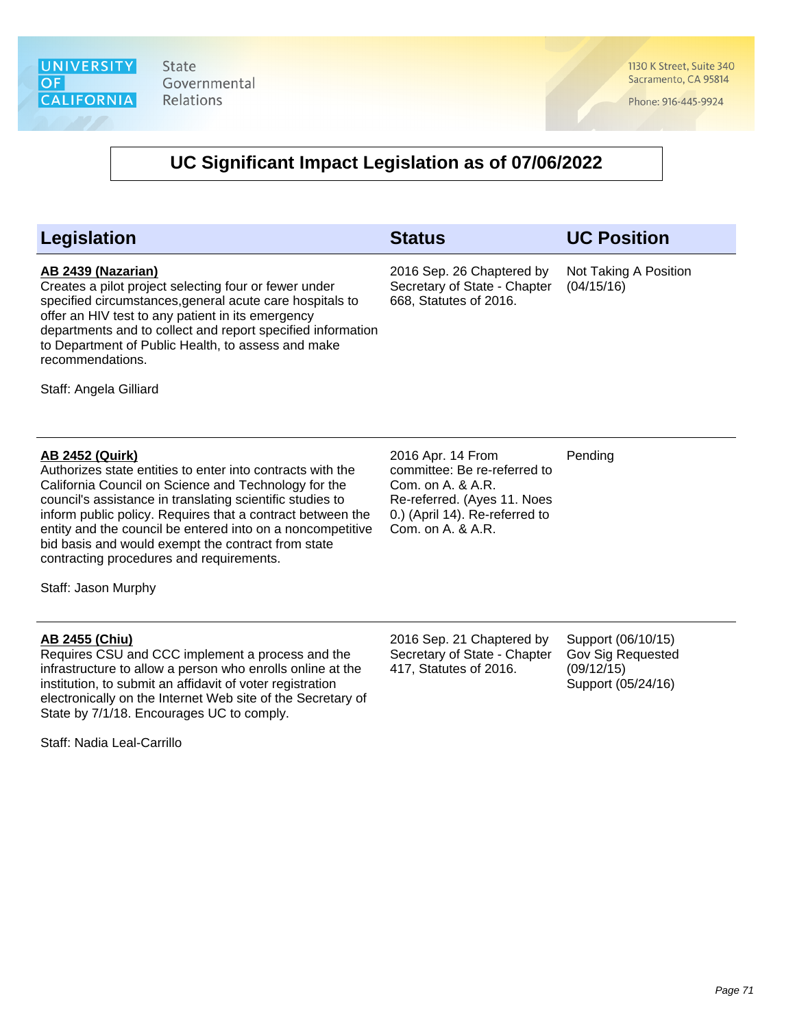UNIVERSITY OF CALIFORNIA

State Governmental Relations

1130 K Street, Suite 340
Sacramento, CA 95814

Phone: 916-445-9924

# UC Significant Impact Legislation as of 07/06/2022

| Legislation | Status | UC Position |
|---|---|---|
| **AB 2439 (Nazarian)**<br>Creates a pilot project selecting four or fewer under specified circumstances,general acute care hospitals to offer an HIV test to any patient in its emergency departments and to collect and report specified information to Department of Public Health, to assess and make recommendations.<br><br>Staff: Angela Gilliard | 2016 Sep. 26 Chaptered by Secretary of State - Chapter 668, Statutes of 2016. | Not Taking A Position (04/15/16) |
| **AB 2452 (Quirk)**<br>Authorizes state entities to enter into contracts with the California Council on Science and Technology for the council's assistance in translating scientific studies to inform public policy. Requires that a contract between the entity and the council be entered into on a noncompetitive bid basis and would exempt the contract from state contracting procedures and requirements.<br><br>Staff: Jason Murphy | 2016 Apr. 14 From committee: Be re-referred to Com. on A. & A.R. Re-referred. (Ayes 11. Noes 0.) (April 14). Re-referred to Com. on A. & A.R. | Pending |
| **AB 2455 (Chiu)**<br>Requires CSU and CCC implement a process and the infrastructure to allow a person who enrolls online at the institution, to submit an affidavit of voter registration electronically on the Internet Web site of the Secretary of State by 7/1/18. Encourages UC to comply.<br><br>Staff: Nadia Leal-Carrillo | 2016 Sep. 21 Chaptered by Secretary of State - Chapter 417, Statutes of 2016. | Support (06/10/15)<br>Gov Sig Requested (09/12/15)<br>Support (05/24/16) |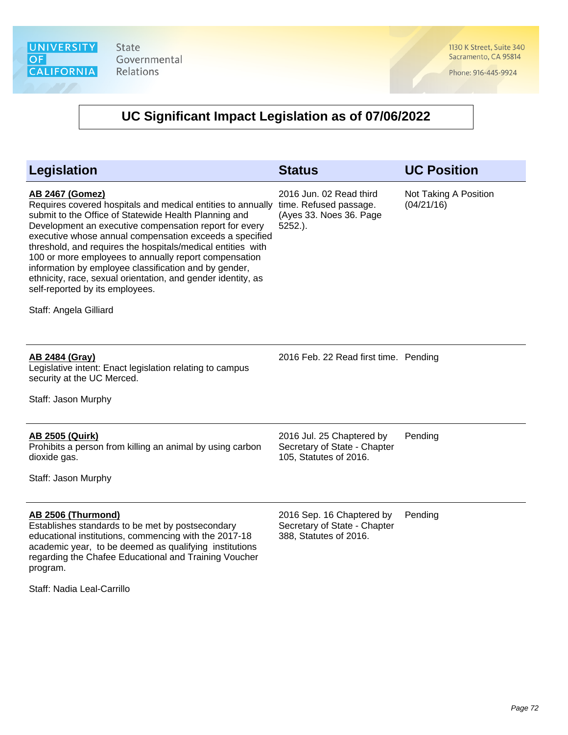# UC Significant Impact Legislation as of 07/06/2022

| Legislation | Status | UC Position |
| --- | --- | --- |
| **AB 2467 (Gomez)**<br>Requires covered hospitals and medical entities to annually submit to the Office of Statewide Health Planning and Development an executive compensation report for every executive whose annual compensation exceeds a specified threshold, and requires the hospitals/medical entities with 100 or more employees to annually report compensation information by employee classification and by gender, ethnicity, race, sexual orientation, and gender identity, as self-reported by its employees.<br><br>Staff: Angela Gilliard | 2016 Jun. 02 Read third time. Refused passage. (Ayes 33. Noes 36. Page 5252.). | Not Taking A Position (04/21/16) |
| **AB 2484 (Gray)**<br>Legislative intent: Enact legislation relating to campus security at the UC Merced.<br><br>Staff: Jason Murphy | 2016 Feb. 22 Read first time. | Pending |
| **AB 2505 (Quirk)**<br>Prohibits a person from killing an animal by using carbon dioxide gas.<br><br>Staff: Jason Murphy | 2016 Jul. 25 Chaptered by Secretary of State - Chapter 105, Statutes of 2016. | Pending |
| **AB 2506 (Thurmond)**<br>Establishes standards to be met by postsecondary educational institutions, commencing with the 2017-18 academic year, to be deemed as qualifying institutions regarding the Chafee Educational and Training Voucher program.<br><br>Staff: Nadia Leal-Carrillo | 2016 Sep. 16 Chaptered by Secretary of State - Chapter 388, Statutes of 2016. | Pending |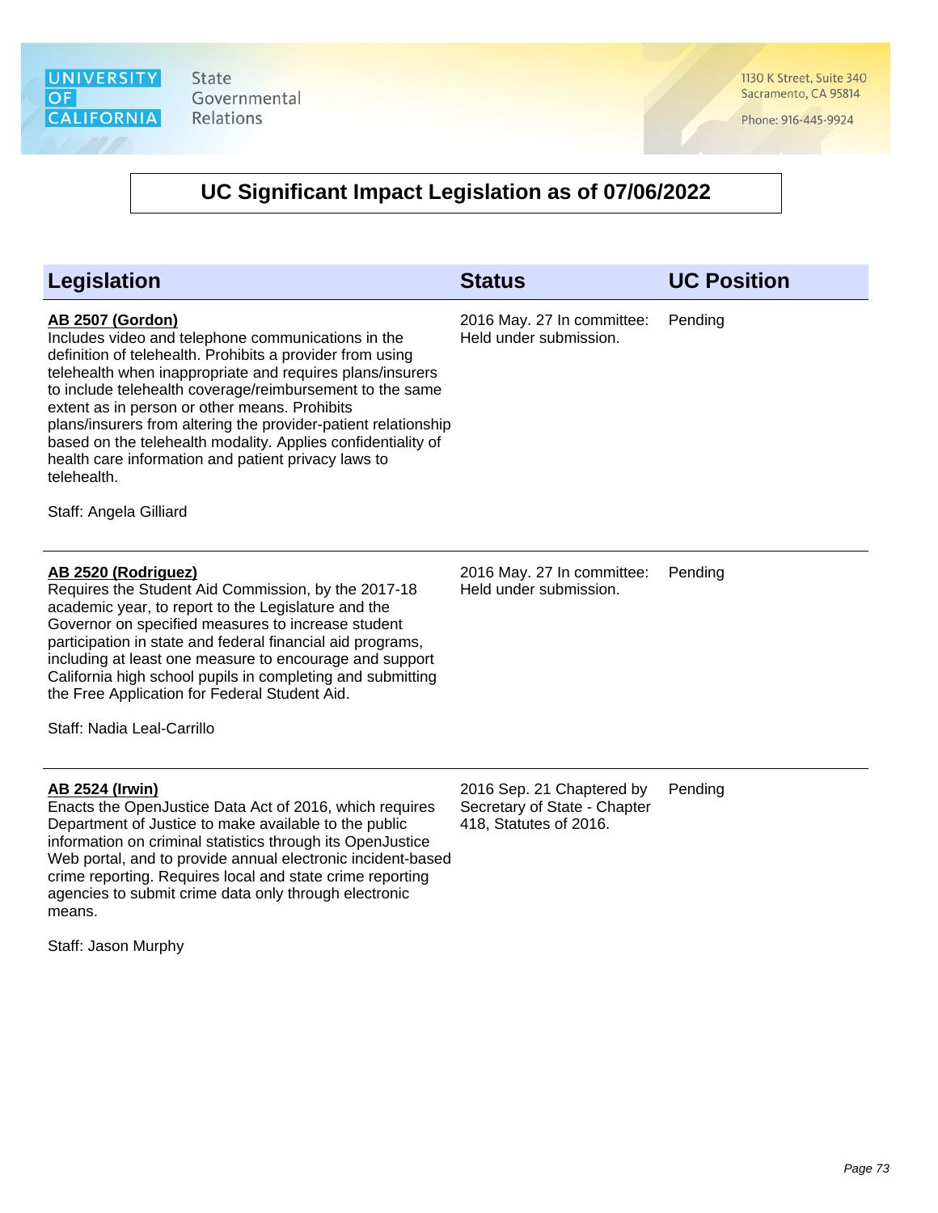# UC Significant Impact Legislation as of 07/06/2022

| Legislation | Status | UC Position |
|---|---|---|
| **AB 2507 (Gordon)**<br>Includes video and telephone communications in the definition of telehealth. Prohibits a provider from using telehealth when inappropriate and requires plans/insurers to include telehealth coverage/reimbursement to the same extent as in person or other means. Prohibits plans/insurers from altering the provider-patient relationship based on the telehealth modality. Applies confidentiality of health care information and patient privacy laws to telehealth.<br><br>Staff: Angela Gilliard | 2016 May. 27 In committee: Held under submission. | Pending |
| **AB 2520 (Rodriguez)**<br>Requires the Student Aid Commission, by the 2017-18 academic year, to report to the Legislature and the Governor on specified measures to increase student participation in state and federal financial aid programs, including at least one measure to encourage and support California high school pupils in completing and submitting the Free Application for Federal Student Aid.<br><br>Staff: Nadia Leal-Carrillo | 2016 May. 27 In committee: Held under submission. | Pending |
| **AB 2524 (Irwin)**<br>Enacts the OpenJustice Data Act of 2016, which requires Department of Justice to make available to the public information on criminal statistics through its OpenJustice Web portal, and to provide annual electronic incident-based crime reporting. Requires local and state crime reporting agencies to submit crime data only through electronic means.<br><br>Staff: Jason Murphy | 2016 Sep. 21 Chaptered by Secretary of State - Chapter 418, Statutes of 2016. | Pending |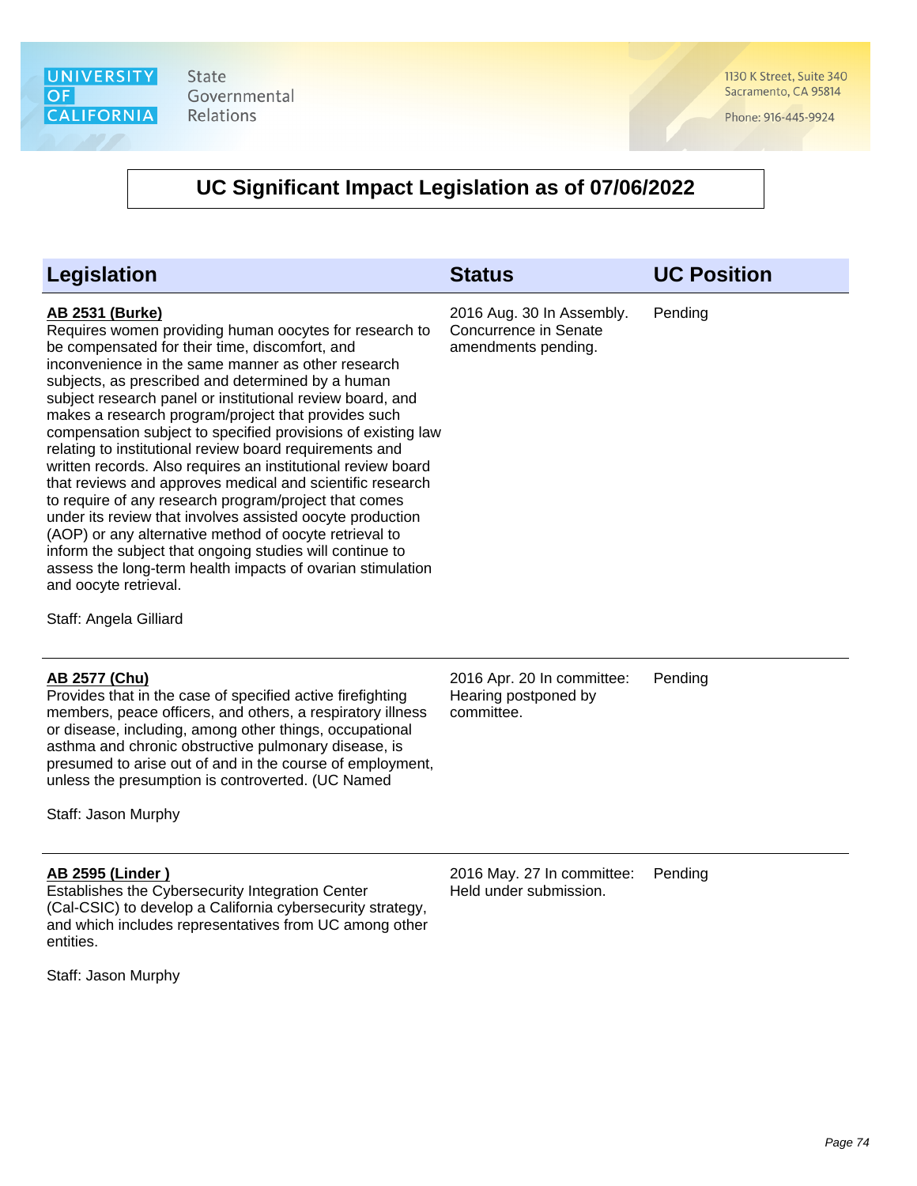# UC Significant Impact Legislation as of 07/06/2022

| Legislation | Status | UC Position |
|---|---|---|
| **AB 2531 (Burke)**<br>Requires women providing human oocytes for research to be compensated for their time, discomfort, and inconvenience in the same manner as other research subjects, as prescribed and determined by a human subject research panel or institutional review board, and makes a research program/project that provides such compensation subject to specified provisions of existing law relating to institutional review board requirements and written records. Also requires an institutional review board that reviews and approves medical and scientific research to require of any research program/project that comes under its review that involves assisted oocyte production (AOP) or any alternative method of oocyte retrieval to inform the subject that ongoing studies will continue to assess the long-term health impacts of ovarian stimulation and oocyte retrieval.<br><br>Staff: Angela Gilliard | 2016 Aug. 30 In Assembly. Concurrence in Senate amendments pending. | Pending |
| **AB 2577 (Chu)**<br>Provides that in the case of specified active firefighting members, peace officers, and others, a respiratory illness or disease, including, among other things, occupational asthma and chronic obstructive pulmonary disease, is presumed to arise out of and in the course of employment, unless the presumption is controverted. (UC Named<br><br>Staff: Jason Murphy | 2016 Apr. 20 In committee: Hearing postponed by committee. | Pending |
| **AB 2595 (Linder )**<br>Establishes the Cybersecurity Integration Center (Cal-CSIC) to develop a California cybersecurity strategy, and which includes representatives from UC among other entities.<br><br>Staff: Jason Murphy | 2016 May. 27 In committee: Held under submission. | Pending |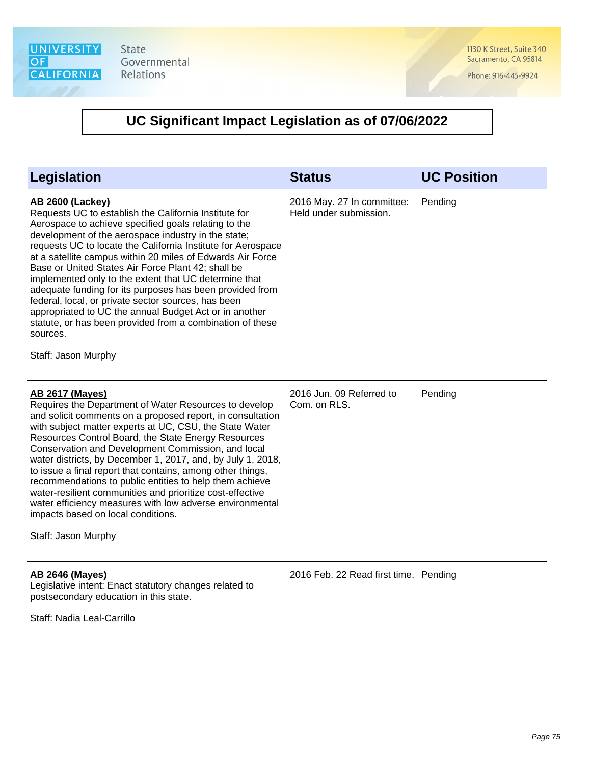# UC Significant Impact Legislation as of 07/06/2022

| Legislation | Status | UC Position |
|---|---|---|
| **AB 2600 (Lackey)**<br>Requests UC to establish the California Institute for Aerospace to achieve specified goals relating to the development of the aerospace industry in the state; requests UC to locate the California Institute for Aerospace at a satellite campus within 20 miles of Edwards Air Force Base or United States Air Force Plant 42; shall be implemented only to the extent that UC determine that adequate funding for its purposes has been provided from federal, local, or private sector sources, has been appropriated to UC the annual Budget Act or in another statute, or has been provided from a combination of these sources.<br><br>Staff: Jason Murphy | 2016 May. 27 In committee: Held under submission. | Pending |
| **AB 2617 (Mayes)**<br>Requires the Department of Water Resources to develop and solicit comments on a proposed report, in consultation with subject matter experts at UC, CSU, the State Water Resources Control Board, the State Energy Resources Conservation and Development Commission, and local water districts, by December 1, 2017, and, by July 1, 2018, to issue a final report that contains, among other things, recommendations to public entities to help them achieve water-resilient communities and prioritize cost-effective water efficiency measures with low adverse environmental impacts based on local conditions.<br><br>Staff: Jason Murphy | 2016 Jun. 09 Referred to Com. on RLS. | Pending |
| **AB 2646 (Mayes)**<br>Legislative intent: Enact statutory changes related to postsecondary education in this state.<br><br>Staff: Nadia Leal-Carrillo | 2016 Feb. 22 Read first time. | Pending |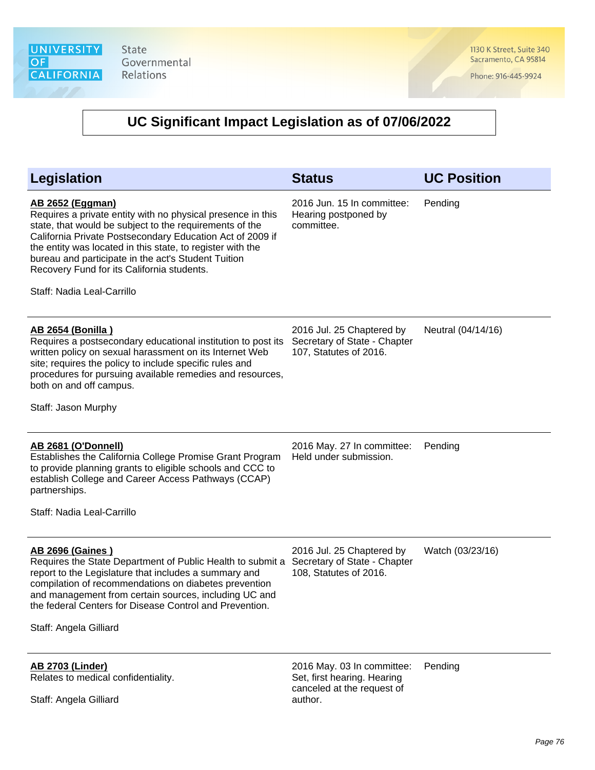# UC Significant Impact Legislation as of 07/06/2022

| Legislation | Status | UC Position |
|---|---|---|
| **AB 2652 (Eggman)**<br>Requires a private entity with no physical presence in this state, that would be subject to the requirements of the California Private Postsecondary Education Act of 2009 if the entity was located in this state, to register with the bureau and participate in the act's Student Tuition Recovery Fund for its California students.<br><br>Staff: Nadia Leal-Carrillo | 2016 Jun. 15 In committee: Hearing postponed by committee. | Pending |
| **AB 2654 (Bonilla )**<br>Requires a postsecondary educational institution to post its written policy on sexual harassment on its Internet Web site; requires the policy to include specific rules and procedures for pursuing available remedies and resources, both on and off campus.<br><br>Staff: Jason Murphy | 2016 Jul. 25 Chaptered by Secretary of State - Chapter 107, Statutes of 2016. | Neutral (04/14/16) |
| **AB 2681 (O'Donnell)**<br>Establishes the California College Promise Grant Program to provide planning grants to eligible schools and CCC to establish College and Career Access Pathways (CCAP) partnerships.<br><br>Staff: Nadia Leal-Carrillo | 2016 May. 27 In committee: Held under submission. | Pending |
| **AB 2696 (Gaines )**<br>Requires the State Department of Public Health to submit a report to the Legislature that includes a summary and compilation of recommendations on diabetes prevention and management from certain sources, including UC and the federal Centers for Disease Control and Prevention.<br><br>Staff: Angela Gilliard | 2016 Jul. 25 Chaptered by Secretary of State - Chapter 108, Statutes of 2016. | Watch (03/23/16) |
| **AB 2703 (Linder)**<br>Relates to medical confidentiality.<br><br>Staff: Angela Gilliard | 2016 May. 03 In committee: Set, first hearing. Hearing canceled at the request of author. | Pending |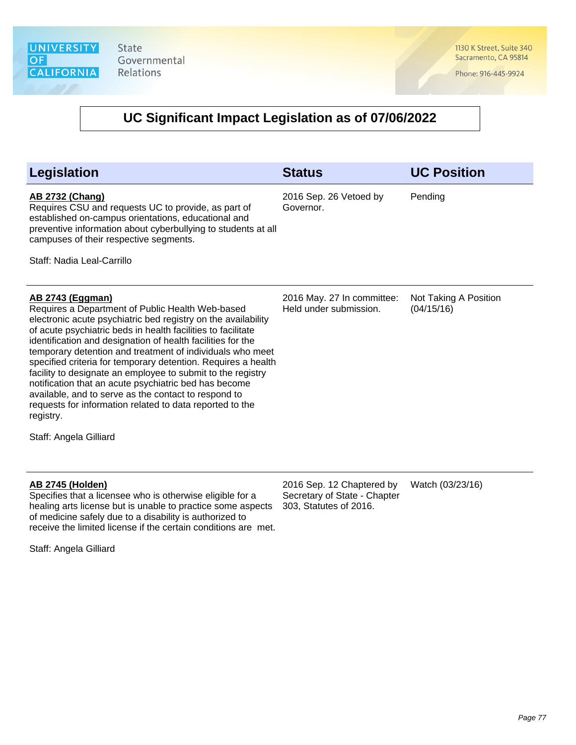# UC Significant Impact Legislation as of 07/06/2022

| Legislation | Status | UC Position |
| --- | --- | --- |
| **AB 2732 (Chang)**<br>Requires CSU and requests UC to provide, as part of established on-campus orientations, educational and preventive information about cyberbullying to students at all campuses of their respective segments.<br><br>Staff: Nadia Leal-Carrillo | 2016 Sep. 26 Vetoed by Governor. | Pending |
| **AB 2743 (Eggman)**<br>Requires a Department of Public Health Web-based electronic acute psychiatric bed registry on the availability of acute psychiatric beds in health facilities to facilitate identification and designation of health facilities for the temporary detention and treatment of individuals who meet specified criteria for temporary detention. Requires a health facility to designate an employee to submit to the registry notification that an acute psychiatric bed has become available, and to serve as the contact to respond to requests for information related to data reported to the registry.<br><br>Staff: Angela Gilliard | 2016 May. 27 In committee: Held under submission. | Not Taking A Position (04/15/16) |
| **AB 2745 (Holden)**<br>Specifies that a licensee who is otherwise eligible for a healing arts license but is unable to practice some aspects of medicine safely due to a disability is authorized to receive the limited license if the certain conditions are met.<br><br>Staff: Angela Gilliard | 2016 Sep. 12 Chaptered by Secretary of State - Chapter 303, Statutes of 2016. | Watch (03/23/16) |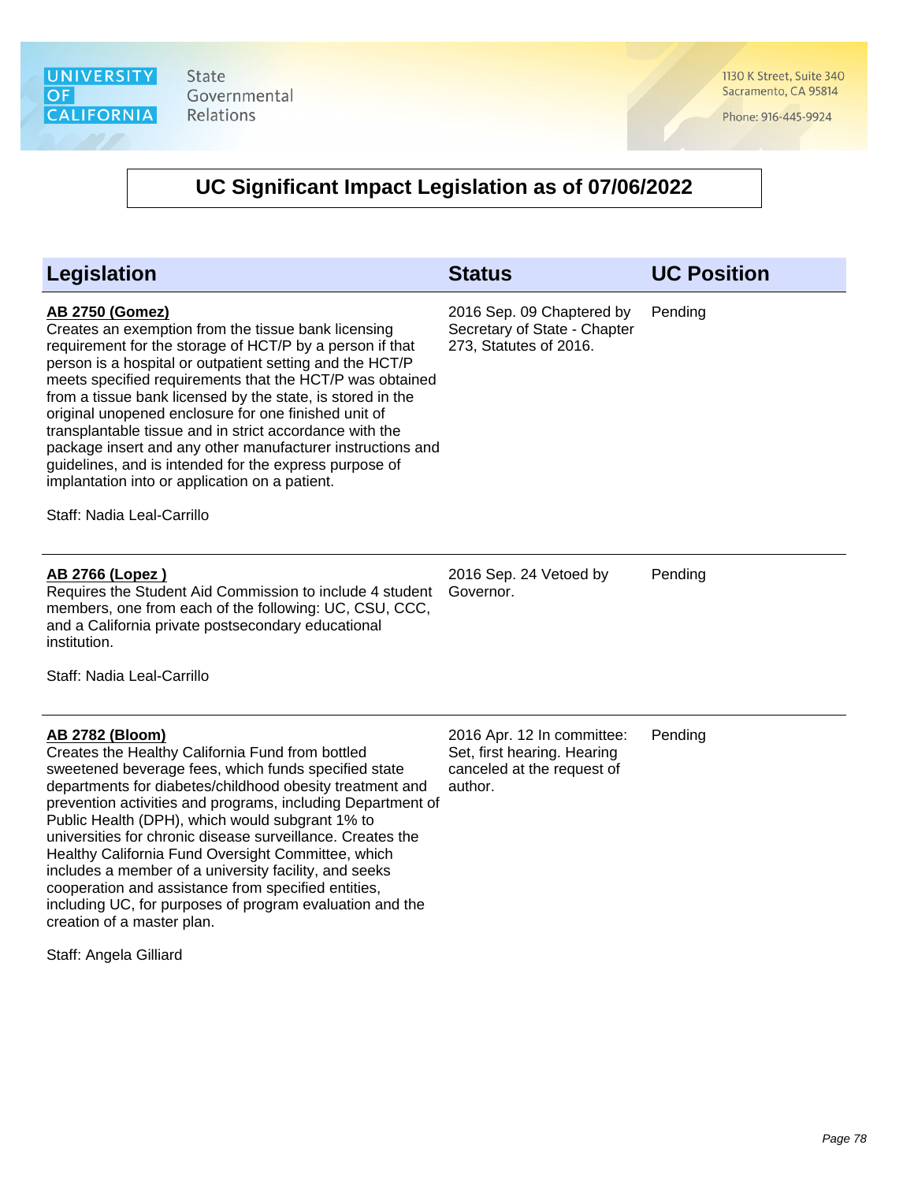# UC Significant Impact Legislation as of 07/06/2022

| Legislation | Status | UC Position |
| --- | --- | --- |
| **AB 2750 (Gomez)**<br>Creates an exemption from the tissue bank licensing requirement for the storage of HCT/P by a person if that person is a hospital or outpatient setting and the HCT/P meets specified requirements that the HCT/P was obtained from a tissue bank licensed by the state, is stored in the original unopened enclosure for one finished unit of transplantable tissue and in strict accordance with the package insert and any other manufacturer instructions and guidelines, and is intended for the express purpose of implantation into or application on a patient.<br><br>Staff: Nadia Leal-Carrillo | 2016 Sep. 09 Chaptered by Secretary of State - Chapter 273, Statutes of 2016. | Pending |
| **AB 2766 (Lopez )**<br>Requires the Student Aid Commission to include 4 student members, one from each of the following: UC, CSU, CCC, and a California private postsecondary educational institution.<br><br>Staff: Nadia Leal-Carrillo | 2016 Sep. 24 Vetoed by Governor. | Pending |
| **AB 2782 (Bloom)**<br>Creates the Healthy California Fund from bottled sweetened beverage fees, which funds specified state departments for diabetes/childhood obesity treatment and prevention activities and programs, including Department of Public Health (DPH), which would subgrant 1% to universities for chronic disease surveillance. Creates the Healthy California Fund Oversight Committee, which includes a member of a university facility, and seeks cooperation and assistance from specified entities, including UC, for purposes of program evaluation and the creation of a master plan.<br><br>Staff: Angela Gilliard | 2016 Apr. 12 In committee: Set, first hearing. Hearing canceled at the request of author. | Pending |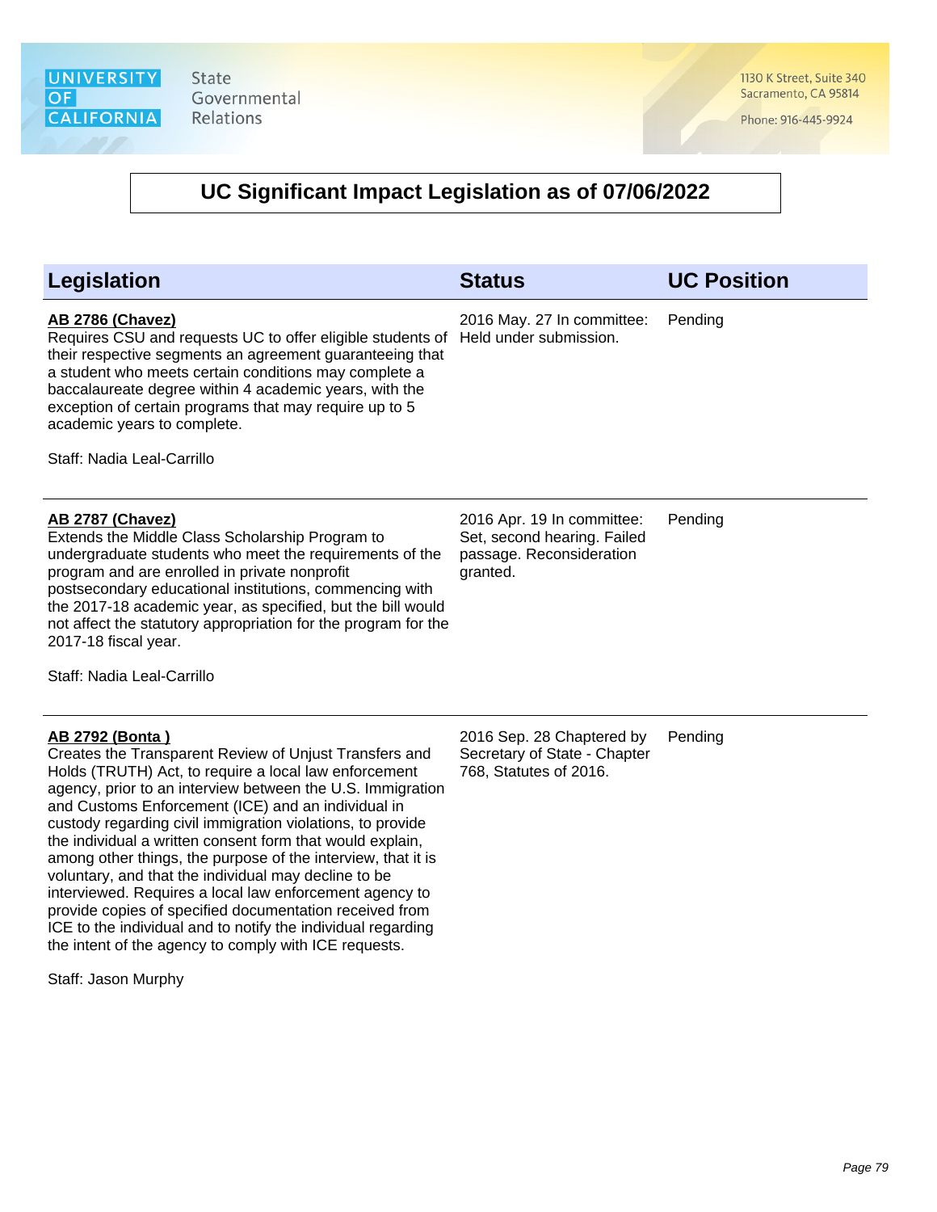University of California State Governmental Relations

1130 K Street, Suite 340
Sacramento, CA 95814

Phone: 916-445-9924

# UC Significant Impact Legislation as of 07/06/2022

| Legislation | Status | UC Position |
|---|---|---|
| **AB 2786 (Chavez)**<br>Requires CSU and requests UC to offer eligible students of their respective segments an agreement guaranteeing that a student who meets certain conditions may complete a baccalaureate degree within 4 academic years, with the exception of certain programs that may require up to 5 academic years to complete.<br><br>Staff: Nadia Leal-Carrillo | 2016 May. 27 In committee: Held under submission. | Pending |
| **AB 2787 (Chavez)**<br>Extends the Middle Class Scholarship Program to undergraduate students who meet the requirements of the program and are enrolled in private nonprofit postsecondary educational institutions, commencing with the 2017-18 academic year, as specified, but the bill would not affect the statutory appropriation for the program for the 2017-18 fiscal year.<br><br>Staff: Nadia Leal-Carrillo | 2016 Apr. 19 In committee: Set, second hearing. Failed passage. Reconsideration granted. | Pending |
| **AB 2792 (Bonta )**<br>Creates the Transparent Review of Unjust Transfers and Holds (TRUTH) Act, to require a local law enforcement agency, prior to an interview between the U.S. Immigration and Customs Enforcement (ICE) and an individual in custody regarding civil immigration violations, to provide the individual a written consent form that would explain, among other things, the purpose of the interview, that it is voluntary, and that the individual may decline to be interviewed. Requires a local law enforcement agency to provide copies of specified documentation received from ICE to the individual and to notify the individual regarding the intent of the agency to comply with ICE requests.<br><br>Staff: Jason Murphy | 2016 Sep. 28 Chaptered by Secretary of State - Chapter 768, Statutes of 2016. | Pending |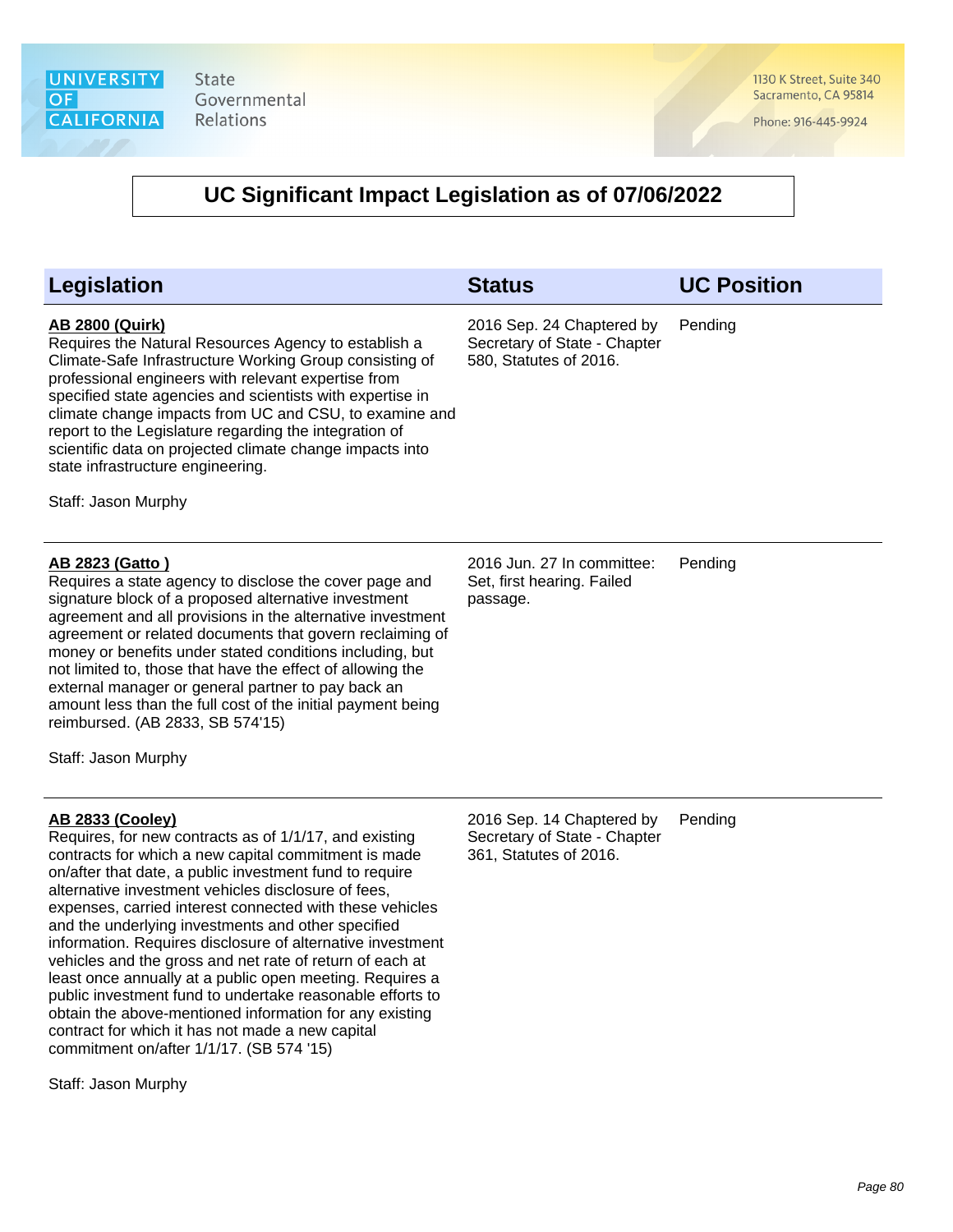# UC Significant Impact Legislation as of 07/06/2022

| Legislation | Status | UC Position |
|---|---|---|
| **AB 2800 (Quirk)**<br>Requires the Natural Resources Agency to establish a Climate-Safe Infrastructure Working Group consisting of professional engineers with relevant expertise from specified state agencies and scientists with expertise in climate change impacts from UC and CSU, to examine and report to the Legislature regarding the integration of scientific data on projected climate change impacts into state infrastructure engineering.<br><br>Staff: Jason Murphy | 2016 Sep. 24 Chaptered by Secretary of State - Chapter 580, Statutes of 2016. | Pending |
| **AB 2823 (Gatto )**<br>Requires a state agency to disclose the cover page and signature block of a proposed alternative investment agreement and all provisions in the alternative investment agreement or related documents that govern reclaiming of money or benefits under stated conditions including, but not limited to, those that have the effect of allowing the external manager or general partner to pay back an amount less than the full cost of the initial payment being reimbursed. (AB 2833, SB 574'15)<br><br>Staff: Jason Murphy | 2016 Jun. 27 In committee: Set, first hearing. Failed passage. | Pending |
| **AB 2833 (Cooley)**<br>Requires, for new contracts as of 1/1/17, and existing contracts for which a new capital commitment is made on/after that date, a public investment fund to require alternative investment vehicles disclosure of fees, expenses, carried interest connected with these vehicles and the underlying investments and other specified information. Requires disclosure of alternative investment vehicles and the gross and net rate of return of each at least once annually at a public open meeting. Requires a public investment fund to undertake reasonable efforts to obtain the above-mentioned information for any existing contract for which it has not made a new capital commitment on/after 1/1/17. (SB 574 '15)<br><br>Staff: Jason Murphy | 2016 Sep. 14 Chaptered by Secretary of State - Chapter 361, Statutes of 2016. | Pending |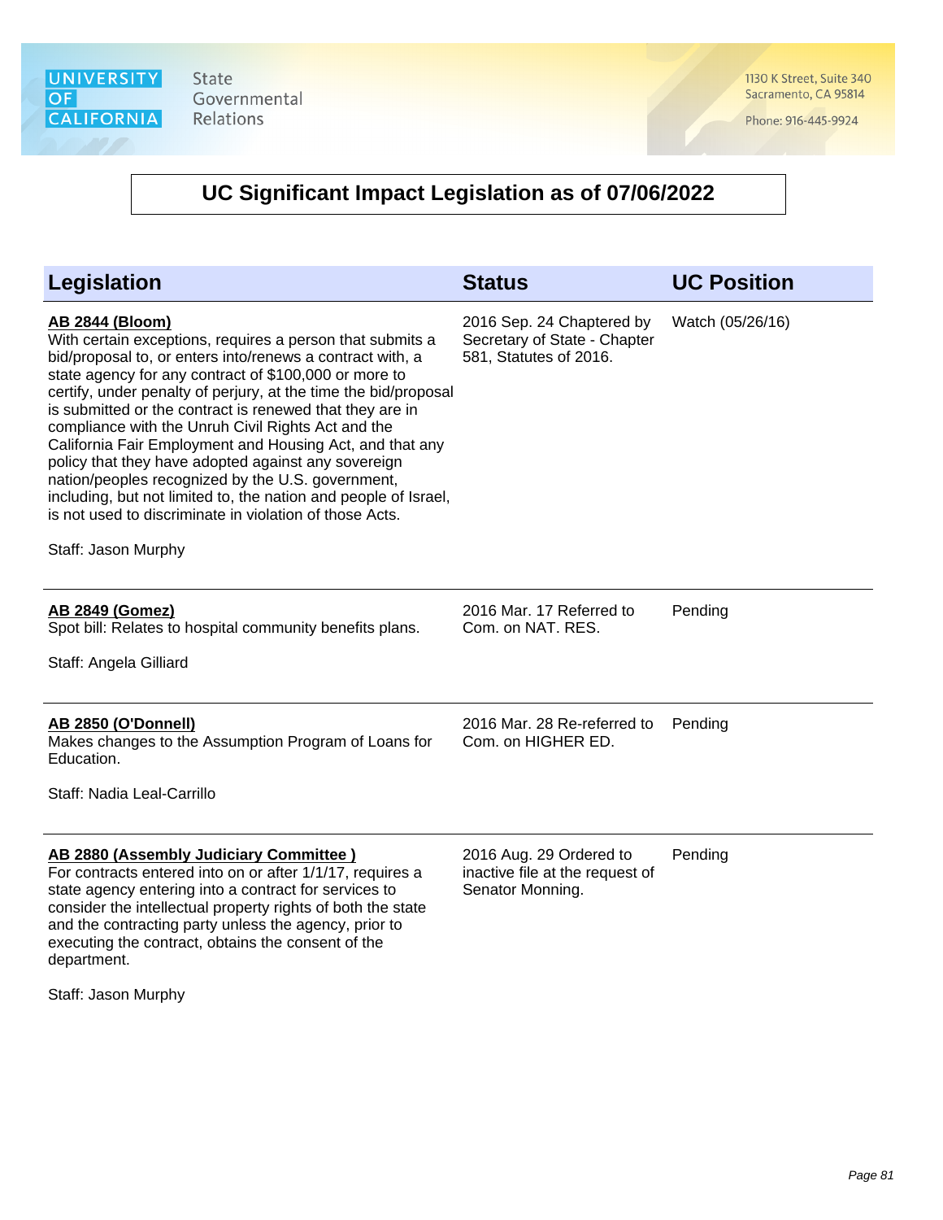## UC Significant Impact Legislation as of 07/06/2022

| Legislation | Status | UC Position |
|---|---|---|
| **AB 2844 (Bloom)**<br>With certain exceptions, requires a person that submits a bid/proposal to, or enters into/renews a contract with, a state agency for any contract of $100,000 or more to certify, under penalty of perjury, at the time the bid/proposal is submitted or the contract is renewed that they are in compliance with the Unruh Civil Rights Act and the California Fair Employment and Housing Act, and that any policy that they have adopted against any sovereign nation/peoples recognized by the U.S. government, including, but not limited to, the nation and people of Israel, is not used to discriminate in violation of those Acts.<br><br>Staff: Jason Murphy | 2016 Sep. 24 Chaptered by Secretary of State - Chapter 581, Statutes of 2016. | Watch (05/26/16) |
| **AB 2849 (Gomez)**<br>Spot bill: Relates to hospital community benefits plans.<br><br>Staff: Angela Gilliard | 2016 Mar. 17 Referred to Com. on NAT. RES. | Pending |
| **AB 2850 (O'Donnell)**<br>Makes changes to the Assumption Program of Loans for Education.<br><br>Staff: Nadia Leal-Carrillo | 2016 Mar. 28 Re-referred to Com. on HIGHER ED. | Pending |
| **AB 2880 (Assembly Judiciary Committee )**<br>For contracts entered into on or after 1/1/17, requires a state agency entering into a contract for services to consider the intellectual property rights of both the state and the contracting party unless the agency, prior to executing the contract, obtains the consent of the department.<br><br>Staff: Jason Murphy | 2016 Aug. 29 Ordered to inactive file at the request of Senator Monning. | Pending |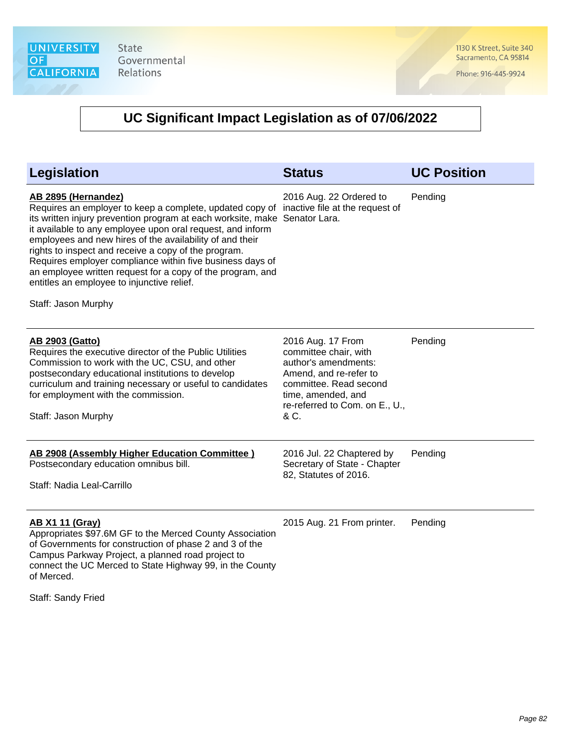# UC Significant Impact Legislation as of 07/06/2022

| Legislation | Status | UC Position |
| --- | --- | --- |
| **AB 2895 (Hernandez)**<br>Requires an employer to keep a complete, updated copy of its written injury prevention program at each worksite, make it available to any employee upon oral request, and inform employees and new hires of the availability of and their rights to inspect and receive a copy of the program. Requires employer compliance within five business days of an employee written request for a copy of the program, and entitles an employee to injunctive relief.<br><br>Staff: Jason Murphy | 2016 Aug. 22 Ordered to inactive file at the request of Senator Lara. | Pending |
| **AB 2903 (Gatto)**<br>Requires the executive director of the Public Utilities Commission to work with the UC, CSU, and other postsecondary educational institutions to develop curriculum and training necessary or useful to candidates for employment with the commission.<br><br>Staff: Jason Murphy | 2016 Aug. 17 From committee chair, with author's amendments: Amend, and re-refer to committee. Read second time, amended, and re-referred to Com. on E., U., & C. | Pending |
| **AB 2908 (Assembly Higher Education Committee )**<br>Postsecondary education omnibus bill.<br><br>Staff: Nadia Leal-Carrillo | 2016 Jul. 22 Chaptered by Secretary of State - Chapter 82, Statutes of 2016. | Pending |
| **AB X1 11 (Gray)**<br>Appropriates $97.6M GF to the Merced County Association of Governments for construction of phase 2 and 3 of the Campus Parkway Project, a planned road project to connect the UC Merced to State Highway 99, in the County of Merced.<br><br>Staff: Sandy Fried | 2015 Aug. 21 From printer. | Pending |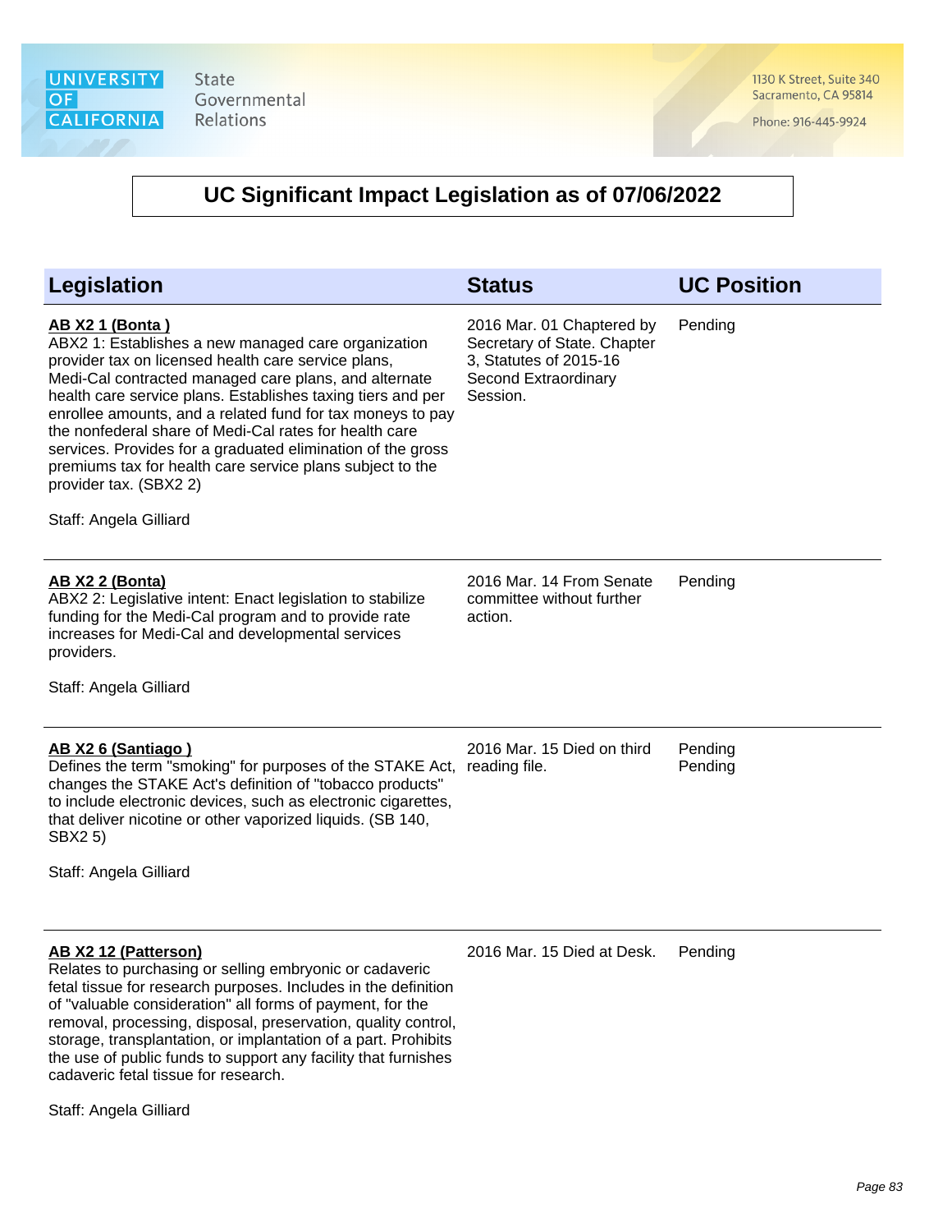University of California State Governmental Relations

1130 K Street, Suite 340
Sacramento, CA 95814

Phone: 916-445-9924

## UC Significant Impact Legislation as of 07/06/2022

| Legislation | Status | UC Position |
|---|---|---|
| **AB X2 1 (Bonta )**<br>ABX2 1: Establishes a new managed care organization provider tax on licensed health care service plans, Medi-Cal contracted managed care plans, and alternate health care service plans. Establishes taxing tiers and per enrollee amounts, and a related fund for tax moneys to pay the nonfederal share of Medi-Cal rates for health care services. Provides for a graduated elimination of the gross premiums tax for health care service plans subject to the provider tax. (SBX2 2)<br><br>Staff: Angela Gilliard | 2016 Mar. 01 Chaptered by Secretary of State. Chapter 3, Statutes of 2015-16 Second Extraordinary Session. | Pending |
| **AB X2 2 (Bonta)**<br>ABX2 2: Legislative intent: Enact legislation to stabilize funding for the Medi-Cal program and to provide rate increases for Medi-Cal and developmental services providers.<br><br>Staff: Angela Gilliard | 2016 Mar. 14 From Senate committee without further action. | Pending |
| **AB X2 6 (Santiago )**<br>Defines the term "smoking" for purposes of the STAKE Act, changes the STAKE Act's definition of "tobacco products" to include electronic devices, such as electronic cigarettes, that deliver nicotine or other vaporized liquids. (SB 140, SBX2 5)<br><br>Staff: Angela Gilliard | 2016 Mar. 15 Died on third reading file. | Pending<br>Pending |
| **AB X2 12 (Patterson)**<br>Relates to purchasing or selling embryonic or cadaveric fetal tissue for research purposes. Includes in the definition of "valuable consideration" all forms of payment, for the removal, processing, disposal, preservation, quality control, storage, transplantation, or implantation of a part. Prohibits the use of public funds to support any facility that furnishes cadaveric fetal tissue for research.<br><br>Staff: Angela Gilliard | 2016 Mar. 15 Died at Desk. | Pending |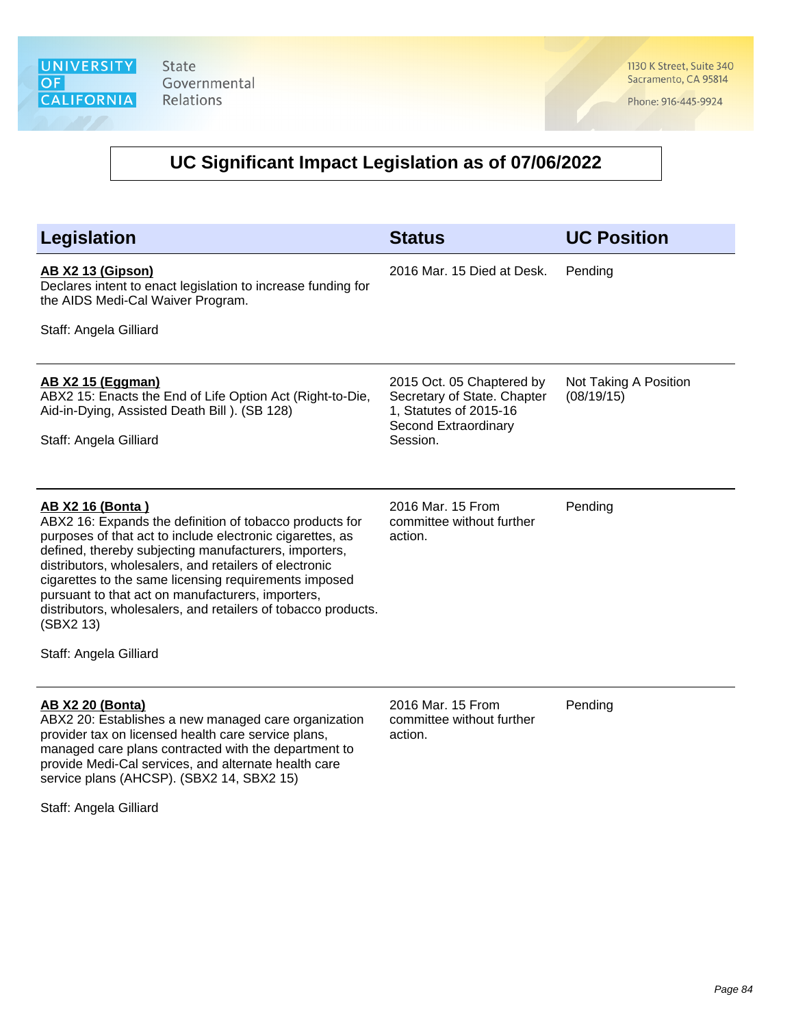# UC Significant Impact Legislation as of 07/06/2022

| Legislation | Status | UC Position |
| --- | --- | --- |
| **AB X2 13 (Gipson)**<br>Declares intent to enact legislation to increase funding for the AIDS Medi-Cal Waiver Program.<br><br>Staff: Angela Gilliard | 2016 Mar. 15 Died at Desk. | Pending |
| **AB X2 15 (Eggman)**<br>ABX2 15: Enacts the End of Life Option Act (Right-to-Die, Aid-in-Dying, Assisted Death Bill ). (SB 128)<br><br>Staff: Angela Gilliard | 2015 Oct. 05 Chaptered by Secretary of State. Chapter 1, Statutes of 2015-16 Second Extraordinary Session. | Not Taking A Position (08/19/15) |
| **AB X2 16 (Bonta )**<br>ABX2 16: Expands the definition of tobacco products for purposes of that act to include electronic cigarettes, as defined, thereby subjecting manufacturers, importers, distributors, wholesalers, and retailers of electronic cigarettes to the same licensing requirements imposed pursuant to that act on manufacturers, importers, distributors, wholesalers, and retailers of tobacco products. (SBX2 13)<br><br>Staff: Angela Gilliard | 2016 Mar. 15 From committee without further action. | Pending |
| **AB X2 20 (Bonta)**<br>ABX2 20: Establishes a new managed care organization provider tax on licensed health care service plans, managed care plans contracted with the department to provide Medi-Cal services, and alternate health care service plans (AHCSP). (SBX2 14, SBX2 15)<br><br>Staff: Angela Gilliard | 2016 Mar. 15 From committee without further action. | Pending |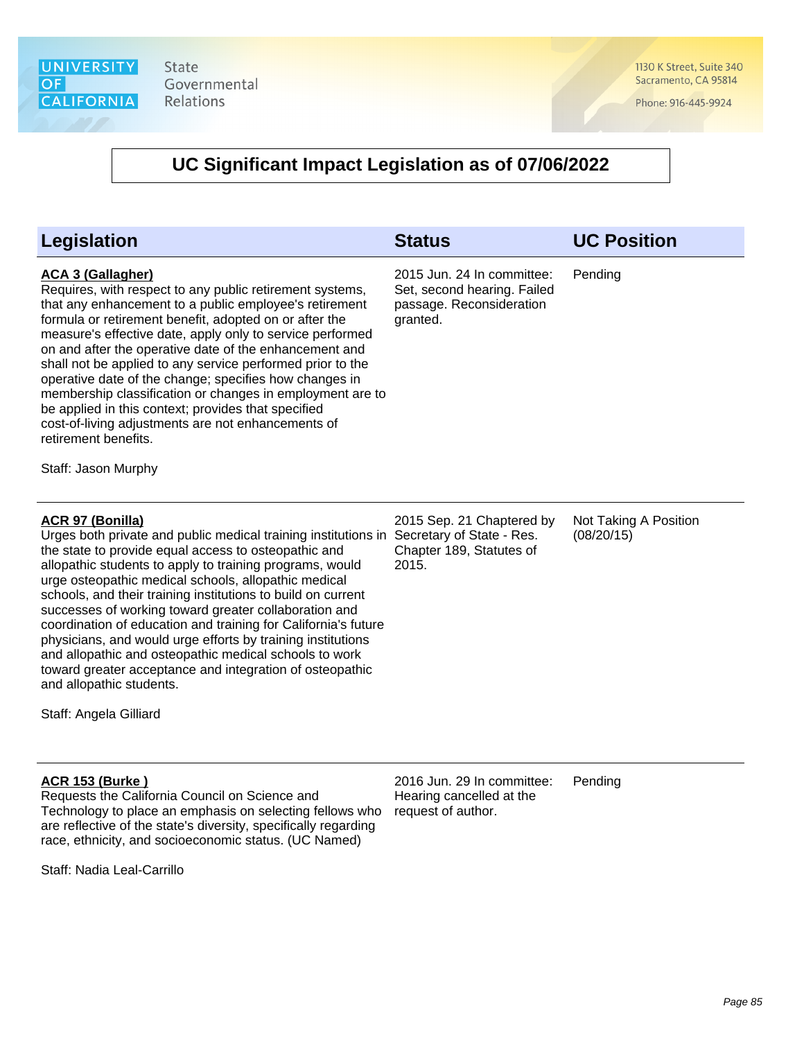# UC Significant Impact Legislation as of 07/06/2022

| Legislation | Status | UC Position |
|---|---|---|
| **ACA 3 (Gallagher)**<br>Requires, with respect to any public retirement systems, that any enhancement to a public employee's retirement formula or retirement benefit, adopted on or after the measure's effective date, apply only to service performed on and after the operative date of the enhancement and shall not be applied to any service performed prior to the operative date of the change; specifies how changes in membership classification or changes in employment are to be applied in this context; provides that specified cost-of-living adjustments are not enhancements of retirement benefits.<br><br>Staff: Jason Murphy | 2015 Jun. 24 In committee: Set, second hearing. Failed passage. Reconsideration granted. | Pending |
| **ACR 97 (Bonilla)**<br>Urges both private and public medical training institutions in the state to provide equal access to osteopathic and allopathic students to apply to training programs, would urge osteopathic medical schools, allopathic medical schools, and their training institutions to build on current successes of working toward greater collaboration and coordination of education and training for California's future physicians, and would urge efforts by training institutions and allopathic and osteopathic medical schools to work toward greater acceptance and integration of osteopathic and allopathic students.<br><br>Staff: Angela Gilliard | 2015 Sep. 21 Chaptered by Secretary of State - Res. Chapter 189, Statutes of 2015. | Not Taking A Position (08/20/15) |
| **ACR 153 (Burke )**<br>Requests the California Council on Science and Technology to place an emphasis on selecting fellows who are reflective of the state's diversity, specifically regarding race, ethnicity, and socioeconomic status. (UC Named)<br><br>Staff: Nadia Leal-Carrillo | 2016 Jun. 29 In committee: Hearing cancelled at the request of author. | Pending |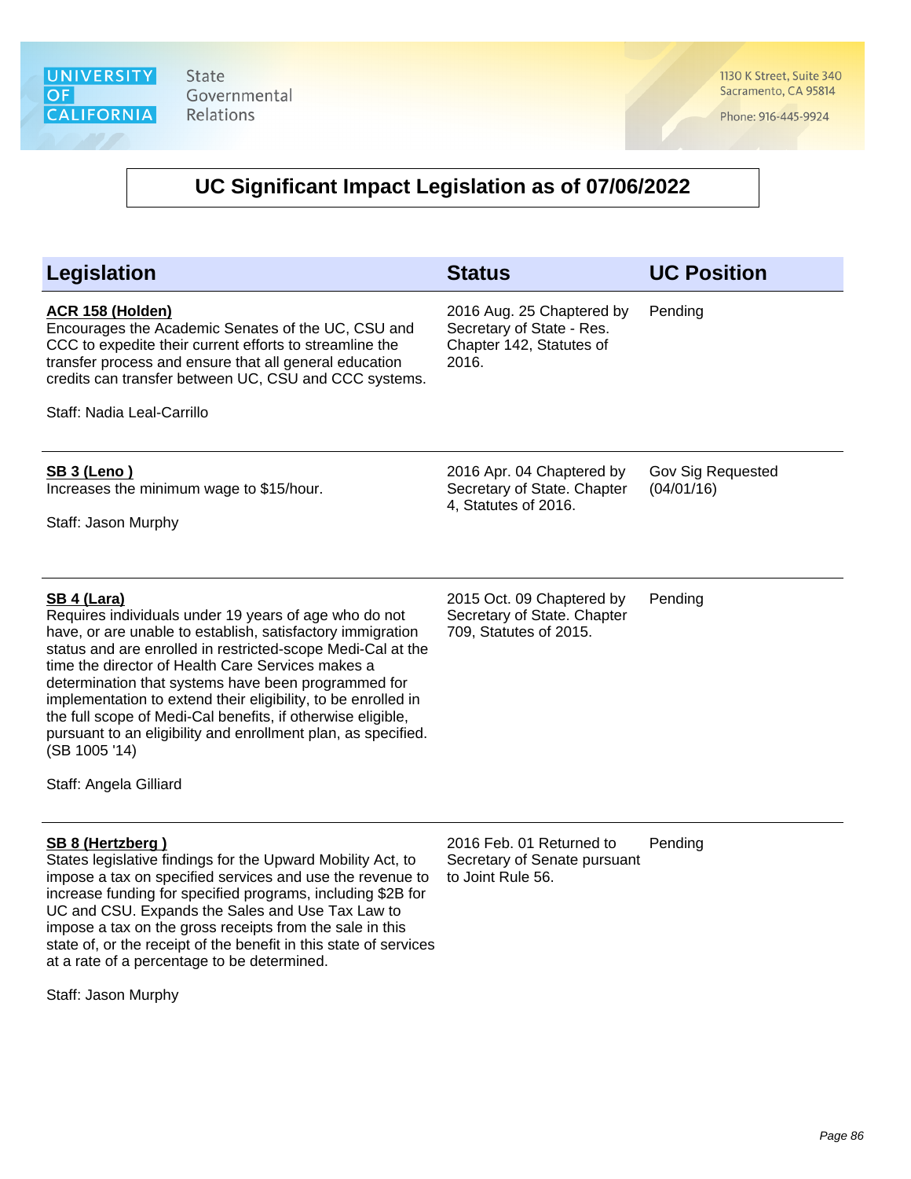## UC Significant Impact Legislation as of 07/06/2022

| Legislation | Status | UC Position |
|---|---|---|
| **ACR 158 (Holden)**<br>Encourages the Academic Senates of the UC, CSU and CCC to expedite their current efforts to streamline the transfer process and ensure that all general education credits can transfer between UC, CSU and CCC systems.<br><br>Staff: Nadia Leal-Carrillo | 2016 Aug. 25 Chaptered by Secretary of State - Res. Chapter 142, Statutes of 2016. | Pending |
| **SB 3 (Leno )**<br>Increases the minimum wage to $15/hour.<br><br>Staff: Jason Murphy | 2016 Apr. 04 Chaptered by Secretary of State. Chapter 4, Statutes of 2016. | Gov Sig Requested (04/01/16) |
| **SB 4 (Lara)**<br>Requires individuals under 19 years of age who do not have, or are unable to establish, satisfactory immigration status and are enrolled in restricted-scope Medi-Cal at the time the director of Health Care Services makes a determination that systems have been programmed for implementation to extend their eligibility, to be enrolled in the full scope of Medi-Cal benefits, if otherwise eligible, pursuant to an eligibility and enrollment plan, as specified. (SB 1005 '14)<br><br>Staff: Angela Gilliard | 2015 Oct. 09 Chaptered by Secretary of State. Chapter 709, Statutes of 2015. | Pending |
| **SB 8 (Hertzberg )**<br>States legislative findings for the Upward Mobility Act, to impose a tax on specified services and use the revenue to increase funding for specified programs, including $2B for UC and CSU. Expands the Sales and Use Tax Law to impose a tax on the gross receipts from the sale in this state of, or the receipt of the benefit in this state of services at a rate of a percentage to be determined.<br><br>Staff: Jason Murphy | 2016 Feb. 01 Returned to Secretary of Senate pursuant to Joint Rule 56. | Pending |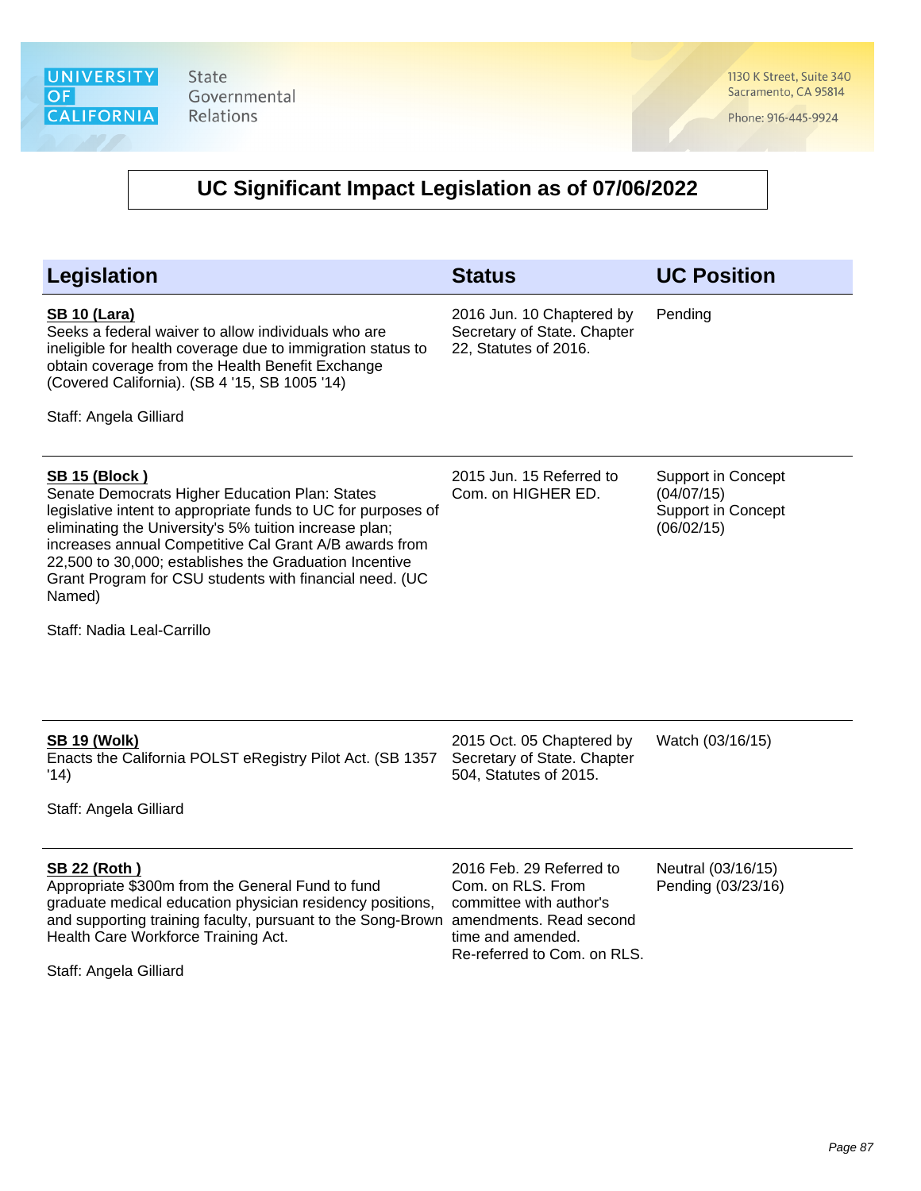UNIVERSITY OF CALIFORNIA State Governmental Relations

1130 K Street, Suite 340
Sacramento, CA 95814

Phone: 916-445-9924

# UC Significant Impact Legislation as of 07/06/2022

| Legislation | Status | UC Position |
|---|---|---|
| **SB 10 (Lara)**<br>Seeks a federal waiver to allow individuals who are ineligible for health coverage due to immigration status to obtain coverage from the Health Benefit Exchange (Covered California). (SB 4 '15, SB 1005 '14)<br><br>Staff: Angela Gilliard | 2016 Jun. 10 Chaptered by Secretary of State. Chapter 22, Statutes of 2016. | Pending |
| **SB 15 (Block )**<br>Senate Democrats Higher Education Plan: States legislative intent to appropriate funds to UC for purposes of eliminating the University's 5% tuition increase plan; increases annual Competitive Cal Grant A/B awards from 22,500 to 30,000; establishes the Graduation Incentive Grant Program for CSU students with financial need. (UC Named)<br><br>Staff: Nadia Leal-Carrillo | 2015 Jun. 15 Referred to Com. on HIGHER ED. | Support in Concept (04/07/15)<br>Support in Concept (06/02/15) |
| **SB 19 (Wolk)**<br>Enacts the California POLST eRegistry Pilot Act. (SB 1357 '14)<br><br>Staff: Angela Gilliard | 2015 Oct. 05 Chaptered by Secretary of State. Chapter 504, Statutes of 2015. | Watch (03/16/15) |
| **SB 22 (Roth )**<br>Appropriate $300m from the General Fund to fund graduate medical education physician residency positions, and supporting training faculty, pursuant to the Song-Brown Health Care Workforce Training Act.<br><br>Staff: Angela Gilliard | 2016 Feb. 29 Referred to Com. on RLS. From committee with author's amendments. Read second time and amended. Re-referred to Com. on RLS. | Neutral (03/16/15)<br>Pending (03/23/16) |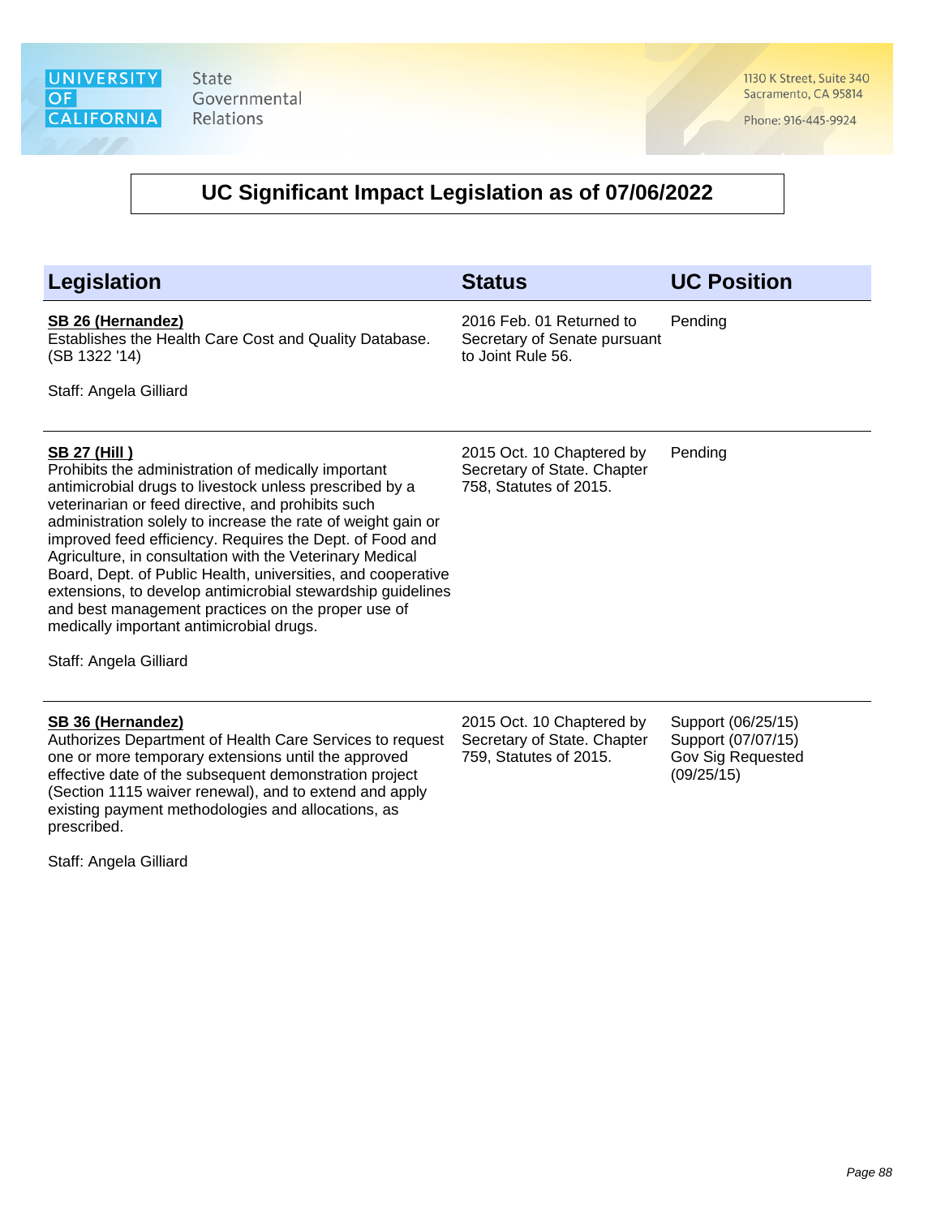# UC Significant Impact Legislation as of 07/06/2022

| Legislation | Status | UC Position |
| --- | --- | --- |
| **SB 26 (Hernandez)**<br>Establishes the Health Care Cost and Quality Database. (SB 1322 '14)<br><br>Staff: Angela Gilliard | 2016 Feb. 01 Returned to Secretary of Senate pursuant to Joint Rule 56. | Pending |
| **SB 27 (Hill )**<br>Prohibits the administration of medically important antimicrobial drugs to livestock unless prescribed by a veterinarian or feed directive, and prohibits such administration solely to increase the rate of weight gain or improved feed efficiency. Requires the Dept. of Food and Agriculture, in consultation with the Veterinary Medical Board, Dept. of Public Health, universities, and cooperative extensions, to develop antimicrobial stewardship guidelines and best management practices on the proper use of medically important antimicrobial drugs.<br><br>Staff: Angela Gilliard | 2015 Oct. 10 Chaptered by Secretary of State. Chapter 758, Statutes of 2015. | Pending |
| **SB 36 (Hernandez)**<br>Authorizes Department of Health Care Services to request one or more temporary extensions until the approved effective date of the subsequent demonstration project (Section 1115 waiver renewal), and to extend and apply existing payment methodologies and allocations, as prescribed.<br><br>Staff: Angela Gilliard | 2015 Oct. 10 Chaptered by Secretary of State. Chapter 759, Statutes of 2015. | Support (06/25/15)<br>Support (07/07/15)<br>Gov Sig Requested (09/25/15) |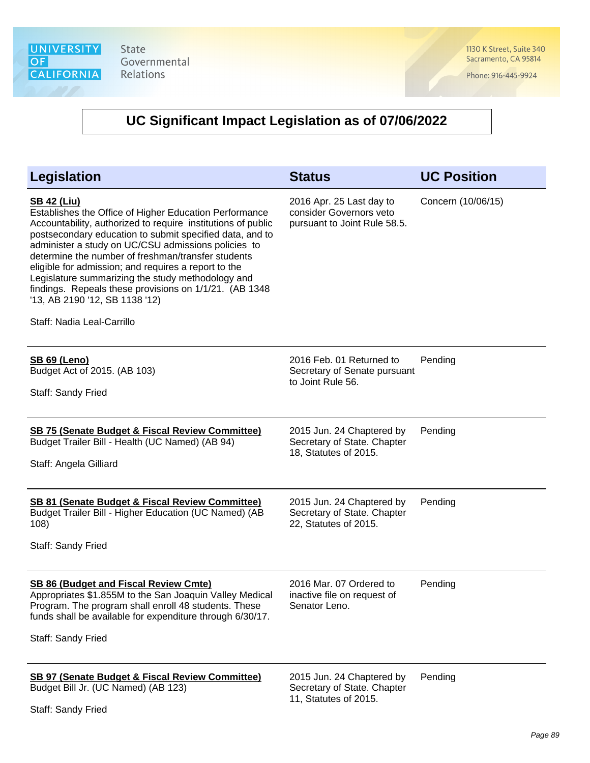UNIVERSITY OF CALIFORNIA State Governmental Relations

1130 K Street, Suite 340
Sacramento, CA 95814

Phone: 916-445-9924

# UC Significant Impact Legislation as of 07/06/2022

| Legislation | Status | UC Position |
|---|---|---|
| **SB 42 (Liu)**<br>Establishes the Office of Higher Education Performance Accountability, authorized to require institutions of public postsecondary education to submit specified data, and to administer a study on UC/CSU admissions policies to determine the number of freshman/transfer students eligible for admission; and requires a report to the Legislature summarizing the study methodology and findings. Repeals these provisions on 1/1/21. (AB 1348 '13, AB 2190 '12, SB 1138 '12)<br><br>Staff: Nadia Leal-Carrillo | 2016 Apr. 25 Last day to consider Governors veto pursuant to Joint Rule 58.5. | Concern (10/06/15) |
| **SB 69 (Leno)**<br>Budget Act of 2015. (AB 103)<br><br>Staff: Sandy Fried | 2016 Feb. 01 Returned to Secretary of Senate pursuant to Joint Rule 56. | Pending |
| **SB 75 (Senate Budget & Fiscal Review Committee)**<br>Budget Trailer Bill - Health (UC Named) (AB 94)<br><br>Staff: Angela Gilliard | 2015 Jun. 24 Chaptered by Secretary of State. Chapter 18, Statutes of 2015. | Pending |
| **SB 81 (Senate Budget & Fiscal Review Committee)**<br>Budget Trailer Bill - Higher Education (UC Named) (AB 108)<br><br>Staff: Sandy Fried | 2015 Jun. 24 Chaptered by Secretary of State. Chapter 22, Statutes of 2015. | Pending |
| **SB 86 (Budget and Fiscal Review Cmte)**<br>Appropriates $1.855M to the San Joaquin Valley Medical Program. The program shall enroll 48 students. These funds shall be available for expenditure through 6/30/17.<br><br>Staff: Sandy Fried | 2016 Mar. 07 Ordered to inactive file on request of Senator Leno. | Pending |
| **SB 97 (Senate Budget & Fiscal Review Committee)**<br>Budget Bill Jr. (UC Named) (AB 123)<br><br>Staff: Sandy Fried | 2015 Jun. 24 Chaptered by Secretary of State. Chapter 11, Statutes of 2015. | Pending |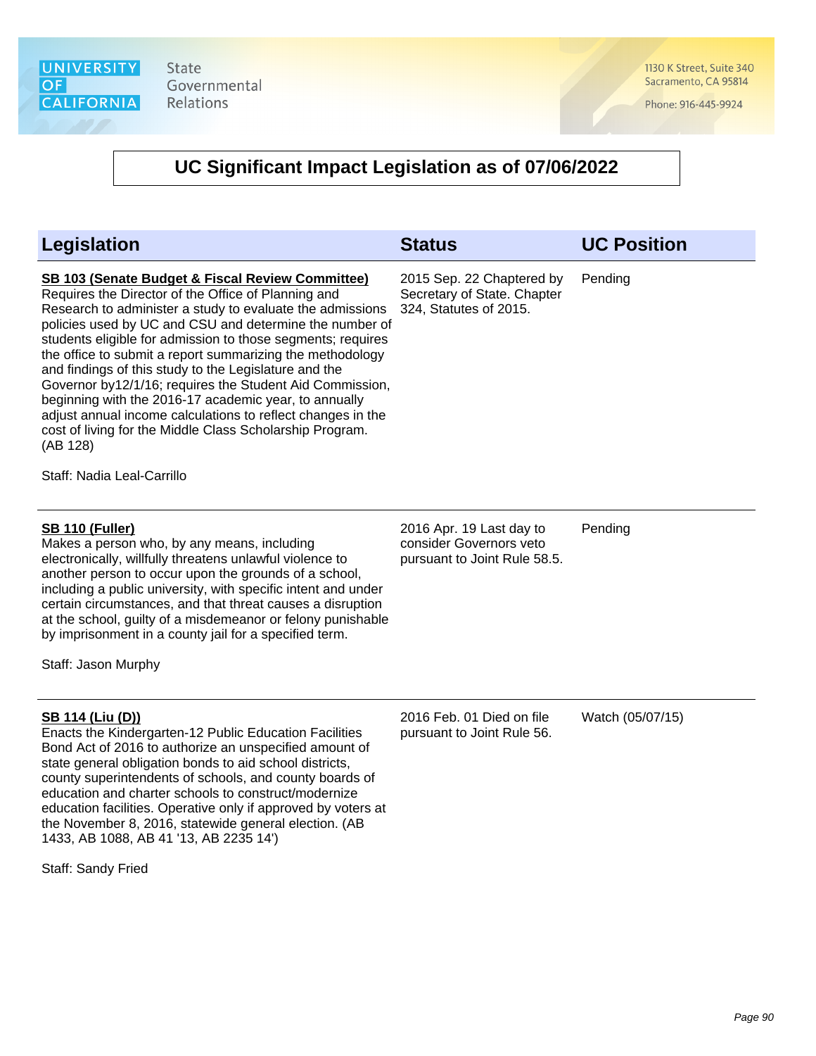# UC Significant Impact Legislation as of 07/06/2022

| Legislation | Status | UC Position |
|---|---|---|
| **SB 103 (Senate Budget & Fiscal Review Committee)**<br>Requires the Director of the Office of Planning and Research to administer a study to evaluate the admissions policies used by UC and CSU and determine the number of students eligible for admission to those segments; requires the office to submit a report summarizing the methodology and findings of this study to the Legislature and the Governor by12/1/16; requires the Student Aid Commission, beginning with the 2016-17 academic year, to annually adjust annual income calculations to reflect changes in the cost of living for the Middle Class Scholarship Program. (AB 128)<br><br>Staff: Nadia Leal-Carrillo | 2015 Sep. 22 Chaptered by Secretary of State. Chapter 324, Statutes of 2015. | Pending |
| **SB 110 (Fuller)**<br>Makes a person who, by any means, including electronically, willfully threatens unlawful violence to another person to occur upon the grounds of a school, including a public university, with specific intent and under certain circumstances, and that threat causes a disruption at the school, guilty of a misdemeanor or felony punishable by imprisonment in a county jail for a specified term.<br><br>Staff: Jason Murphy | 2016 Apr. 19 Last day to consider Governors veto pursuant to Joint Rule 58.5. | Pending |
| **SB 114 (Liu (D))**<br>Enacts the Kindergarten-12 Public Education Facilities Bond Act of 2016 to authorize an unspecified amount of state general obligation bonds to aid school districts, county superintendents of schools, and county boards of education and charter schools to construct/modernize education facilities. Operative only if approved by voters at the November 8, 2016, statewide general election. (AB 1433, AB 1088, AB 41 '13, AB 2235 14')<br><br>Staff: Sandy Fried | 2016 Feb. 01 Died on file pursuant to Joint Rule 56. | Watch (05/07/15) |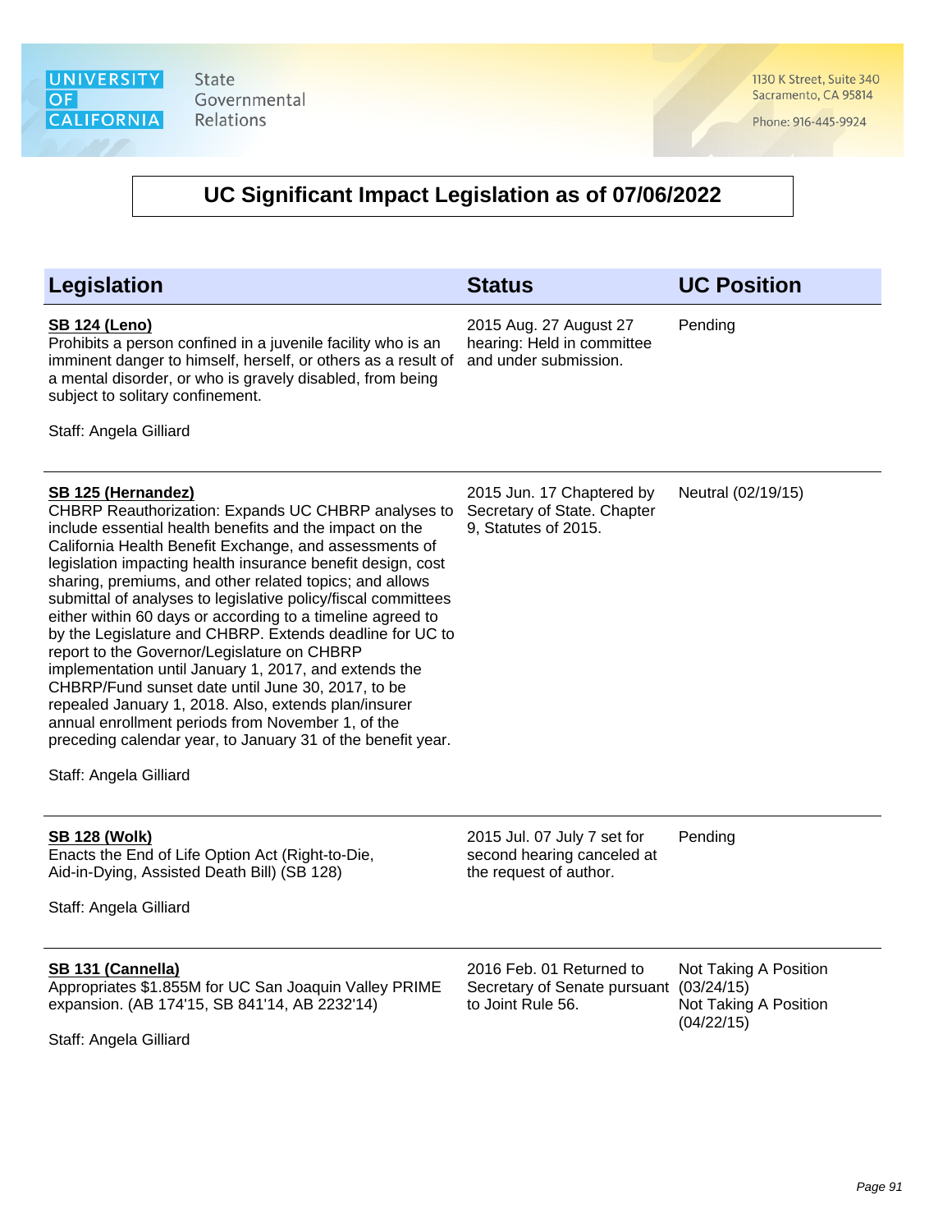# UC Significant Impact Legislation as of 07/06/2022

| Legislation | Status | UC Position |
|---|---|---|
| **SB 124 (Leno)**<br>Prohibits a person confined in a juvenile facility who is an imminent danger to himself, herself, or others as a result of a mental disorder, or who is gravely disabled, from being subject to solitary confinement.<br><br>Staff: Angela Gilliard | 2015 Aug. 27 August 27 hearing: Held in committee and under submission. | Pending |
| **SB 125 (Hernandez)**<br>CHBRP Reauthorization: Expands UC CHBRP analyses to include essential health benefits and the impact on the California Health Benefit Exchange, and assessments of legislation impacting health insurance benefit design, cost sharing, premiums, and other related topics; and allows submittal of analyses to legislative policy/fiscal committees either within 60 days or according to a timeline agreed to by the Legislature and CHBRP. Extends deadline for UC to report to the Governor/Legislature on CHBRP implementation until January 1, 2017, and extends the CHBRP/Fund sunset date until June 30, 2017, to be repealed January 1, 2018. Also, extends plan/insurer annual enrollment periods from November 1, of the preceding calendar year, to January 31 of the benefit year.<br><br>Staff: Angela Gilliard | 2015 Jun. 17 Chaptered by Secretary of State. Chapter 9, Statutes of 2015. | Neutral (02/19/15) |
| **SB 128 (Wolk)**<br>Enacts the End of Life Option Act (Right-to-Die, Aid-in-Dying, Assisted Death Bill) (SB 128)<br><br>Staff: Angela Gilliard | 2015 Jul. 07 July 7 set for second hearing canceled at the request of author. | Pending |
| **SB 131 (Cannella)**<br>Appropriates $1.855M for UC San Joaquin Valley PRIME expansion. (AB 174'15, SB 841'14, AB 2232'14)<br><br>Staff: Angela Gilliard | 2016 Feb. 01 Returned to Secretary of Senate pursuant to Joint Rule 56. | Not Taking A Position (03/24/15)<br>Not Taking A Position (04/22/15) |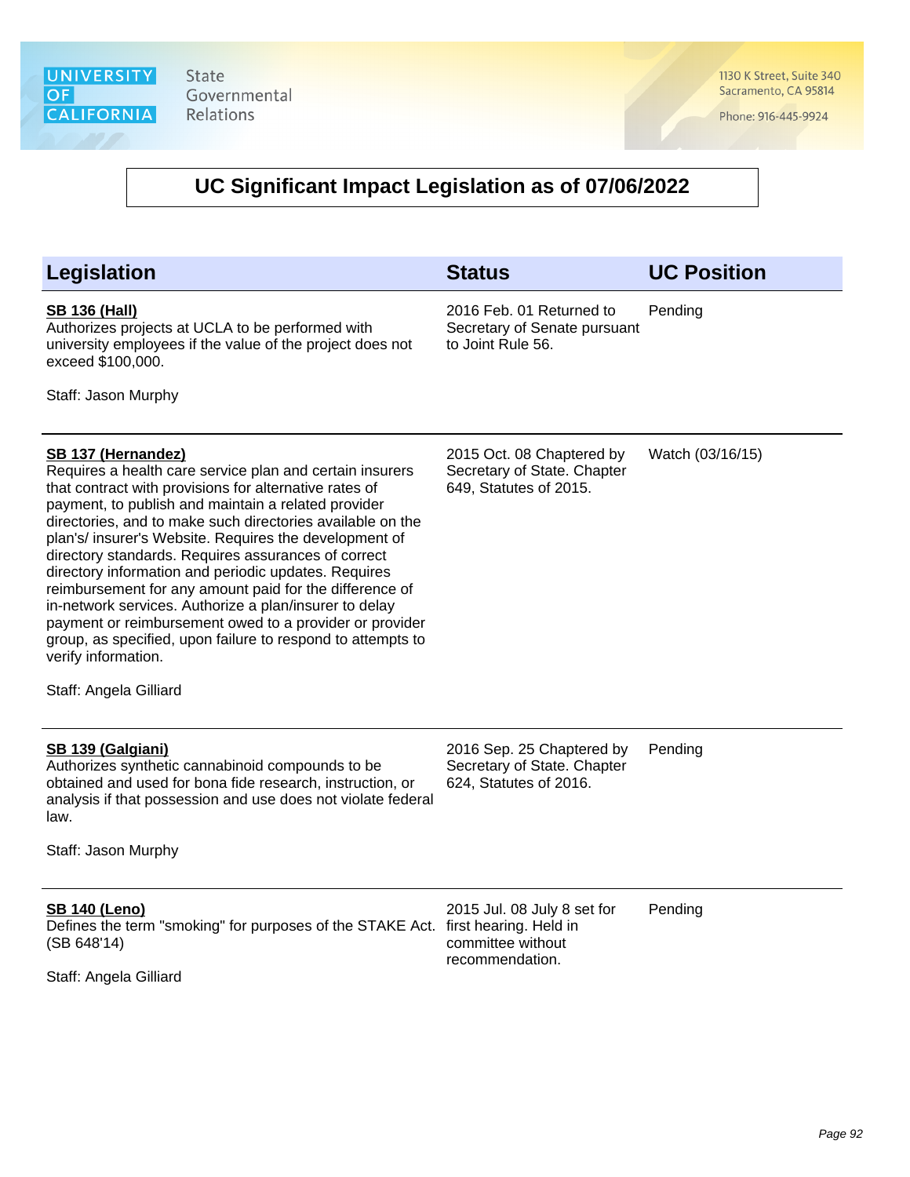## UC Significant Impact Legislation as of 07/06/2022

| Legislation | Status | UC Position |
|---|---|---|
| **SB 136 (Hall)**<br>Authorizes projects at UCLA to be performed with university employees if the value of the project does not exceed $100,000.<br><br>Staff: Jason Murphy | 2016 Feb. 01 Returned to Secretary of Senate pursuant to Joint Rule 56. | Pending |
| **SB 137 (Hernandez)**<br>Requires a health care service plan and certain insurers that contract with provisions for alternative rates of payment, to publish and maintain a related provider directories, and to make such directories available on the plan's/ insurer's Website. Requires the development of directory standards. Requires assurances of correct directory information and periodic updates. Requires reimbursement for any amount paid for the difference of in-network services. Authorize a plan/insurer to delay payment or reimbursement owed to a provider or provider group, as specified, upon failure to respond to attempts to verify information.<br><br>Staff: Angela Gilliard | 2015 Oct. 08 Chaptered by Secretary of State. Chapter 649, Statutes of 2015. | Watch (03/16/15) |
| **SB 139 (Galgiani)**<br>Authorizes synthetic cannabinoid compounds to be obtained and used for bona fide research, instruction, or analysis if that possession and use does not violate federal law.<br><br>Staff: Jason Murphy | 2016 Sep. 25 Chaptered by Secretary of State. Chapter 624, Statutes of 2016. | Pending |
| **SB 140 (Leno)**<br>Defines the term "smoking" for purposes of the STAKE Act. (SB 648'14)<br><br>Staff: Angela Gilliard | 2015 Jul. 08 July 8 set for first hearing. Held in committee without recommendation. | Pending |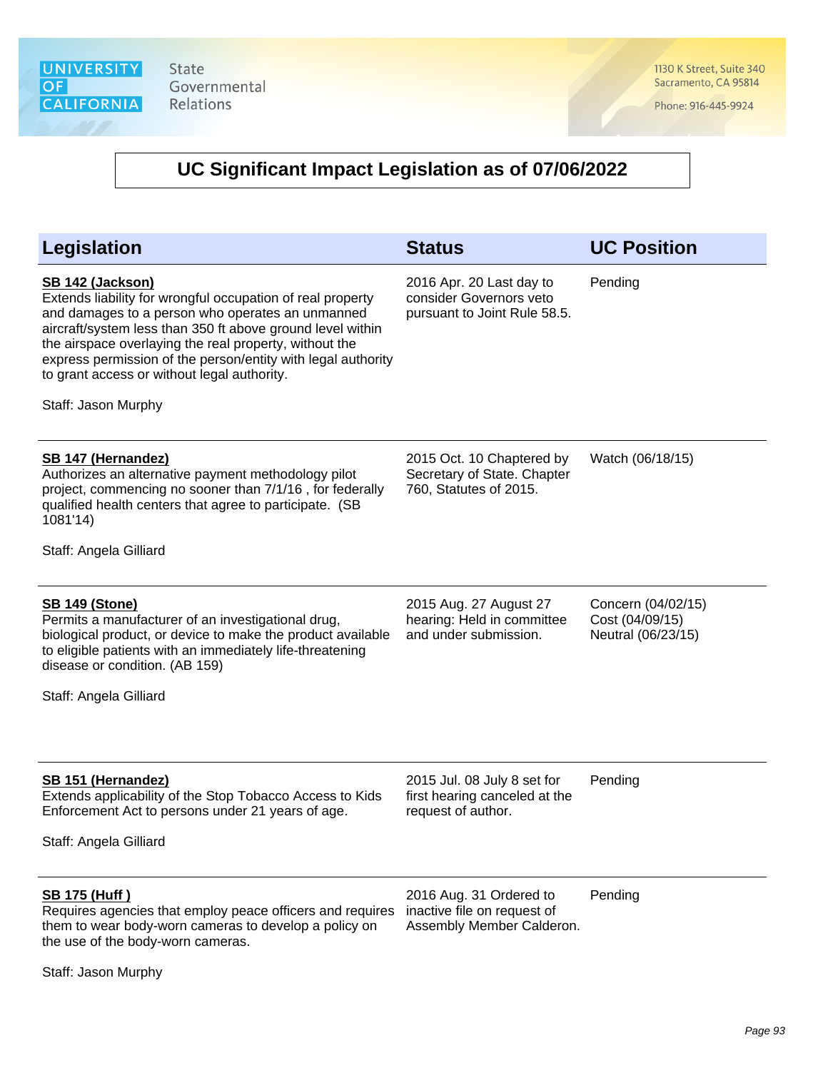# UC Significant Impact Legislation as of 07/06/2022

| Legislation | Status | UC Position |
| --- | --- | --- |
| **SB 142 (Jackson)**<br>Extends liability for wrongful occupation of real property and damages to a person who operates an unmanned aircraft/system less than 350 ft above ground level within the airspace overlaying the real property, without the express permission of the person/entity with legal authority to grant access or without legal authority.<br><br>Staff: Jason Murphy | 2016 Apr. 20 Last day to consider Governors veto pursuant to Joint Rule 58.5. | Pending |
| **SB 147 (Hernandez)**<br>Authorizes an alternative payment methodology pilot project, commencing no sooner than 7/1/16 , for federally qualified health centers that agree to participate. (SB 1081'14)<br><br>Staff: Angela Gilliard | 2015 Oct. 10 Chaptered by Secretary of State. Chapter 760, Statutes of 2015. | Watch (06/18/15) |
| **SB 149 (Stone)**<br>Permits a manufacturer of an investigational drug, biological product, or device to make the product available to eligible patients with an immediately life-threatening disease or condition. (AB 159)<br><br>Staff: Angela Gilliard | 2015 Aug. 27 August 27 hearing: Held in committee and under submission. | Concern (04/02/15)<br>Cost (04/09/15)<br>Neutral (06/23/15) |
| **SB 151 (Hernandez)**<br>Extends applicability of the Stop Tobacco Access to Kids Enforcement Act to persons under 21 years of age.<br><br>Staff: Angela Gilliard | 2015 Jul. 08 July 8 set for first hearing canceled at the request of author. | Pending |
| **SB 175 (Huff )**<br>Requires agencies that employ peace officers and requires them to wear body-worn cameras to develop a policy on the use of the body-worn cameras.<br><br>Staff: Jason Murphy | 2016 Aug. 31 Ordered to inactive file on request of Assembly Member Calderon. | Pending |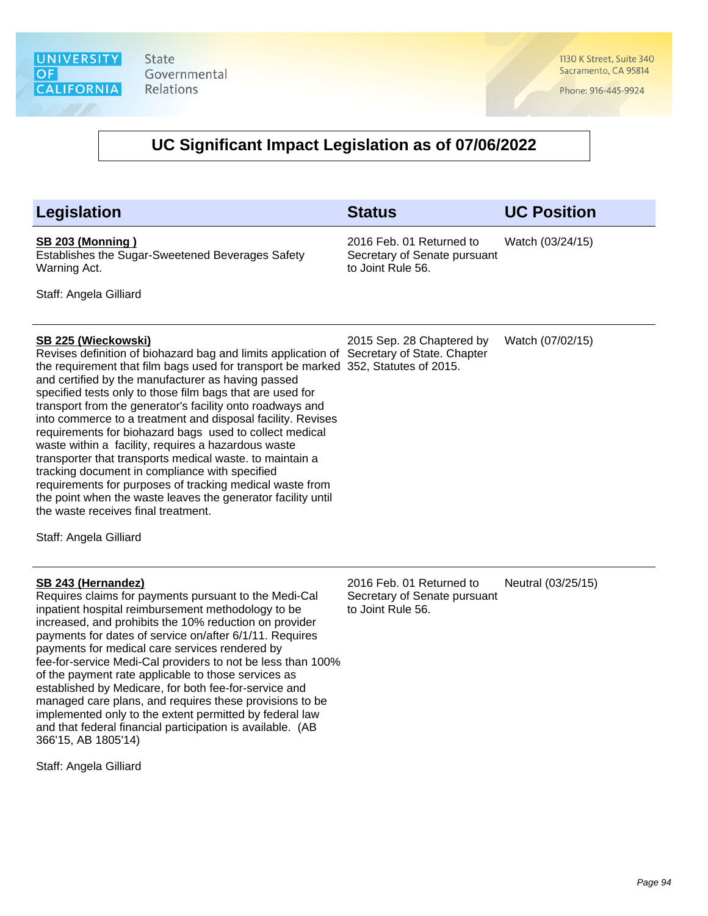UNIVERSITY OF CALIFORNIA State Governmental Relations

1130 K Street, Suite 340
Sacramento, CA 95814

Phone: 916-445-9924

# UC Significant Impact Legislation as of 07/06/2022

| Legislation | Status | UC Position |
|---|---|---|
| **SB 203 (Monning )**<br>Establishes the Sugar-Sweetened Beverages Safety Warning Act.<br><br>Staff: Angela Gilliard | 2016 Feb. 01 Returned to Secretary of Senate pursuant to Joint Rule 56. | Watch (03/24/15) |
| **SB 225 (Wieckowski)**<br>Revises definition of biohazard bag and limits application of the requirement that film bags used for transport be marked and certified by the manufacturer as having passed specified tests only to those film bags that are used for transport from the generator's facility onto roadways and into commerce to a treatment and disposal facility. Revises requirements for biohazard bags used to collect medical waste within a facility, requires a hazardous waste transporter that transports medical waste. to maintain a tracking document in compliance with specified requirements for purposes of tracking medical waste from the point when the waste leaves the generator facility until the waste receives final treatment.<br><br>Staff: Angela Gilliard | 2015 Sep. 28 Chaptered by Secretary of State. Chapter 352, Statutes of 2015. | Watch (07/02/15) |
| **SB 243 (Hernandez)**<br>Requires claims for payments pursuant to the Medi-Cal inpatient hospital reimbursement methodology to be increased, and prohibits the 10% reduction on provider payments for dates of service on/after 6/1/11. Requires payments for medical care services rendered by fee-for-service Medi-Cal providers to not be less than 100% of the payment rate applicable to those services as established by Medicare, for both fee-for-service and managed care plans, and requires these provisions to be implemented only to the extent permitted by federal law and that federal financial participation is available. (AB 366'15, AB 1805'14)<br><br>Staff: Angela Gilliard | 2016 Feb. 01 Returned to Secretary of Senate pursuant to Joint Rule 56. | Neutral (03/25/15) |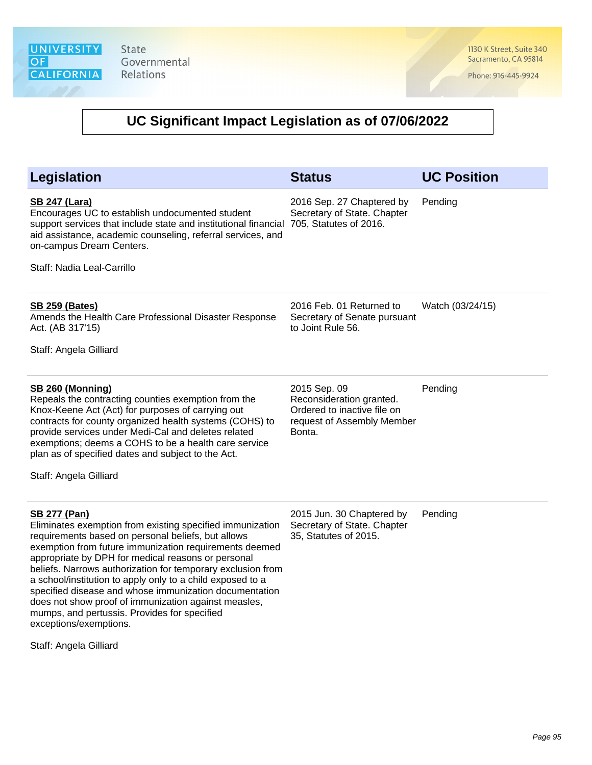# UC Significant Impact Legislation as of 07/06/2022

| Legislation | Status | UC Position |
|---|---|---|
| **SB 247 (Lara)**<br>Encourages UC to establish undocumented student support services that include state and institutional financial aid assistance, academic counseling, referral services, and on-campus Dream Centers.<br><br>Staff: Nadia Leal-Carrillo | 2016 Sep. 27 Chaptered by Secretary of State. Chapter 705, Statutes of 2016. | Pending |
| **SB 259 (Bates)**<br>Amends the Health Care Professional Disaster Response Act. (AB 317'15)<br><br>Staff: Angela Gilliard | 2016 Feb. 01 Returned to Secretary of Senate pursuant to Joint Rule 56. | Watch (03/24/15) |
| **SB 260 (Monning)**<br>Repeals the contracting counties exemption from the Knox-Keene Act (Act) for purposes of carrying out contracts for county organized health systems (COHS) to provide services under Medi-Cal and deletes related exemptions; deems a COHS to be a health care service plan as of specified dates and subject to the Act.<br><br>Staff: Angela Gilliard | 2015 Sep. 09 Reconsideration granted. Ordered to inactive file on request of Assembly Member Bonta. | Pending |
| **SB 277 (Pan)**<br>Eliminates exemption from existing specified immunization requirements based on personal beliefs, but allows exemption from future immunization requirements deemed appropriate by DPH for medical reasons or personal beliefs. Narrows authorization for temporary exclusion from a school/institution to apply only to a child exposed to a specified disease and whose immunization documentation does not show proof of immunization against measles, mumps, and pertussis. Provides for specified exceptions/exemptions.<br><br>Staff: Angela Gilliard | 2015 Jun. 30 Chaptered by Secretary of State. Chapter 35, Statutes of 2015. | Pending |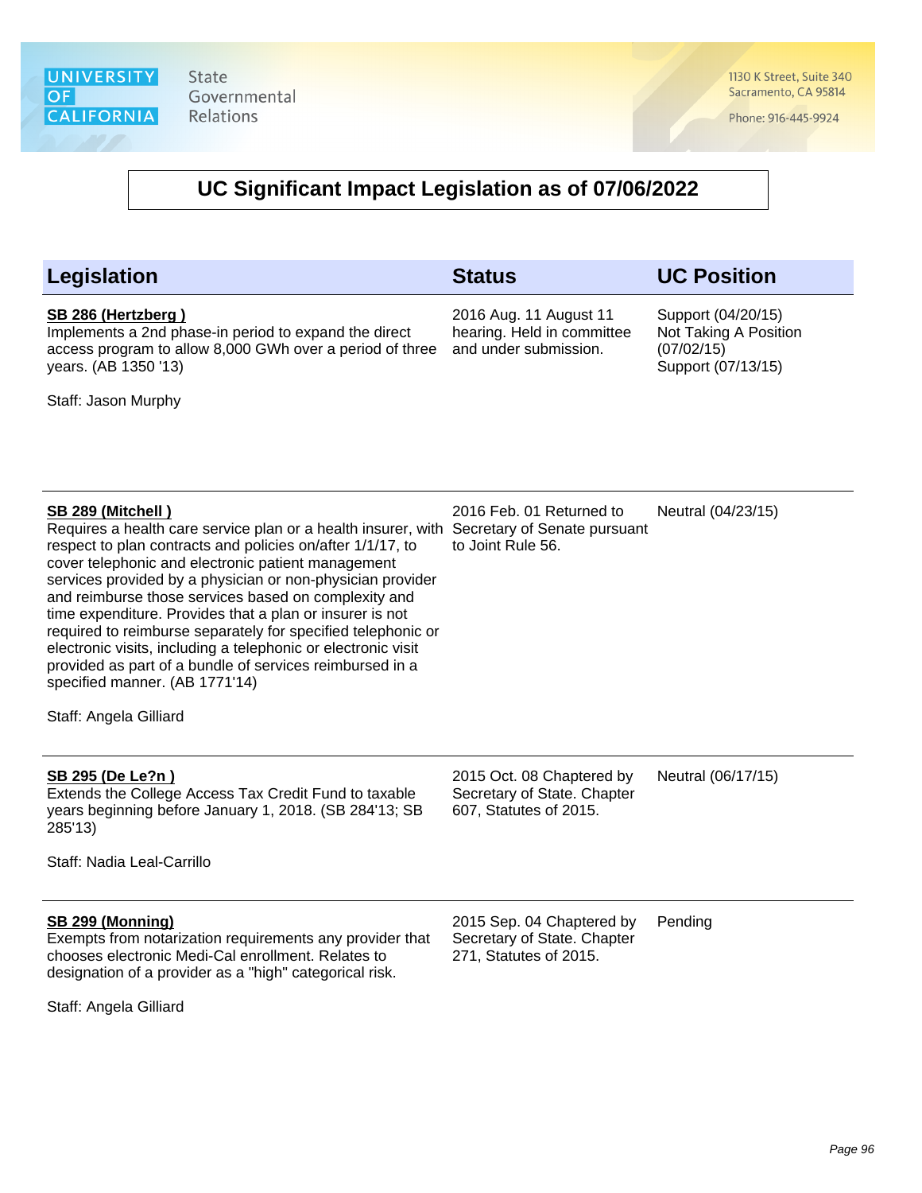# UC Significant Impact Legislation as of 07/06/2022

| Legislation | Status | UC Position |
| --- | --- | --- |
| **SB 286 (Hertzberg )**<br>Implements a 2nd phase-in period to expand the direct access program to allow 8,000 GWh over a period of three years. (AB 1350 '13)<br><br>Staff: Jason Murphy | 2016 Aug. 11 August 11 hearing. Held in committee and under submission. | Support (04/20/15)<br>Not Taking A Position (07/02/15)<br>Support (07/13/15) |
| **SB 289 (Mitchell )**<br>Requires a health care service plan or a health insurer, with respect to plan contracts and policies on/after 1/1/17, to cover telephonic and electronic patient management services provided by a physician or non-physician provider and reimburse those services based on complexity and time expenditure. Provides that a plan or insurer is not required to reimburse separately for specified telephonic or electronic visits, including a telephonic or electronic visit provided as part of a bundle of services reimbursed in a specified manner. (AB 1771'14)<br><br>Staff: Angela Gilliard | 2016 Feb. 01 Returned to Secretary of Senate pursuant to Joint Rule 56. | Neutral (04/23/15) |
| **SB 295 (De Le?n )**<br>Extends the College Access Tax Credit Fund to taxable years beginning before January 1, 2018. (SB 284'13; SB 285'13)<br><br>Staff: Nadia Leal-Carrillo | 2015 Oct. 08 Chaptered by Secretary of State. Chapter 607, Statutes of 2015. | Neutral (06/17/15) |
| **SB 299 (Monning)**<br>Exempts from notarization requirements any provider that chooses electronic Medi-Cal enrollment. Relates to designation of a provider as a "high" categorical risk.<br><br>Staff: Angela Gilliard | 2015 Sep. 04 Chaptered by Secretary of State. Chapter 271, Statutes of 2015. | Pending |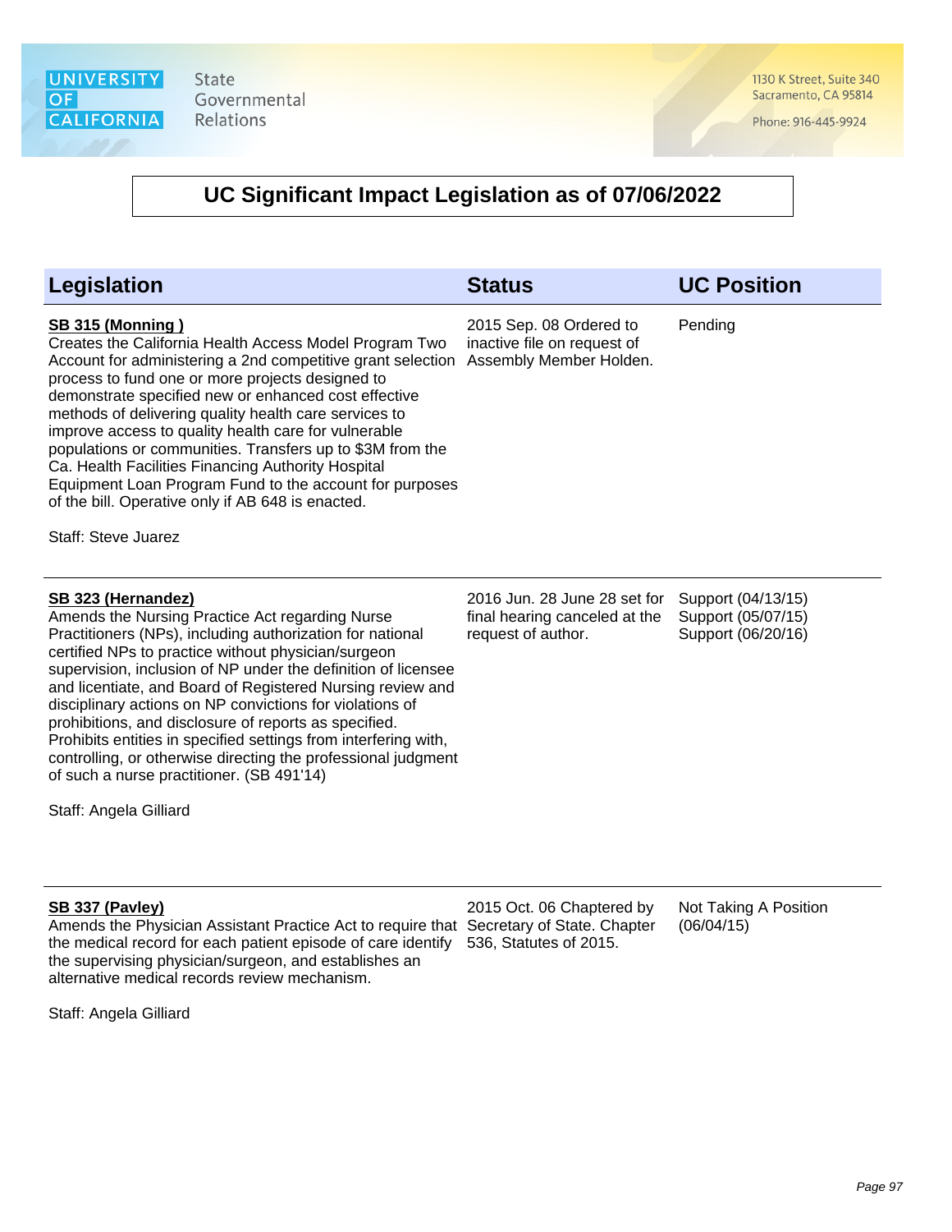University of California State Governmental Relations

1130 K Street, Suite 340
Sacramento, CA 95814

Phone: 916-445-9924

# UC Significant Impact Legislation as of 07/06/2022

| Legislation | Status | UC Position |
|---|---|---|
| **SB 315 (Monning )**<br>Creates the California Health Access Model Program Two Account for administering a 2nd competitive grant selection process to fund one or more projects designed to demonstrate specified new or enhanced cost effective methods of delivering quality health care services to improve access to quality health care for vulnerable populations or communities. Transfers up to $3M from the Ca. Health Facilities Financing Authority Hospital Equipment Loan Program Fund to the account for purposes of the bill. Operative only if AB 648 is enacted.<br><br>Staff: Steve Juarez | 2015 Sep. 08 Ordered to inactive file on request of Assembly Member Holden. | Pending |
| **SB 323 (Hernandez)**<br>Amends the Nursing Practice Act regarding Nurse Practitioners (NPs), including authorization for national certified NPs to practice without physician/surgeon supervision, inclusion of NP under the definition of licensee and licentiate, and Board of Registered Nursing review and disciplinary actions on NP convictions for violations of prohibitions, and disclosure of reports as specified. Prohibits entities in specified settings from interfering with, controlling, or otherwise directing the professional judgment of such a nurse practitioner. (SB 491'14)<br><br>Staff: Angela Gilliard | 2016 Jun. 28 June 28 set for final hearing canceled at the request of author. | Support (04/13/15)<br>Support (05/07/15)<br>Support (06/20/16) |
| **SB 337 (Pavley)**<br>Amends the Physician Assistant Practice Act to require that the medical record for each patient episode of care identify the supervising physician/surgeon, and establishes an alternative medical records review mechanism.<br><br>Staff: Angela Gilliard | 2015 Oct. 06 Chaptered by Secretary of State. Chapter 536, Statutes of 2015. | Not Taking A Position (06/04/15) |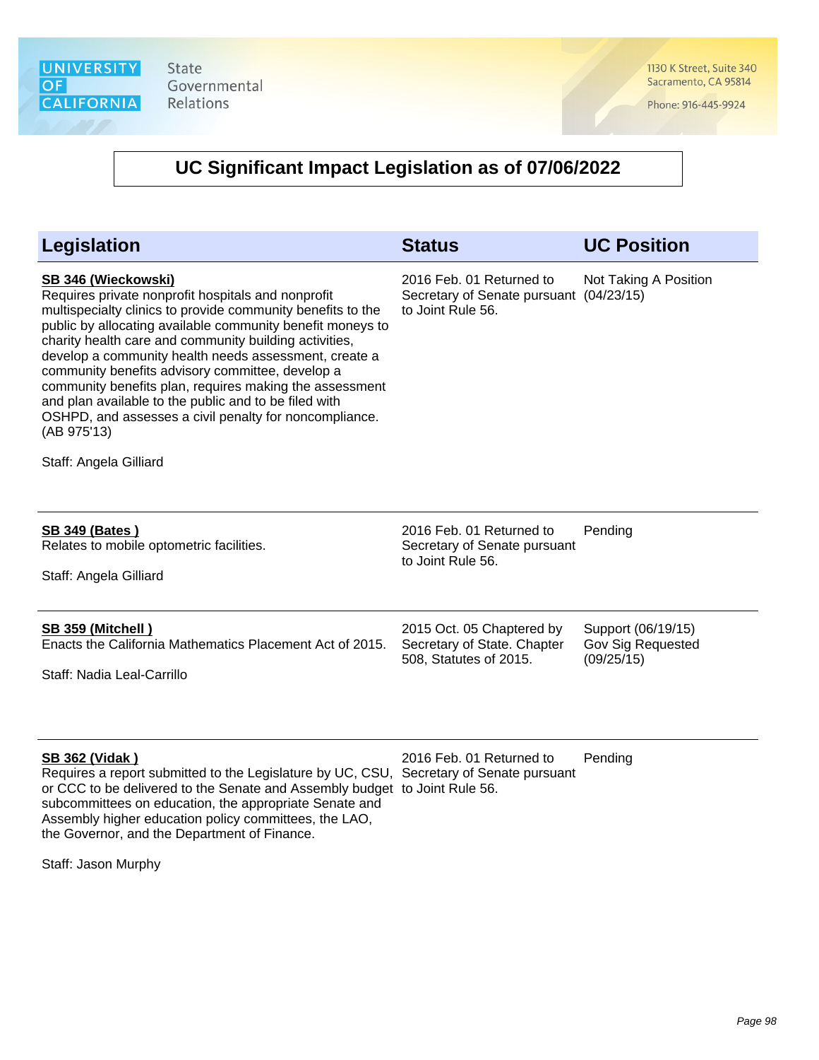# UC Significant Impact Legislation as of 07/06/2022

| Legislation | Status | UC Position |
| --- | --- | --- |
| **SB 346 (Wieckowski)**<br>Requires private nonprofit hospitals and nonprofit multispecialty clinics to provide community benefits to the public by allocating available community benefit moneys to charity health care and community building activities, develop a community health needs assessment, create a community benefits advisory committee, develop a community benefits plan, requires making the assessment and plan available to the public and to be filed with OSHPD, and assesses a civil penalty for noncompliance. (AB 975'13)<br><br>Staff: Angela Gilliard | 2016 Feb. 01 Returned to Secretary of Senate pursuant to Joint Rule 56. | Not Taking A Position (04/23/15) |
| **SB 349 (Bates )**<br>Relates to mobile optometric facilities.<br><br>Staff: Angela Gilliard | 2016 Feb. 01 Returned to Secretary of Senate pursuant to Joint Rule 56. | Pending |
| **SB 359 (Mitchell )**<br>Enacts the California Mathematics Placement Act of 2015.<br><br>Staff: Nadia Leal-Carrillo | 2015 Oct. 05 Chaptered by Secretary of State. Chapter 508, Statutes of 2015. | Support (06/19/15)<br>Gov Sig Requested (09/25/15) |
| **SB 362 (Vidak )**<br>Requires a report submitted to the Legislature by UC, CSU, or CCC to be delivered to the Senate and Assembly budget subcommittees on education, the appropriate Senate and Assembly higher education policy committees, the LAO, the Governor, and the Department of Finance.<br><br>Staff: Jason Murphy | 2016 Feb. 01 Returned to Secretary of Senate pursuant to Joint Rule 56. | Pending |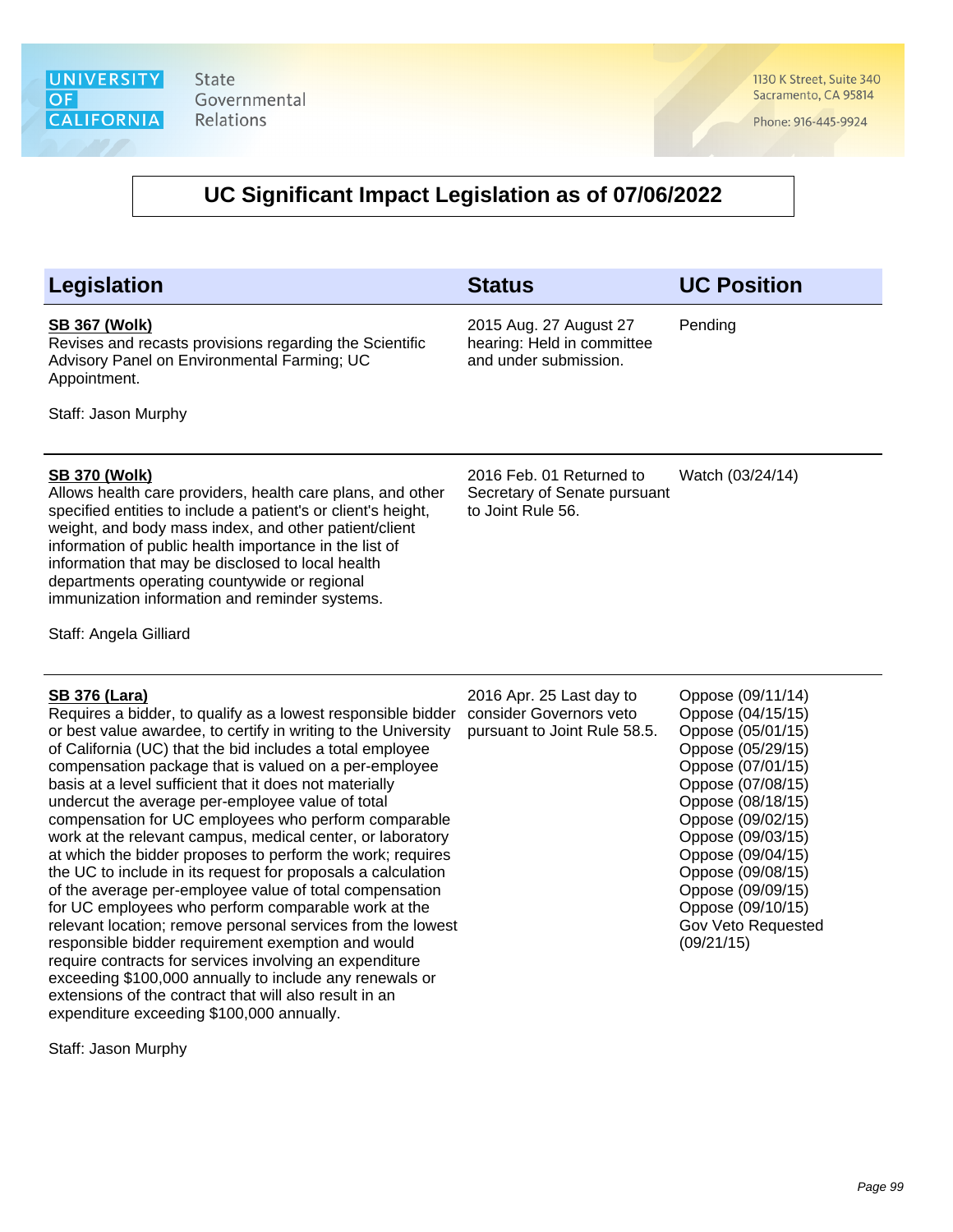## UC Significant Impact Legislation as of 07/06/2022

| Legislation | Status | UC Position |
|---|---|---|
| **SB 367 (Wolk)**<br>Revises and recasts provisions regarding the Scientific Advisory Panel on Environmental Farming; UC Appointment.<br><br>Staff: Jason Murphy | 2015 Aug. 27 August 27 hearing: Held in committee and under submission. | Pending |
| **SB 370 (Wolk)**<br>Allows health care providers, health care plans, and other specified entities to include a patient's or client's height, weight, and body mass index, and other patient/client information of public health importance in the list of information that may be disclosed to local health departments operating countywide or regional immunization information and reminder systems.<br><br>Staff: Angela Gilliard | 2016 Feb. 01 Returned to Secretary of Senate pursuant to Joint Rule 56. | Watch (03/24/14) |
| **SB 376 (Lara)**<br>Requires a bidder, to qualify as a lowest responsible bidder or best value awardee, to certify in writing to the University of California (UC) that the bid includes a total employee compensation package that is valued on a per-employee basis at a level sufficient that it does not materially undercut the average per-employee value of total compensation for UC employees who perform comparable work at the relevant campus, medical center, or laboratory at which the bidder proposes to perform the work; requires the UC to include in its request for proposals a calculation of the average per-employee value of total compensation for UC employees who perform comparable work at the relevant location; remove personal services from the lowest responsible bidder requirement exemption and would require contracts for services involving an expenditure exceeding $100,000 annually to include any renewals or extensions of the contract that will also result in an expenditure exceeding $100,000 annually.<br><br>Staff: Jason Murphy | 2016 Apr. 25 Last day to consider Governors veto pursuant to Joint Rule 58.5. | Oppose (09/11/14)<br>Oppose (04/15/15)<br>Oppose (05/01/15)<br>Oppose (05/29/15)<br>Oppose (07/01/15)<br>Oppose (07/08/15)<br>Oppose (08/18/15)<br>Oppose (09/02/15)<br>Oppose (09/03/15)<br>Oppose (09/04/15)<br>Oppose (09/08/15)<br>Oppose (09/09/15)<br>Oppose (09/10/15)<br>Gov Veto Requested (09/21/15) |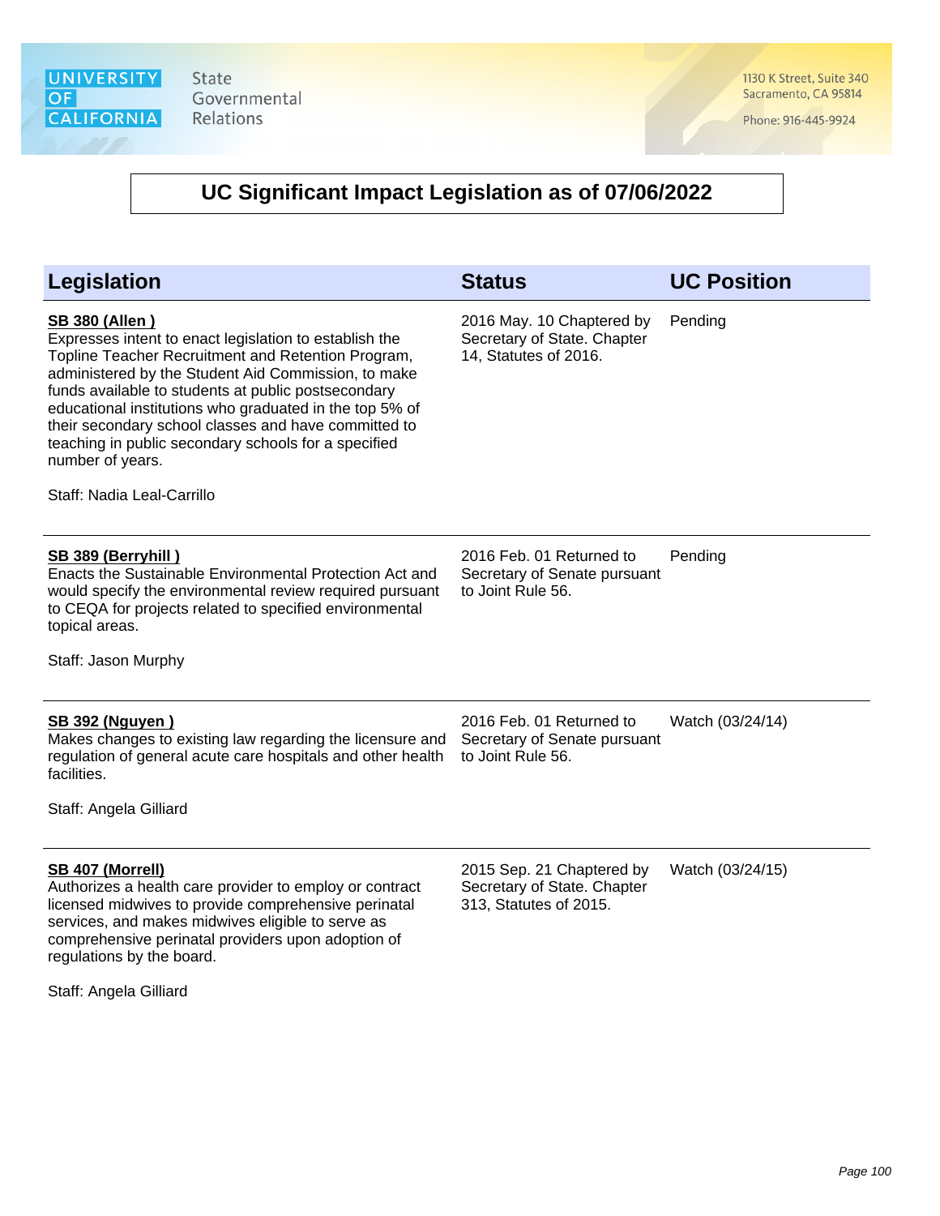# UC Significant Impact Legislation as of 07/06/2022

| Legislation | Status | UC Position |
| --- | --- | --- |
| **SB 380 (Allen )**<br>Expresses intent to enact legislation to establish the Topline Teacher Recruitment and Retention Program, administered by the Student Aid Commission, to make funds available to students at public postsecondary educational institutions who graduated in the top 5% of their secondary school classes and have committed to teaching in public secondary schools for a specified number of years.<br><br>Staff: Nadia Leal-Carrillo | 2016 May. 10 Chaptered by Secretary of State. Chapter 14, Statutes of 2016. | Pending |
| **SB 389 (Berryhill )**<br>Enacts the Sustainable Environmental Protection Act and would specify the environmental review required pursuant to CEQA for projects related to specified environmental topical areas.<br><br>Staff: Jason Murphy | 2016 Feb. 01 Returned to Secretary of Senate pursuant to Joint Rule 56. | Pending |
| **SB 392 (Nguyen )**<br>Makes changes to existing law regarding the licensure and regulation of general acute care hospitals and other health facilities.<br><br>Staff: Angela Gilliard | 2016 Feb. 01 Returned to Secretary of Senate pursuant to Joint Rule 56. | Watch (03/24/14) |
| **SB 407 (Morrell)**<br>Authorizes a health care provider to employ or contract licensed midwives to provide comprehensive perinatal services, and makes midwives eligible to serve as comprehensive perinatal providers upon adoption of regulations by the board.<br><br>Staff: Angela Gilliard | 2015 Sep. 21 Chaptered by Secretary of State. Chapter 313, Statutes of 2015. | Watch (03/24/15) |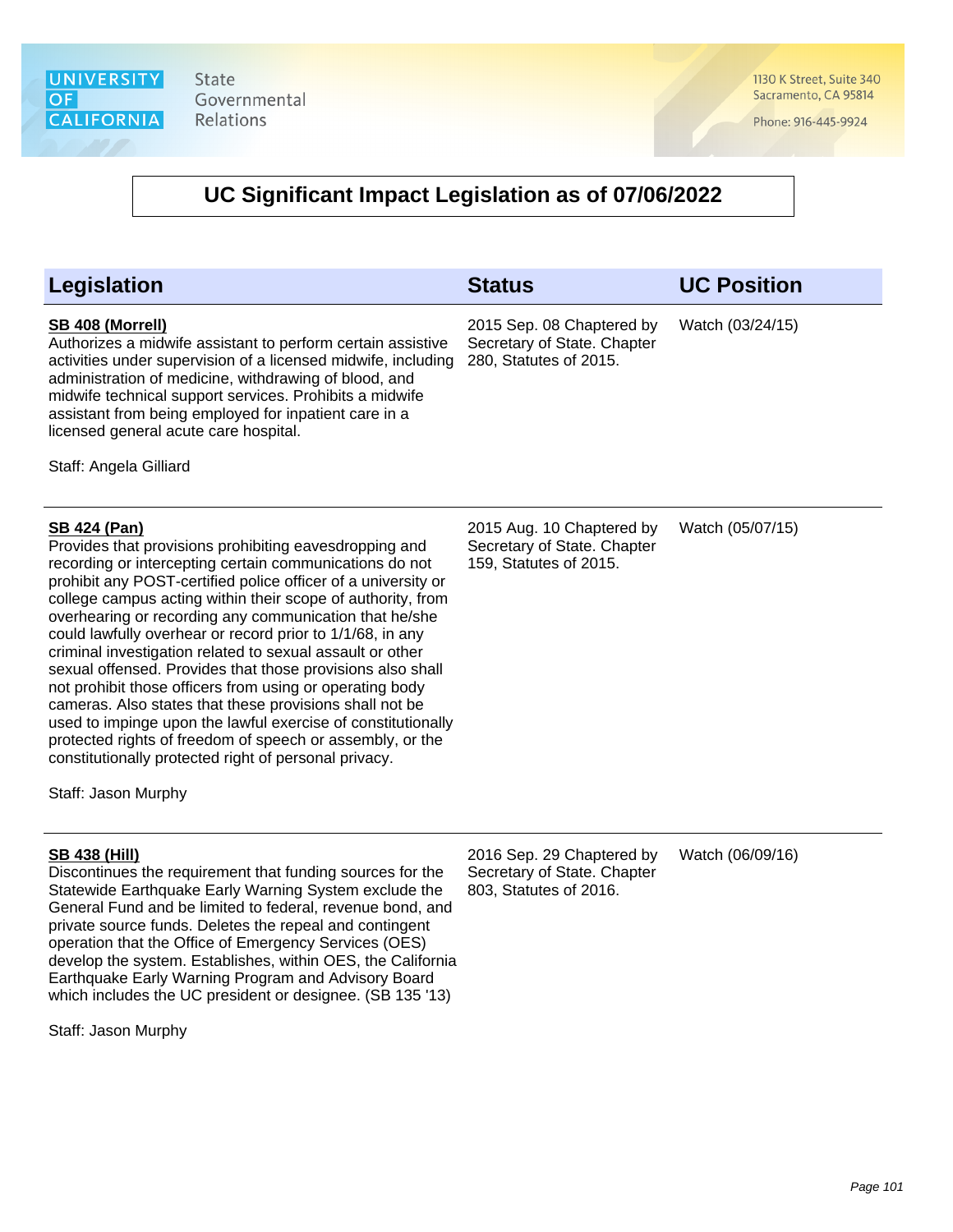# UC Significant Impact Legislation as of 07/06/2022

| Legislation | Status | UC Position |
|---|---|---|
| **SB 408 (Morrell)**<br>Authorizes a midwife assistant to perform certain assistive activities under supervision of a licensed midwife, including administration of medicine, withdrawing of blood, and midwife technical support services. Prohibits a midwife assistant from being employed for inpatient care in a licensed general acute care hospital.<br><br>Staff: Angela Gilliard | 2015 Sep. 08 Chaptered by Secretary of State. Chapter 280, Statutes of 2015. | Watch (03/24/15) |
| **SB 424 (Pan)**<br>Provides that provisions prohibiting eavesdropping and recording or intercepting certain communications do not prohibit any POST-certified police officer of a university or college campus acting within their scope of authority, from overhearing or recording any communication that he/she could lawfully overhear or record prior to 1/1/68, in any criminal investigation related to sexual assault or other sexual offensed. Provides that those provisions also shall not prohibit those officers from using or operating body cameras. Also states that these provisions shall not be used to impinge upon the lawful exercise of constitutionally protected rights of freedom of speech or assembly, or the constitutionally protected right of personal privacy.<br><br>Staff: Jason Murphy | 2015 Aug. 10 Chaptered by Secretary of State. Chapter 159, Statutes of 2015. | Watch (05/07/15) |
| **SB 438 (Hill)**<br>Discontinues the requirement that funding sources for the Statewide Earthquake Early Warning System exclude the General Fund and be limited to federal, revenue bond, and private source funds. Deletes the repeal and contingent operation that the Office of Emergency Services (OES) develop the system. Establishes, within OES, the California Earthquake Early Warning Program and Advisory Board which includes the UC president or designee. (SB 135 '13)<br><br>Staff: Jason Murphy | 2016 Sep. 29 Chaptered by Secretary of State. Chapter 803, Statutes of 2016. | Watch (06/09/16) |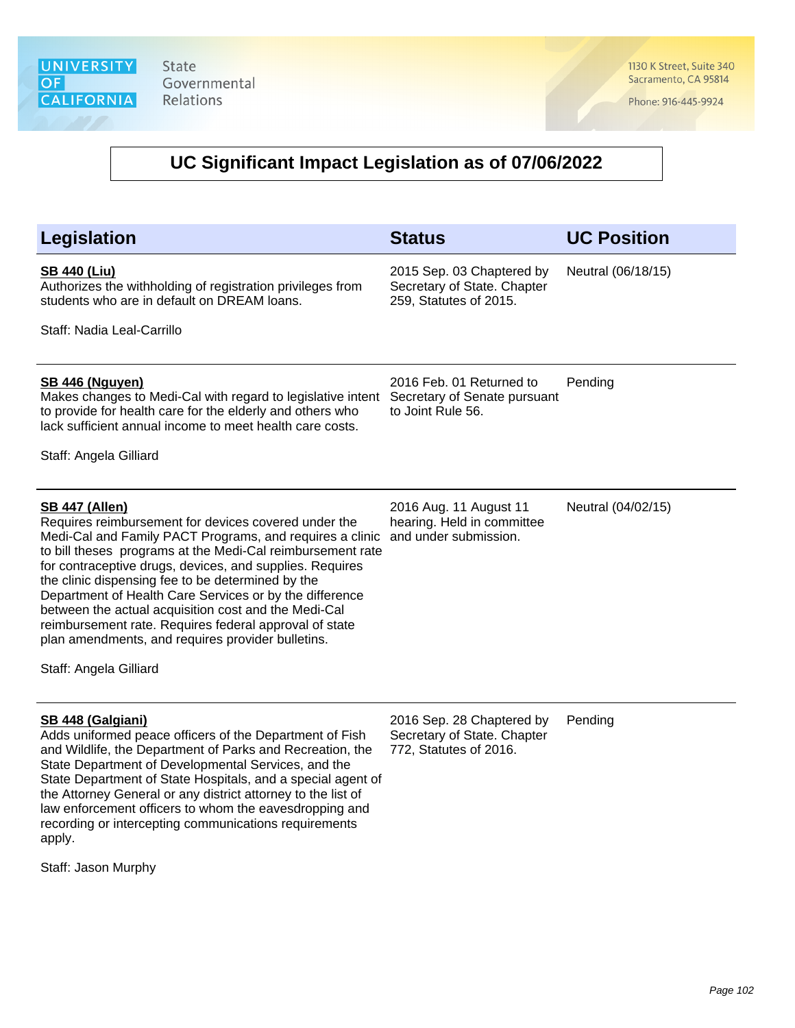University of California State Governmental Relations

1130 K Street, Suite 340
Sacramento, CA 95814

Phone: 916-445-9924

## UC Significant Impact Legislation as of 07/06/2022

| Legislation | Status | UC Position |
| --- | --- | --- |
| **SB 440 (Liu)**<br>Authorizes the withholding of registration privileges from students who are in default on DREAM loans.<br><br>Staff: Nadia Leal-Carrillo | 2015 Sep. 03 Chaptered by Secretary of State. Chapter 259, Statutes of 2015. | Neutral (06/18/15) |
| **SB 446 (Nguyen)**<br>Makes changes to Medi-Cal with regard to legislative intent to provide for health care for the elderly and others who lack sufficient annual income to meet health care costs.<br><br>Staff: Angela Gilliard | 2016 Feb. 01 Returned to Secretary of Senate pursuant to Joint Rule 56. | Pending |
| **SB 447 (Allen)**<br>Requires reimbursement for devices covered under the Medi-Cal and Family PACT Programs, and requires a clinic to bill theses  programs at the Medi-Cal reimbursement rate for contraceptive drugs, devices, and supplies. Requires the clinic dispensing fee to be determined by the Department of Health Care Services or by the difference between the actual acquisition cost and the Medi-Cal reimbursement rate. Requires federal approval of state plan amendments, and requires provider bulletins.<br><br>Staff: Angela Gilliard | 2016 Aug. 11 August 11 hearing. Held in committee and under submission. | Neutral (04/02/15) |
| **SB 448 (Galgiani)**<br>Adds uniformed peace officers of the Department of Fish and Wildlife, the Department of Parks and Recreation, the State Department of Developmental Services, and the State Department of State Hospitals, and a special agent of the Attorney General or any district attorney to the list of law enforcement officers to whom the eavesdropping and recording or intercepting communications requirements apply.<br><br>Staff: Jason Murphy | 2016 Sep. 28 Chaptered by Secretary of State. Chapter 772, Statutes of 2016. | Pending |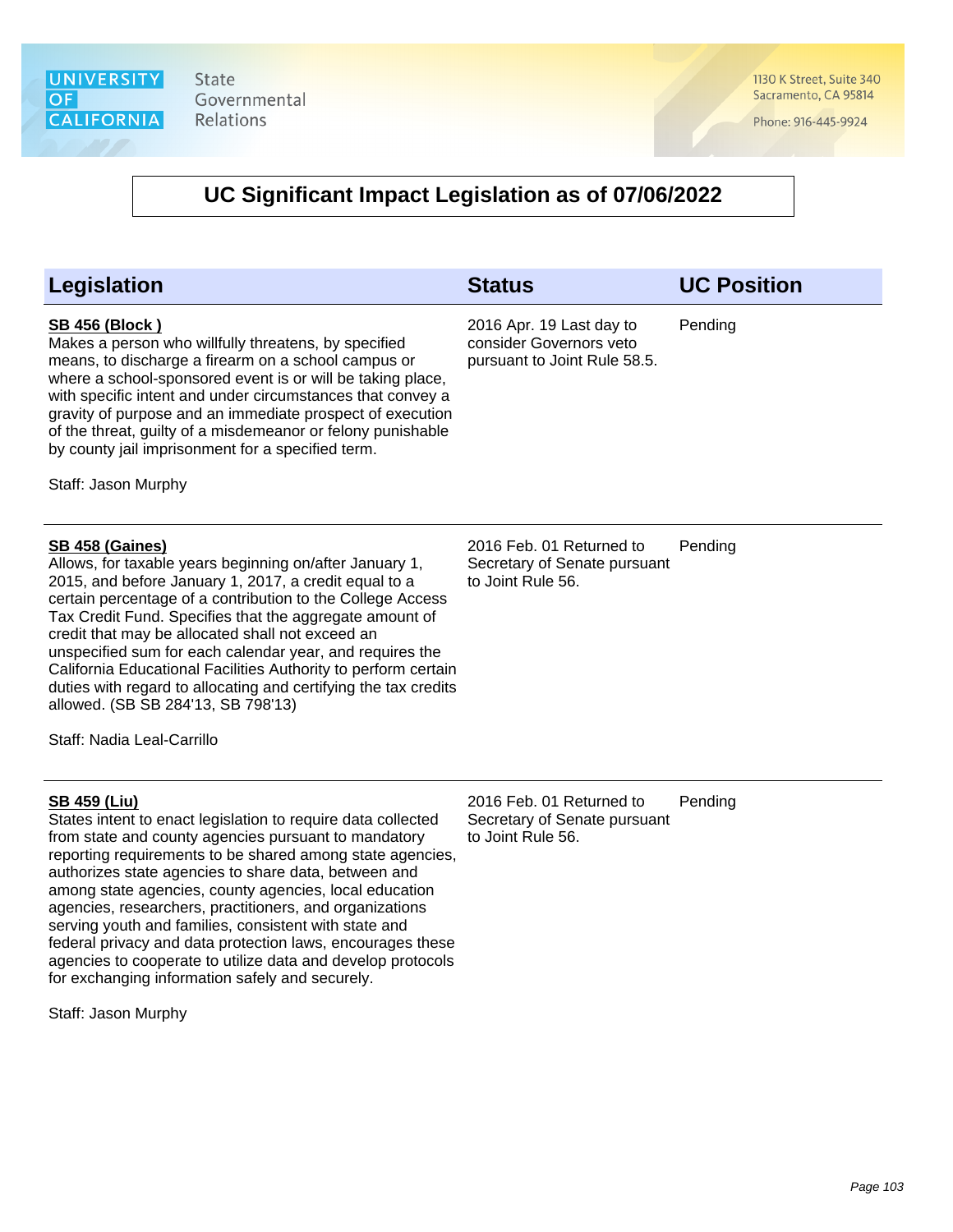# UC Significant Impact Legislation as of 07/06/2022

| Legislation | Status | UC Position |
| --- | --- | --- |
| **SB 456 (Block )**<br>Makes a person who willfully threatens, by specified means, to discharge a firearm on a school campus or where a school-sponsored event is or will be taking place, with specific intent and under circumstances that convey a gravity of purpose and an immediate prospect of execution of the threat, guilty of a misdemeanor or felony punishable by county jail imprisonment for a specified term.<br><br>Staff: Jason Murphy | 2016 Apr. 19 Last day to consider Governors veto pursuant to Joint Rule 58.5. | Pending |
| **SB 458 (Gaines)**<br>Allows, for taxable years beginning on/after January 1, 2015, and before January 1, 2017, a credit equal to a certain percentage of a contribution to the College Access Tax Credit Fund. Specifies that the aggregate amount of credit that may be allocated shall not exceed an unspecified sum for each calendar year, and requires the California Educational Facilities Authority to perform certain duties with regard to allocating and certifying the tax credits allowed. (SB SB 284'13, SB 798'13)<br><br>Staff: Nadia Leal-Carrillo | 2016 Feb. 01 Returned to Secretary of Senate pursuant to Joint Rule 56. | Pending |
| **SB 459 (Liu)**<br>States intent to enact legislation to require data collected from state and county agencies pursuant to mandatory reporting requirements to be shared among state agencies, authorizes state agencies to share data, between and among state agencies, county agencies, local education agencies, researchers, practitioners, and organizations serving youth and families, consistent with state and federal privacy and data protection laws, encourages these agencies to cooperate to utilize data and develop protocols for exchanging information safely and securely.<br><br>Staff: Jason Murphy | 2016 Feb. 01 Returned to Secretary of Senate pursuant to Joint Rule 56. | Pending |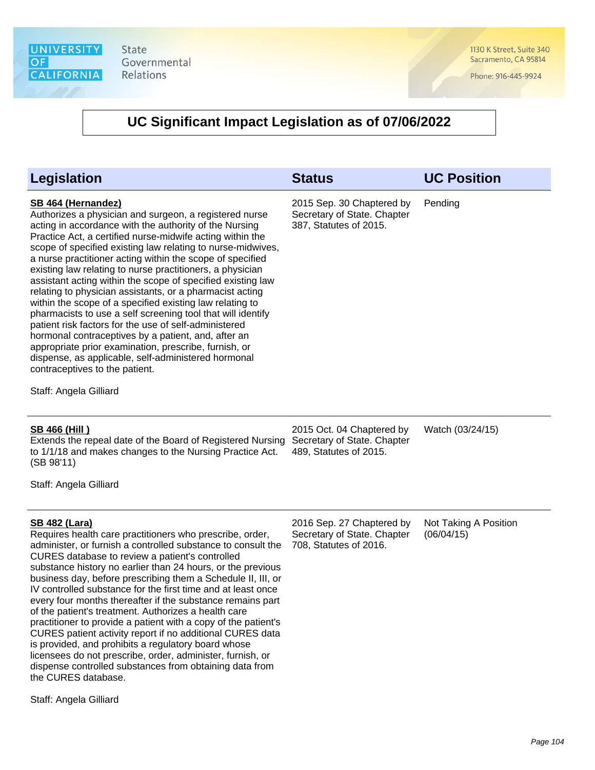# UC Significant Impact Legislation as of 07/06/2022

| Legislation | Status | UC Position |
| --- | --- | --- |
| **SB 464 (Hernandez)**<br>Authorizes a physician and surgeon, a registered nurse acting in accordance with the authority of the Nursing Practice Act, a certified nurse-midwife acting within the scope of specified existing law relating to nurse-midwives, a nurse practitioner acting within the scope of specified existing law relating to nurse practitioners, a physician assistant acting within the scope of specified existing law relating to physician assistants, or a pharmacist acting within the scope of a specified existing law relating to pharmacists to use a self screening tool that will identify patient risk factors for the use of self-administered hormonal contraceptives by a patient, and, after an appropriate prior examination, prescribe, furnish, or dispense, as applicable, self-administered hormonal contraceptives to the patient.<br><br>Staff: Angela Gilliard | 2015 Sep. 30 Chaptered by Secretary of State. Chapter 387, Statutes of 2015. | Pending |
| **SB 466 (Hill )**<br>Extends the repeal date of the Board of Registered Nursing to 1/1/18 and makes changes to the Nursing Practice Act. (SB 98'11)<br><br>Staff: Angela Gilliard | 2015 Oct. 04 Chaptered by Secretary of State. Chapter 489, Statutes of 2015. | Watch (03/24/15) |
| **SB 482 (Lara)**<br>Requires health care practitioners who prescribe, order, administer, or furnish a controlled substance to consult the CURES database to review a patient's controlled substance history no earlier than 24 hours, or the previous business day, before prescribing them a Schedule II, III, or IV controlled substance for the first time and at least once every four months thereafter if the substance remains part of the patient's treatment. Authorizes a health care practitioner to provide a patient with a copy of the patient's CURES patient activity report if no additional CURES data is provided, and prohibits a regulatory board whose licensees do not prescribe, order, administer, furnish, or dispense controlled substances from obtaining data from the CURES database.<br><br>Staff: Angela Gilliard | 2016 Sep. 27 Chaptered by Secretary of State. Chapter 708, Statutes of 2016. | Not Taking A Position (06/04/15) |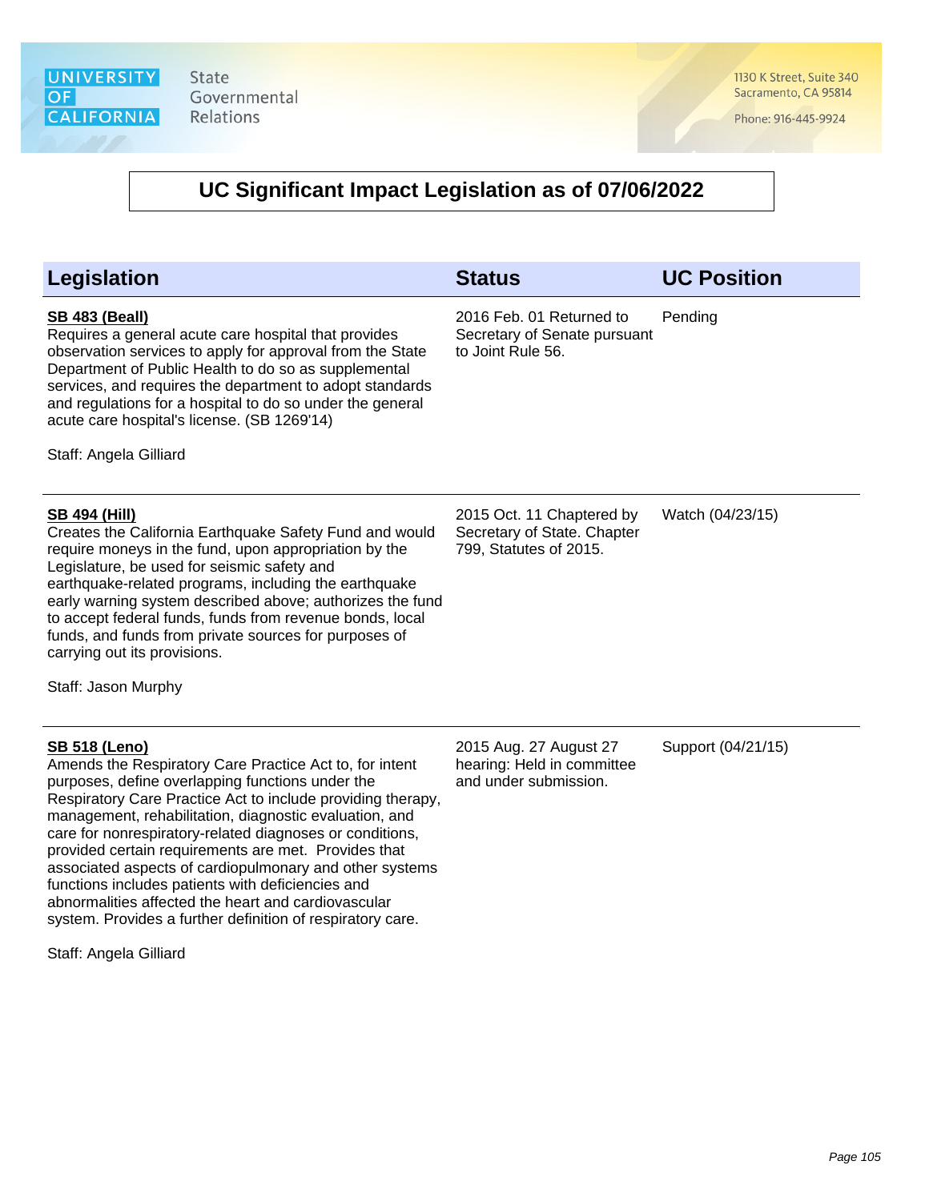# UC Significant Impact Legislation as of 07/06/2022

| Legislation | Status | UC Position |
| --- | --- | --- |
| **SB 483 (Beall)**<br>Requires a general acute care hospital that provides observation services to apply for approval from the State Department of Public Health to do so as supplemental services, and requires the department to adopt standards and regulations for a hospital to do so under the general acute care hospital's license. (SB 1269'14)<br><br>Staff: Angela Gilliard | 2016 Feb. 01 Returned to Secretary of Senate pursuant to Joint Rule 56. | Pending |
| **SB 494 (Hill)**<br>Creates the California Earthquake Safety Fund and would require moneys in the fund, upon appropriation by the Legislature, be used for seismic safety and earthquake-related programs, including the earthquake early warning system described above; authorizes the fund to accept federal funds, funds from revenue bonds, local funds, and funds from private sources for purposes of carrying out its provisions.<br><br>Staff: Jason Murphy | 2015 Oct. 11 Chaptered by Secretary of State. Chapter 799, Statutes of 2015. | Watch (04/23/15) |
| **SB 518 (Leno)**<br>Amends the Respiratory Care Practice Act to, for intent purposes, define overlapping functions under the Respiratory Care Practice Act to include providing therapy, management, rehabilitation, diagnostic evaluation, and care for nonrespiratory-related diagnoses or conditions, provided certain requirements are met. Provides that associated aspects of cardiopulmonary and other systems functions includes patients with deficiencies and abnormalities affected the heart and cardiovascular system. Provides a further definition of respiratory care.<br><br>Staff: Angela Gilliard | 2015 Aug. 27 August 27 hearing: Held in committee and under submission. | Support (04/21/15) |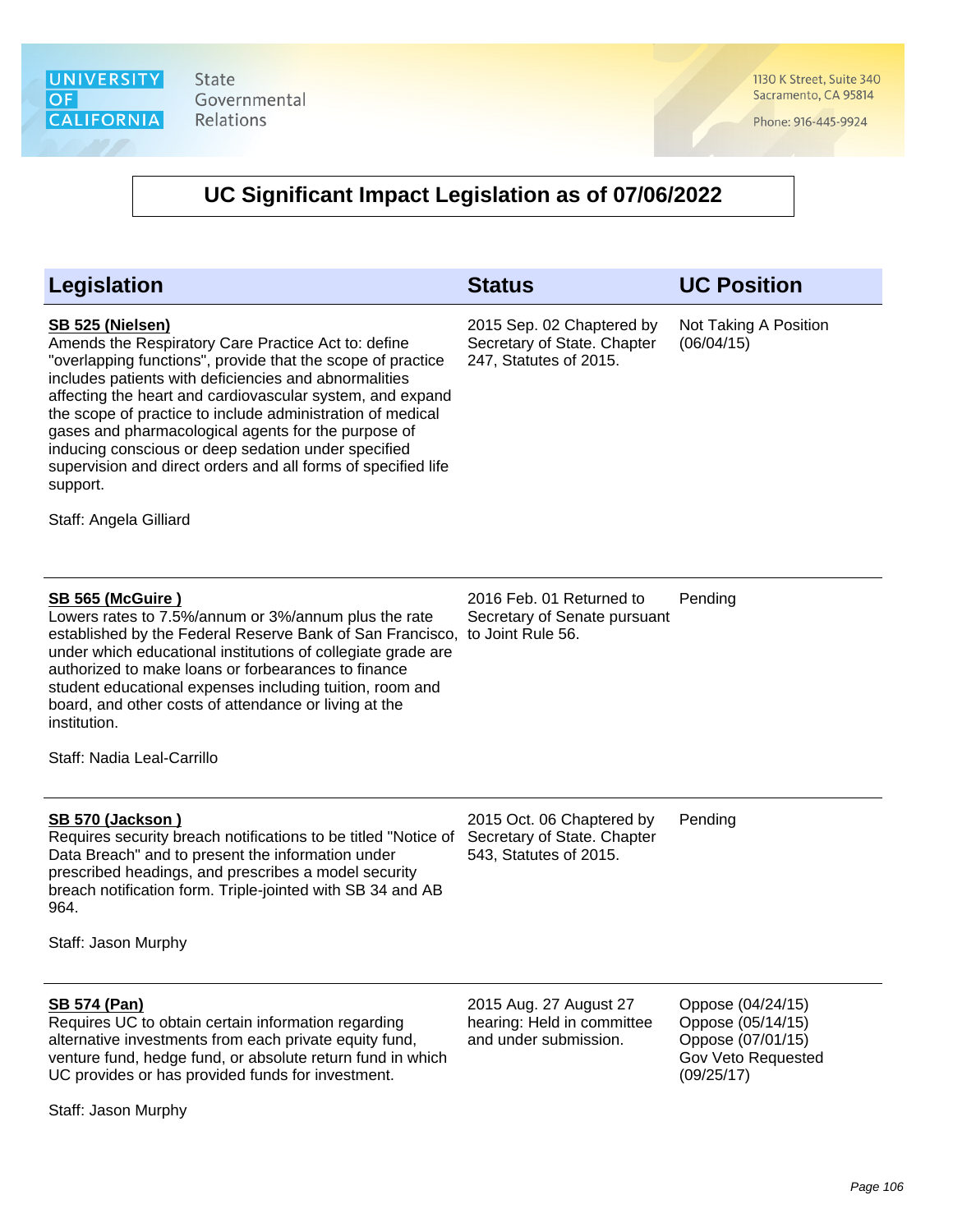# UC Significant Impact Legislation as of 07/06/2022

| Legislation | Status | UC Position |
|---|---|---|
| **SB 525 (Nielsen)**<br>Amends the Respiratory Care Practice Act to: define "overlapping functions", provide that the scope of practice includes patients with deficiencies and abnormalities affecting the heart and cardiovascular system, and expand the scope of practice to include administration of medical gases and pharmacological agents for the purpose of inducing conscious or deep sedation under specified supervision and direct orders and all forms of specified life support.<br><br>Staff: Angela Gilliard | 2015 Sep. 02 Chaptered by Secretary of State. Chapter 247, Statutes of 2015. | Not Taking A Position (06/04/15) |
| **SB 565 (McGuire )**<br>Lowers rates to 7.5%/annum or 3%/annum plus the rate established by the Federal Reserve Bank of San Francisco, under which educational institutions of collegiate grade are authorized to make loans or forbearances to finance student educational expenses including tuition, room and board, and other costs of attendance or living at the institution.<br><br>Staff: Nadia Leal-Carrillo | 2016 Feb. 01 Returned to Secretary of Senate pursuant to Joint Rule 56. | Pending |
| **SB 570 (Jackson )**<br>Requires security breach notifications to be titled "Notice of Data Breach" and to present the information under prescribed headings, and prescribes a model security breach notification form. Triple-jointed with SB 34 and AB 964.<br><br>Staff: Jason Murphy | 2015 Oct. 06 Chaptered by Secretary of State. Chapter 543, Statutes of 2015. | Pending |
| **SB 574 (Pan)**<br>Requires UC to obtain certain information regarding alternative investments from each private equity fund, venture fund, hedge fund, or absolute return fund in which UC provides or has provided funds for investment.<br><br>Staff: Jason Murphy | 2015 Aug. 27 August 27 hearing: Held in committee and under submission. | Oppose (04/24/15)<br>Oppose (05/14/15)<br>Oppose (07/01/15)<br>Gov Veto Requested (09/25/17) |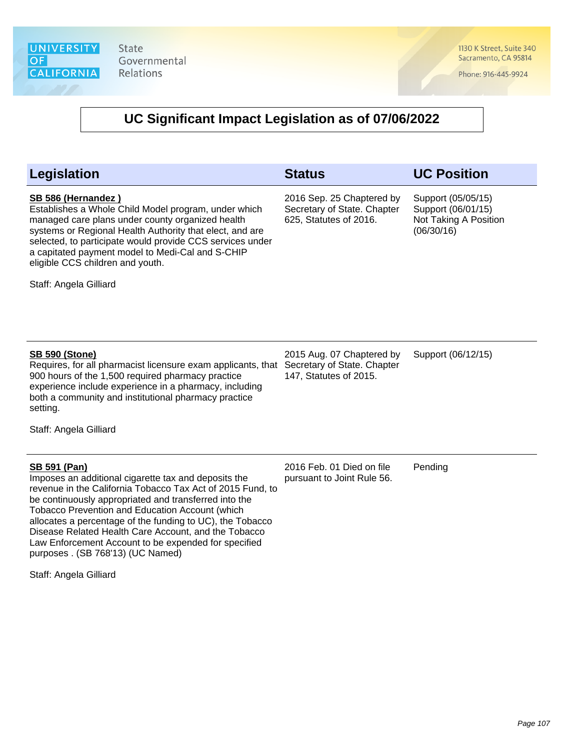# UC Significant Impact Legislation as of 07/06/2022

| Legislation | Status | UC Position |
|---|---|---|
| **SB 586 (Hernandez )**<br>Establishes a Whole Child Model program, under which managed care plans under county organized health systems or Regional Health Authority that elect, and are selected, to participate would provide CCS services under a capitated payment model to Medi-Cal and S-CHIP eligible CCS children and youth.<br><br>Staff: Angela Gilliard | 2016 Sep. 25 Chaptered by Secretary of State. Chapter 625, Statutes of 2016. | Support (05/05/15)<br>Support (06/01/15)<br>Not Taking A Position (06/30/16) |
| **SB 590 (Stone)**<br>Requires, for all pharmacist licensure exam applicants, that 900 hours of the 1,500 required pharmacy practice experience include experience in a pharmacy, including both a community and institutional pharmacy practice setting.<br><br>Staff: Angela Gilliard | 2015 Aug. 07 Chaptered by Secretary of State. Chapter 147, Statutes of 2015. | Support (06/12/15) |
| **SB 591 (Pan)**<br>Imposes an additional cigarette tax and deposits the revenue in the California Tobacco Tax Act of 2015 Fund, to be continuously appropriated and transferred into the Tobacco Prevention and Education Account (which allocates a percentage of the funding to UC), the Tobacco Disease Related Health Care Account, and the Tobacco Law Enforcement Account to be expended for specified purposes . (SB 768'13) (UC Named)<br><br>Staff: Angela Gilliard | 2016 Feb. 01 Died on file pursuant to Joint Rule 56. | Pending |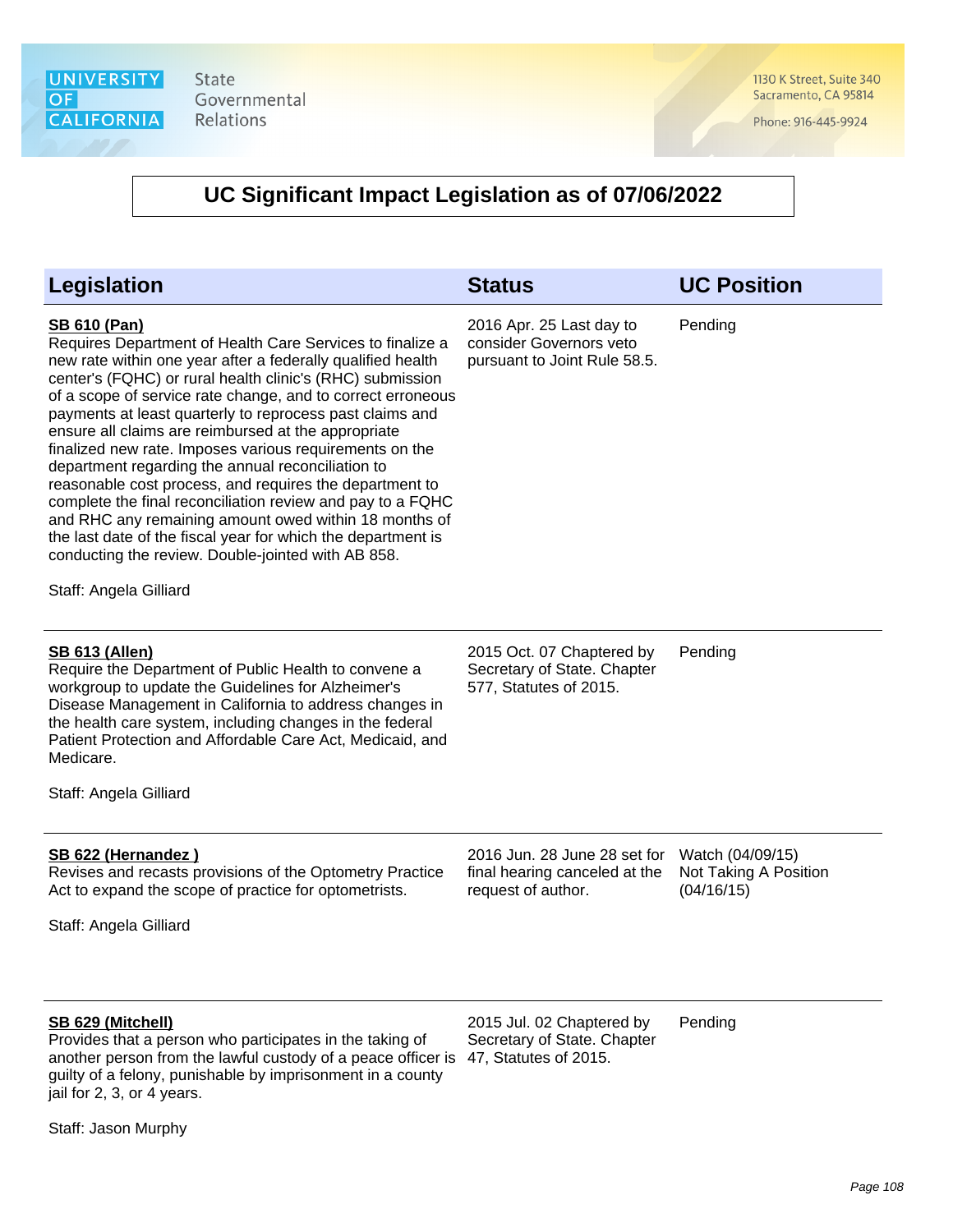# UC Significant Impact Legislation as of 07/06/2022

| Legislation | Status | UC Position |
|---|---|---|
| **SB 610 (Pan)**<br>Requires Department of Health Care Services to finalize a new rate within one year after a federally qualified health center's (FQHC) or rural health clinic's (RHC) submission of a scope of service rate change, and to correct erroneous payments at least quarterly to reprocess past claims and ensure all claims are reimbursed at the appropriate finalized new rate. Imposes various requirements on the department regarding the annual reconciliation to reasonable cost process, and requires the department to complete the final reconciliation review and pay to a FQHC and RHC any remaining amount owed within 18 months of the last date of the fiscal year for which the department is conducting the review. Double-jointed with AB 858.<br><br>Staff: Angela Gilliard | 2016 Apr. 25 Last day to consider Governors veto pursuant to Joint Rule 58.5. | Pending |
| **SB 613 (Allen)**<br>Require the Department of Public Health to convene a workgroup to update the Guidelines for Alzheimer's Disease Management in California to address changes in the health care system, including changes in the federal Patient Protection and Affordable Care Act, Medicaid, and Medicare.<br><br>Staff: Angela Gilliard | 2015 Oct. 07 Chaptered by Secretary of State. Chapter 577, Statutes of 2015. | Pending |
| **SB 622 (Hernandez )**<br>Revises and recasts provisions of the Optometry Practice Act to expand the scope of practice for optometrists.<br><br>Staff: Angela Gilliard | 2016 Jun. 28 June 28 set for final hearing canceled at the request of author. | Watch (04/09/15)<br>Not Taking A Position (04/16/15) |
| **SB 629 (Mitchell)**<br>Provides that a person who participates in the taking of another person from the lawful custody of a peace officer is guilty of a felony, punishable by imprisonment in a county jail for 2, 3, or 4 years.<br><br>Staff: Jason Murphy | 2015 Jul. 02 Chaptered by Secretary of State. Chapter 47, Statutes of 2015. | Pending |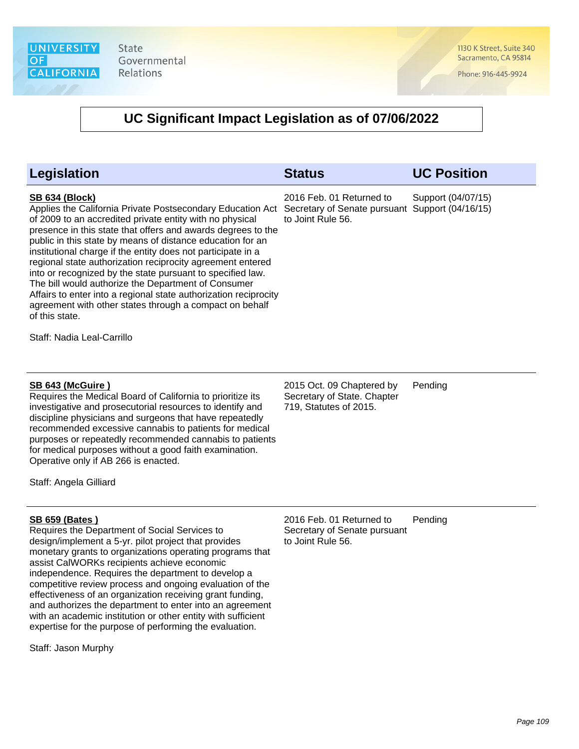University of California State Governmental Relations

1130 K Street, Suite 340
Sacramento, CA 95814

Phone: 916-445-9924

# UC Significant Impact Legislation as of 07/06/2022

| Legislation | Status | UC Position |
|---|---|---|
| **SB 634 (Block)**<br>Applies the California Private Postsecondary Education Act of 2009 to an accredited private entity with no physical presence in this state that offers and awards degrees to the public in this state by means of distance education for an institutional charge if the entity does not participate in a regional state authorization reciprocity agreement entered into or recognized by the state pursuant to specified law. The bill would authorize the Department of Consumer Affairs to enter into a regional state authorization reciprocity agreement with other states through a compact on behalf of this state.<br><br>Staff: Nadia Leal-Carrillo | 2016 Feb. 01 Returned to Secretary of Senate pursuant to Joint Rule 56. | Support (04/07/15)<br>Support (04/16/15) |
| **SB 643 (McGuire )**<br>Requires the Medical Board of California to prioritize its investigative and prosecutorial resources to identify and discipline physicians and surgeons that have repeatedly recommended excessive cannabis to patients for medical purposes or repeatedly recommended cannabis to patients for medical purposes without a good faith examination. Operative only if AB 266 is enacted.<br><br>Staff: Angela Gilliard | 2015 Oct. 09 Chaptered by Secretary of State. Chapter 719, Statutes of 2015. | Pending |
| **SB 659 (Bates )**<br>Requires the Department of Social Services to design/implement a 5-yr. pilot project that provides monetary grants to organizations operating programs that assist CalWORKs recipients achieve economic independence. Requires the department to develop a competitive review process and ongoing evaluation of the effectiveness of an organization receiving grant funding, and authorizes the department to enter into an agreement with an academic institution or other entity with sufficient expertise for the purpose of performing the evaluation.<br><br>Staff: Jason Murphy | 2016 Feb. 01 Returned to Secretary of Senate pursuant to Joint Rule 56. | Pending |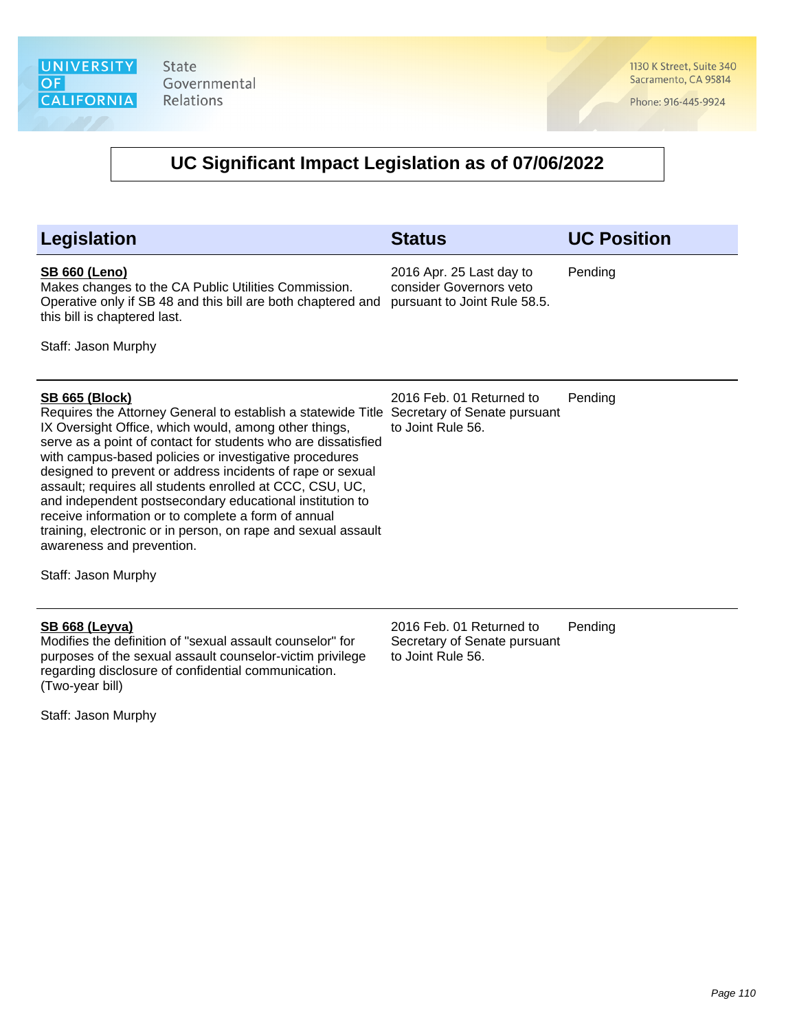# UC Significant Impact Legislation as of 07/06/2022

| Legislation | Status | UC Position |
|---|---|---|
| **SB 660 (Leno)**<br>Makes changes to the CA Public Utilities Commission. Operative only if SB 48 and this bill are both chaptered and this bill is chaptered last.<br><br>Staff: Jason Murphy | 2016 Apr. 25 Last day to consider Governors veto pursuant to Joint Rule 58.5. | Pending |
| **SB 665 (Block)**<br>Requires the Attorney General to establish a statewide Title IX Oversight Office, which would, among other things, serve as a point of contact for students who are dissatisfied with campus-based policies or investigative procedures designed to prevent or address incidents of rape or sexual assault; requires all students enrolled at CCC, CSU, UC, and independent postsecondary educational institution to receive information or to complete a form of annual training, electronic or in person, on rape and sexual assault awareness and prevention.<br><br>Staff: Jason Murphy | 2016 Feb. 01 Returned to Secretary of Senate pursuant to Joint Rule 56. | Pending |
| **SB 668 (Leyva)**<br>Modifies the definition of "sexual assault counselor" for purposes of the sexual assault counselor-victim privilege regarding disclosure of confidential communication. (Two-year bill)<br><br>Staff: Jason Murphy | 2016 Feb. 01 Returned to Secretary of Senate pursuant to Joint Rule 56. | Pending |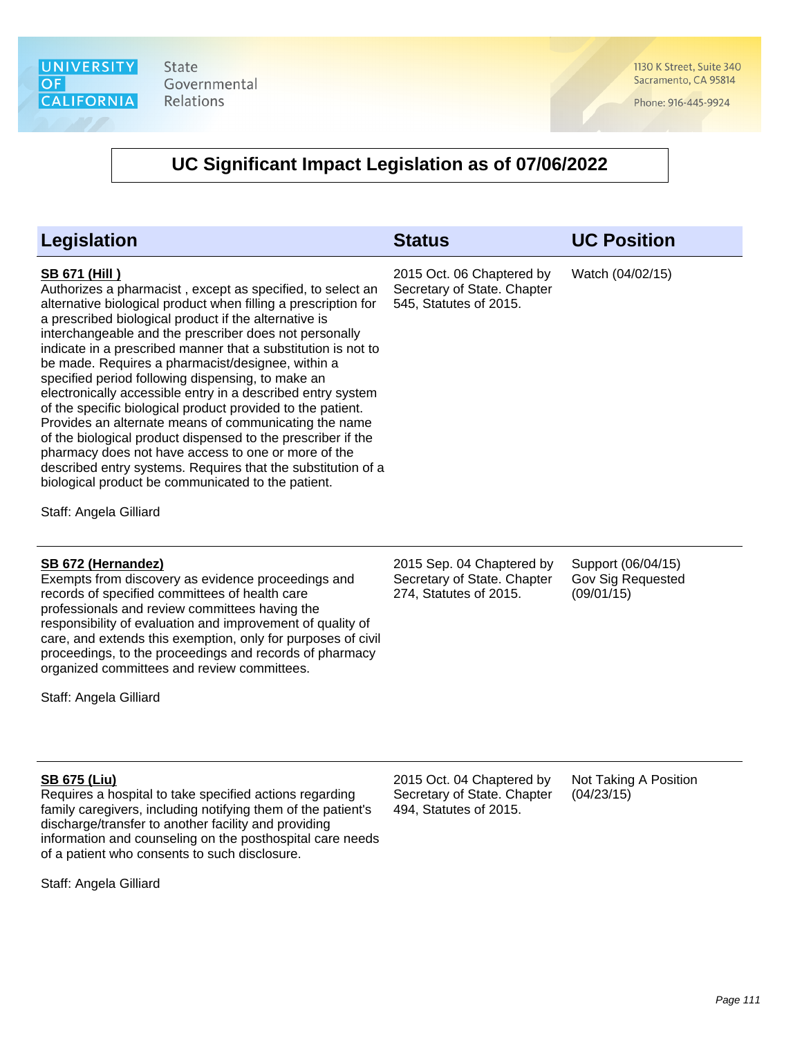University of California State Governmental Relations

1130 K Street, Suite 340
Sacramento, CA 95814

Phone: 916-445-9924

## UC Significant Impact Legislation as of 07/06/2022

| Legislation | Status | UC Position |
| --- | --- | --- |
| **SB 671 (Hill )**<br>Authorizes a pharmacist , except as specified, to select an alternative biological product when filling a prescription for a prescribed biological product if the alternative is interchangeable and the prescriber does not personally indicate in a prescribed manner that a substitution is not to be made. Requires a pharmacist/designee, within a specified period following dispensing, to make an electronically accessible entry in a described entry system of the specific biological product provided to the patient. Provides an alternate means of communicating the name of the biological product dispensed to the prescriber if the pharmacy does not have access to one or more of the described entry systems. Requires that the substitution of a biological product be communicated to the patient.<br><br>Staff: Angela Gilliard | 2015 Oct. 06 Chaptered by Secretary of State. Chapter 545, Statutes of 2015. | Watch (04/02/15) |
| **SB 672 (Hernandez)**<br>Exempts from discovery as evidence proceedings and records of specified committees of health care professionals and review committees having the responsibility of evaluation and improvement of quality of care, and extends this exemption, only for purposes of civil proceedings, to the proceedings and records of pharmacy organized committees and review committees.<br><br>Staff: Angela Gilliard | 2015 Sep. 04 Chaptered by Secretary of State. Chapter 274, Statutes of 2015. | Support (06/04/15)<br>Gov Sig Requested (09/01/15) |
| **SB 675 (Liu)**<br>Requires a hospital to take specified actions regarding family caregivers, including notifying them of the patient's discharge/transfer to another facility and providing information and counseling on the posthospital care needs of a patient who consents to such disclosure.<br><br>Staff: Angela Gilliard | 2015 Oct. 04 Chaptered by Secretary of State. Chapter 494, Statutes of 2015. | Not Taking A Position (04/23/15) |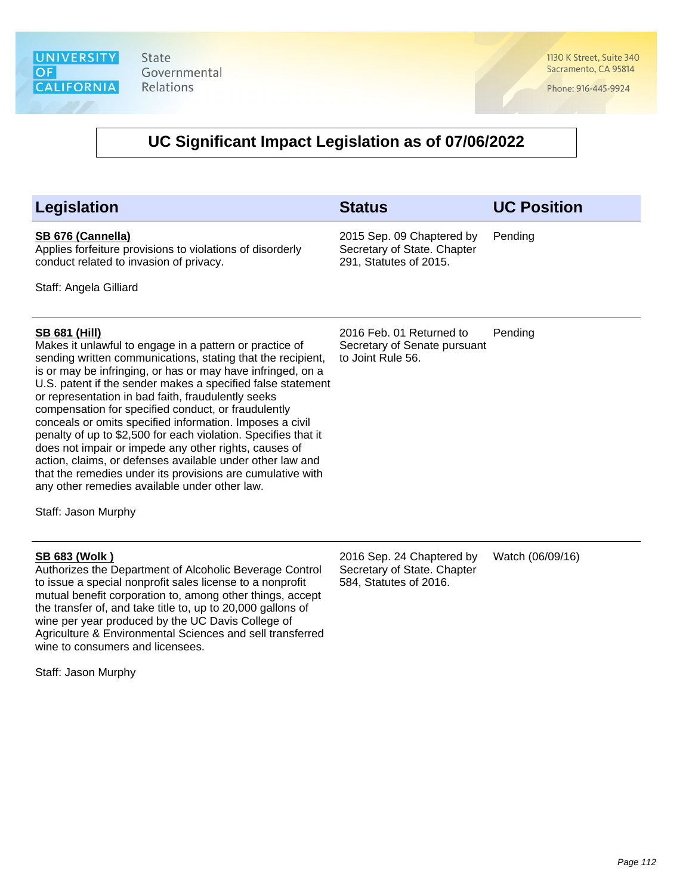# UC Significant Impact Legislation as of 07/06/2022

| Legislation | Status | UC Position |
|---|---|---|
| **SB 676 (Cannella)**<br>Applies forfeiture provisions to violations of disorderly conduct related to invasion of privacy.<br><br>Staff: Angela Gilliard | 2015 Sep. 09 Chaptered by Secretary of State. Chapter 291, Statutes of 2015. | Pending |
| **SB 681 (Hill)**<br>Makes it unlawful to engage in a pattern or practice of sending written communications, stating that the recipient, is or may be infringing, or has or may have infringed, on a U.S. patent if the sender makes a specified false statement or representation in bad faith, fraudulently seeks compensation for specified conduct, or fraudulently conceals or omits specified information. Imposes a civil penalty of up to $2,500 for each violation. Specifies that it does not impair or impede any other rights, causes of action, claims, or defenses available under other law and that the remedies under its provisions are cumulative with any other remedies available under other law.<br><br>Staff: Jason Murphy | 2016 Feb. 01 Returned to Secretary of Senate pursuant to Joint Rule 56. | Pending |
| **SB 683 (Wolk )**<br>Authorizes the Department of Alcoholic Beverage Control to issue a special nonprofit sales license to a nonprofit mutual benefit corporation to, among other things, accept the transfer of, and take title to, up to 20,000 gallons of wine per year produced by the UC Davis College of Agriculture & Environmental Sciences and sell transferred wine to consumers and licensees.<br><br>Staff: Jason Murphy | 2016 Sep. 24 Chaptered by Secretary of State. Chapter 584, Statutes of 2016. | Watch (06/09/16) |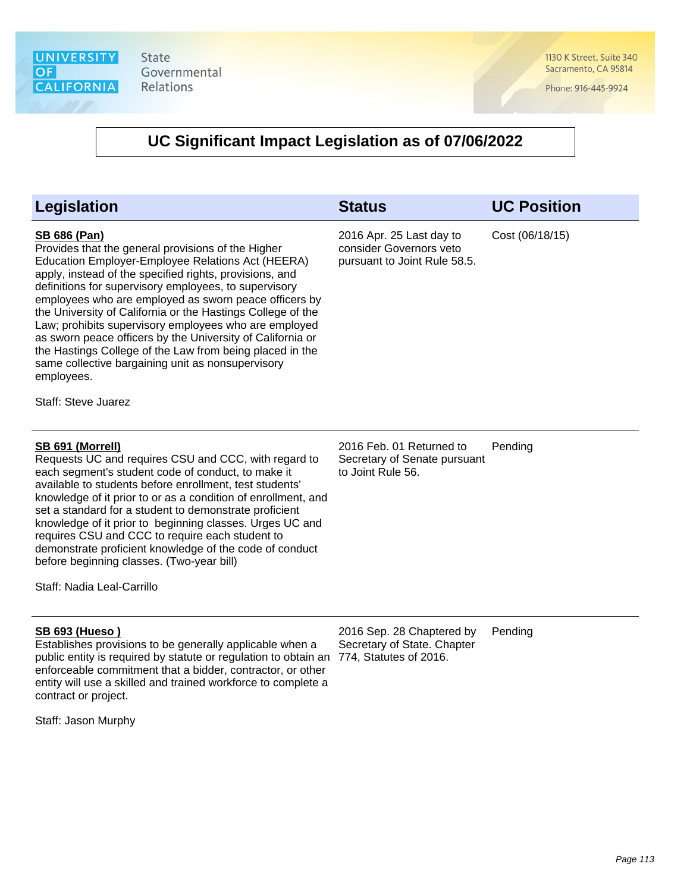UNIVERSITY OF CALIFORNIA State Governmental Relations

1130 K Street, Suite 340
Sacramento, CA 95814

Phone: 916-445-9924

# UC Significant Impact Legislation as of 07/06/2022

| Legislation | Status | UC Position |
|---|---|---|
| **SB 686 (Pan)**<br>Provides that the general provisions of the Higher Education Employer-Employee Relations Act (HEERA) apply, instead of the specified rights, provisions, and definitions for supervisory employees, to supervisory employees who are employed as sworn peace officers by the University of California or the Hastings College of the Law; prohibits supervisory employees who are employed as sworn peace officers by the University of California or the Hastings College of the Law from being placed in the same collective bargaining unit as nonsupervisory employees.<br><br>Staff: Steve Juarez | 2016 Apr. 25 Last day to consider Governors veto pursuant to Joint Rule 58.5. | Cost (06/18/15) |
| **SB 691 (Morrell)**<br>Requests UC and requires CSU and CCC, with regard to each segment's student code of conduct, to make it available to students before enrollment, test students' knowledge of it prior to or as a condition of enrollment, and set a standard for a student to demonstrate proficient knowledge of it prior to beginning classes. Urges UC and requires CSU and CCC to require each student to demonstrate proficient knowledge of the code of conduct before beginning classes. (Two-year bill)<br><br>Staff: Nadia Leal-Carrillo | 2016 Feb. 01 Returned to Secretary of Senate pursuant to Joint Rule 56. | Pending |
| **SB 693 (Hueso )**<br>Establishes provisions to be generally applicable when a public entity is required by statute or regulation to obtain an enforceable commitment that a bidder, contractor, or other entity will use a skilled and trained workforce to complete a contract or project.<br><br>Staff: Jason Murphy | 2016 Sep. 28 Chaptered by Secretary of State. Chapter 774, Statutes of 2016. | Pending |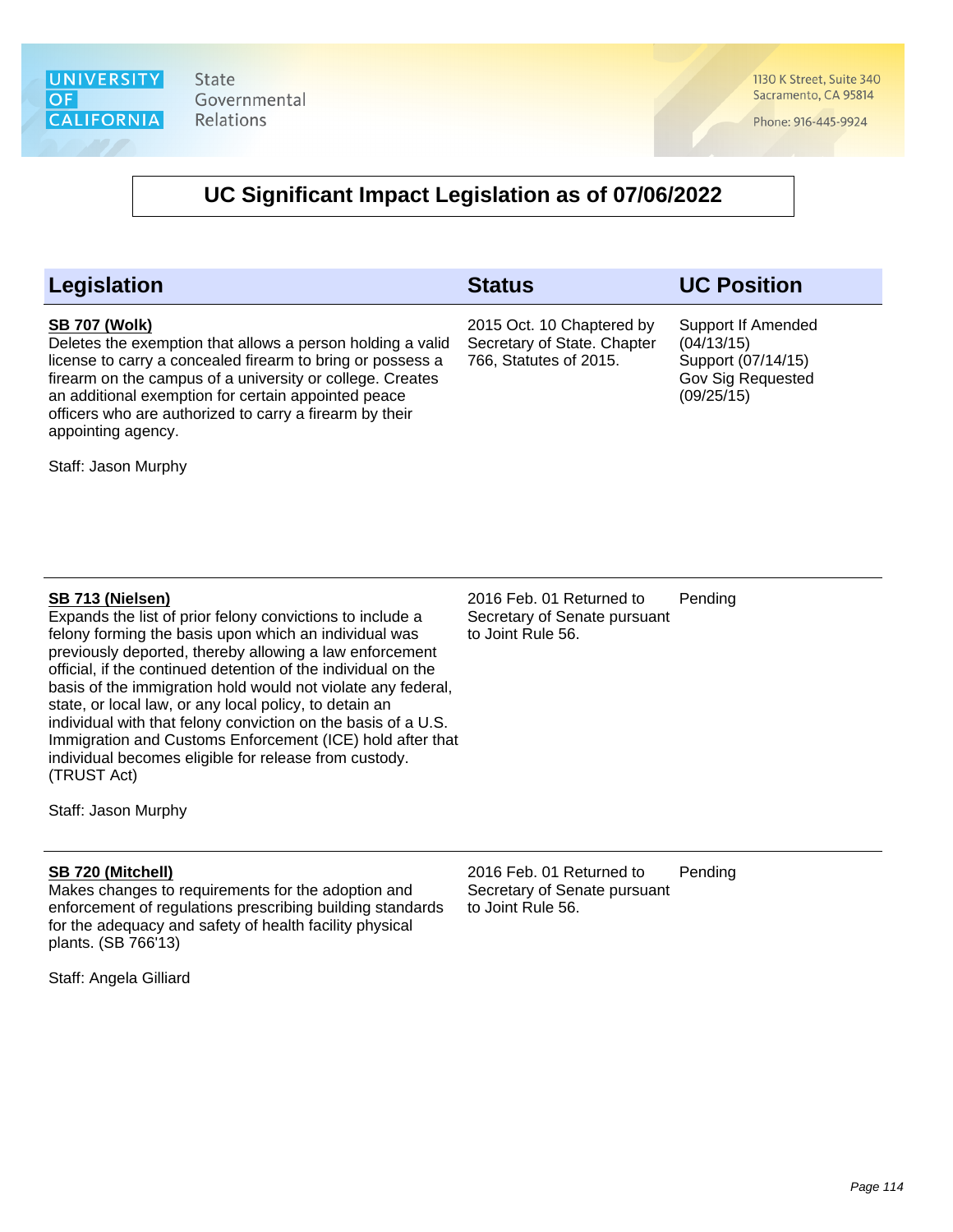# UC Significant Impact Legislation as of 07/06/2022

| Legislation | Status | UC Position |
| --- | --- | --- |
| **SB 707 (Wolk)**<br>Deletes the exemption that allows a person holding a valid license to carry a concealed firearm to bring or possess a firearm on the campus of a university or college. Creates an additional exemption for certain appointed peace officers who are authorized to carry a firearm by their appointing agency.<br><br>Staff: Jason Murphy | 2015 Oct. 10 Chaptered by Secretary of State. Chapter 766, Statutes of 2015. | Support If Amended (04/13/15)<br>Support (07/14/15)<br>Gov Sig Requested (09/25/15) |
| **SB 713 (Nielsen)**<br>Expands the list of prior felony convictions to include a felony forming the basis upon which an individual was previously deported, thereby allowing a law enforcement official, if the continued detention of the individual on the basis of the immigration hold would not violate any federal, state, or local law, or any local policy, to detain an individual with that felony conviction on the basis of a U.S. Immigration and Customs Enforcement (ICE) hold after that individual becomes eligible for release from custody. (TRUST Act)<br><br>Staff: Jason Murphy | 2016 Feb. 01 Returned to Secretary of Senate pursuant to Joint Rule 56. | Pending |
| **SB 720 (Mitchell)**<br>Makes changes to requirements for the adoption and enforcement of regulations prescribing building standards for the adequacy and safety of health facility physical plants. (SB 766'13)<br><br>Staff: Angela Gilliard | 2016 Feb. 01 Returned to Secretary of Senate pursuant to Joint Rule 56. | Pending |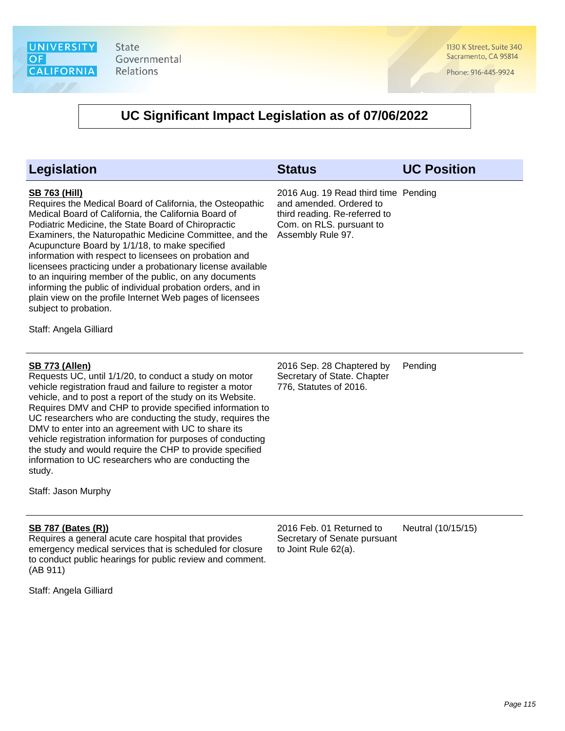University of California State Governmental Relations

1130 K Street, Suite 340
Sacramento, CA 95814

Phone: 916-445-9924

# UC Significant Impact Legislation as of 07/06/2022

| Legislation | Status | UC Position |
|---|---|---|
| **SB 763 (Hill)**<br>Requires the Medical Board of California, the Osteopathic Medical Board of California, the California Board of Podiatric Medicine, the State Board of Chiropractic Examiners, the Naturopathic Medicine Committee, and the Acupuncture Board by 1/1/18, to make specified information with respect to licensees on probation and licensees practicing under a probationary license available to an inquiring member of the public, on any documents informing the public of individual probation orders, and in plain view on the profile Internet Web pages of licensees subject to probation.<br><br>Staff: Angela Gilliard | 2016 Aug. 19 Read third time and amended. Ordered to third reading. Re-referred to Com. on RLS. pursuant to Assembly Rule 97. | Pending |
| **SB 773 (Allen)**<br>Requests UC, until 1/1/20, to conduct a study on motor vehicle registration fraud and failure to register a motor vehicle, and to post a report of the study on its Website. Requires DMV and CHP to provide specified information to UC researchers who are conducting the study, requires the DMV to enter into an agreement with UC to share its vehicle registration information for purposes of conducting the study and would require the CHP to provide specified information to UC researchers who are conducting the study.<br><br>Staff: Jason Murphy | 2016 Sep. 28 Chaptered by Secretary of State. Chapter 776, Statutes of 2016. | Pending |
| **SB 787 (Bates (R))**<br>Requires a general acute care hospital that provides emergency medical services that is scheduled for closure to conduct public hearings for public review and comment. (AB 911)<br><br>Staff: Angela Gilliard | 2016 Feb. 01 Returned to Secretary of Senate pursuant to Joint Rule 62(a). | Neutral (10/15/15) |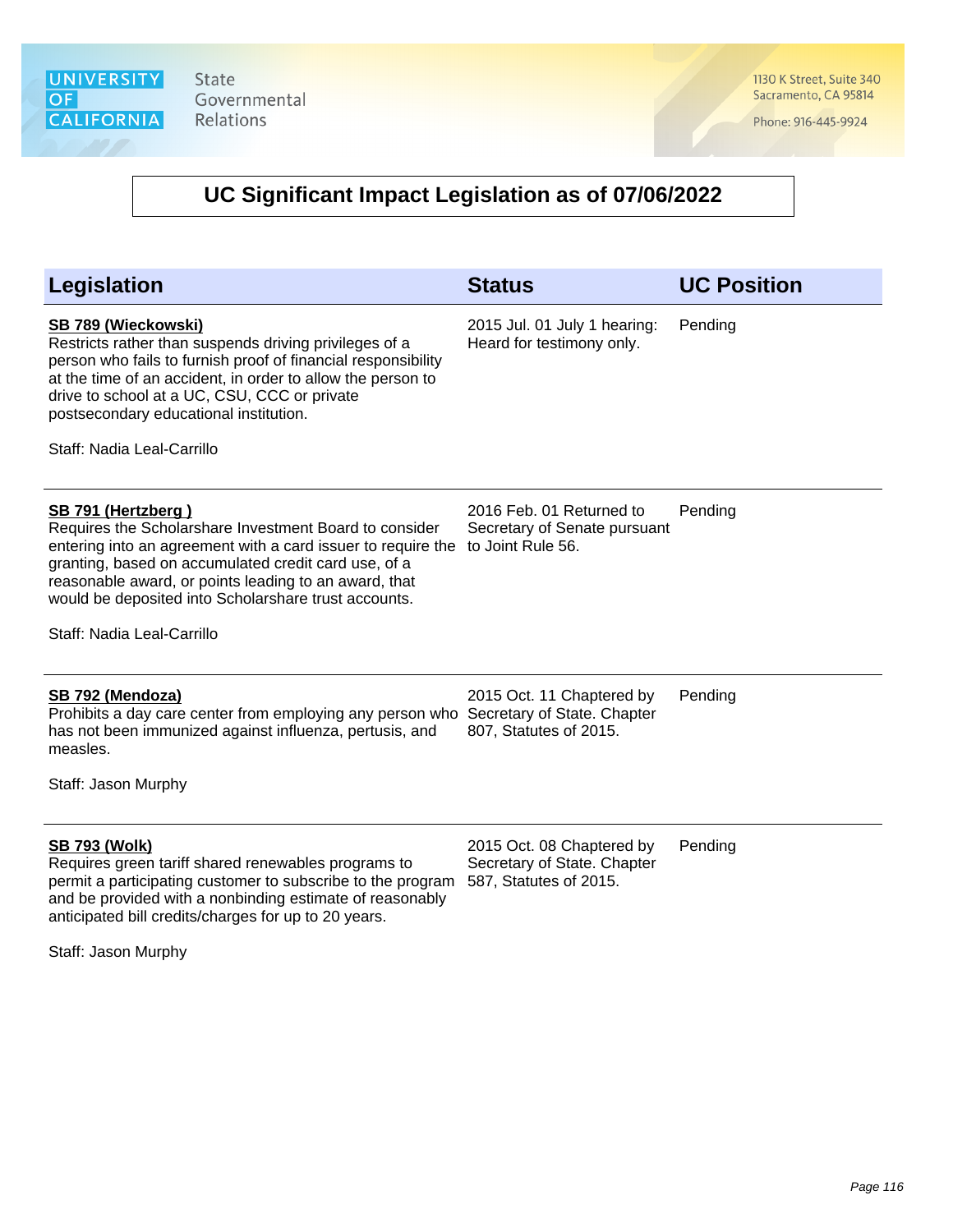UNIVERSITY OF CALIFORNIA State Governmental Relations

1130 K Street, Suite 340
Sacramento, CA 95814

Phone: 916-445-9924

# UC Significant Impact Legislation as of 07/06/2022

| Legislation | Status | UC Position |
| --- | --- | --- |
| **SB 789 (Wieckowski)**<br>Restricts rather than suspends driving privileges of a person who fails to furnish proof of financial responsibility at the time of an accident, in order to allow the person to drive to school at a UC, CSU, CCC or private postsecondary educational institution.<br><br>Staff: Nadia Leal-Carrillo | 2015 Jul. 01 July 1 hearing: Heard for testimony only. | Pending |
| **SB 791 (Hertzberg )**<br>Requires the Scholarshare Investment Board to consider entering into an agreement with a card issuer to require the granting, based on accumulated credit card use, of a reasonable award, or points leading to an award, that would be deposited into Scholarshare trust accounts.<br><br>Staff: Nadia Leal-Carrillo | 2016 Feb. 01 Returned to Secretary of Senate pursuant to Joint Rule 56. | Pending |
| **SB 792 (Mendoza)**<br>Prohibits a day care center from employing any person who has not been immunized against influenza, pertusis, and measles.<br><br>Staff: Jason Murphy | 2015 Oct. 11 Chaptered by Secretary of State. Chapter 807, Statutes of 2015. | Pending |
| **SB 793 (Wolk)**<br>Requires green tariff shared renewables programs to permit a participating customer to subscribe to the program and be provided with a nonbinding estimate of reasonably anticipated bill credits/charges for up to 20 years.<br><br>Staff: Jason Murphy | 2015 Oct. 08 Chaptered by Secretary of State. Chapter 587, Statutes of 2015. | Pending |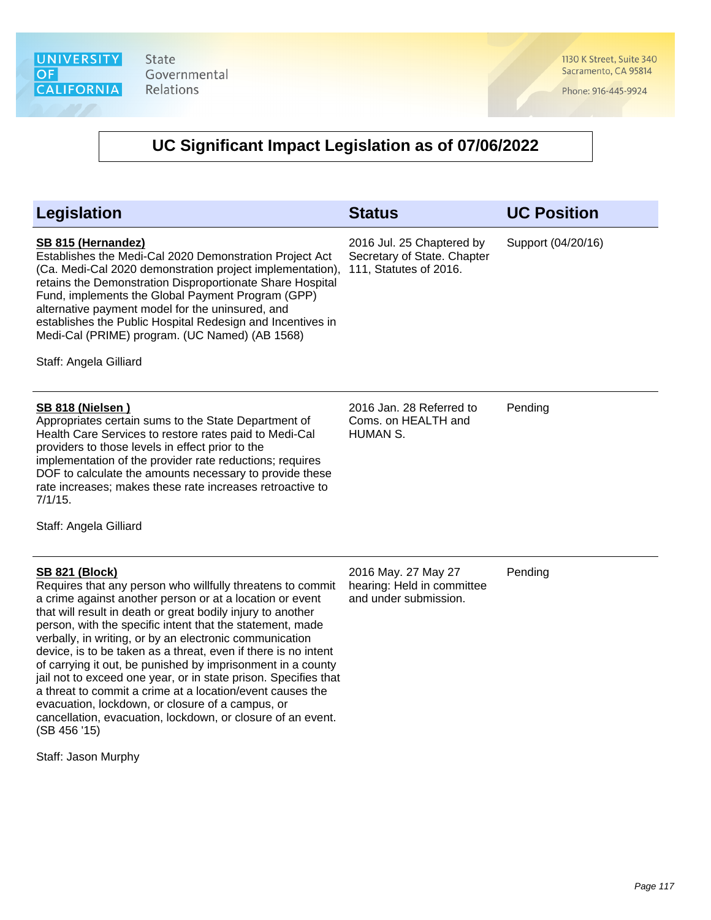## UC Significant Impact Legislation as of 07/06/2022

| Legislation | Status | UC Position |
|---|---|---|
| **SB 815 (Hernandez)**<br>Establishes the Medi-Cal 2020 Demonstration Project Act (Ca. Medi-Cal 2020 demonstration project implementation), retains the Demonstration Disproportionate Share Hospital Fund, implements the Global Payment Program (GPP) alternative payment model for the uninsured, and establishes the Public Hospital Redesign and Incentives in Medi-Cal (PRIME) program. (UC Named) (AB 1568)<br><br>Staff: Angela Gilliard | 2016 Jul. 25 Chaptered by Secretary of State. Chapter 111, Statutes of 2016. | Support (04/20/16) |
| **SB 818 (Nielsen )**<br>Appropriates certain sums to the State Department of Health Care Services to restore rates paid to Medi-Cal providers to those levels in effect prior to the implementation of the provider rate reductions; requires DOF to calculate the amounts necessary to provide these rate increases; makes these rate increases retroactive to 7/1/15.<br><br>Staff: Angela Gilliard | 2016 Jan. 28 Referred to Coms. on HEALTH and HUMAN S. | Pending |
| **SB 821 (Block)**<br>Requires that any person who willfully threatens to commit a crime against another person or at a location or event that will result in death or great bodily injury to another person, with the specific intent that the statement, made verbally, in writing, or by an electronic communication device, is to be taken as a threat, even if there is no intent of carrying it out, be punished by imprisonment in a county jail not to exceed one year, or in state prison. Specifies that a threat to commit a crime at a location/event causes the evacuation, lockdown, or closure of a campus, or cancellation, evacuation, lockdown, or closure of an event. (SB 456 '15)<br><br>Staff: Jason Murphy | 2016 May. 27 May 27 hearing: Held in committee and under submission. | Pending |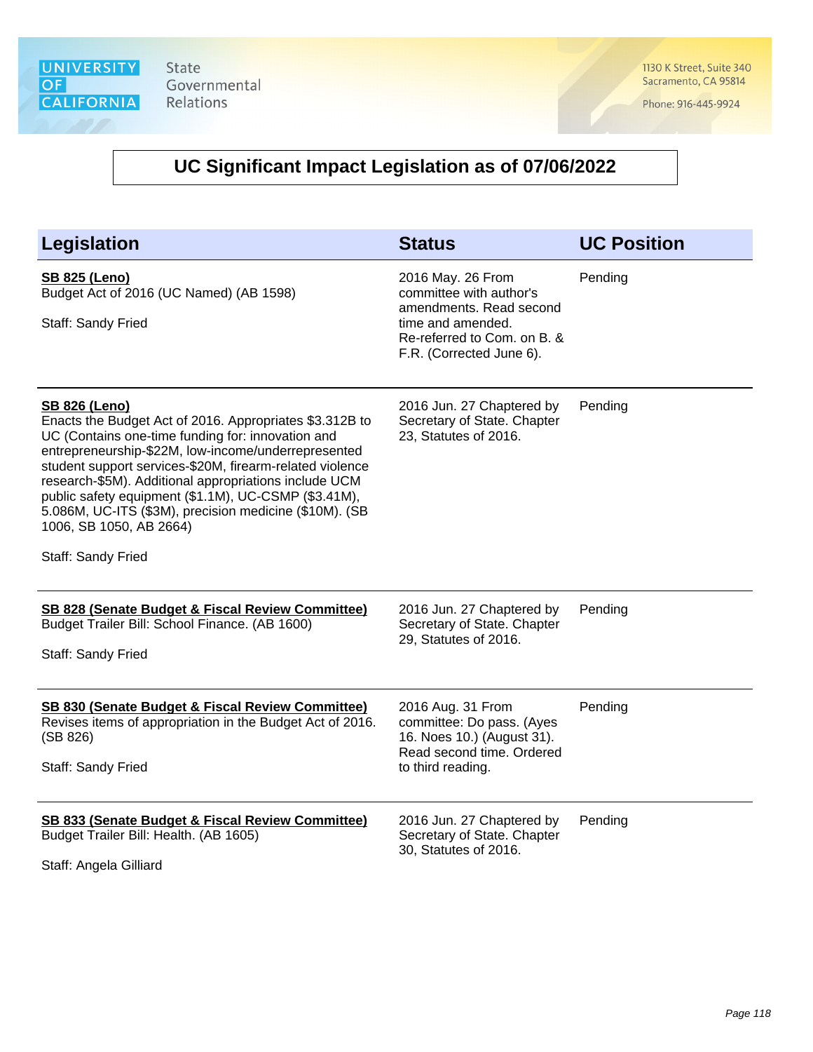University of California — State Governmental Relations
1130 K Street, Suite 340
Sacramento, CA 95814
Phone: 916-445-9924

# UC Significant Impact Legislation as of 07/06/2022

| Legislation | Status | UC Position |
|---|---|---|
| **SB 825 (Leno)**<br>Budget Act of 2016 (UC Named) (AB 1598)<br><br>Staff: Sandy Fried | 2016 May. 26 From committee with author's amendments. Read second time and amended. Re-referred to Com. on B. & F.R. (Corrected June 6). | Pending |
| **SB 826 (Leno)**<br>Enacts the Budget Act of 2016. Appropriates $3.312B to UC (Contains one-time funding for: innovation and entrepreneurship-$22M, low-income/underrepresented student support services-$20M, firearm-related violence research-$5M). Additional appropriations include UCM public safety equipment ($1.1M), UC-CSMP ($3.41M), 5.086M, UC-ITS ($3M), precision medicine ($10M). (SB 1006, SB 1050, AB 2664)<br><br>Staff: Sandy Fried | 2016 Jun. 27 Chaptered by Secretary of State. Chapter 23, Statutes of 2016. | Pending |
| **SB 828 (Senate Budget & Fiscal Review Committee)**<br>Budget Trailer Bill: School Finance. (AB 1600)<br><br>Staff: Sandy Fried | 2016 Jun. 27 Chaptered by Secretary of State. Chapter 29, Statutes of 2016. | Pending |
| **SB 830 (Senate Budget & Fiscal Review Committee)**<br>Revises items of appropriation in the Budget Act of 2016. (SB 826)<br><br>Staff: Sandy Fried | 2016 Aug. 31 From committee: Do pass. (Ayes 16. Noes 10.) (August 31). Read second time. Ordered to third reading. | Pending |
| **SB 833 (Senate Budget & Fiscal Review Committee)**<br>Budget Trailer Bill: Health. (AB 1605)<br><br>Staff: Angela Gilliard | 2016 Jun. 27 Chaptered by Secretary of State. Chapter 30, Statutes of 2016. | Pending |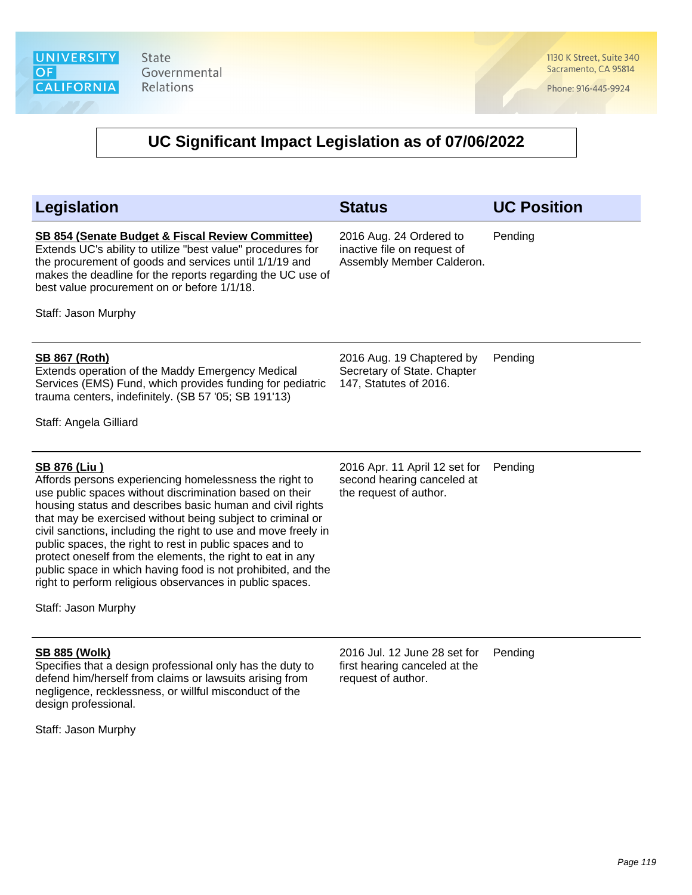University of California State Governmental Relations

1130 K Street, Suite 340
Sacramento, CA 95814

Phone: 916-445-9924

# UC Significant Impact Legislation as of 07/06/2022

| Legislation | Status | UC Position |
|---|---|---|
| **SB 854 (Senate Budget & Fiscal Review Committee)**<br>Extends UC's ability to utilize "best value" procedures for the procurement of goods and services until 1/1/19 and makes the deadline for the reports regarding the UC use of best value procurement on or before 1/1/18.<br><br>Staff: Jason Murphy | 2016 Aug. 24 Ordered to inactive file on request of Assembly Member Calderon. | Pending |
| **SB 867 (Roth)**<br>Extends operation of the Maddy Emergency Medical Services (EMS) Fund, which provides funding for pediatric trauma centers, indefinitely. (SB 57 '05; SB 191'13)<br><br>Staff: Angela Gilliard | 2016 Aug. 19 Chaptered by Secretary of State. Chapter 147, Statutes of 2016. | Pending |
| **SB 876 (Liu )**<br>Affords persons experiencing homelessness the right to use public spaces without discrimination based on their housing status and describes basic human and civil rights that may be exercised without being subject to criminal or civil sanctions, including the right to use and move freely in public spaces, the right to rest in public spaces and to protect oneself from the elements, the right to eat in any public space in which having food is not prohibited, and the right to perform religious observances in public spaces.<br><br>Staff: Jason Murphy | 2016 Apr. 11 April 12 set for second hearing canceled at the request of author. | Pending |
| **SB 885 (Wolk)**<br>Specifies that a design professional only has the duty to defend him/herself from claims or lawsuits arising from negligence, recklessness, or willful misconduct of the design professional.<br><br>Staff: Jason Murphy | 2016 Jul. 12 June 28 set for first hearing canceled at the request of author. | Pending |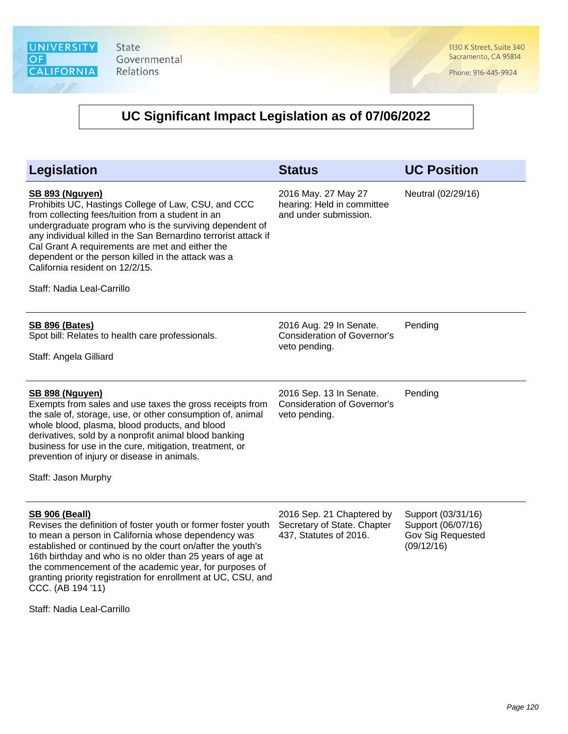UNIVERSITY OF CALIFORNIA — State Governmental Relations

1130 K Street, Suite 340
Sacramento, CA 95814

Phone: 916-445-9924

# UC Significant Impact Legislation as of 07/06/2022

| Legislation | Status | UC Position |
|---|---|---|
| **SB 893 (Nguyen)**<br>Prohibits UC, Hastings College of Law, CSU, and CCC from collecting fees/tuition from a student in an undergraduate program who is the surviving dependent of any individual killed in the San Bernardino terrorist attack if Cal Grant A requirements are met and either the dependent or the person killed in the attack was a California resident on 12/2/15.<br><br>Staff: Nadia Leal-Carrillo | 2016 May. 27 May 27 hearing: Held in committee and under submission. | Neutral (02/29/16) |
| **SB 896 (Bates)**<br>Spot bill: Relates to health care professionals.<br><br>Staff: Angela Gilliard | 2016 Aug. 29 In Senate. Consideration of Governor's veto pending. | Pending |
| **SB 898 (Nguyen)**<br>Exempts from sales and use taxes the gross receipts from the sale of, storage, use, or other consumption of, animal whole blood, plasma, blood products, and blood derivatives, sold by a nonprofit animal blood banking business for use in the cure, mitigation, treatment, or prevention of injury or disease in animals.<br><br>Staff: Jason Murphy | 2016 Sep. 13 In Senate. Consideration of Governor's veto pending. | Pending |
| **SB 906 (Beall)**<br>Revises the definition of foster youth or former foster youth to mean a person in California whose dependency was established or continued by the court on/after the youth's 16th birthday and who is no older than 25 years of age at the commencement of the academic year, for purposes of granting priority registration for enrollment at UC, CSU, and CCC. (AB 194 '11)<br><br>Staff: Nadia Leal-Carrillo | 2016 Sep. 21 Chaptered by Secretary of State. Chapter 437, Statutes of 2016. | Support (03/31/16)<br>Support (06/07/16)<br>Gov Sig Requested (09/12/16) |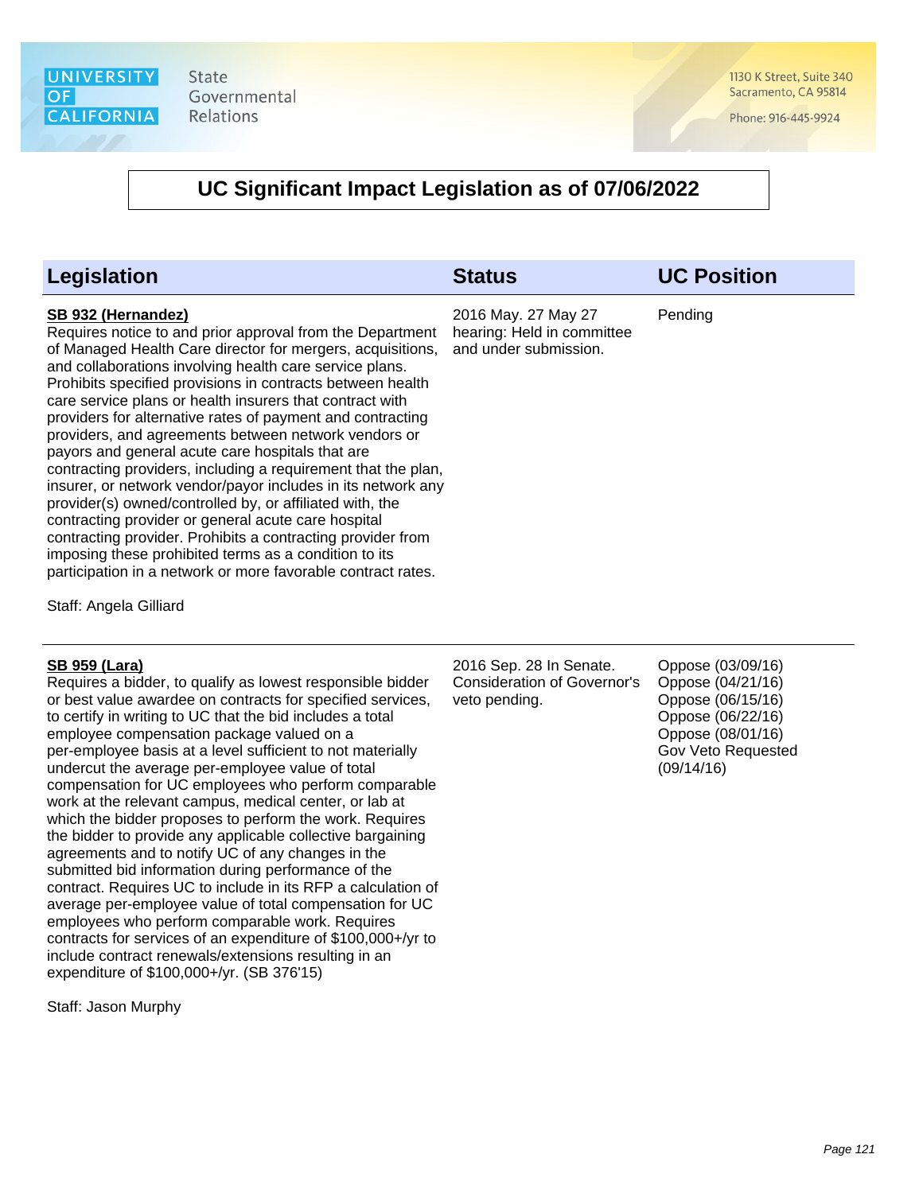## UC Significant Impact Legislation as of 07/06/2022

| Legislation | Status | UC Position |
|---|---|---|
| **SB 932 (Hernandez)**<br>Requires notice to and prior approval from the Department of Managed Health Care director for mergers, acquisitions, and collaborations involving health care service plans. Prohibits specified provisions in contracts between health care service plans or health insurers that contract with providers for alternative rates of payment and contracting providers, and agreements between network vendors or payors and general acute care hospitals that are contracting providers, including a requirement that the plan, insurer, or network vendor/payor includes in its network any provider(s) owned/controlled by, or affiliated with, the contracting provider or general acute care hospital contracting provider. Prohibits a contracting provider from imposing these prohibited terms as a condition to its participation in a network or more favorable contract rates.<br><br>Staff: Angela Gilliard | 2016 May. 27 May 27 hearing: Held in committee and under submission. | Pending |
| **SB 959 (Lara)**<br>Requires a bidder, to qualify as lowest responsible bidder or best value awardee on contracts for specified services, to certify in writing to UC that the bid includes a total employee compensation package valued on a per-employee basis at a level sufficient to not materially undercut the average per-employee value of total compensation for UC employees who perform comparable work at the relevant campus, medical center, or lab at which the bidder proposes to perform the work. Requires the bidder to provide any applicable collective bargaining agreements and to notify UC of any changes in the submitted bid information during performance of the contract. Requires UC to include in its RFP a calculation of average per-employee value of total compensation for UC employees who perform comparable work. Requires contracts for services of an expenditure of $100,000+/yr to include contract renewals/extensions resulting in an expenditure of $100,000+/yr. (SB 376'15)<br><br>Staff: Jason Murphy | 2016 Sep. 28 In Senate. Consideration of Governor's veto pending. | Oppose (03/09/16)<br>Oppose (04/21/16)<br>Oppose (06/15/16)<br>Oppose (06/22/16)<br>Oppose (08/01/16)<br>Gov Veto Requested (09/14/16) |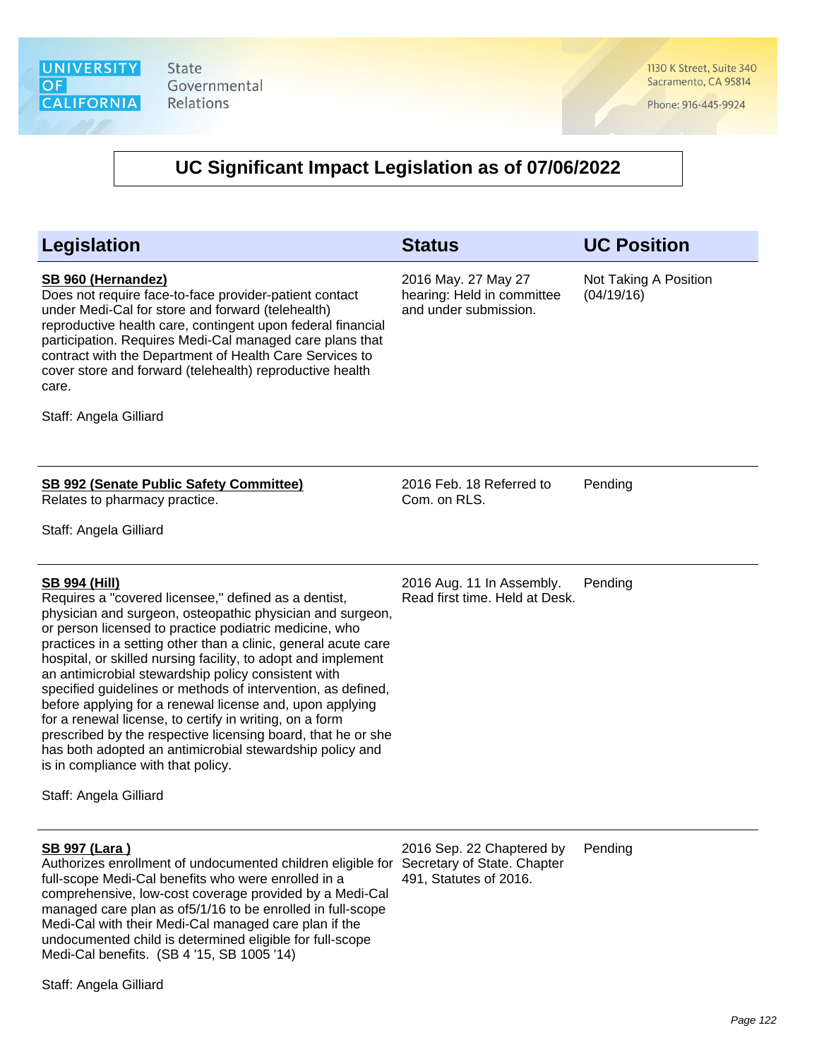## UC Significant Impact Legislation as of 07/06/2022

| Legislation | Status | UC Position |
|---|---|---|
| **SB 960 (Hernandez)**<br>Does not require face-to-face provider-patient contact under Medi-Cal for store and forward (telehealth) reproductive health care, contingent upon federal financial participation. Requires Medi-Cal managed care plans that contract with the Department of Health Care Services to cover store and forward (telehealth) reproductive health care.<br><br>Staff: Angela Gilliard | 2016 May. 27 May 27 hearing: Held in committee and under submission. | Not Taking A Position (04/19/16) |
| **SB 992 (Senate Public Safety Committee)**<br>Relates to pharmacy practice.<br><br>Staff: Angela Gilliard | 2016 Feb. 18 Referred to Com. on RLS. | Pending |
| **SB 994 (Hill)**<br>Requires a "covered licensee," defined as a dentist, physician and surgeon, osteopathic physician and surgeon, or person licensed to practice podiatric medicine, who practices in a setting other than a clinic, general acute care hospital, or skilled nursing facility, to adopt and implement an antimicrobial stewardship policy consistent with specified guidelines or methods of intervention, as defined, before applying for a renewal license and, upon applying for a renewal license, to certify in writing, on a form prescribed by the respective licensing board, that he or she has both adopted an antimicrobial stewardship policy and is in compliance with that policy.<br><br>Staff: Angela Gilliard | 2016 Aug. 11 In Assembly. Read first time. Held at Desk. | Pending |
| **SB 997 (Lara )**<br>Authorizes enrollment of undocumented children eligible for full-scope Medi-Cal benefits who were enrolled in a comprehensive, low-cost coverage provided by a Medi-Cal managed care plan as of5/1/16 to be enrolled in full-scope Medi-Cal with their Medi-Cal managed care plan if the undocumented child is determined eligible for full-scope Medi-Cal benefits. (SB 4 '15, SB 1005 '14)<br><br>Staff: Angela Gilliard | 2016 Sep. 22 Chaptered by Secretary of State. Chapter 491, Statutes of 2016. | Pending |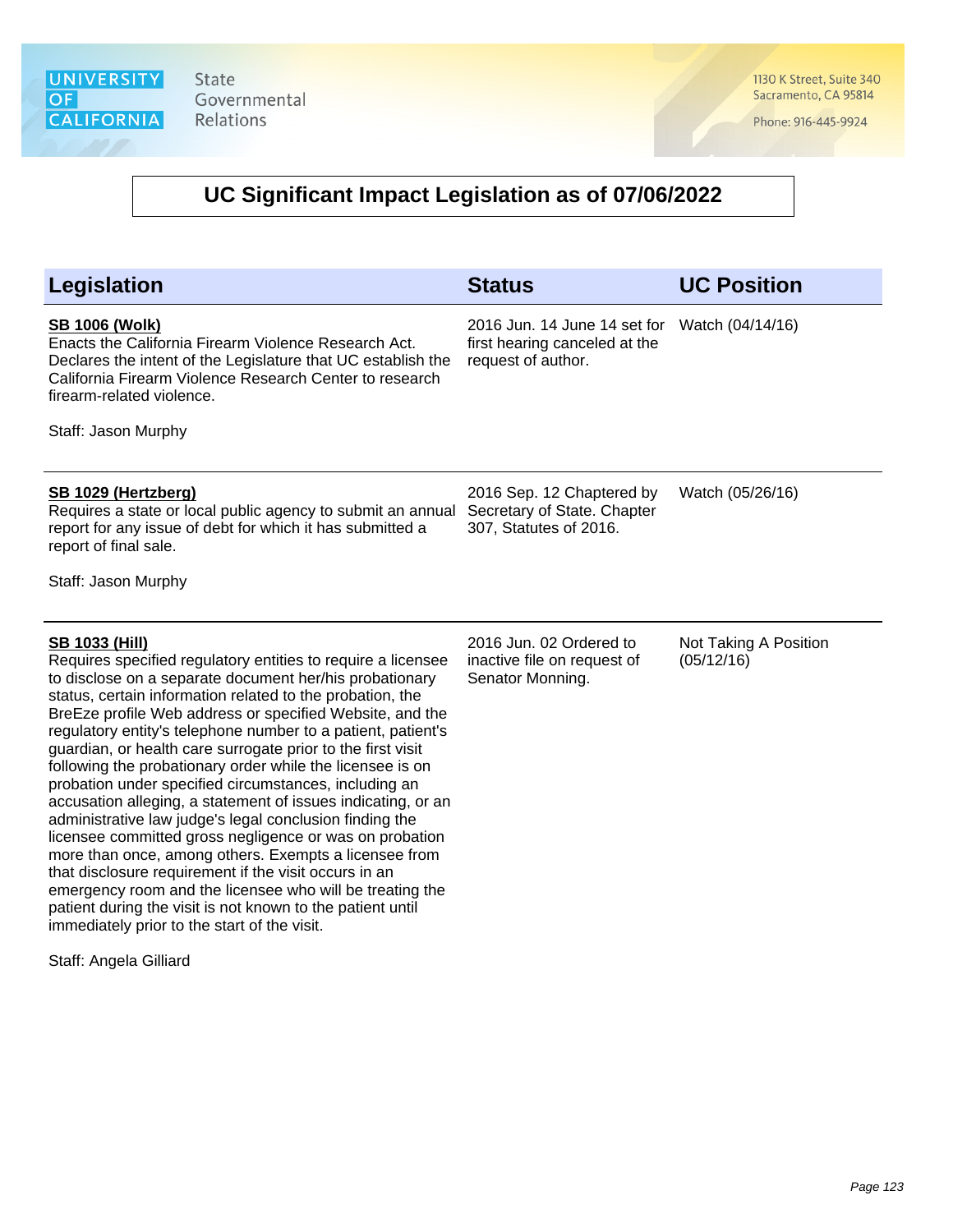# UC Significant Impact Legislation as of 07/06/2022

| Legislation | Status | UC Position |
|---|---|---|
| **SB 1006 (Wolk)**<br>Enacts the California Firearm Violence Research Act. Declares the intent of the Legislature that UC establish the California Firearm Violence Research Center to research firearm-related violence.<br><br>Staff: Jason Murphy | 2016 Jun. 14 June 14 set for first hearing canceled at the request of author. | Watch (04/14/16) |
| **SB 1029 (Hertzberg)**<br>Requires a state or local public agency to submit an annual report for any issue of debt for which it has submitted a report of final sale.<br><br>Staff: Jason Murphy | 2016 Sep. 12 Chaptered by Secretary of State. Chapter 307, Statutes of 2016. | Watch (05/26/16) |
| **SB 1033 (Hill)**<br>Requires specified regulatory entities to require a licensee to disclose on a separate document her/his probationary status, certain information related to the probation, the BreEze profile Web address or specified Website, and the regulatory entity's telephone number to a patient, patient's guardian, or health care surrogate prior to the first visit following the probationary order while the licensee is on probation under specified circumstances, including an accusation alleging, a statement of issues indicating, or an administrative law judge's legal conclusion finding the licensee committed gross negligence or was on probation more than once, among others. Exempts a licensee from that disclosure requirement if the visit occurs in an emergency room and the licensee who will be treating the patient during the visit is not known to the patient until immediately prior to the start of the visit.<br><br>Staff: Angela Gilliard | 2016 Jun. 02 Ordered to inactive file on request of Senator Monning. | Not Taking A Position (05/12/16) |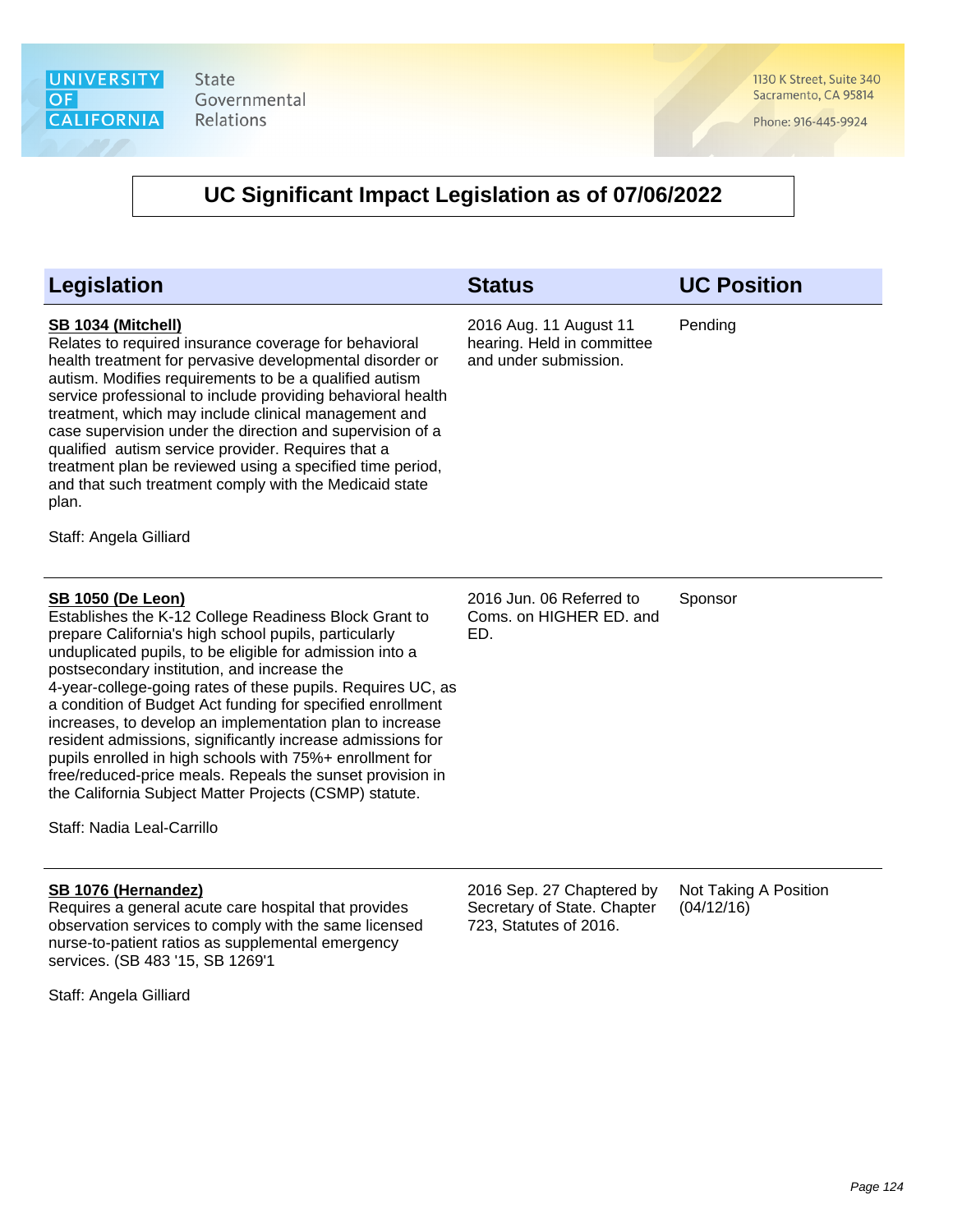University of California State Governmental Relations

1130 K Street, Suite 340
Sacramento, CA 95814

Phone: 916-445-9924

# UC Significant Impact Legislation as of 07/06/2022

| Legislation | Status | UC Position |
| --- | --- | --- |
| **SB 1034 (Mitchell)**<br>Relates to required insurance coverage for behavioral health treatment for pervasive developmental disorder or autism. Modifies requirements to be a qualified autism service professional to include providing behavioral health treatment, which may include clinical management and case supervision under the direction and supervision of a qualified autism service provider. Requires that a treatment plan be reviewed using a specified time period, and that such treatment comply with the Medicaid state plan.<br><br>Staff: Angela Gilliard | 2016 Aug. 11 August 11 hearing. Held in committee and under submission. | Pending |
| **SB 1050 (De Leon)**<br>Establishes the K-12 College Readiness Block Grant to prepare California's high school pupils, particularly unduplicated pupils, to be eligible for admission into a postsecondary institution, and increase the 4-year-college-going rates of these pupils. Requires UC, as a condition of Budget Act funding for specified enrollment increases, to develop an implementation plan to increase resident admissions, significantly increase admissions for pupils enrolled in high schools with 75%+ enrollment for free/reduced-price meals. Repeals the sunset provision in the California Subject Matter Projects (CSMP) statute.<br><br>Staff: Nadia Leal-Carrillo | 2016 Jun. 06 Referred to Coms. on HIGHER ED. and ED. | Sponsor |
| **SB 1076 (Hernandez)**<br>Requires a general acute care hospital that provides observation services to comply with the same licensed nurse-to-patient ratios as supplemental emergency services. (SB 483 '15, SB 1269'1<br><br>Staff: Angela Gilliard | 2016 Sep. 27 Chaptered by Secretary of State. Chapter 723, Statutes of 2016. | Not Taking A Position (04/12/16) |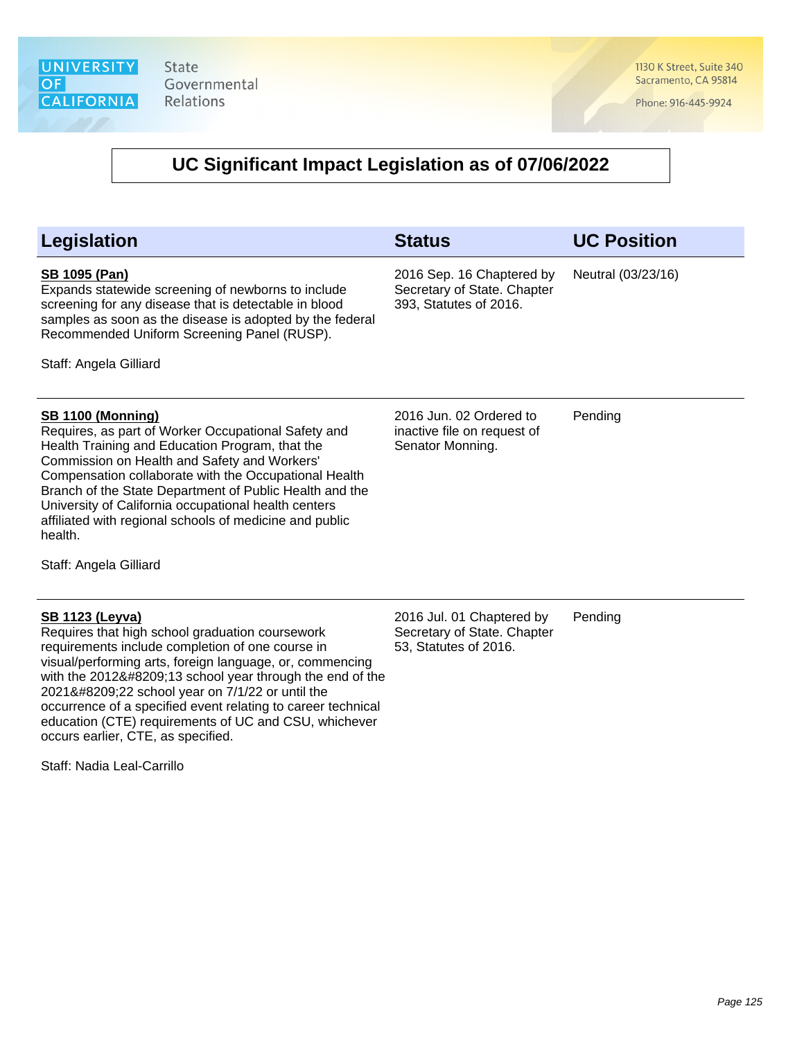UNIVERSITY OF CALIFORNIA State Governmental Relations

1130 K Street, Suite 340
Sacramento, CA 95814

Phone: 916-445-9924

# UC Significant Impact Legislation as of 07/06/2022

| Legislation | Status | UC Position |
|---|---|---|
| **SB 1095 (Pan)**<br>Expands statewide screening of newborns to include screening for any disease that is detectable in blood samples as soon as the disease is adopted by the federal Recommended Uniform Screening Panel (RUSP).<br><br>Staff: Angela Gilliard | 2016 Sep. 16 Chaptered by Secretary of State. Chapter 393, Statutes of 2016. | Neutral (03/23/16) |
| **SB 1100 (Monning)**<br>Requires, as part of Worker Occupational Safety and Health Training and Education Program, that the Commission on Health and Safety and Workers' Compensation collaborate with the Occupational Health Branch of the State Department of Public Health and the University of California occupational health centers affiliated with regional schools of medicine and public health.<br><br>Staff: Angela Gilliard | 2016 Jun. 02 Ordered to inactive file on request of Senator Monning. | Pending |
| **SB 1123 (Leyva)**<br>Requires that high school graduation coursework requirements include completion of one course in visual/performing arts, foreign language, or, commencing with the 2012&#8209;13 school year through the end of the 2021&#8209;22 school year on 7/1/22 or until the occurrence of a specified event relating to career technical education (CTE) requirements of UC and CSU, whichever occurs earlier, CTE, as specified.<br><br>Staff: Nadia Leal-Carrillo | 2016 Jul. 01 Chaptered by Secretary of State. Chapter 53, Statutes of 2016. | Pending |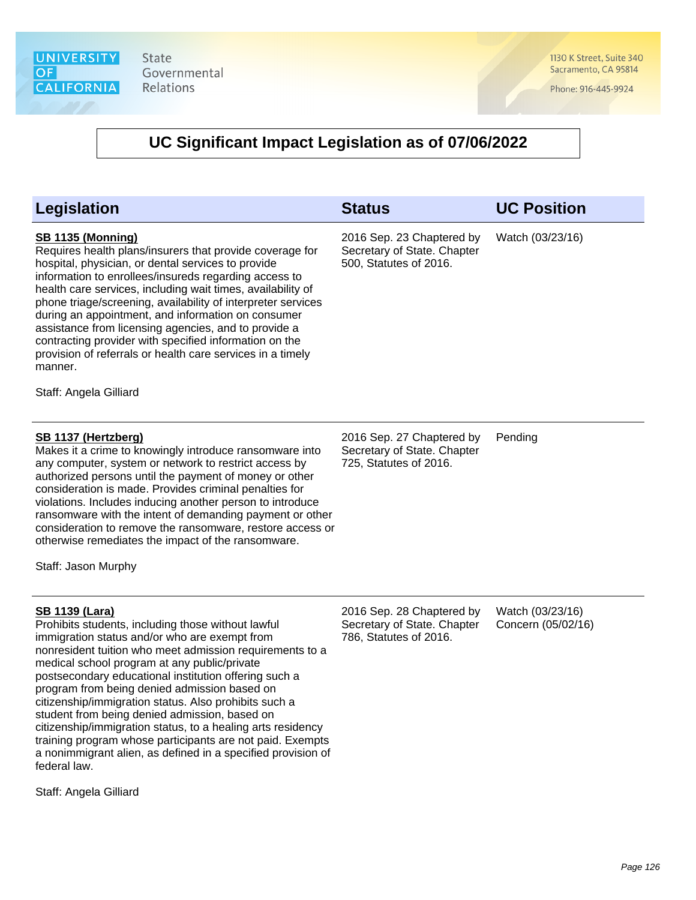# UC Significant Impact Legislation as of 07/06/2022

| Legislation | Status | UC Position |
| --- | --- | --- |
| **SB 1135 (Monning)**<br>Requires health plans/insurers that provide coverage for hospital, physician, or dental services to provide information to enrollees/insureds regarding access to health care services, including wait times, availability of phone triage/screening, availability of interpreter services during an appointment, and information on consumer assistance from licensing agencies, and to provide a contracting provider with specified information on the provision of referrals or health care services in a timely manner.<br><br>Staff: Angela Gilliard | 2016 Sep. 23 Chaptered by Secretary of State. Chapter 500, Statutes of 2016. | Watch (03/23/16) |
| **SB 1137 (Hertzberg)**<br>Makes it a crime to knowingly introduce ransomware into any computer, system or network to restrict access by authorized persons until the payment of money or other consideration is made. Provides criminal penalties for violations. Includes inducing another person to introduce ransomware with the intent of demanding payment or other consideration to remove the ransomware, restore access or otherwise remediates the impact of the ransomware.<br><br>Staff: Jason Murphy | 2016 Sep. 27 Chaptered by Secretary of State. Chapter 725, Statutes of 2016. | Pending |
| **SB 1139 (Lara)**<br>Prohibits students, including those without lawful immigration status and/or who are exempt from nonresident tuition who meet admission requirements to a medical school program at any public/private postsecondary educational institution offering such a program from being denied admission based on citizenship/immigration status. Also prohibits such a student from being denied admission, based on citizenship/immigration status, to a healing arts residency training program whose participants are not paid. Exempts a nonimmigrant alien, as defined in a specified provision of federal law.<br><br>Staff: Angela Gilliard | 2016 Sep. 28 Chaptered by Secretary of State. Chapter 786, Statutes of 2016. | Watch (03/23/16)<br>Concern (05/02/16) |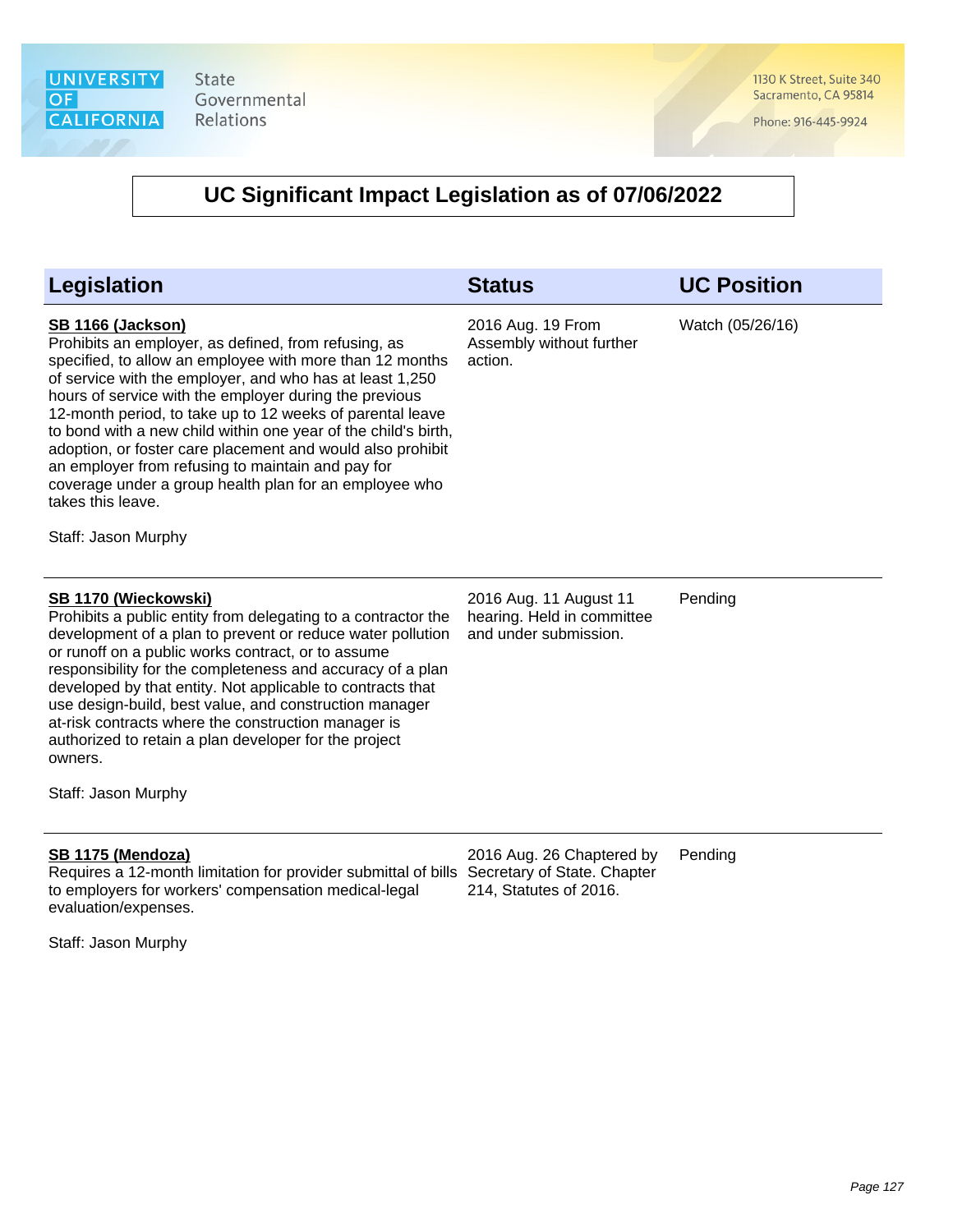# UC Significant Impact Legislation as of 07/06/2022

| Legislation | Status | UC Position |
|---|---|---|
| **SB 1166 (Jackson)**<br>Prohibits an employer, as defined, from refusing, as specified, to allow an employee with more than 12 months of service with the employer, and who has at least 1,250 hours of service with the employer during the previous 12-month period, to take up to 12 weeks of parental leave to bond with a new child within one year of the child's birth, adoption, or foster care placement and would also prohibit an employer from refusing to maintain and pay for coverage under a group health plan for an employee who takes this leave.<br><br>Staff: Jason Murphy | 2016 Aug. 19 From Assembly without further action. | Watch (05/26/16) |
| **SB 1170 (Wieckowski)**<br>Prohibits a public entity from delegating to a contractor the development of a plan to prevent or reduce water pollution or runoff on a public works contract, or to assume responsibility for the completeness and accuracy of a plan developed by that entity. Not applicable to contracts that use design-build, best value, and construction manager at-risk contracts where the construction manager is authorized to retain a plan developer for the project owners.<br><br>Staff: Jason Murphy | 2016 Aug. 11 August 11 hearing. Held in committee and under submission. | Pending |
| **SB 1175 (Mendoza)**<br>Requires a 12-month limitation for provider submittal of bills to employers for workers' compensation medical-legal evaluation/expenses.<br><br>Staff: Jason Murphy | 2016 Aug. 26 Chaptered by Secretary of State. Chapter 214, Statutes of 2016. | Pending |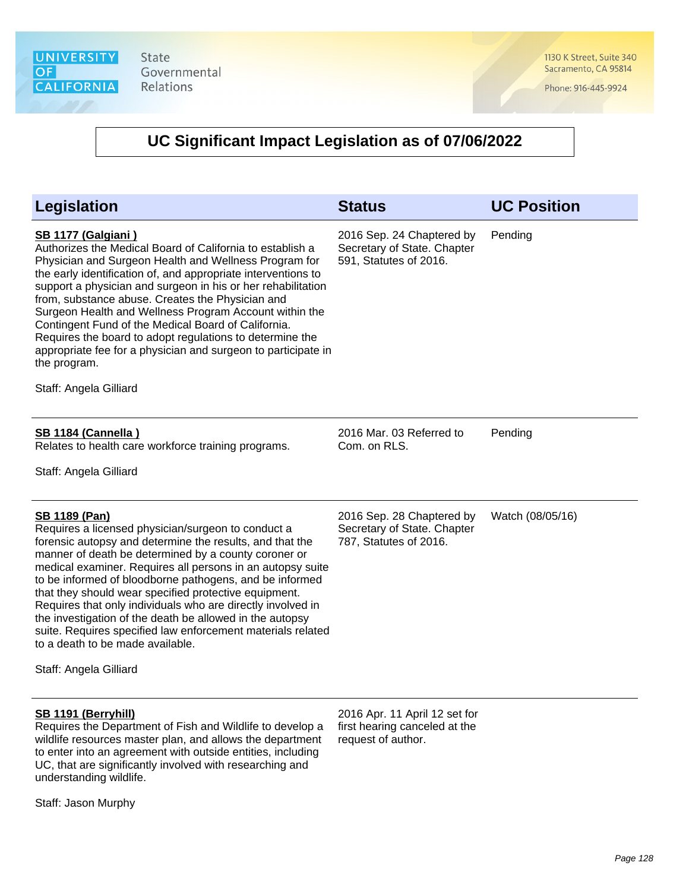UNIVERSITY OF CALIFORNIA State Governmental Relations

1130 K Street, Suite 340
Sacramento, CA 95814

Phone: 916-445-9924

# UC Significant Impact Legislation as of 07/06/2022

| Legislation | Status | UC Position |
|---|---|---|
| **SB 1177 (Galgiani )**<br>Authorizes the Medical Board of California to establish a Physician and Surgeon Health and Wellness Program for the early identification of, and appropriate interventions to support a physician and surgeon in his or her rehabilitation from, substance abuse. Creates the Physician and Surgeon Health and Wellness Program Account within the Contingent Fund of the Medical Board of California. Requires the board to adopt regulations to determine the appropriate fee for a physician and surgeon to participate in the program.<br><br>Staff: Angela Gilliard | 2016 Sep. 24 Chaptered by Secretary of State. Chapter 591, Statutes of 2016. | Pending |
| **SB 1184 (Cannella )**<br>Relates to health care workforce training programs.<br><br>Staff: Angela Gilliard | 2016 Mar. 03 Referred to Com. on RLS. | Pending |
| **SB 1189 (Pan)**<br>Requires a licensed physician/surgeon to conduct a forensic autopsy and determine the results, and that the manner of death be determined by a county coroner or medical examiner. Requires all persons in an autopsy suite to be informed of bloodborne pathogens, and be informed that they should wear specified protective equipment. Requires that only individuals who are directly involved in the investigation of the death be allowed in the autopsy suite. Requires specified law enforcement materials related to a death to be made available.<br><br>Staff: Angela Gilliard | 2016 Sep. 28 Chaptered by Secretary of State. Chapter 787, Statutes of 2016. | Watch (08/05/16) |
| **SB 1191 (Berryhill)**<br>Requires the Department of Fish and Wildlife to develop a wildlife resources master plan, and allows the department to enter into an agreement with outside entities, including UC, that are significantly involved with researching and understanding wildlife.<br><br>Staff: Jason Murphy | 2016 Apr. 11 April 12 set for first hearing canceled at the request of author. | |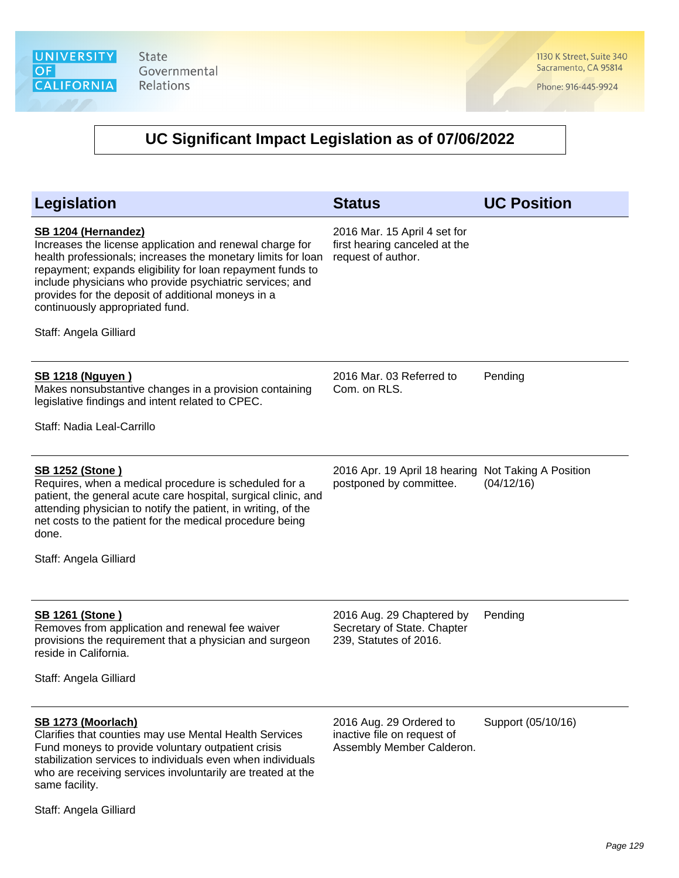# UC Significant Impact Legislation as of 07/06/2022

| Legislation | Status | UC Position |
|---|---|---|
| **SB 1204 (Hernandez)**<br>Increases the license application and renewal charge for health professionals; increases the monetary limits for loan repayment; expands eligibility for loan repayment funds to include physicians who provide psychiatric services; and provides for the deposit of additional moneys in a continuously appropriated fund.<br><br>Staff: Angela Gilliard | 2016 Mar. 15 April 4 set for first hearing canceled at the request of author. | |
| **SB 1218 (Nguyen )**<br>Makes nonsubstantive changes in a provision containing legislative findings and intent related to CPEC.<br><br>Staff: Nadia Leal-Carrillo | 2016 Mar. 03 Referred to Com. on RLS. | Pending |
| **SB 1252 (Stone )**<br>Requires, when a medical procedure is scheduled for a patient, the general acute care hospital, surgical clinic, and attending physician to notify the patient, in writing, of the net costs to the patient for the medical procedure being done.<br><br>Staff: Angela Gilliard | 2016 Apr. 19 April 18 hearing postponed by committee. | Not Taking A Position (04/12/16) |
| **SB 1261 (Stone )**<br>Removes from application and renewal fee waiver provisions the requirement that a physician and surgeon reside in California.<br><br>Staff: Angela Gilliard | 2016 Aug. 29 Chaptered by Secretary of State. Chapter 239, Statutes of 2016. | Pending |
| **SB 1273 (Moorlach)**<br>Clarifies that counties may use Mental Health Services Fund moneys to provide voluntary outpatient crisis stabilization services to individuals even when individuals who are receiving services involuntarily are treated at the same facility.<br><br>Staff: Angela Gilliard | 2016 Aug. 29 Ordered to inactive file on request of Assembly Member Calderon. | Support (05/10/16) |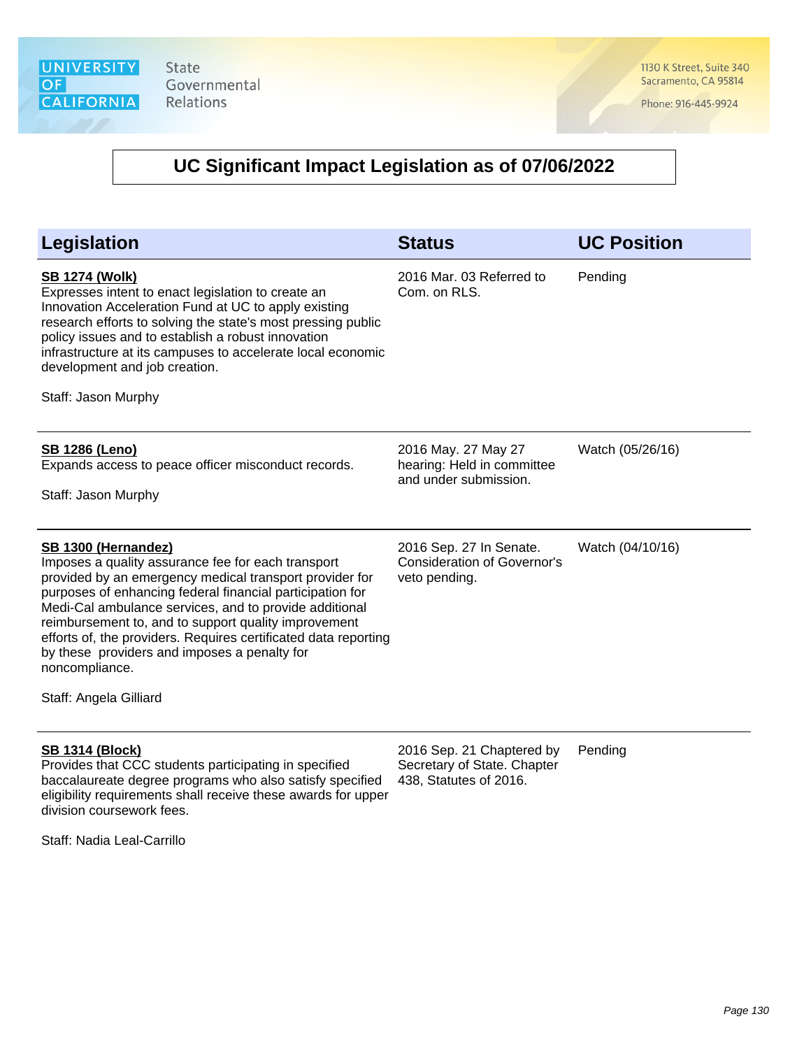# UC Significant Impact Legislation as of 07/06/2022

| Legislation | Status | UC Position |
|---|---|---|
| **SB 1274 (Wolk)**<br>Expresses intent to enact legislation to create an Innovation Acceleration Fund at UC to apply existing research efforts to solving the state's most pressing public policy issues and to establish a robust innovation infrastructure at its campuses to accelerate local economic development and job creation.<br><br>Staff: Jason Murphy | 2016 Mar. 03 Referred to Com. on RLS. | Pending |
| **SB 1286 (Leno)**<br>Expands access to peace officer misconduct records.<br><br>Staff: Jason Murphy | 2016 May. 27 May 27 hearing: Held in committee and under submission. | Watch (05/26/16) |
| **SB 1300 (Hernandez)**<br>Imposes a quality assurance fee for each transport provided by an emergency medical transport provider for purposes of enhancing federal financial participation for Medi-Cal ambulance services, and to provide additional reimbursement to, and to support quality improvement efforts of, the providers. Requires certificated data reporting by these providers and imposes a penalty for noncompliance.<br><br>Staff: Angela Gilliard | 2016 Sep. 27 In Senate. Consideration of Governor's veto pending. | Watch (04/10/16) |
| **SB 1314 (Block)**<br>Provides that CCC students participating in specified baccalaureate degree programs who also satisfy specified eligibility requirements shall receive these awards for upper division coursework fees.<br><br>Staff: Nadia Leal-Carrillo | 2016 Sep. 21 Chaptered by Secretary of State. Chapter 438, Statutes of 2016. | Pending |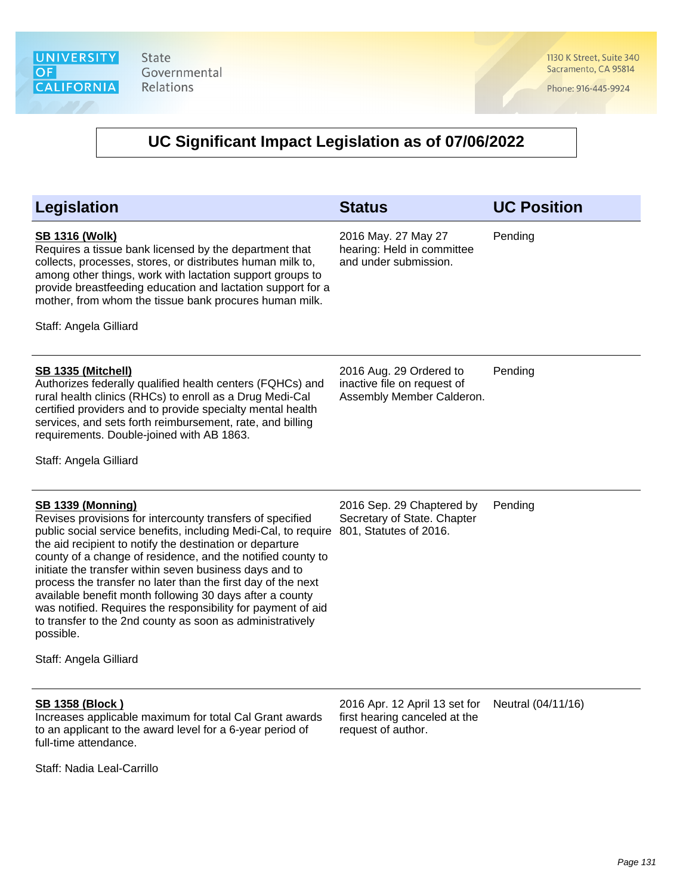UNIVERSITY OF CALIFORNIA State Governmental Relations

1130 K Street, Suite 340
Sacramento, CA 95814

Phone: 916-445-9924

# UC Significant Impact Legislation as of 07/06/2022

| Legislation | Status | UC Position |
|---|---|---|
| **SB 1316 (Wolk)**<br>Requires a tissue bank licensed by the department that collects, processes, stores, or distributes human milk to, among other things, work with lactation support groups to provide breastfeeding education and lactation support for a mother, from whom the tissue bank procures human milk.<br><br>Staff: Angela Gilliard | 2016 May. 27 May 27 hearing: Held in committee and under submission. | Pending |
| **SB 1335 (Mitchell)**<br>Authorizes federally qualified health centers (FQHCs) and rural health clinics (RHCs) to enroll as a Drug Medi-Cal certified providers and to provide specialty mental health services, and sets forth reimbursement, rate, and billing requirements. Double-joined with AB 1863.<br><br>Staff: Angela Gilliard | 2016 Aug. 29 Ordered to inactive file on request of Assembly Member Calderon. | Pending |
| **SB 1339 (Monning)**<br>Revises provisions for intercounty transfers of specified public social service benefits, including Medi-Cal, to require the aid recipient to notify the destination or departure county of a change of residence, and the notified county to initiate the transfer within seven business days and to process the transfer no later than the first day of the next available benefit month following 30 days after a county was notified. Requires the responsibility for payment of aid to transfer to the 2nd county as soon as administratively possible.<br><br>Staff: Angela Gilliard | 2016 Sep. 29 Chaptered by Secretary of State. Chapter 801, Statutes of 2016. | Pending |
| **SB 1358 (Block )**<br>Increases applicable maximum for total Cal Grant awards to an applicant to the award level for a 6-year period of full-time attendance.<br><br>Staff: Nadia Leal-Carrillo | 2016 Apr. 12 April 13 set for first hearing canceled at the request of author. | Neutral (04/11/16) |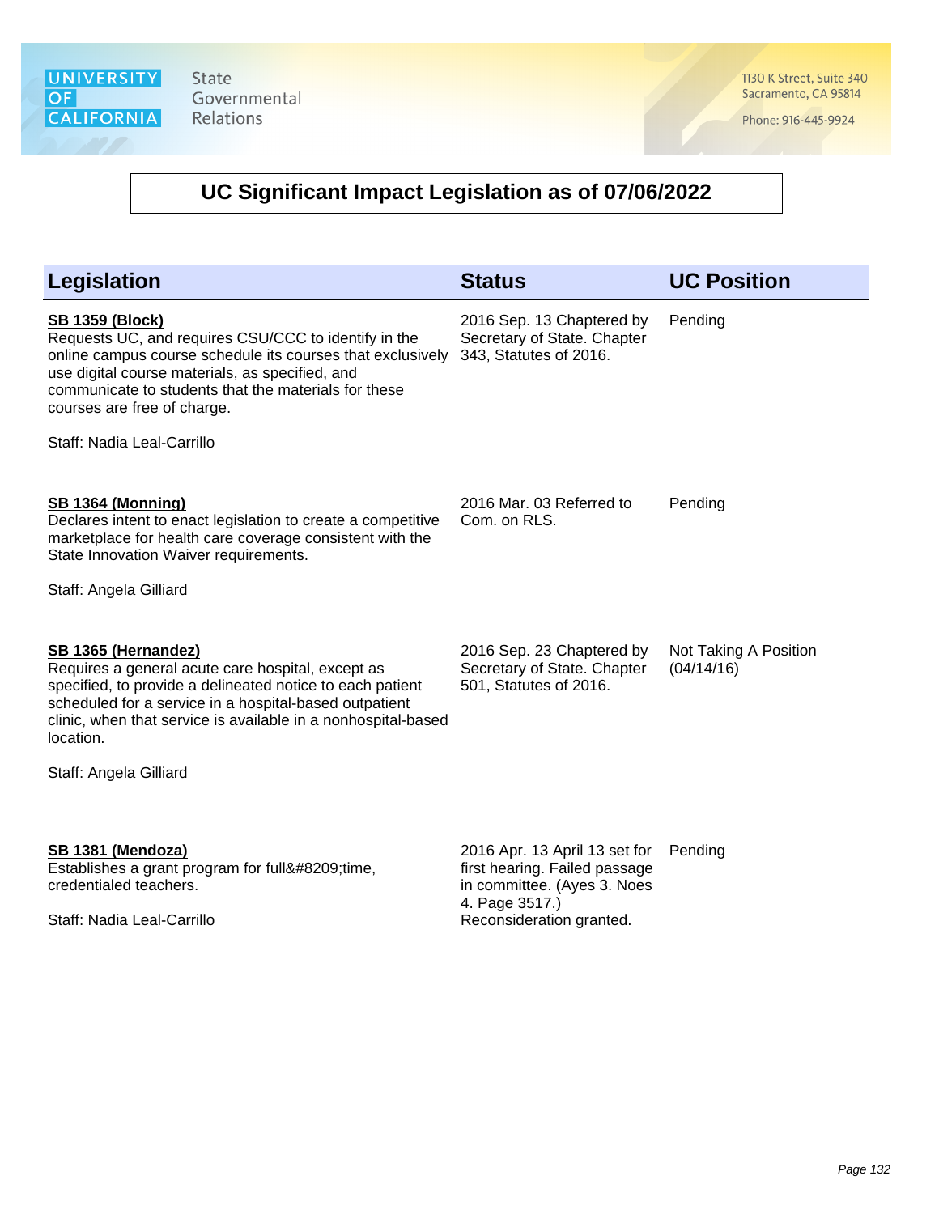# UC Significant Impact Legislation as of 07/06/2022

| Legislation | Status | UC Position |
|---|---|---|
| **SB 1359 (Block)**<br>Requests UC, and requires CSU/CCC to identify in the online campus course schedule its courses that exclusively use digital course materials, as specified, and communicate to students that the materials for these courses are free of charge.<br><br>Staff: Nadia Leal-Carrillo | 2016 Sep. 13 Chaptered by Secretary of State. Chapter 343, Statutes of 2016. | Pending |
| **SB 1364 (Monning)**<br>Declares intent to enact legislation to create a competitive marketplace for health care coverage consistent with the State Innovation Waiver requirements.<br><br>Staff: Angela Gilliard | 2016 Mar. 03 Referred to Com. on RLS. | Pending |
| **SB 1365 (Hernandez)**<br>Requires a general acute care hospital, except as specified, to provide a delineated notice to each patient scheduled for a service in a hospital-based outpatient clinic, when that service is available in a nonhospital-based location.<br><br>Staff: Angela Gilliard | 2016 Sep. 23 Chaptered by Secretary of State. Chapter 501, Statutes of 2016. | Not Taking A Position (04/14/16) |
| **SB 1381 (Mendoza)**<br>Establishes a grant program for full&#8209;time, credentialed teachers.<br><br>Staff: Nadia Leal-Carrillo | 2016 Apr. 13 April 13 set for first hearing. Failed passage in committee. (Ayes 3. Noes 4. Page 3517.) Reconsideration granted. | Pending |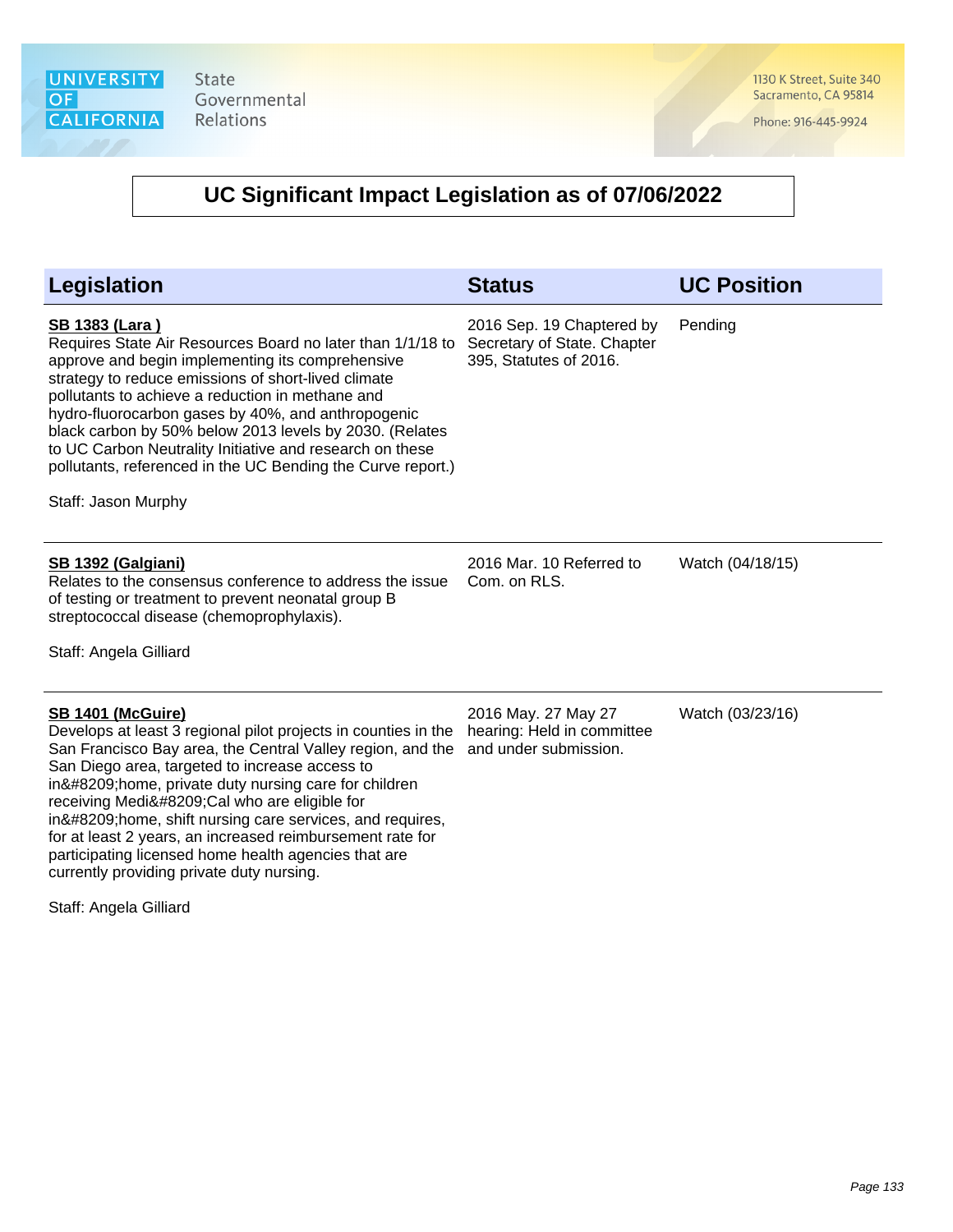# UC Significant Impact Legislation as of 07/06/2022

| Legislation | Status | UC Position |
|---|---|---|
| **SB 1383 (Lara )**<br>Requires State Air Resources Board no later than 1/1/18 to approve and begin implementing its comprehensive strategy to reduce emissions of short-lived climate pollutants to achieve a reduction in methane and hydro-fluorocarbon gases by 40%, and anthropogenic black carbon by 50% below 2013 levels by 2030. (Relates to UC Carbon Neutrality Initiative and research on these pollutants, referenced in the UC Bending the Curve report.)<br><br>Staff: Jason Murphy | 2016 Sep. 19 Chaptered by Secretary of State. Chapter 395, Statutes of 2016. | Pending |
| **SB 1392 (Galgiani)**<br>Relates to the consensus conference to address the issue of testing or treatment to prevent neonatal group B streptococcal disease (chemoprophylaxis).<br><br>Staff: Angela Gilliard | 2016 Mar. 10 Referred to Com. on RLS. | Watch (04/18/15) |
| **SB 1401 (McGuire)**<br>Develops at least 3 regional pilot projects in counties in the San Francisco Bay area, the Central Valley region, and the San Diego area, targeted to increase access to in&#8209;home, private duty nursing care for children receiving Medi&#8209;Cal who are eligible for in&#8209;home, shift nursing care services, and requires, for at least 2 years, an increased reimbursement rate for participating licensed home health agencies that are currently providing private duty nursing.<br><br>Staff: Angela Gilliard | 2016 May. 27 May 27 hearing: Held in committee and under submission. | Watch (03/23/16) |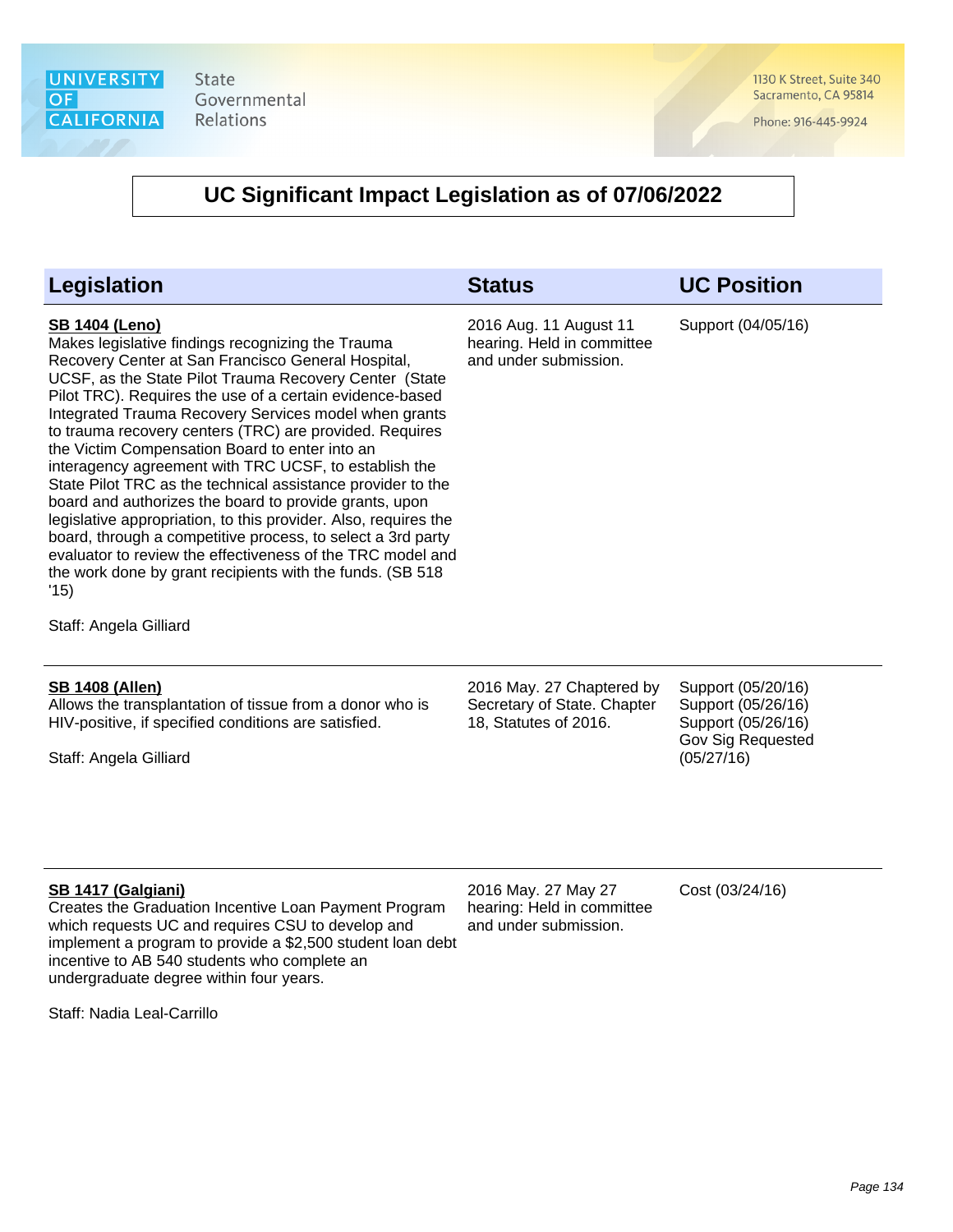University of California State Governmental Relations

1130 K Street, Suite 340
Sacramento, CA 95814

Phone: 916-445-9924

# UC Significant Impact Legislation as of 07/06/2022

| Legislation | Status | UC Position |
| --- | --- | --- |
| **SB 1404 (Leno)**<br>Makes legislative findings recognizing the Trauma Recovery Center at San Francisco General Hospital, UCSF, as the State Pilot Trauma Recovery Center (State Pilot TRC). Requires the use of a certain evidence-based Integrated Trauma Recovery Services model when grants to trauma recovery centers (TRC) are provided. Requires the Victim Compensation Board to enter into an interagency agreement with TRC UCSF, to establish the State Pilot TRC as the technical assistance provider to the board and authorizes the board to provide grants, upon legislative appropriation, to this provider. Also, requires the board, through a competitive process, to select a 3rd party evaluator to review the effectiveness of the TRC model and the work done by grant recipients with the funds. (SB 518 '15)<br><br>Staff: Angela Gilliard | 2016 Aug. 11 August 11 hearing. Held in committee and under submission. | Support (04/05/16) |
| **SB 1408 (Allen)**<br>Allows the transplantation of tissue from a donor who is HIV-positive, if specified conditions are satisfied.<br><br>Staff: Angela Gilliard | 2016 May. 27 Chaptered by Secretary of State. Chapter 18, Statutes of 2016. | Support (05/20/16)<br>Support (05/26/16)<br>Support (05/26/16)<br>Gov Sig Requested (05/27/16) |
| **SB 1417 (Galgiani)**<br>Creates the Graduation Incentive Loan Payment Program which requests UC and requires CSU to develop and implement a program to provide a $2,500 student loan debt incentive to AB 540 students who complete an undergraduate degree within four years.<br><br>Staff: Nadia Leal-Carrillo | 2016 May. 27 May 27 hearing: Held in committee and under submission. | Cost (03/24/16) |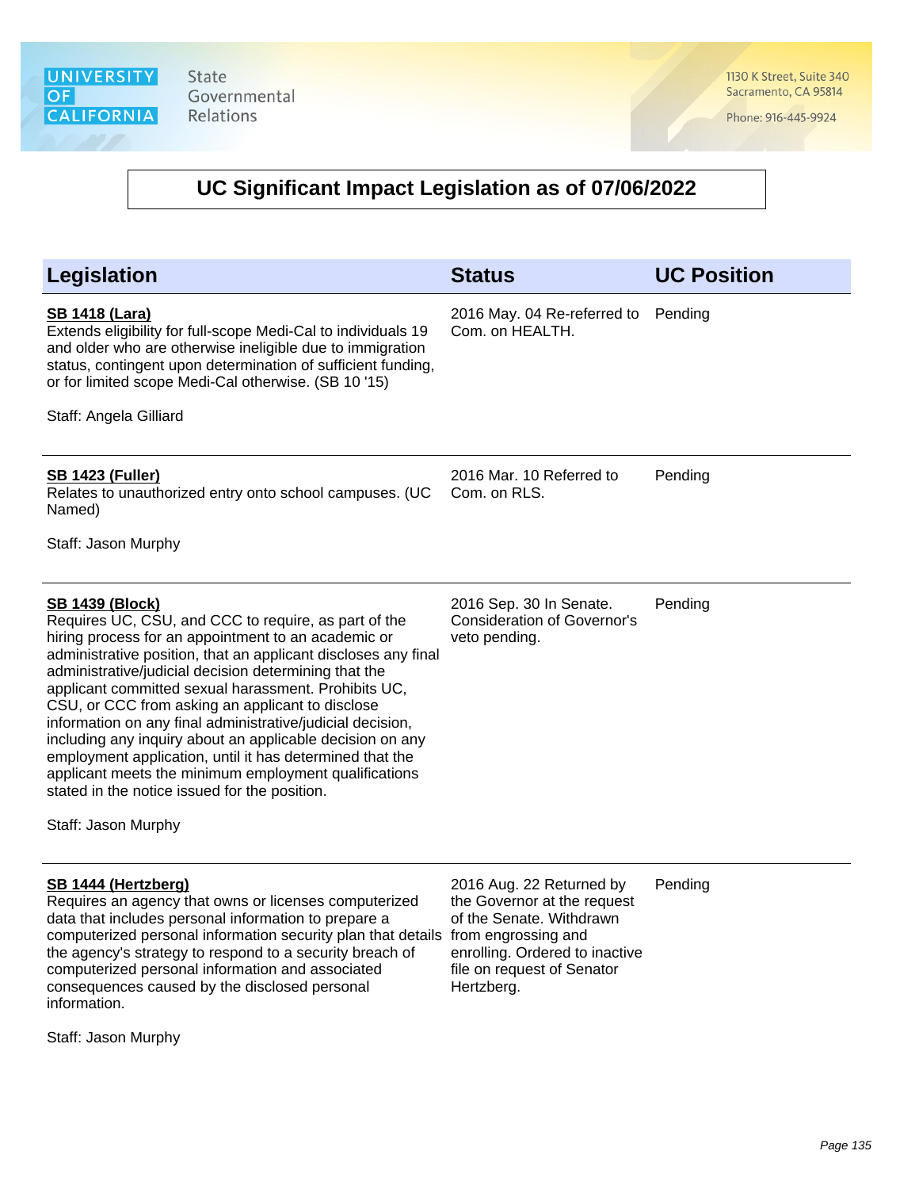# UC Significant Impact Legislation as of 07/06/2022

| Legislation | Status | UC Position |
|---|---|---|
| **SB 1418 (Lara)**<br>Extends eligibility for full-scope Medi-Cal to individuals 19 and older who are otherwise ineligible due to immigration status, contingent upon determination of sufficient funding, or for limited scope Medi-Cal otherwise. (SB 10 '15)<br><br>Staff: Angela Gilliard | 2016 May. 04 Re-referred to Com. on HEALTH. | Pending |
| **SB 1423 (Fuller)**<br>Relates to unauthorized entry onto school campuses. (UC Named)<br><br>Staff: Jason Murphy | 2016 Mar. 10 Referred to Com. on RLS. | Pending |
| **SB 1439 (Block)**<br>Requires UC, CSU, and CCC to require, as part of the hiring process for an appointment to an academic or administrative position, that an applicant discloses any final administrative/judicial decision determining that the applicant committed sexual harassment. Prohibits UC, CSU, or CCC from asking an applicant to disclose information on any final administrative/judicial decision, including any inquiry about an applicable decision on any employment application, until it has determined that the applicant meets the minimum employment qualifications stated in the notice issued for the position.<br><br>Staff: Jason Murphy | 2016 Sep. 30 In Senate. Consideration of Governor's veto pending. | Pending |
| **SB 1444 (Hertzberg)**<br>Requires an agency that owns or licenses computerized data that includes personal information to prepare a computerized personal information security plan that details the agency's strategy to respond to a security breach of computerized personal information and associated consequences caused by the disclosed personal information.<br><br>Staff: Jason Murphy | 2016 Aug. 22 Returned by the Governor at the request of the Senate. Withdrawn from engrossing and enrolling. Ordered to inactive file on request of Senator Hertzberg. | Pending |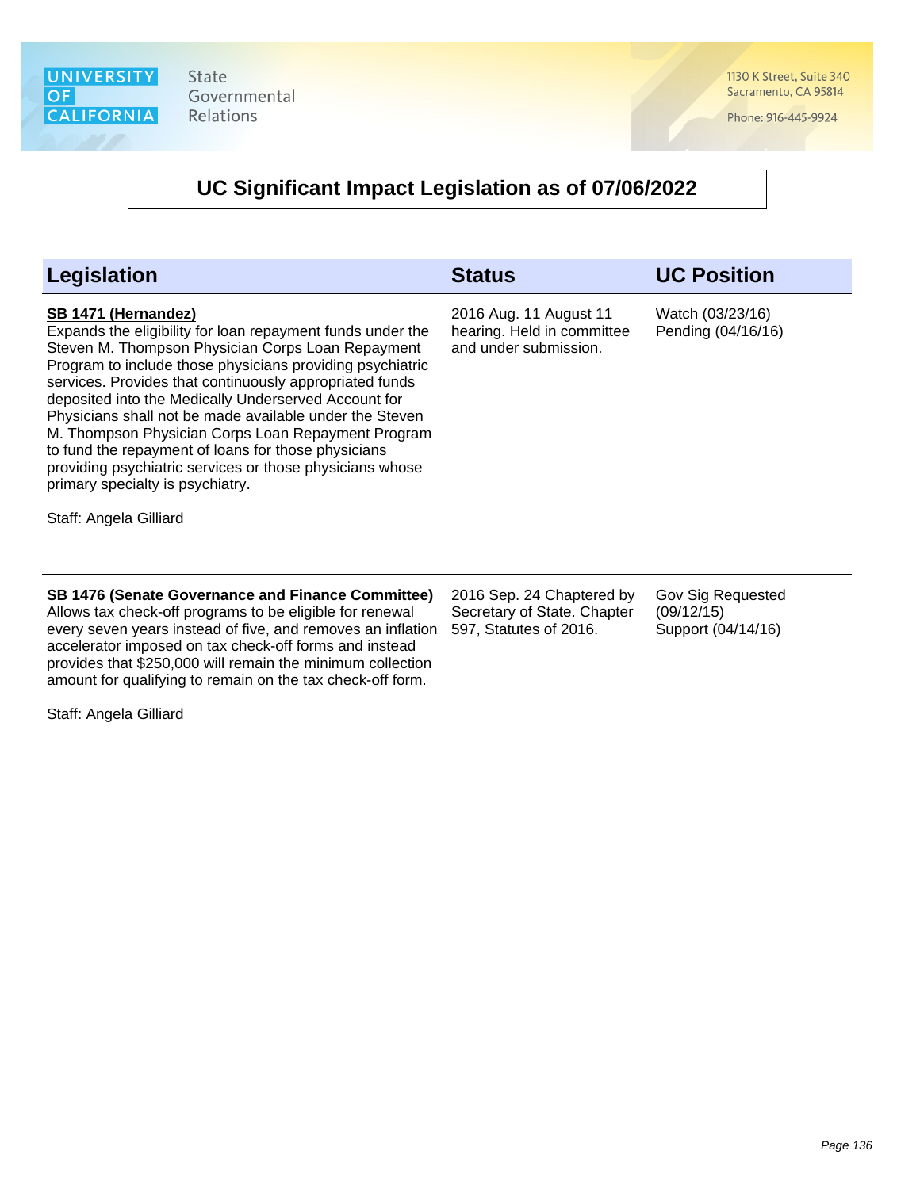# UC Significant Impact Legislation as of 07/06/2022

| Legislation | Status | UC Position |
| --- | --- | --- |
| **SB 1471 (Hernandez)**<br>Expands the eligibility for loan repayment funds under the Steven M. Thompson Physician Corps Loan Repayment Program to include those physicians providing psychiatric services. Provides that continuously appropriated funds deposited into the Medically Underserved Account for Physicians shall not be made available under the Steven M. Thompson Physician Corps Loan Repayment Program to fund the repayment of loans for those physicians providing psychiatric services or those physicians whose primary specialty is psychiatry.<br><br>Staff: Angela Gilliard | 2016 Aug. 11 August 11 hearing. Held in committee and under submission. | Watch (03/23/16)<br>Pending (04/16/16) |
| **SB 1476 (Senate Governance and Finance Committee)**<br>Allows tax check-off programs to be eligible for renewal every seven years instead of five, and removes an inflation accelerator imposed on tax check-off forms and instead provides that $250,000 will remain the minimum collection amount for qualifying to remain on the tax check-off form.<br><br>Staff: Angela Gilliard | 2016 Sep. 24 Chaptered by Secretary of State. Chapter 597, Statutes of 2016. | Gov Sig Requested (09/12/15)<br>Support (04/14/16) |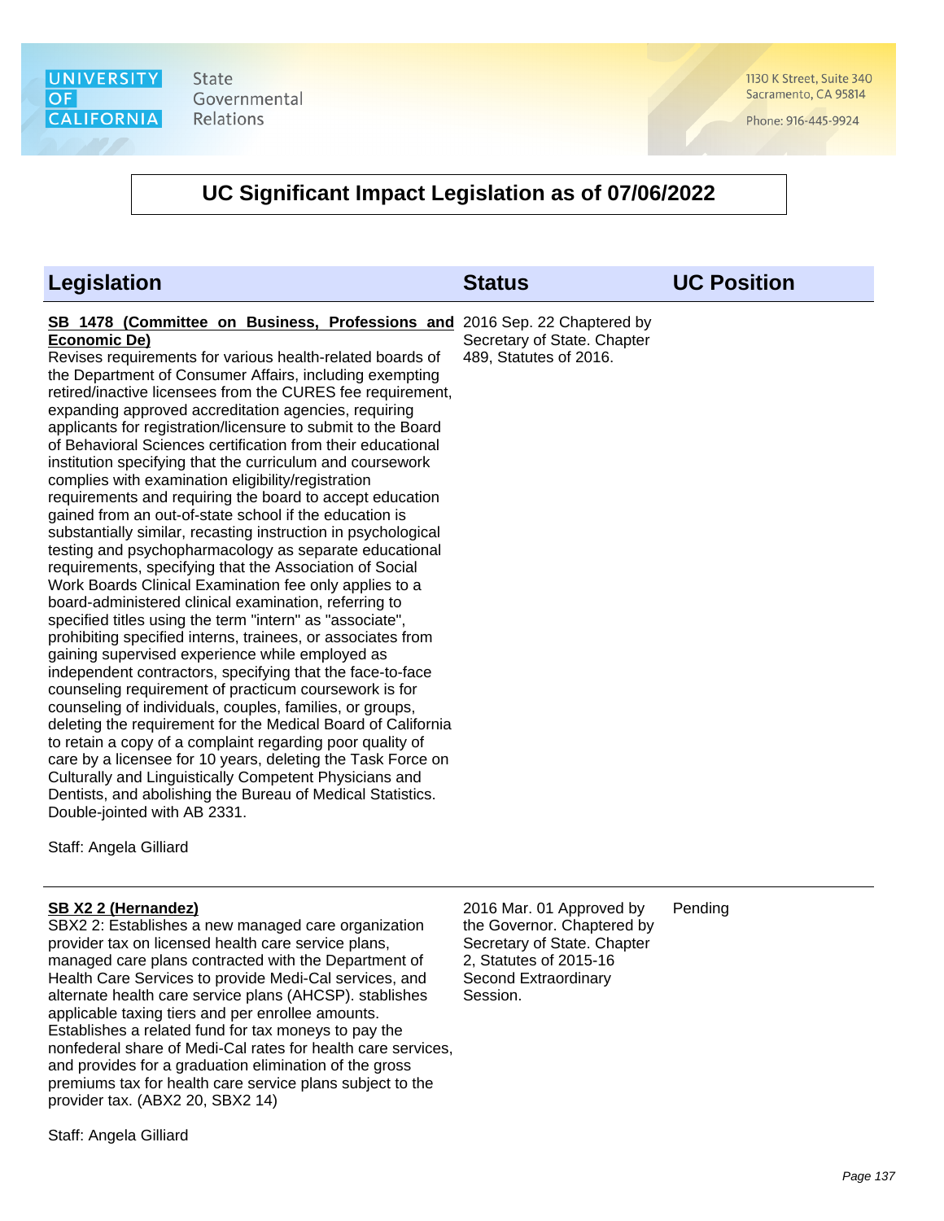# UC Significant Impact Legislation as of 07/06/2022

| Legislation | Status | UC Position |
|---|---|---|
| **SB 1478 (Committee on Business, Professions and Economic De)**<br>Revises requirements for various health-related boards of the Department of Consumer Affairs, including exempting retired/inactive licensees from the CURES fee requirement, expanding approved accreditation agencies, requiring applicants for registration/licensure to submit to the Board of Behavioral Sciences certification from their educational institution specifying that the curriculum and coursework complies with examination eligibility/registration requirements and requiring the board to accept education gained from an out-of-state school if the education is substantially similar, recasting instruction in psychological testing and psychopharmacology as separate educational requirements, specifying that the Association of Social Work Boards Clinical Examination fee only applies to a board-administered clinical examination, referring to specified titles using the term "intern" as "associate", prohibiting specified interns, trainees, or associates from gaining supervised experience while employed as independent contractors, specifying that the face-to-face counseling requirement of practicum coursework is for counseling of individuals, couples, families, or groups, deleting the requirement for the Medical Board of California to retain a copy of a complaint regarding poor quality of care by a licensee for 10 years, deleting the Task Force on Culturally and Linguistically Competent Physicians and Dentists, and abolishing the Bureau of Medical Statistics. Double-jointed with AB 2331.<br><br>Staff: Angela Gilliard | 2016 Sep. 22 Chaptered by Secretary of State. Chapter 489, Statutes of 2016. | |
| **SB X2 2 (Hernandez)**<br>SBX2 2: Establishes a new managed care organization provider tax on licensed health care service plans, managed care plans contracted with the Department of Health Care Services to provide Medi-Cal services, and alternate health care service plans (AHCSP). stablishes applicable taxing tiers and per enrollee amounts. Establishes a related fund for tax moneys to pay the nonfederal share of Medi-Cal rates for health care services, and provides for a graduation elimination of the gross premiums tax for health care service plans subject to the provider tax. (ABX2 20, SBX2 14)<br><br>Staff: Angela Gilliard | 2016 Mar. 01 Approved by the Governor. Chaptered by Secretary of State. Chapter 2, Statutes of 2015-16 Second Extraordinary Session. | Pending |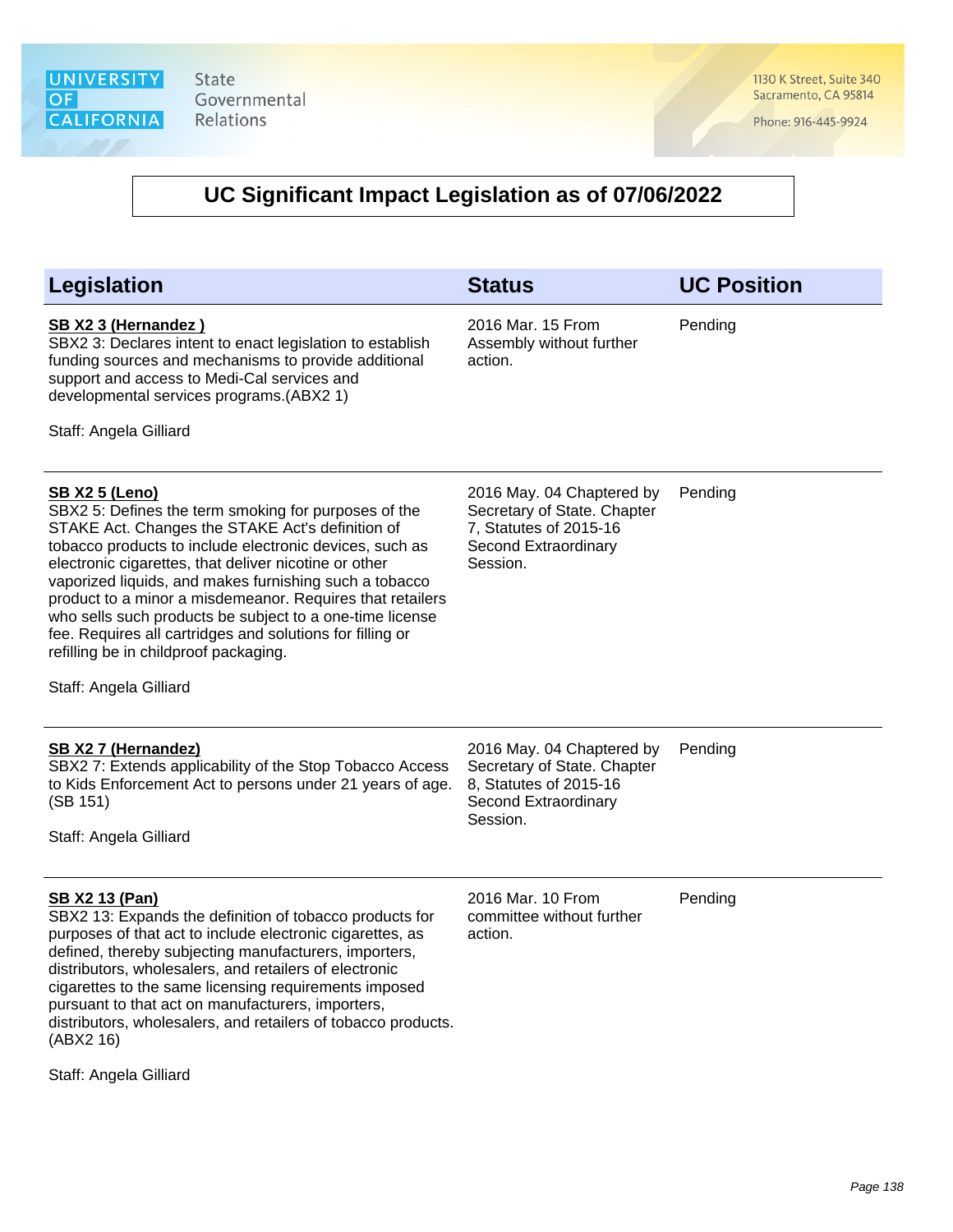University of California State Governmental Relations

1130 K Street, Suite 340
Sacramento, CA 95814

Phone: 916-445-9924

# UC Significant Impact Legislation as of 07/06/2022

| Legislation | Status | UC Position |
|---|---|---|
| **SB X2 3 (Hernandez )**<br>SBX2 3: Declares intent to enact legislation to establish funding sources and mechanisms to provide additional support and access to Medi-Cal services and developmental services programs.(ABX2 1)<br><br>Staff: Angela Gilliard | 2016 Mar. 15 From Assembly without further action. | Pending |
| **SB X2 5 (Leno)**<br>SBX2 5: Defines the term smoking for purposes of the STAKE Act. Changes the STAKE Act's definition of tobacco products to include electronic devices, such as electronic cigarettes, that deliver nicotine or other vaporized liquids, and makes furnishing such a tobacco product to a minor a misdemeanor. Requires that retailers who sells such products be subject to a one-time license fee. Requires all cartridges and solutions for filling or refilling be in childproof packaging.<br><br>Staff: Angela Gilliard | 2016 May. 04 Chaptered by Secretary of State. Chapter 7, Statutes of 2015-16 Second Extraordinary Session. | Pending |
| **SB X2 7 (Hernandez)**<br>SBX2 7: Extends applicability of the Stop Tobacco Access to Kids Enforcement Act to persons under 21 years of age.(SB 151)<br><br>Staff: Angela Gilliard | 2016 May. 04 Chaptered by Secretary of State. Chapter 8, Statutes of 2015-16 Second Extraordinary Session. | Pending |
| **SB X2 13 (Pan)**<br>SBX2 13: Expands the definition of tobacco products for purposes of that act to include electronic cigarettes, as defined, thereby subjecting manufacturers, importers, distributors, wholesalers, and retailers of electronic cigarettes to the same licensing requirements imposed pursuant to that act on manufacturers, importers, distributors, wholesalers, and retailers of tobacco products.(ABX2 16)<br><br>Staff: Angela Gilliard | 2016 Mar. 10 From committee without further action. | Pending |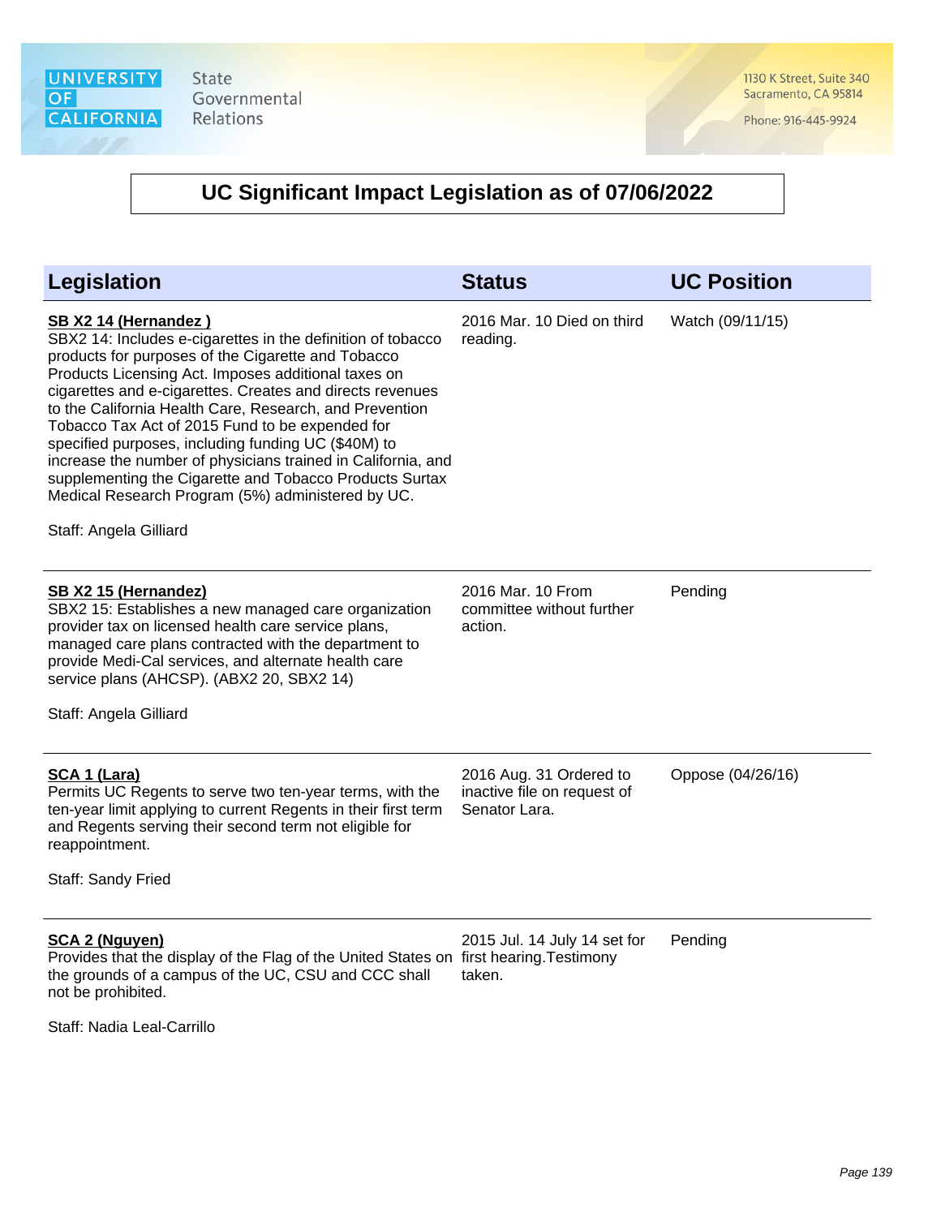# UC Significant Impact Legislation as of 07/06/2022

| Legislation | Status | UC Position |
|---|---|---|
| **SB X2 14 (Hernandez )**<br>SBX2 14: Includes e-cigarettes in the definition of tobacco products for purposes of the Cigarette and Tobacco Products Licensing Act. Imposes additional taxes on cigarettes and e-cigarettes. Creates and directs revenues to the California Health Care, Research, and Prevention Tobacco Tax Act of 2015 Fund to be expended for specified purposes, including funding UC ($40M) to increase the number of physicians trained in California, and supplementing the Cigarette and Tobacco Products Surtax Medical Research Program (5%) administered by UC.<br><br>Staff: Angela Gilliard | 2016 Mar. 10 Died on third reading. | Watch (09/11/15) |
| **SB X2 15 (Hernandez)**<br>SBX2 15: Establishes a new managed care organization provider tax on licensed health care service plans, managed care plans contracted with the department to provide Medi-Cal services, and alternate health care service plans (AHCSP). (ABX2 20, SBX2 14)<br><br>Staff: Angela Gilliard | 2016 Mar. 10 From committee without further action. | Pending |
| **SCA 1 (Lara)**<br>Permits UC Regents to serve two ten-year terms, with the ten-year limit applying to current Regents in their first term and Regents serving their second term not eligible for reappointment.<br><br>Staff: Sandy Fried | 2016 Aug. 31 Ordered to inactive file on request of Senator Lara. | Oppose (04/26/16) |
| **SCA 2 (Nguyen)**<br>Provides that the display of the Flag of the United States on the grounds of a campus of the UC, CSU and CCC shall not be prohibited.<br><br>Staff: Nadia Leal-Carrillo | 2015 Jul. 14 July 14 set for first hearing.Testimony taken. | Pending |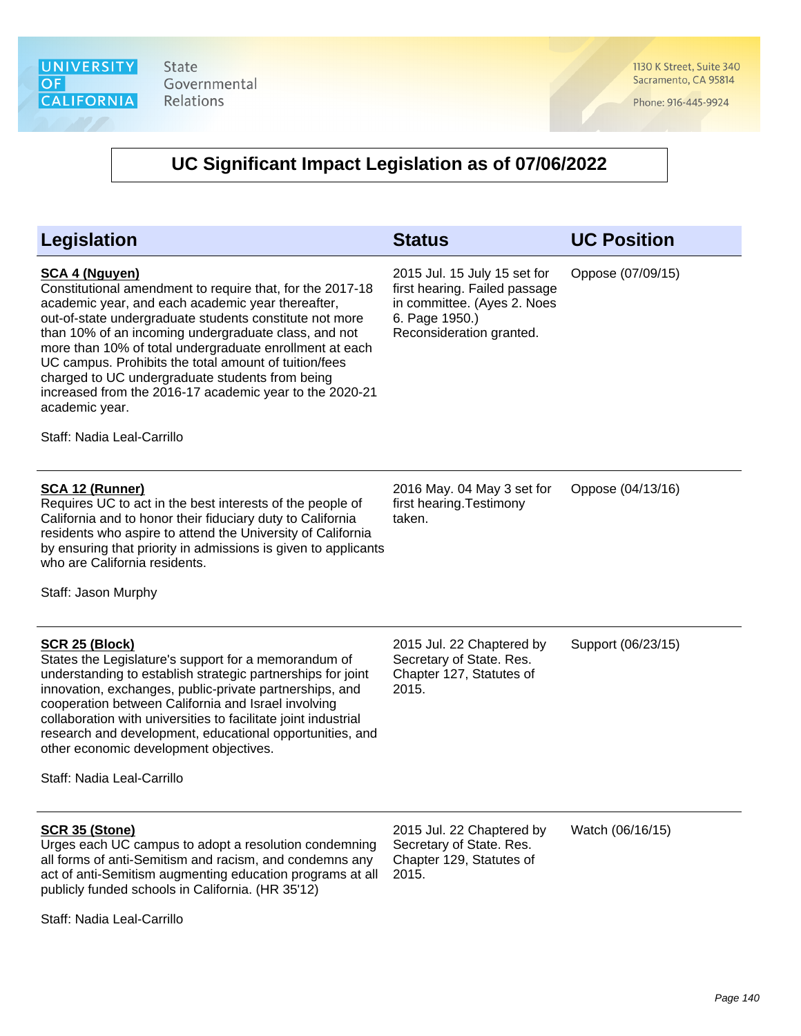UNIVERSITY OF CALIFORNIA State Governmental Relations

1130 K Street, Suite 340
Sacramento, CA 95814

Phone: 916-445-9924

# UC Significant Impact Legislation as of 07/06/2022

| Legislation | Status | UC Position |
|---|---|---|
| **SCA 4 (Nguyen)**<br>Constitutional amendment to require that, for the 2017-18 academic year, and each academic year thereafter, out-of-state undergraduate students constitute not more than 10% of an incoming undergraduate class, and not more than 10% of total undergraduate enrollment at each UC campus. Prohibits the total amount of tuition/fees charged to UC undergraduate students from being increased from the 2016-17 academic year to the 2020-21 academic year.<br><br>Staff: Nadia Leal-Carrillo | 2015 Jul. 15 July 15 set for first hearing. Failed passage in committee. (Ayes 2. Noes 6. Page 1950.) Reconsideration granted. | Oppose (07/09/15) |
| **SCA 12 (Runner)**<br>Requires UC to act in the best interests of the people of California and to honor their fiduciary duty to California residents who aspire to attend the University of California by ensuring that priority in admissions is given to applicants who are California residents.<br><br>Staff: Jason Murphy | 2016 May. 04 May 3 set for first hearing.Testimony taken. | Oppose (04/13/16) |
| **SCR 25 (Block)**<br>States the Legislature's support for a memorandum of understanding to establish strategic partnerships for joint innovation, exchanges, public-private partnerships, and cooperation between California and Israel involving collaboration with universities to facilitate joint industrial research and development, educational opportunities, and other economic development objectives.<br><br>Staff: Nadia Leal-Carrillo | 2015 Jul. 22 Chaptered by Secretary of State. Res. Chapter 127, Statutes of 2015. | Support (06/23/15) |
| **SCR 35 (Stone)**<br>Urges each UC campus to adopt a resolution condemning all forms of anti-Semitism and racism, and condemns any act of anti-Semitism augmenting education programs at all publicly funded schools in California. (HR 35'12)<br><br>Staff: Nadia Leal-Carrillo | 2015 Jul. 22 Chaptered by Secretary of State. Res. Chapter 129, Statutes of 2015. | Watch (06/16/15) |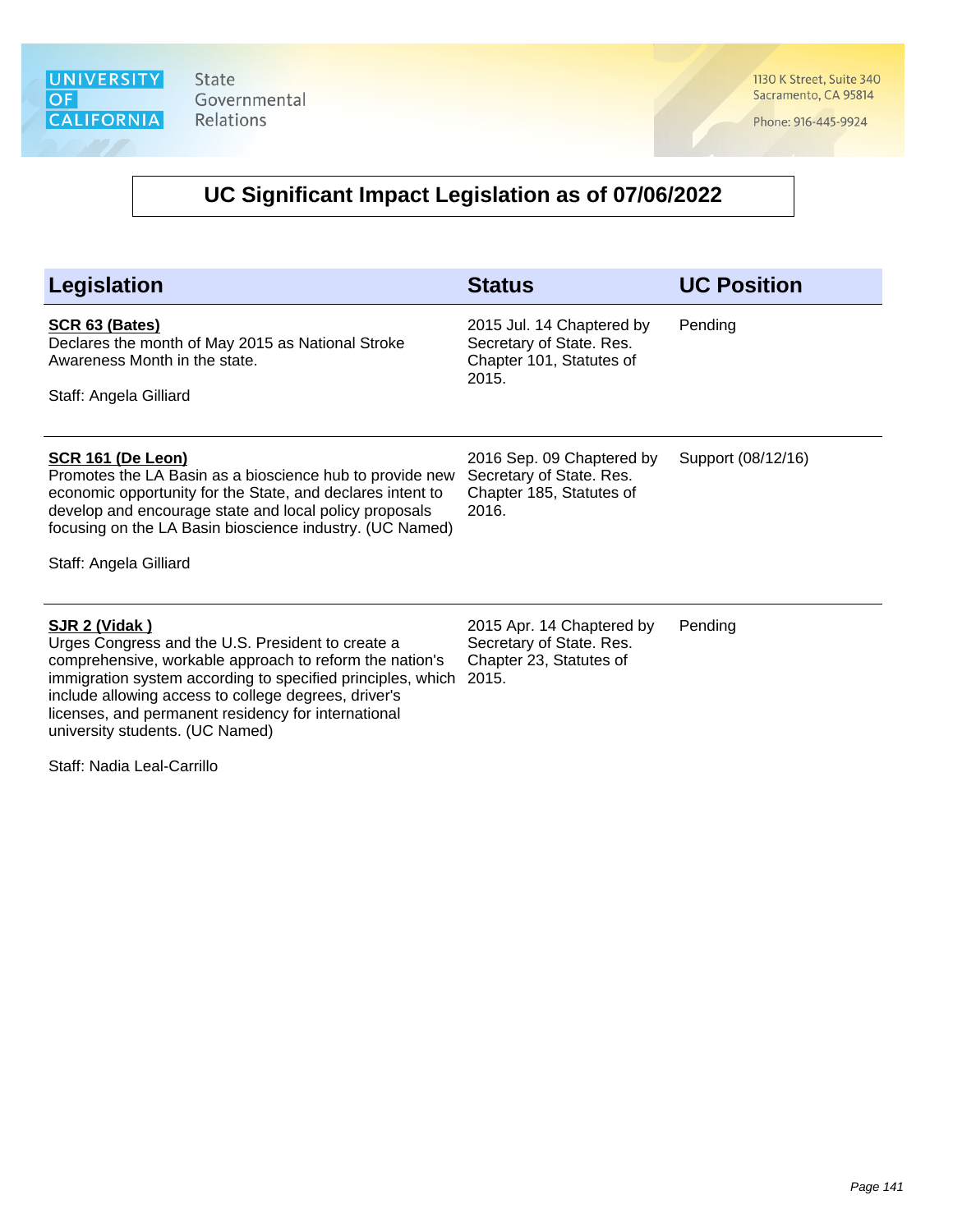University of California State Governmental Relations

1130 K Street, Suite 340
Sacramento, CA 95814

Phone: 916-445-9924

## UC Significant Impact Legislation as of 07/06/2022

| Legislation | Status | UC Position |
|---|---|---|
| **SCR 63 (Bates)**<br>Declares the month of May 2015 as National Stroke Awareness Month in the state.<br><br>Staff: Angela Gilliard | 2015 Jul. 14 Chaptered by Secretary of State. Res. Chapter 101, Statutes of 2015. | Pending |
| **SCR 161 (De Leon)**<br>Promotes the LA Basin as a bioscience hub to provide new economic opportunity for the State, and declares intent to develop and encourage state and local policy proposals focusing on the LA Basin bioscience industry. (UC Named)<br><br>Staff: Angela Gilliard | 2016 Sep. 09 Chaptered by Secretary of State. Res. Chapter 185, Statutes of 2016. | Support (08/12/16) |
| **SJR 2 (Vidak )**<br>Urges Congress and the U.S. President to create a comprehensive, workable approach to reform the nation's immigration system according to specified principles, which include allowing access to college degrees, driver's licenses, and permanent residency for international university students. (UC Named)<br><br>Staff: Nadia Leal-Carrillo | 2015 Apr. 14 Chaptered by Secretary of State. Res. Chapter 23, Statutes of 2015. | Pending |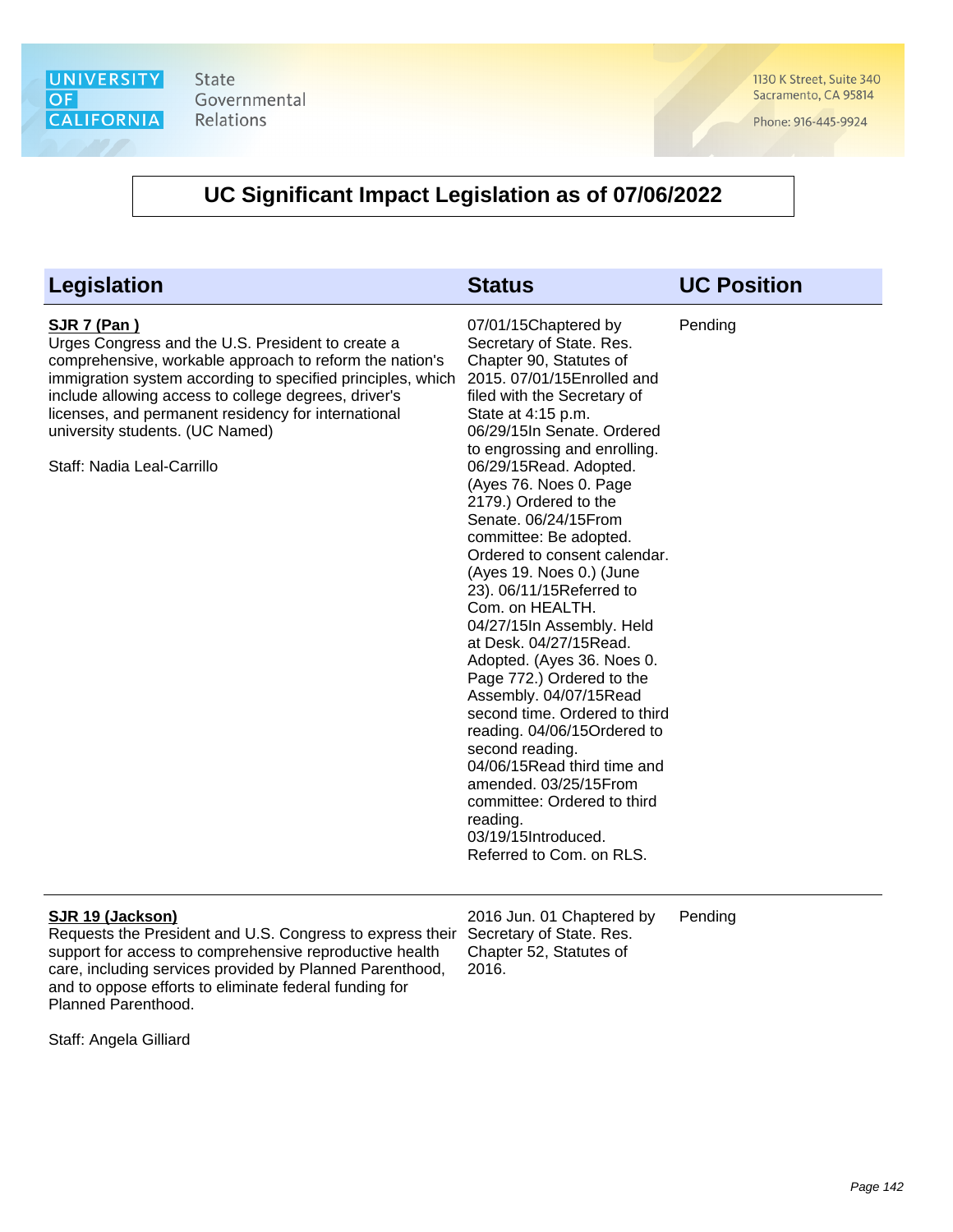# UC Significant Impact Legislation as of 07/06/2022

| Legislation | Status | UC Position |
| --- | --- | --- |
| **SJR 7 (Pan )**<br>Urges Congress and the U.S. President to create a comprehensive, workable approach to reform the nation's immigration system according to specified principles, which include allowing access to college degrees, driver's licenses, and permanent residency for international university students. (UC Named)<br><br>Staff: Nadia Leal-Carrillo | 07/01/15Chaptered by Secretary of State. Res. Chapter 90, Statutes of 2015. 07/01/15Enrolled and filed with the Secretary of State at 4:15 p.m. 06/29/15In Senate. Ordered to engrossing and enrolling. 06/29/15Read. Adopted. (Ayes 76. Noes 0. Page 2179.) Ordered to the Senate. 06/24/15From committee: Be adopted. Ordered to consent calendar. (Ayes 19. Noes 0.) (June 23). 06/11/15Referred to Com. on HEALTH. 04/27/15In Assembly. Held at Desk. 04/27/15Read. Adopted. (Ayes 36. Noes 0. Page 772.) Ordered to the Assembly. 04/07/15Read second time. Ordered to third reading. 04/06/15Ordered to second reading. 04/06/15Read third time and amended. 03/25/15From committee: Ordered to third reading. 03/19/15Introduced. Referred to Com. on RLS. | Pending |
| **SJR 19 (Jackson)**<br>Requests the President and U.S. Congress to express their support for access to comprehensive reproductive health care, including services provided by Planned Parenthood, and to oppose efforts to eliminate federal funding for Planned Parenthood.<br><br>Staff: Angela Gilliard | 2016 Jun. 01 Chaptered by Secretary of State. Res. Chapter 52, Statutes of 2016. | Pending |